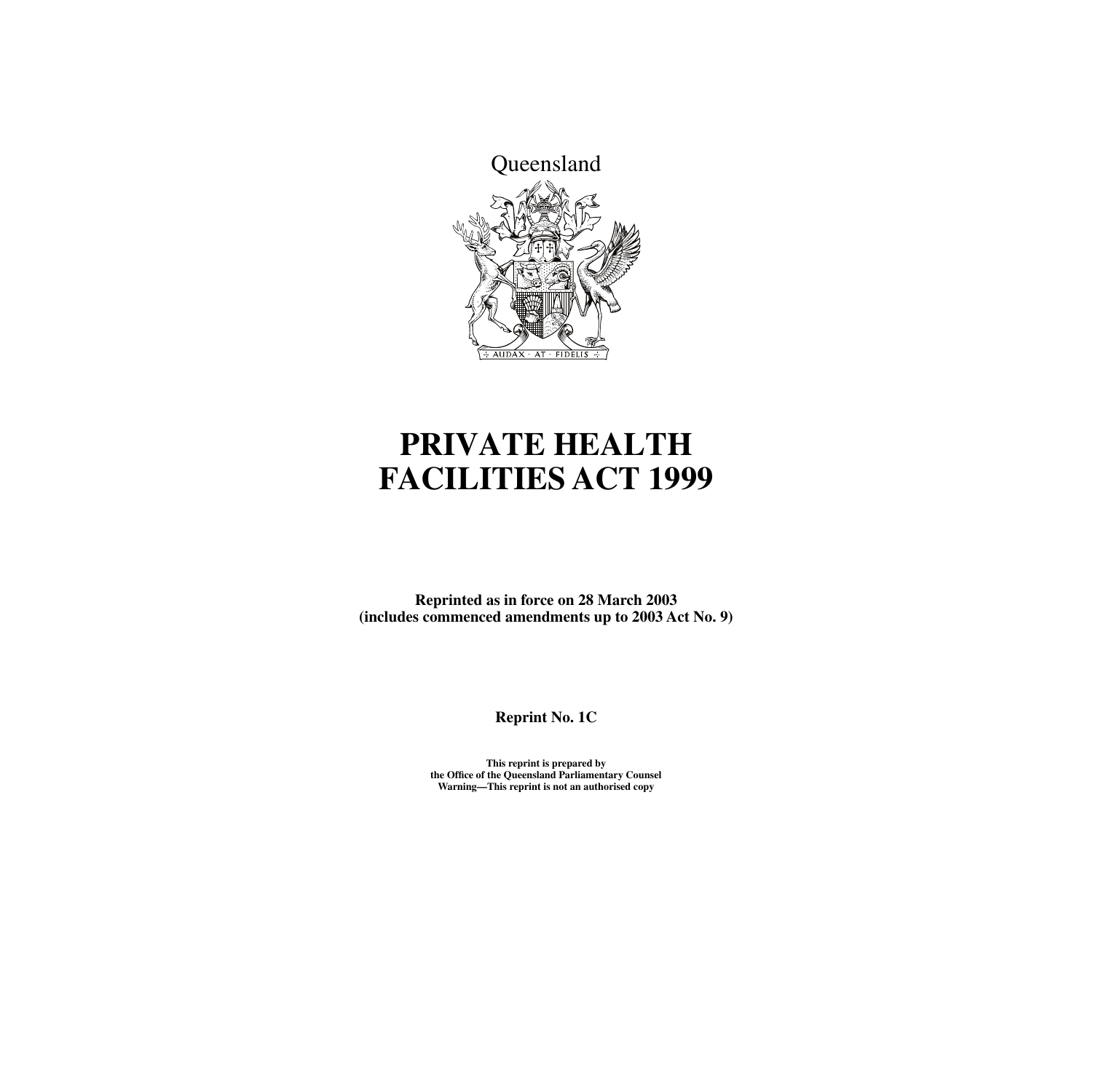Queensland

# PRIVATE HEALTH FACILITIES ACT 1999

**Reprinted as in force on 28 March 2003**
**(includes commenced amendments up to 2003 Act No. 9)**

**Reprint No. 1C**

**This reprint is prepared by**
**the Office of the Queensland Parliamentary Counsel**
**Warning—This reprint is not an authorised copy**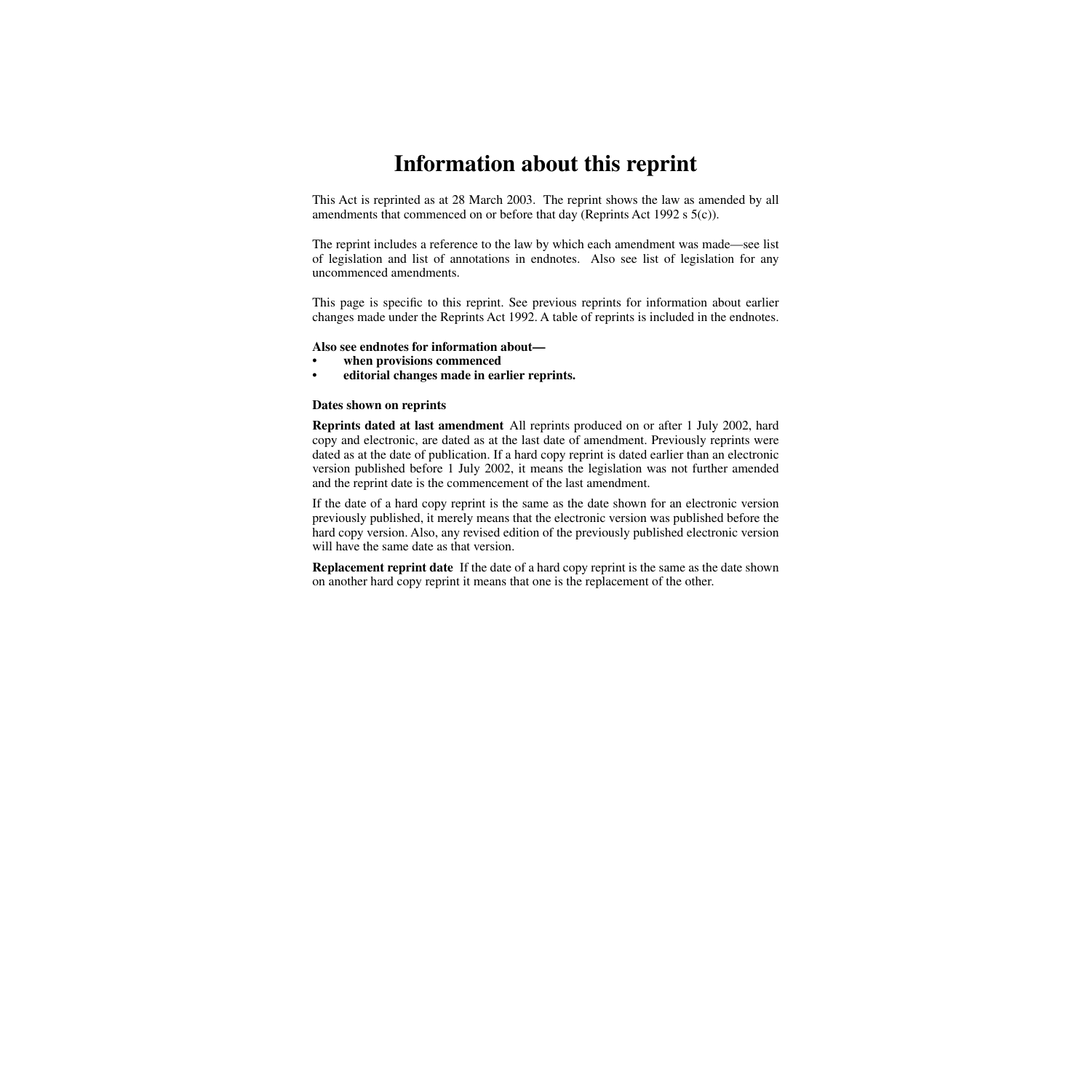# Information about this reprint

This Act is reprinted as at 28 March 2003. The reprint shows the law as amended by all amendments that commenced on or before that day (Reprints Act 1992 s 5(c)).

The reprint includes a reference to the law by which each amendment was made—see list of legislation and list of annotations in endnotes. Also see list of legislation for any uncommenced amendments.

This page is specific to this reprint. See previous reprints for information about earlier changes made under the Reprints Act 1992. A table of reprints is included in the endnotes.

**Also see endnotes for information about—**

- **when provisions commenced**
- **editorial changes made in earlier reprints.**

**Dates shown on reprints**

**Reprints dated at last amendment** All reprints produced on or after 1 July 2002, hard copy and electronic, are dated as at the last date of amendment. Previously reprints were dated as at the date of publication. If a hard copy reprint is dated earlier than an electronic version published before 1 July 2002, it means the legislation was not further amended and the reprint date is the commencement of the last amendment.

If the date of a hard copy reprint is the same as the date shown for an electronic version previously published, it merely means that the electronic version was published before the hard copy version. Also, any revised edition of the previously published electronic version will have the same date as that version.

**Replacement reprint date** If the date of a hard copy reprint is the same as the date shown on another hard copy reprint it means that one is the replacement of the other.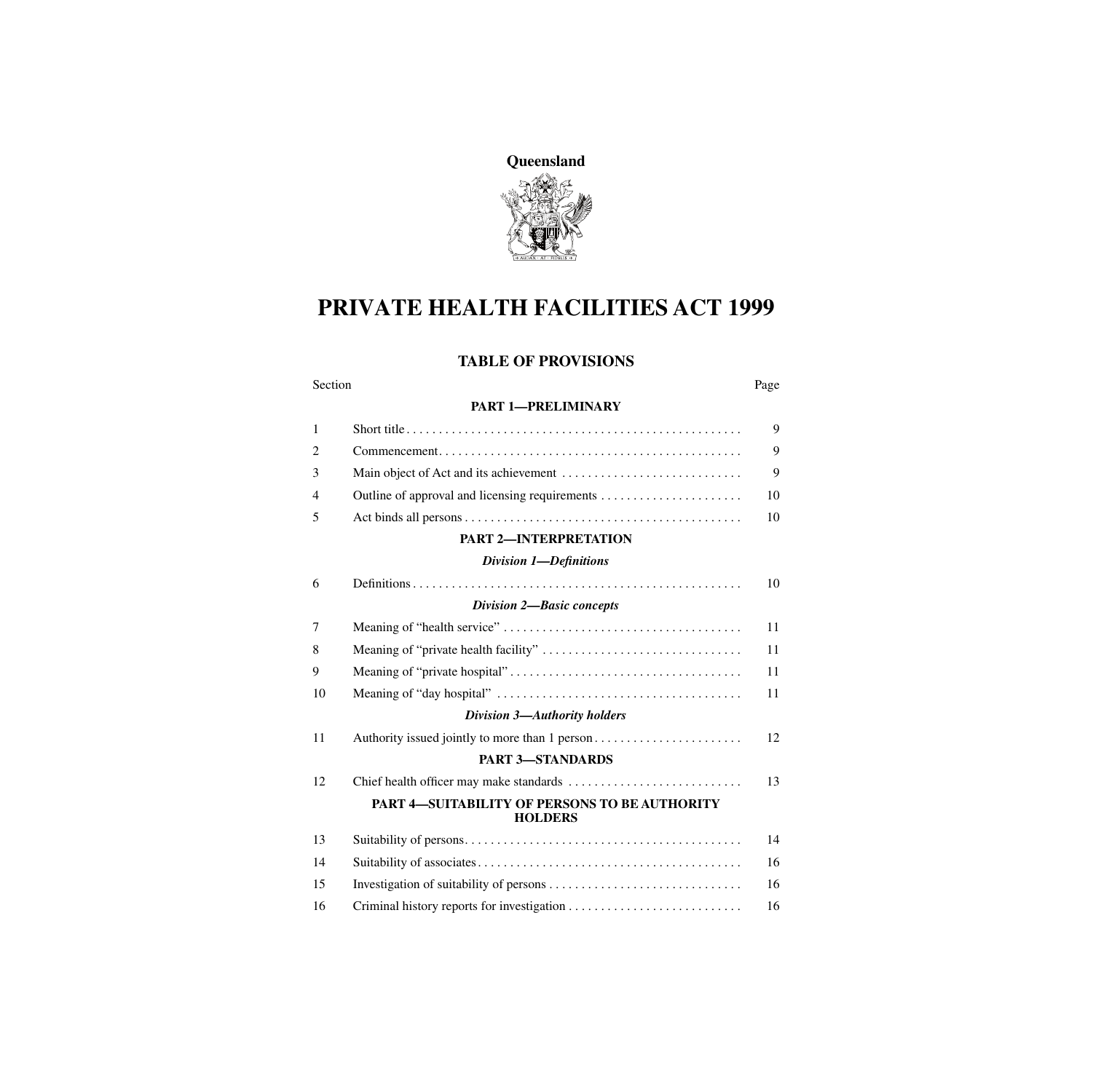**Queensland**

# PRIVATE HEALTH FACILITIES ACT 1999

## TABLE OF PROVISIONS

| Section | | Page |
|---|---|---|
| | **PART 1—PRELIMINARY** | |
| 1 | Short title | 9 |
| 2 | Commencement | 9 |
| 3 | Main object of Act and its achievement | 9 |
| 4 | Outline of approval and licensing requirements | 10 |
| 5 | Act binds all persons | 10 |
| | **PART 2—INTERPRETATION** | |
| | ***Division 1—Definitions*** | |
| 6 | Definitions | 10 |
| | ***Division 2—Basic concepts*** | |
| 7 | Meaning of "health service" | 11 |
| 8 | Meaning of "private health facility" | 11 |
| 9 | Meaning of "private hospital" | 11 |
| 10 | Meaning of "day hospital" | 11 |
| | ***Division 3—Authority holders*** | |
| 11 | Authority issued jointly to more than 1 person | 12 |
| | **PART 3—STANDARDS** | |
| 12 | Chief health officer may make standards | 13 |
| | **PART 4—SUITABILITY OF PERSONS TO BE AUTHORITY HOLDERS** | |
| 13 | Suitability of persons | 14 |
| 14 | Suitability of associates | 16 |
| 15 | Investigation of suitability of persons | 16 |
| 16 | Criminal history reports for investigation | 16 |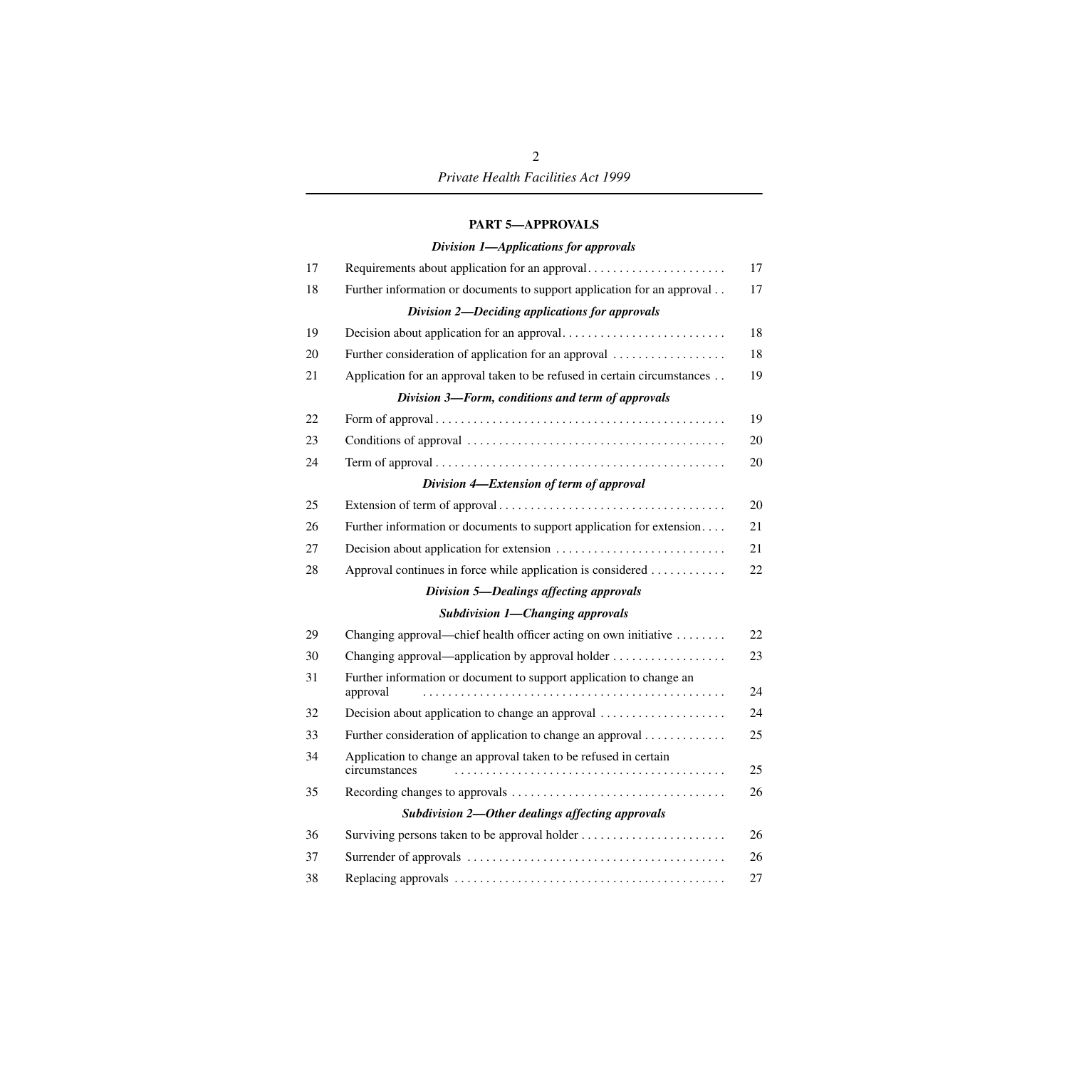## PART 5—APPROVALS

### *Division 1—Applications for approvals*

| | | |
|---|---|---|
| 17 | Requirements about application for an approval | 17 |
| 18 | Further information or documents to support application for an approval | 17 |

### *Division 2—Deciding applications for approvals*

| | | |
|---|---|---|
| 19 | Decision about application for an approval | 18 |
| 20 | Further consideration of application for an approval | 18 |
| 21 | Application for an approval taken to be refused in certain circumstances | 19 |

### *Division 3—Form, conditions and term of approvals*

| | | |
|---|---|---|
| 22 | Form of approval | 19 |
| 23 | Conditions of approval | 20 |
| 24 | Term of approval | 20 |

### *Division 4—Extension of term of approval*

| | | |
|---|---|---|
| 25 | Extension of term of approval | 20 |
| 26 | Further information or documents to support application for extension | 21 |
| 27 | Decision about application for extension | 21 |
| 28 | Approval continues in force while application is considered | 22 |

### *Division 5—Dealings affecting approvals*

#### *Subdivision 1—Changing approvals*

| | | |
|---|---|---|
| 29 | Changing approval—chief health officer acting on own initiative | 22 |
| 30 | Changing approval—application by approval holder | 23 |
| 31 | Further information or document to support application to change an approval | 24 |
| 32 | Decision about application to change an approval | 24 |
| 33 | Further consideration of application to change an approval | 25 |
| 34 | Application to change an approval taken to be refused in certain circumstances | 25 |
| 35 | Recording changes to approvals | 26 |

#### *Subdivision 2—Other dealings affecting approvals*

| | | |
|---|---|---|
| 36 | Surviving persons taken to be approval holder | 26 |
| 37 | Surrender of approvals | 26 |
| 38 | Replacing approvals | 27 |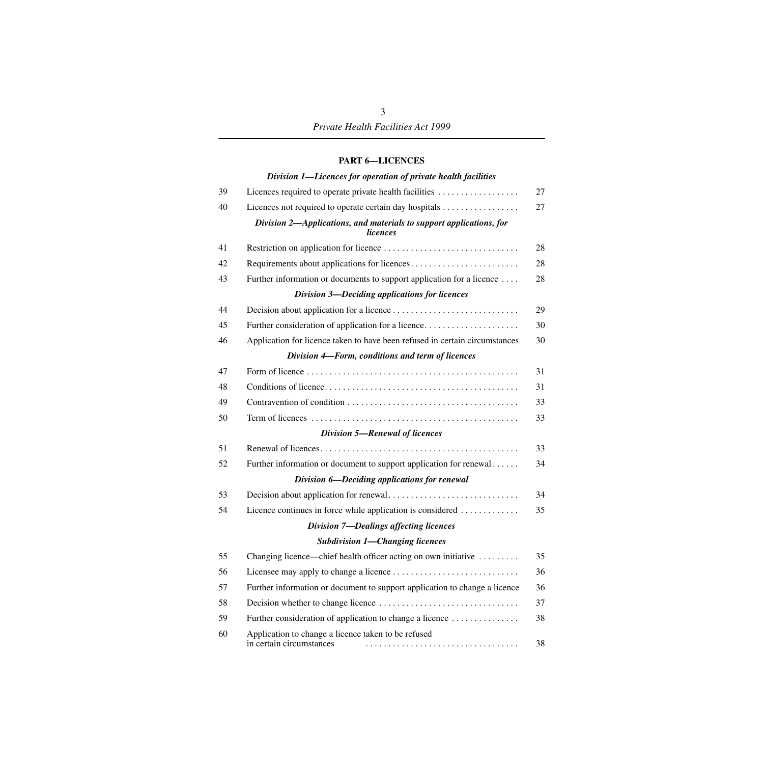## PART 6—LICENCES

### *Division 1—Licences for operation of private health facilities*

| | | |
|---|---|---|
| 39 | Licences required to operate private health facilities | 27 |
| 40 | Licences not required to operate certain day hospitals | 27 |

### *Division 2—Applications, and materials to support applications, for licences*

| | | |
|---|---|---|
| 41 | Restriction on application for licence | 28 |
| 42 | Requirements about applications for licences | 28 |
| 43 | Further information or documents to support application for a licence | 28 |

### *Division 3—Deciding applications for licences*

| | | |
|---|---|---|
| 44 | Decision about application for a licence | 29 |
| 45 | Further consideration of application for a licence | 30 |
| 46 | Application for licence taken to have been refused in certain circumstances | 30 |

### *Division 4—Form, conditions and term of licences*

| | | |
|---|---|---|
| 47 | Form of licence | 31 |
| 48 | Conditions of licence | 31 |
| 49 | Contravention of condition | 33 |
| 50 | Term of licences | 33 |

### *Division 5—Renewal of licences*

| | | |
|---|---|---|
| 51 | Renewal of licences | 33 |
| 52 | Further information or document to support application for renewal | 34 |

### *Division 6—Deciding applications for renewal*

| | | |
|---|---|---|
| 53 | Decision about application for renewal | 34 |
| 54 | Licence continues in force while application is considered | 35 |

### *Division 7—Dealings affecting licences*

#### *Subdivision 1—Changing licences*

| | | |
|---|---|---|
| 55 | Changing licence—chief health officer acting on own initiative | 35 |
| 56 | Licensee may apply to change a licence | 36 |
| 57 | Further information or document to support application to change a licence | 36 |
| 58 | Decision whether to change licence | 37 |
| 59 | Further consideration of application to change a licence | 38 |
| 60 | Application to change a licence taken to be refused in certain circumstances | 38 |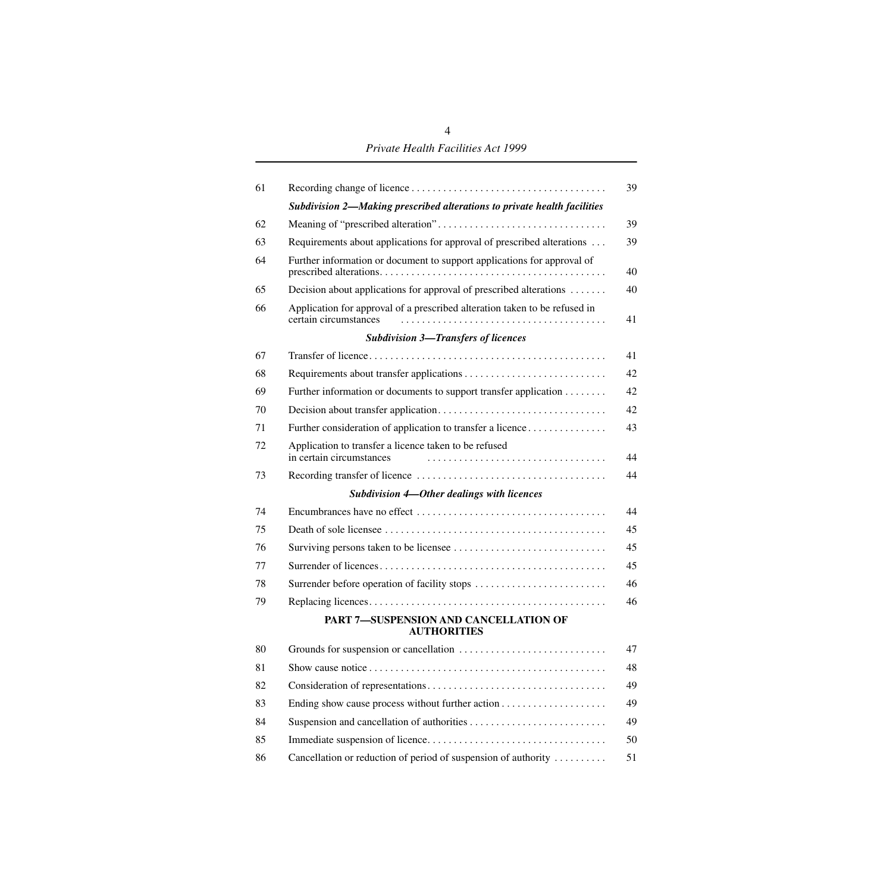| | | |
|---|---|---|
| 61 | Recording change of licence | 39 |
| | ***Subdivision 2—Making prescribed alterations to private health facilities*** | |
| 62 | Meaning of "prescribed alteration" | 39 |
| 63 | Requirements about applications for approval of prescribed alterations | 39 |
| 64 | Further information or document to support applications for approval of prescribed alterations | 40 |
| 65 | Decision about applications for approval of prescribed alterations | 40 |
| 66 | Application for approval of a prescribed alteration taken to be refused in certain circumstances | 41 |
| | ***Subdivision 3—Transfers of licences*** | |
| 67 | Transfer of licence | 41 |
| 68 | Requirements about transfer applications | 42 |
| 69 | Further information or documents to support transfer application | 42 |
| 70 | Decision about transfer application | 42 |
| 71 | Further consideration of application to transfer a licence | 43 |
| 72 | Application to transfer a licence taken to be refused in certain circumstances | 44 |
| 73 | Recording transfer of licence | 44 |
| | ***Subdivision 4—Other dealings with licences*** | |
| 74 | Encumbrances have no effect | 44 |
| 75 | Death of sole licensee | 45 |
| 76 | Surviving persons taken to be licensee | 45 |
| 77 | Surrender of licences | 45 |
| 78 | Surrender before operation of facility stops | 46 |
| 79 | Replacing licences | 46 |
| | **PART 7—SUSPENSION AND CANCELLATION OF AUTHORITIES** | |
| 80 | Grounds for suspension or cancellation | 47 |
| 81 | Show cause notice | 48 |
| 82 | Consideration of representations | 49 |
| 83 | Ending show cause process without further action | 49 |
| 84 | Suspension and cancellation of authorities | 49 |
| 85 | Immediate suspension of licence | 50 |
| 86 | Cancellation or reduction of period of suspension of authority | 51 |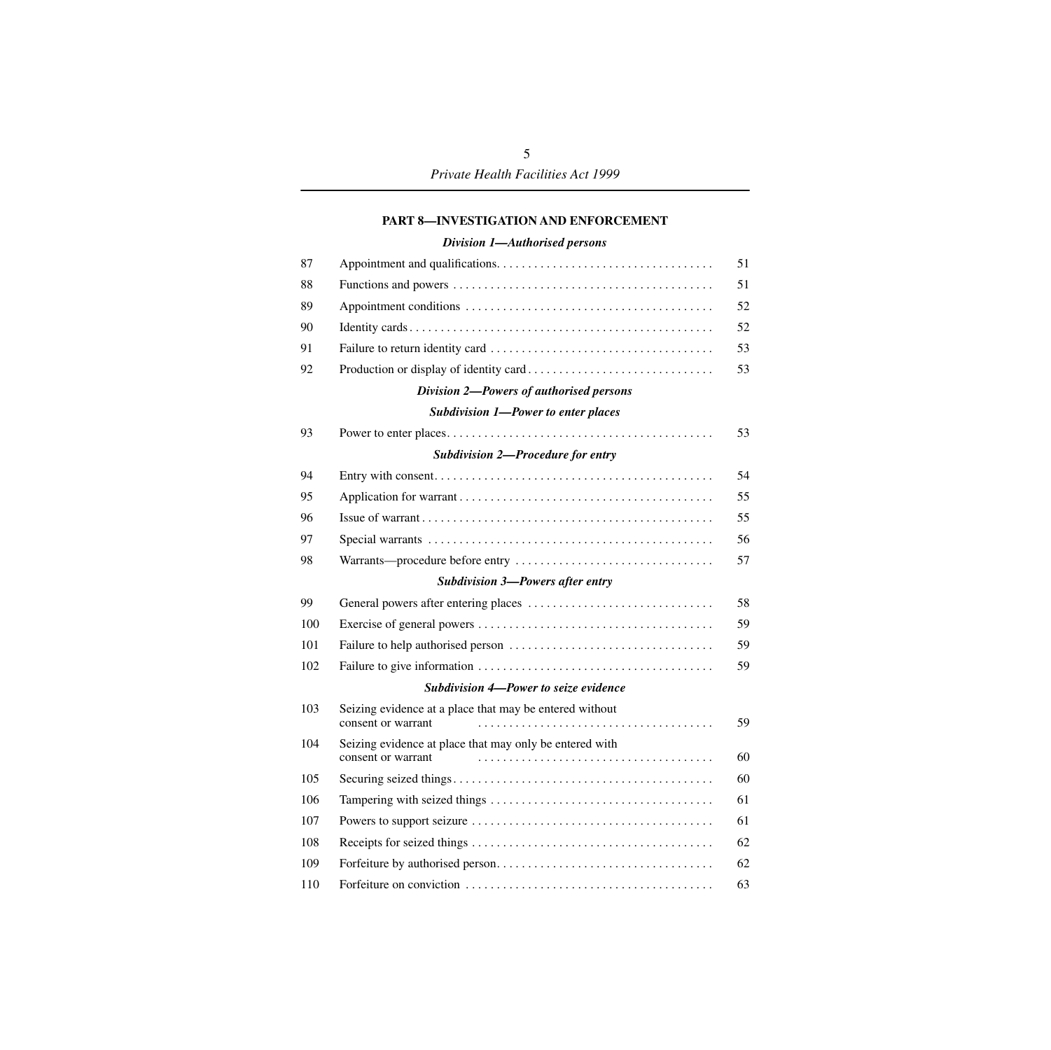## PART 8—INVESTIGATION AND ENFORCEMENT

### *Division 1—Authorised persons*

| | | |
|---|---|---|
| 87 | Appointment and qualifications | 51 |
| 88 | Functions and powers | 51 |
| 89 | Appointment conditions | 52 |
| 90 | Identity cards | 52 |
| 91 | Failure to return identity card | 53 |
| 92 | Production or display of identity card | 53 |

### *Division 2—Powers of authorised persons*

#### *Subdivision 1—Power to enter places*

| | | |
|---|---|---|
| 93 | Power to enter places | 53 |

#### *Subdivision 2—Procedure for entry*

| | | |
|---|---|---|
| 94 | Entry with consent | 54 |
| 95 | Application for warrant | 55 |
| 96 | Issue of warrant | 55 |
| 97 | Special warrants | 56 |
| 98 | Warrants—procedure before entry | 57 |

#### *Subdivision 3—Powers after entry*

| | | |
|---|---|---|
| 99 | General powers after entering places | 58 |
| 100 | Exercise of general powers | 59 |
| 101 | Failure to help authorised person | 59 |
| 102 | Failure to give information | 59 |

#### *Subdivision 4—Power to seize evidence*

| | | |
|---|---|---|
| 103 | Seizing evidence at a place that may be entered without consent or warrant | 59 |
| 104 | Seizing evidence at place that may only be entered with consent or warrant | 60 |
| 105 | Securing seized things | 60 |
| 106 | Tampering with seized things | 61 |
| 107 | Powers to support seizure | 61 |
| 108 | Receipts for seized things | 62 |
| 109 | Forfeiture by authorised person | 62 |
| 110 | Forfeiture on conviction | 63 |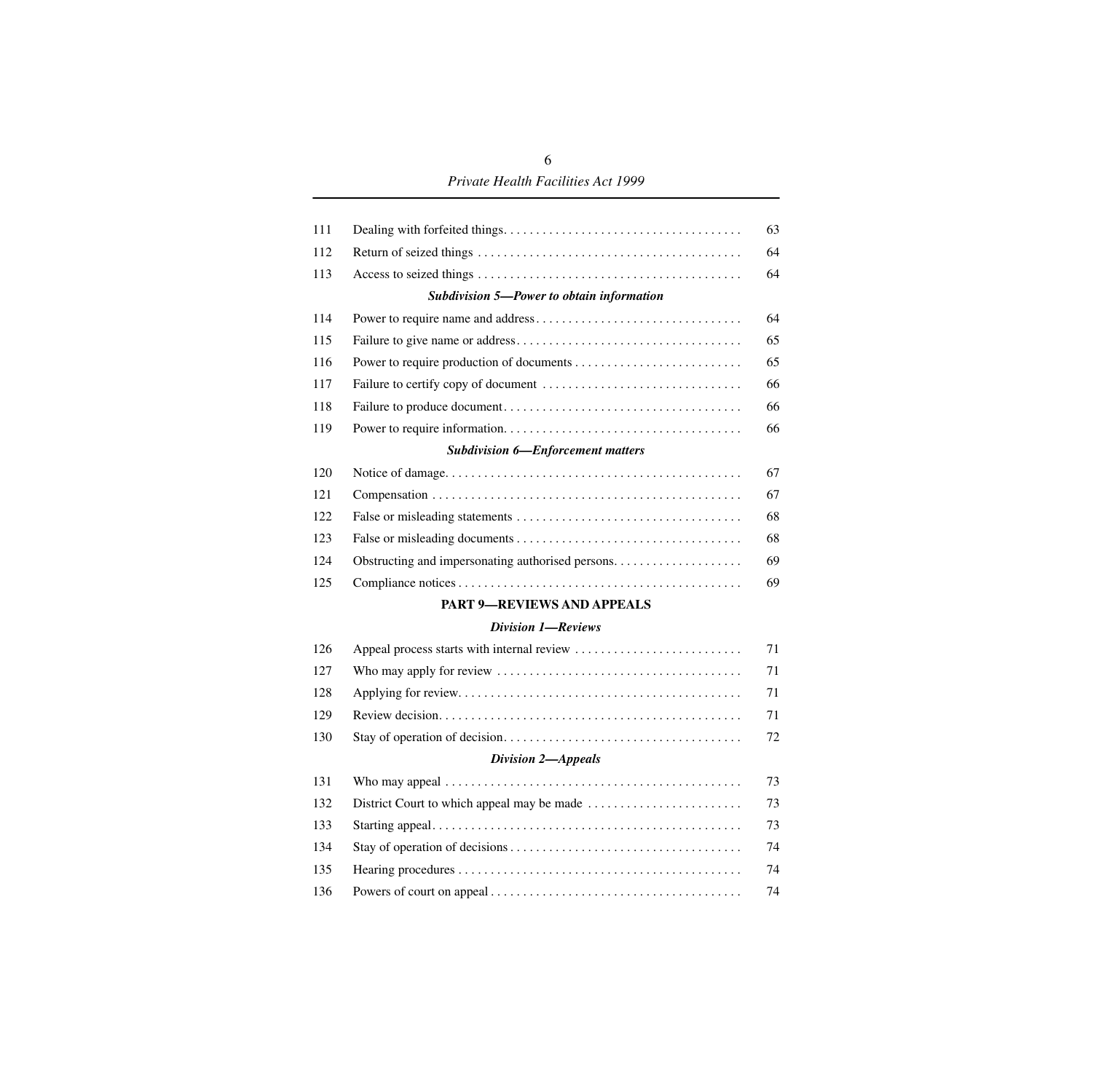| | | |
|---|---|---|
| 111 | Dealing with forfeited things | 63 |
| 112 | Return of seized things | 64 |
| 113 | Access to seized things | 64 |
| | ***Subdivision 5—Power to obtain information*** | |
| 114 | Power to require name and address | 64 |
| 115 | Failure to give name or address | 65 |
| 116 | Power to require production of documents | 65 |
| 117 | Failure to certify copy of document | 66 |
| 118 | Failure to produce document | 66 |
| 119 | Power to require information | 66 |
| | ***Subdivision 6—Enforcement matters*** | |
| 120 | Notice of damage | 67 |
| 121 | Compensation | 67 |
| 122 | False or misleading statements | 68 |
| 123 | False or misleading documents | 68 |
| 124 | Obstructing and impersonating authorised persons | 69 |
| 125 | Compliance notices | 69 |
| | **PART 9—REVIEWS AND APPEALS** | |
| | ***Division 1—Reviews*** | |
| 126 | Appeal process starts with internal review | 71 |
| 127 | Who may apply for review | 71 |
| 128 | Applying for review | 71 |
| 129 | Review decision | 71 |
| 130 | Stay of operation of decision | 72 |
| | ***Division 2—Appeals*** | |
| 131 | Who may appeal | 73 |
| 132 | District Court to which appeal may be made | 73 |
| 133 | Starting appeal | 73 |
| 134 | Stay of operation of decisions | 74 |
| 135 | Hearing procedures | 74 |
| 136 | Powers of court on appeal | 74 |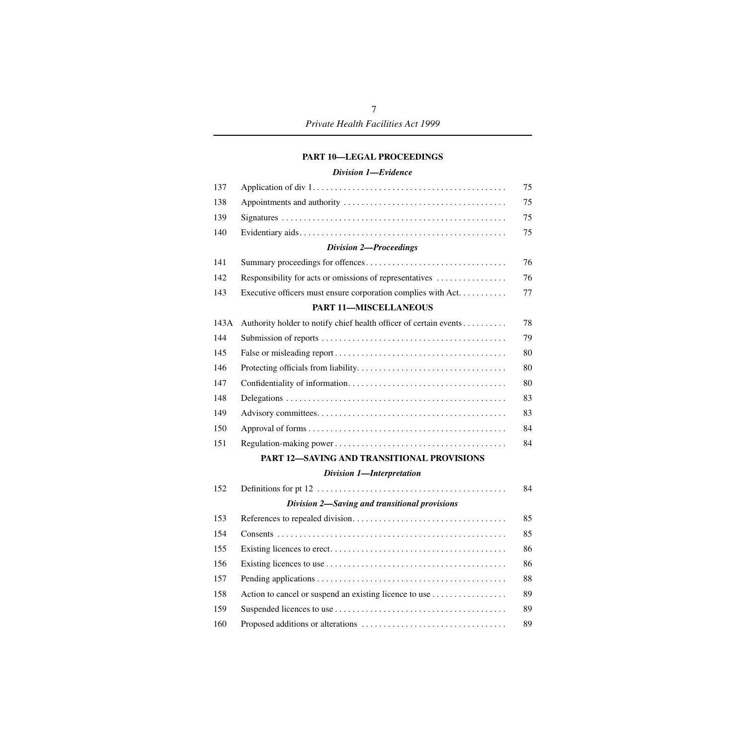### PART 10—LEGAL PROCEEDINGS

#### *Division 1—Evidence*

| | | |
|---|---|---|
| 137 | Application of div 1 | 75 |
| 138 | Appointments and authority | 75 |
| 139 | Signatures | 75 |
| 140 | Evidentiary aids | 75 |

#### *Division 2—Proceedings*

| | | |
|---|---|---|
| 141 | Summary proceedings for offences | 76 |
| 142 | Responsibility for acts or omissions of representatives | 76 |
| 143 | Executive officers must ensure corporation complies with Act | 77 |

### PART 11—MISCELLANEOUS

| | | |
|---|---|---|
| 143A | Authority holder to notify chief health officer of certain events | 78 |
| 144 | Submission of reports | 79 |
| 145 | False or misleading report | 80 |
| 146 | Protecting officials from liability | 80 |
| 147 | Confidentiality of information | 80 |
| 148 | Delegations | 83 |
| 149 | Advisory committees | 83 |
| 150 | Approval of forms | 84 |
| 151 | Regulation-making power | 84 |

### PART 12—SAVING AND TRANSITIONAL PROVISIONS

#### *Division 1—Interpretation*

| | | |
|---|---|---|
| 152 | Definitions for pt 12 | 84 |

#### *Division 2—Saving and transitional provisions*

| | | |
|---|---|---|
| 153 | References to repealed division | 85 |
| 154 | Consents | 85 |
| 155 | Existing licences to erect | 86 |
| 156 | Existing licences to use | 86 |
| 157 | Pending applications | 88 |
| 158 | Action to cancel or suspend an existing licence to use | 89 |
| 159 | Suspended licences to use | 89 |
| 160 | Proposed additions or alterations | 89 |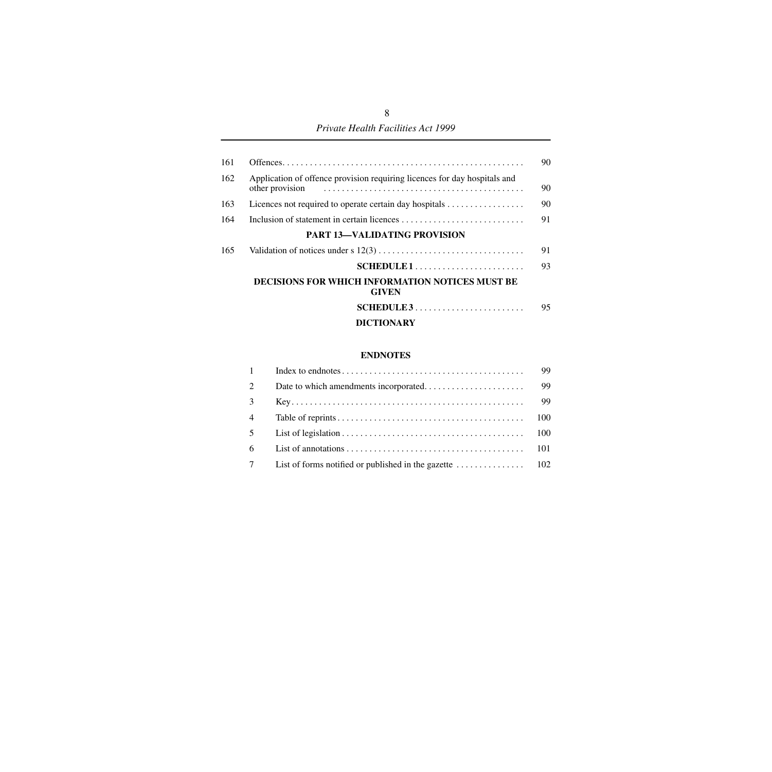| | | |
|---|---|---|
| 161 | Offences | 90 |
| 162 | Application of offence provision requiring licences for day hospitals and other provision | 90 |
| 163 | Licences not required to operate certain day hospitals | 90 |
| 164 | Inclusion of statement in certain licences | 91 |
| | **PART 13—VALIDATING PROVISION** | |
| 165 | Validation of notices under s 12(3) | 91 |
| | **SCHEDULE 1** | 93 |
| | **DECISIONS FOR WHICH INFORMATION NOTICES MUST BE GIVEN** | |
| | **SCHEDULE 3** | 95 |
| | **DICTIONARY** | |

**ENDNOTES**

| | | |
|---|---|---|
| 1 | Index to endnotes | 99 |
| 2 | Date to which amendments incorporated | 99 |
| 3 | Key | 99 |
| 4 | Table of reprints | 100 |
| 5 | List of legislation | 100 |
| 6 | List of annotations | 101 |
| 7 | List of forms notified or published in the gazette | 102 |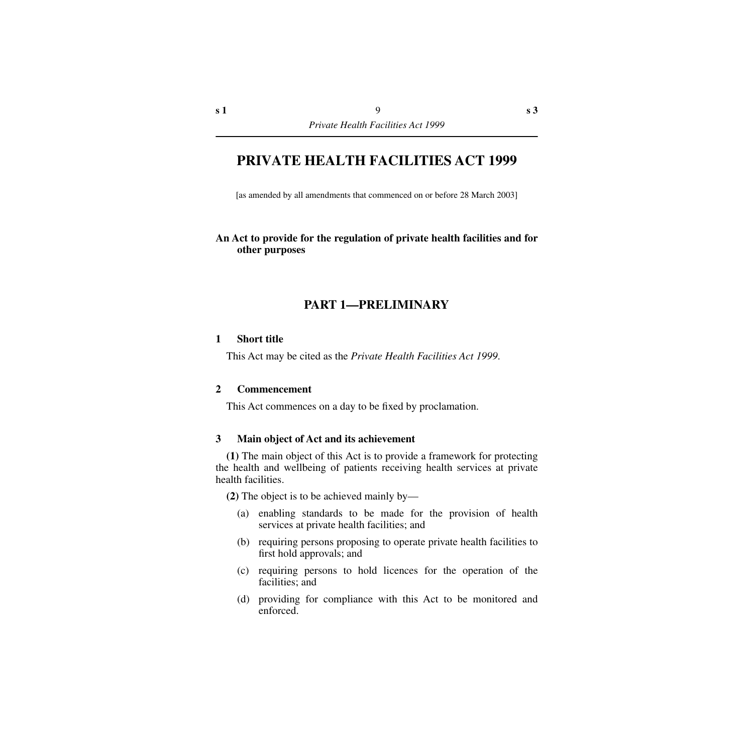# PRIVATE HEALTH FACILITIES ACT 1999

[as amended by all amendments that commenced on or before 28 March 2003]

**An Act to provide for the regulation of private health facilities and for other purposes**

## PART 1—PRELIMINARY

### 1 Short title

This Act may be cited as the *Private Health Facilities Act 1999*.

### 2 Commencement

This Act commences on a day to be fixed by proclamation.

### 3 Main object of Act and its achievement

**(1)** The main object of this Act is to provide a framework for protecting the health and wellbeing of patients receiving health services at private health facilities.

**(2)** The object is to be achieved mainly by—

(a) enabling standards to be made for the provision of health services at private health facilities; and

(b) requiring persons proposing to operate private health facilities to first hold approvals; and

(c) requiring persons to hold licences for the operation of the facilities; and

(d) providing for compliance with this Act to be monitored and enforced.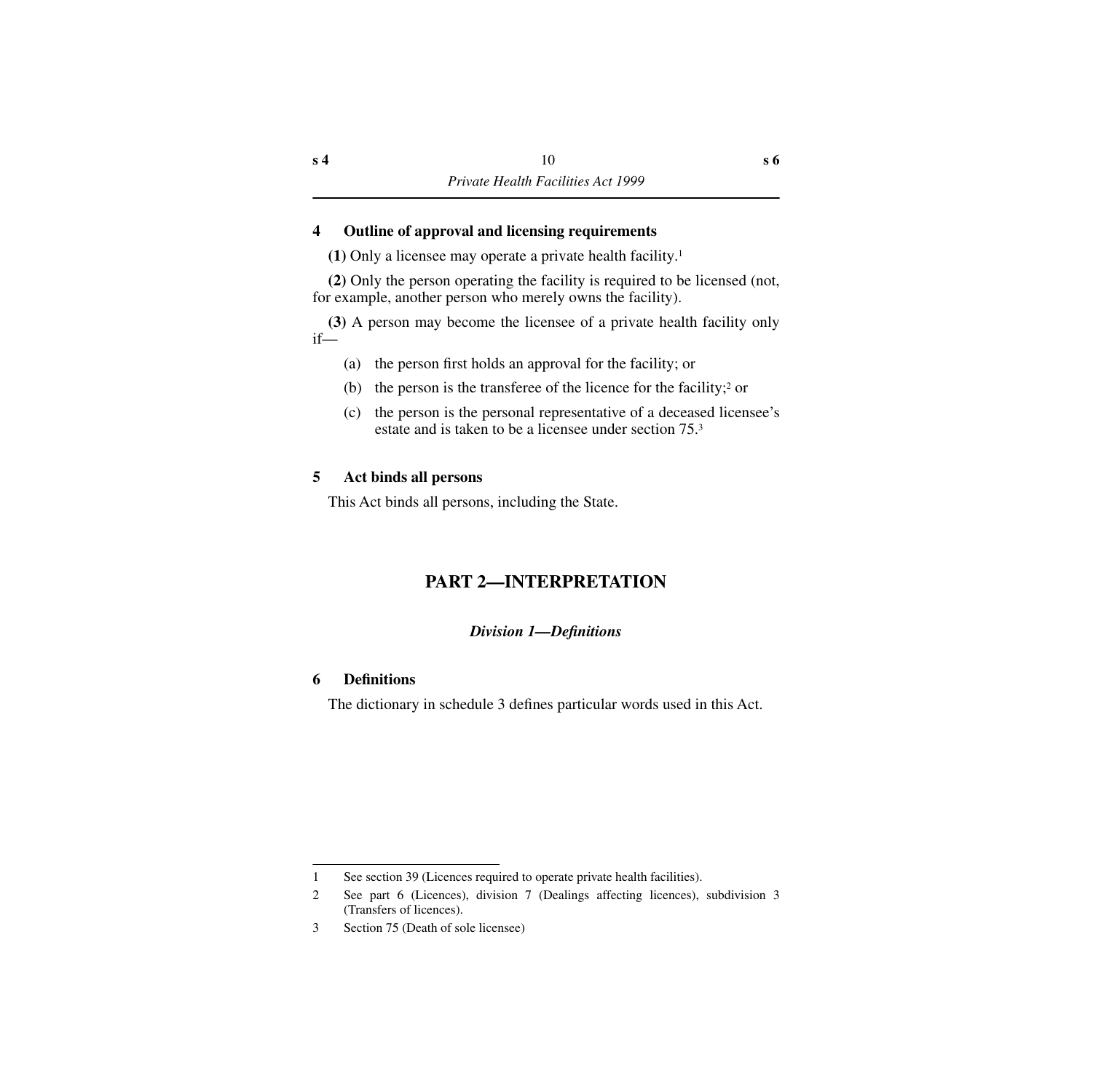### 4 Outline of approval and licensing requirements

**(1)** Only a licensee may operate a private health facility.[1]

**(2)** Only the person operating the facility is required to be licensed (not, for example, another person who merely owns the facility).

**(3)** A person may become the licensee of a private health facility only if—

- (a) the person first holds an approval for the facility; or
- (b) the person is the transferee of the licence for the facility;[2] or
- (c) the person is the personal representative of a deceased licensee's estate and is taken to be a licensee under section 75.[3]

### 5 Act binds all persons

This Act binds all persons, including the State.

## PART 2—INTERPRETATION

### *Division 1—Definitions*

### 6 Definitions

The dictionary in schedule 3 defines particular words used in this Act.

---

1 See section 39 (Licences required to operate private health facilities).

2 See part 6 (Licences), division 7 (Dealings affecting licences), subdivision 3 (Transfers of licences).

3 Section 75 (Death of sole licensee)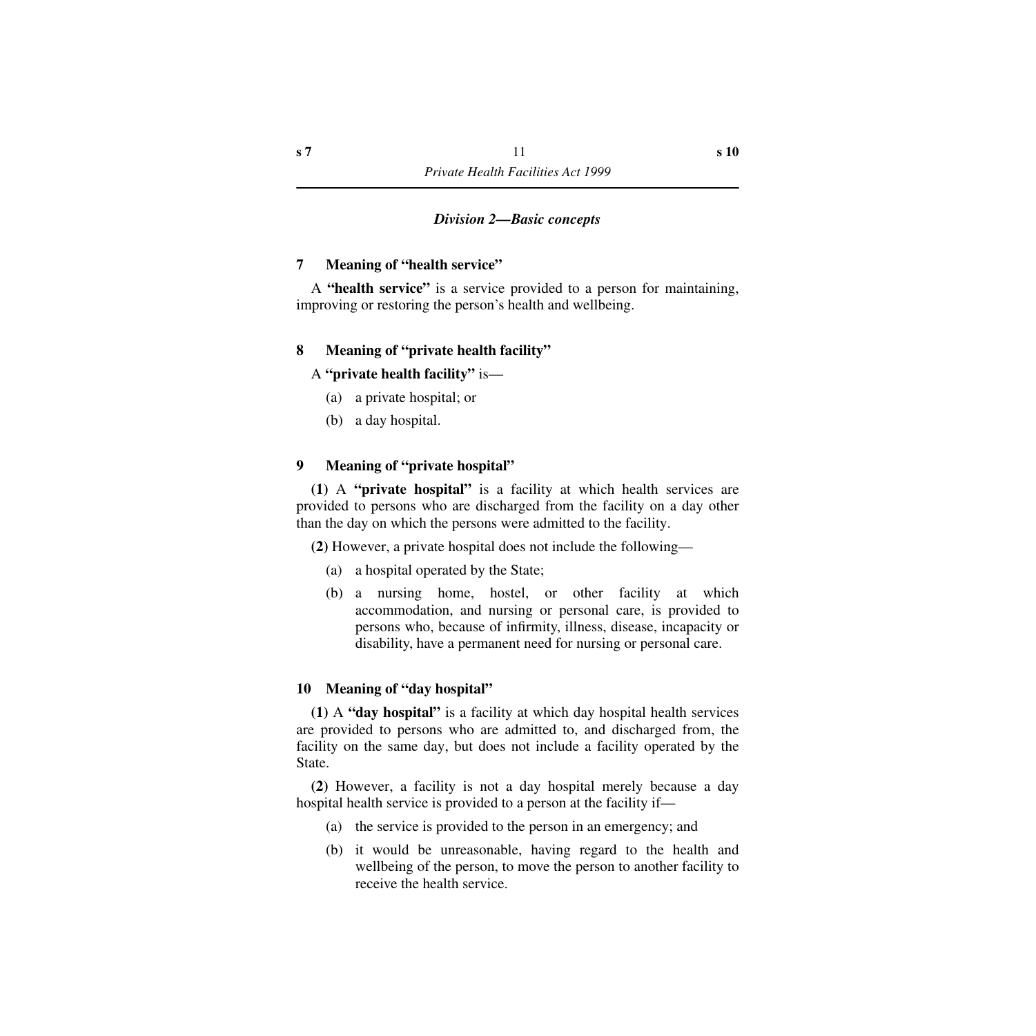### *Division 2—Basic concepts*

#### 7 Meaning of "health service"

A **"health service"** is a service provided to a person for maintaining, improving or restoring the person's health and wellbeing.

#### 8 Meaning of "private health facility"

A **"private health facility"** is—

(a) a private hospital; or

(b) a day hospital.

#### 9 Meaning of "private hospital"

**(1)** A **"private hospital"** is a facility at which health services are provided to persons who are discharged from the facility on a day other than the day on which the persons were admitted to the facility.

**(2)** However, a private hospital does not include the following—

(a) a hospital operated by the State;

(b) a nursing home, hostel, or other facility at which accommodation, and nursing or personal care, is provided to persons who, because of infirmity, illness, disease, incapacity or disability, have a permanent need for nursing or personal care.

#### 10 Meaning of "day hospital"

**(1)** A **"day hospital"** is a facility at which day hospital health services are provided to persons who are admitted to, and discharged from, the facility on the same day, but does not include a facility operated by the State.

**(2)** However, a facility is not a day hospital merely because a day hospital health service is provided to a person at the facility if—

(a) the service is provided to the person in an emergency; and

(b) it would be unreasonable, having regard to the health and wellbeing of the person, to move the person to another facility to receive the health service.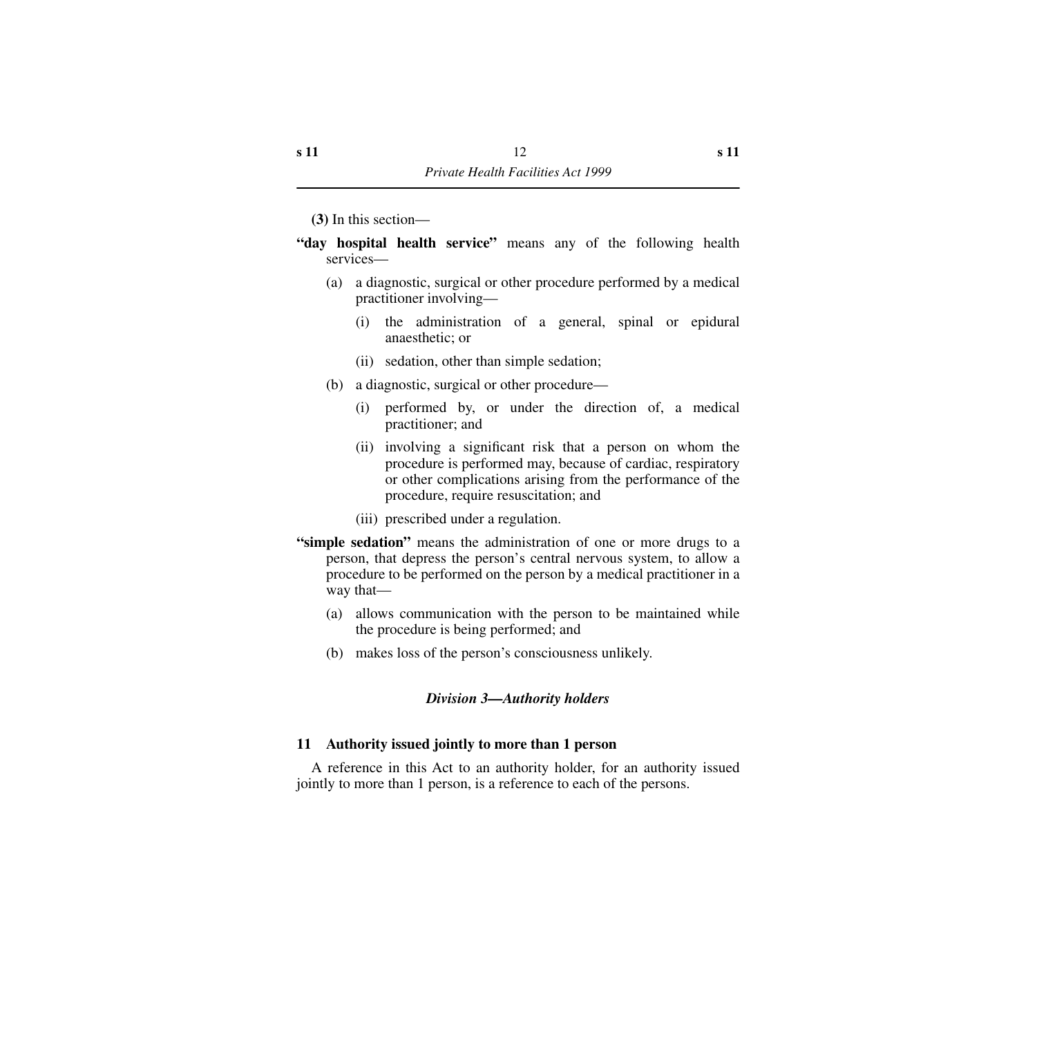**(3)** In this section—

**"day hospital health service"** means any of the following health services—

(a) a diagnostic, surgical or other procedure performed by a medical practitioner involving—

(i) the administration of a general, spinal or epidural anaesthetic; or

(ii) sedation, other than simple sedation;

(b) a diagnostic, surgical or other procedure—

(i) performed by, or under the direction of, a medical practitioner; and

(ii) involving a significant risk that a person on whom the procedure is performed may, because of cardiac, respiratory or other complications arising from the performance of the procedure, require resuscitation; and

(iii) prescribed under a regulation.

**"simple sedation"** means the administration of one or more drugs to a person, that depress the person's central nervous system, to allow a procedure to be performed on the person by a medical practitioner in a way that—

(a) allows communication with the person to be maintained while the procedure is being performed; and

(b) makes loss of the person's consciousness unlikely.

### *Division 3—Authority holders*

#### 11 Authority issued jointly to more than 1 person

A reference in this Act to an authority holder, for an authority issued jointly to more than 1 person, is a reference to each of the persons.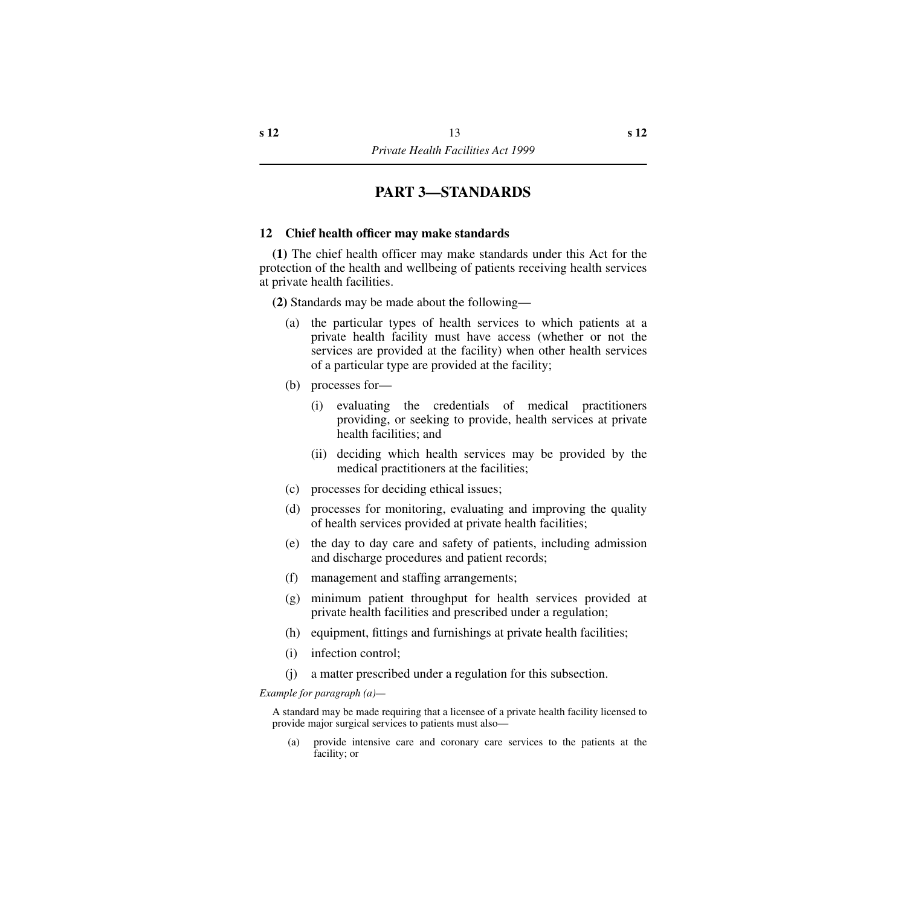# PART 3—STANDARDS

### 12 Chief health officer may make standards

**(1)** The chief health officer may make standards under this Act for the protection of the health and wellbeing of patients receiving health services at private health facilities.

**(2)** Standards may be made about the following—

- (a) the particular types of health services to which patients at a private health facility must have access (whether or not the services are provided at the facility) when other health services of a particular type are provided at the facility;
- (b) processes for—
  - (i) evaluating the credentials of medical practitioners providing, or seeking to provide, health services at private health facilities; and
  - (ii) deciding which health services may be provided by the medical practitioners at the facilities;
- (c) processes for deciding ethical issues;
- (d) processes for monitoring, evaluating and improving the quality of health services provided at private health facilities;
- (e) the day to day care and safety of patients, including admission and discharge procedures and patient records;
- (f) management and staffing arrangements;
- (g) minimum patient throughput for health services provided at private health facilities and prescribed under a regulation;
- (h) equipment, fittings and furnishings at private health facilities;
- (i) infection control;
- (j) a matter prescribed under a regulation for this subsection.

*Example for paragraph (a)—*

A standard may be made requiring that a licensee of a private health facility licensed to provide major surgical services to patients must also—

- (a) provide intensive care and coronary care services to the patients at the facility; or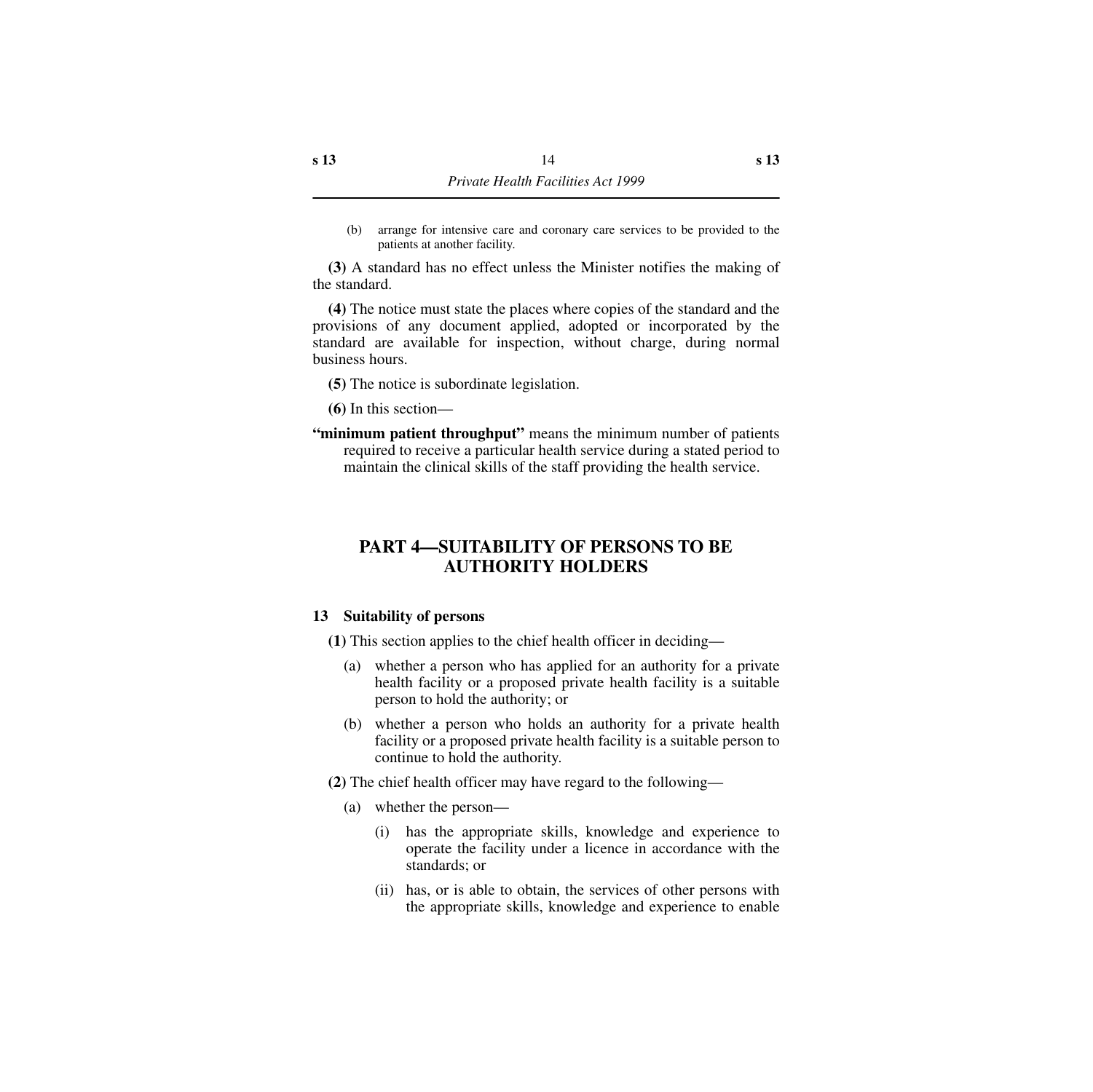(b) arrange for intensive care and coronary care services to be provided to the patients at another facility.

**(3)** A standard has no effect unless the Minister notifies the making of the standard.

**(4)** The notice must state the places where copies of the standard and the provisions of any document applied, adopted or incorporated by the standard are available for inspection, without charge, during normal business hours.

**(5)** The notice is subordinate legislation.

**(6)** In this section—

**"minimum patient throughput"** means the minimum number of patients required to receive a particular health service during a stated period to maintain the clinical skills of the staff providing the health service.

## PART 4—SUITABILITY OF PERSONS TO BE AUTHORITY HOLDERS

### 13 Suitability of persons

**(1)** This section applies to the chief health officer in deciding—

- (a) whether a person who has applied for an authority for a private health facility or a proposed private health facility is a suitable person to hold the authority; or
- (b) whether a person who holds an authority for a private health facility or a proposed private health facility is a suitable person to continue to hold the authority.

**(2)** The chief health officer may have regard to the following—

- (a) whether the person—
  - (i) has the appropriate skills, knowledge and experience to operate the facility under a licence in accordance with the standards; or
  - (ii) has, or is able to obtain, the services of other persons with the appropriate skills, knowledge and experience to enable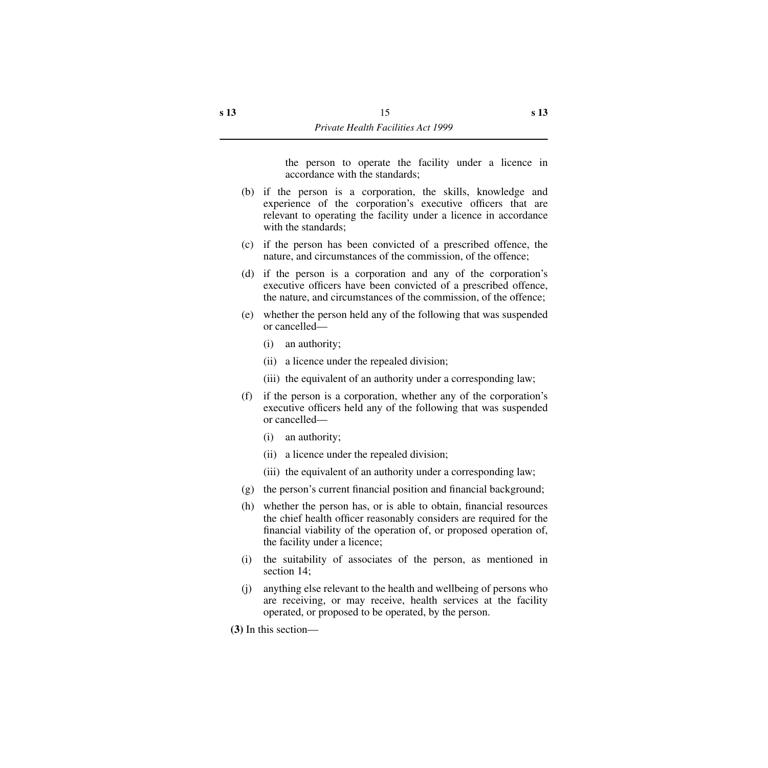the person to operate the facility under a licence in accordance with the standards;

(b) if the person is a corporation, the skills, knowledge and experience of the corporation's executive officers that are relevant to operating the facility under a licence in accordance with the standards;

(c) if the person has been convicted of a prescribed offence, the nature, and circumstances of the commission, of the offence;

(d) if the person is a corporation and any of the corporation's executive officers have been convicted of a prescribed offence, the nature, and circumstances of the commission, of the offence;

(e) whether the person held any of the following that was suspended or cancelled—

  (i) an authority;

  (ii) a licence under the repealed division;

  (iii) the equivalent of an authority under a corresponding law;

(f) if the person is a corporation, whether any of the corporation's executive officers held any of the following that was suspended or cancelled—

  (i) an authority;

  (ii) a licence under the repealed division;

  (iii) the equivalent of an authority under a corresponding law;

(g) the person's current financial position and financial background;

(h) whether the person has, or is able to obtain, financial resources the chief health officer reasonably considers are required for the financial viability of the operation of, or proposed operation of, the facility under a licence;

(i) the suitability of associates of the person, as mentioned in section 14;

(j) anything else relevant to the health and wellbeing of persons who are receiving, or may receive, health services at the facility operated, or proposed to be operated, by the person.

**(3)** In this section—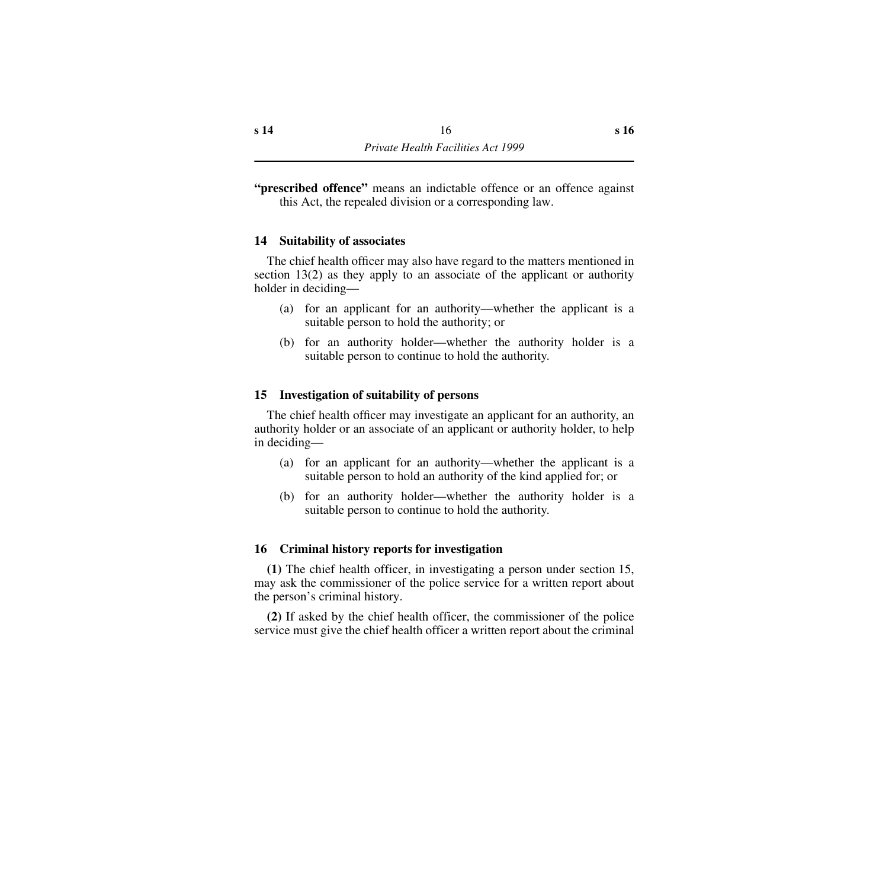**"prescribed offence"** means an indictable offence or an offence against this Act, the repealed division or a corresponding law.

### 14 Suitability of associates

The chief health officer may also have regard to the matters mentioned in section 13(2) as they apply to an associate of the applicant or authority holder in deciding—

(a) for an applicant for an authority—whether the applicant is a suitable person to hold the authority; or

(b) for an authority holder—whether the authority holder is a suitable person to continue to hold the authority.

### 15 Investigation of suitability of persons

The chief health officer may investigate an applicant for an authority, an authority holder or an associate of an applicant or authority holder, to help in deciding—

(a) for an applicant for an authority—whether the applicant is a suitable person to hold an authority of the kind applied for; or

(b) for an authority holder—whether the authority holder is a suitable person to continue to hold the authority.

### 16 Criminal history reports for investigation

**(1)** The chief health officer, in investigating a person under section 15, may ask the commissioner of the police service for a written report about the person's criminal history.

**(2)** If asked by the chief health officer, the commissioner of the police service must give the chief health officer a written report about the criminal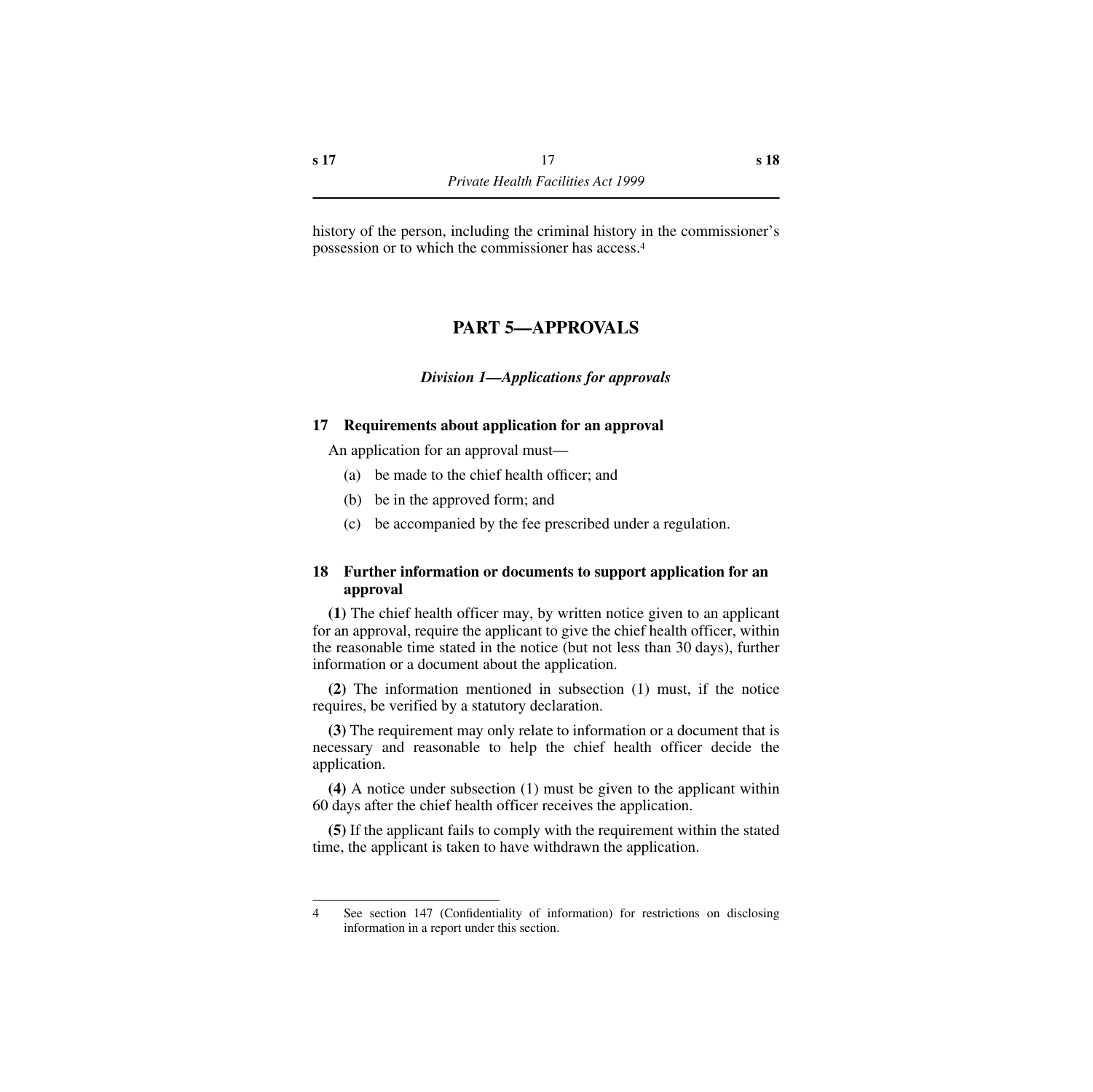history of the person, including the criminal history in the commissioner's possession or to which the commissioner has access.[4]

# PART 5—APPROVALS

## *Division 1—Applications for approvals*

### 17 Requirements about application for an approval

An application for an approval must—

(a) be made to the chief health officer; and

(b) be in the approved form; and

(c) be accompanied by the fee prescribed under a regulation.

### 18 Further information or documents to support application for an approval

**(1)** The chief health officer may, by written notice given to an applicant for an approval, require the applicant to give the chief health officer, within the reasonable time stated in the notice (but not less than 30 days), further information or a document about the application.

**(2)** The information mentioned in subsection (1) must, if the notice requires, be verified by a statutory declaration.

**(3)** The requirement may only relate to information or a document that is necessary and reasonable to help the chief health officer decide the application.

**(4)** A notice under subsection (1) must be given to the applicant within 60 days after the chief health officer receives the application.

**(5)** If the applicant fails to comply with the requirement within the stated time, the applicant is taken to have withdrawn the application.

---

4 See section 147 (Confidentiality of information) for restrictions on disclosing information in a report under this section.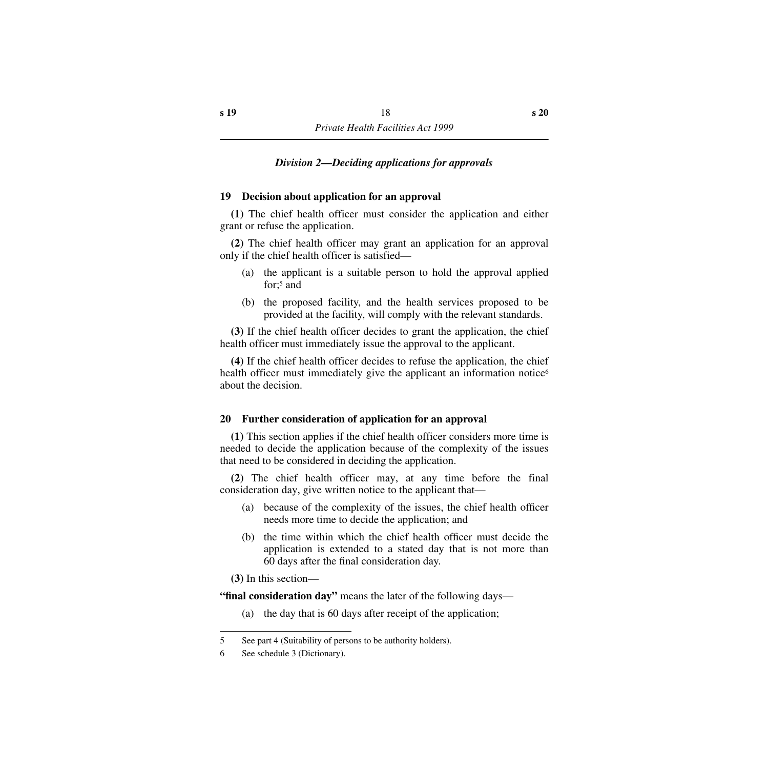### *Division 2—Deciding applications for approvals*

#### 19 Decision about application for an approval

**(1)** The chief health officer must consider the application and either grant or refuse the application.

**(2)** The chief health officer may grant an application for an approval only if the chief health officer is satisfied—

(a) the applicant is a suitable person to hold the approval applied for;[5] and

(b) the proposed facility, and the health services proposed to be provided at the facility, will comply with the relevant standards.

**(3)** If the chief health officer decides to grant the application, the chief health officer must immediately issue the approval to the applicant.

**(4)** If the chief health officer decides to refuse the application, the chief health officer must immediately give the applicant an information notice[6] about the decision.

#### 20 Further consideration of application for an approval

**(1)** This section applies if the chief health officer considers more time is needed to decide the application because of the complexity of the issues that need to be considered in deciding the application.

**(2)** The chief health officer may, at any time before the final consideration day, give written notice to the applicant that—

(a) because of the complexity of the issues, the chief health officer needs more time to decide the application; and

(b) the time within which the chief health officer must decide the application is extended to a stated day that is not more than 60 days after the final consideration day.

**(3)** In this section—

**"final consideration day"** means the later of the following days—

(a) the day that is 60 days after receipt of the application;

---

5 See part 4 (Suitability of persons to be authority holders).

6 See schedule 3 (Dictionary).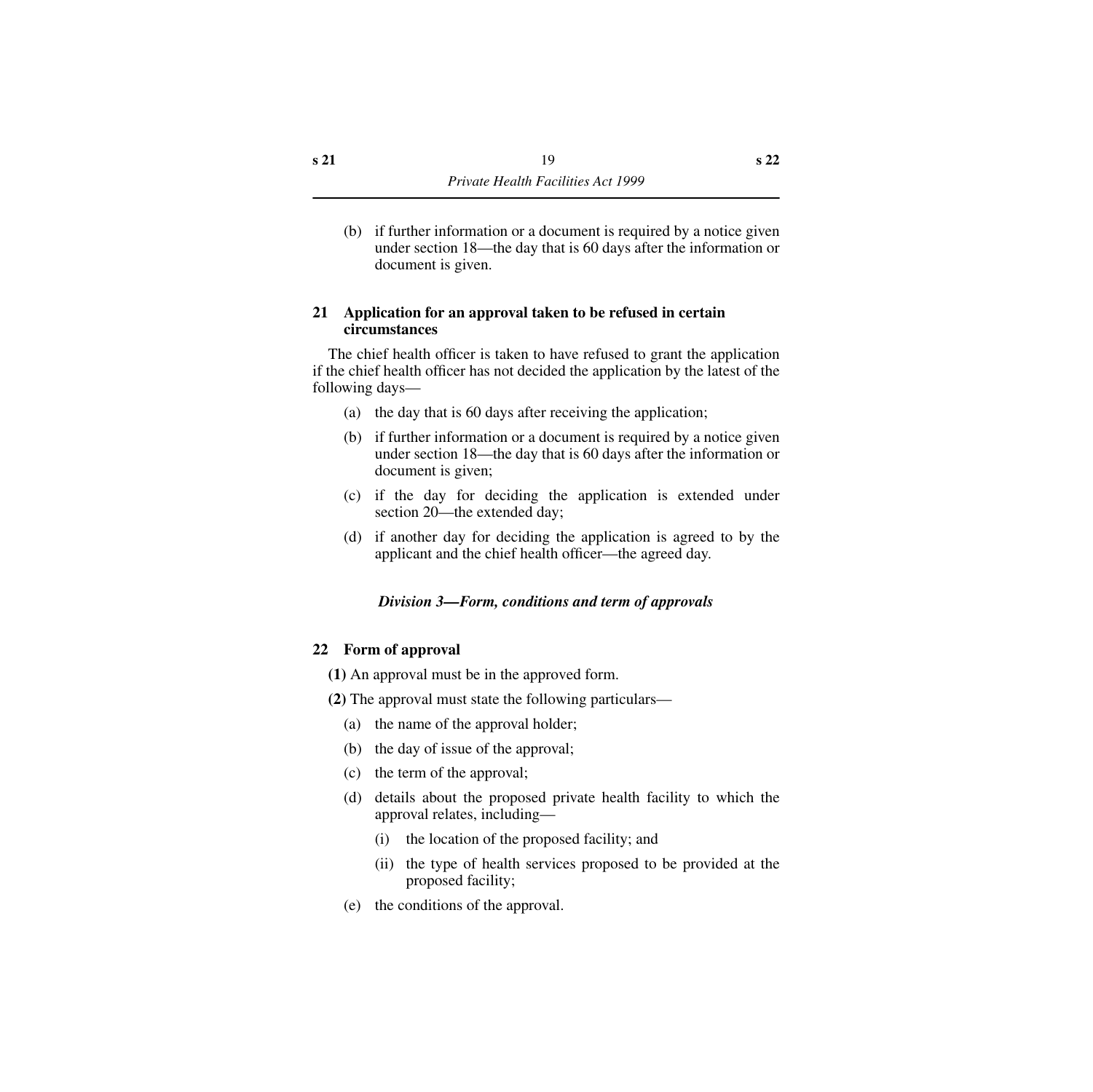(b) if further information or a document is required by a notice given under section 18—the day that is 60 days after the information or document is given.

### 21 Application for an approval taken to be refused in certain circumstances

The chief health officer is taken to have refused to grant the application if the chief health officer has not decided the application by the latest of the following days—

(a) the day that is 60 days after receiving the application;

(b) if further information or a document is required by a notice given under section 18—the day that is 60 days after the information or document is given;

(c) if the day for deciding the application is extended under section 20—the extended day;

(d) if another day for deciding the application is agreed to by the applicant and the chief health officer—the agreed day.

## *Division 3—Form, conditions and term of approvals*

### 22 Form of approval

**(1)** An approval must be in the approved form.

**(2)** The approval must state the following particulars—

(a) the name of the approval holder;

(b) the day of issue of the approval;

(c) the term of the approval;

(d) details about the proposed private health facility to which the approval relates, including—

  (i) the location of the proposed facility; and

  (ii) the type of health services proposed to be provided at the proposed facility;

(e) the conditions of the approval.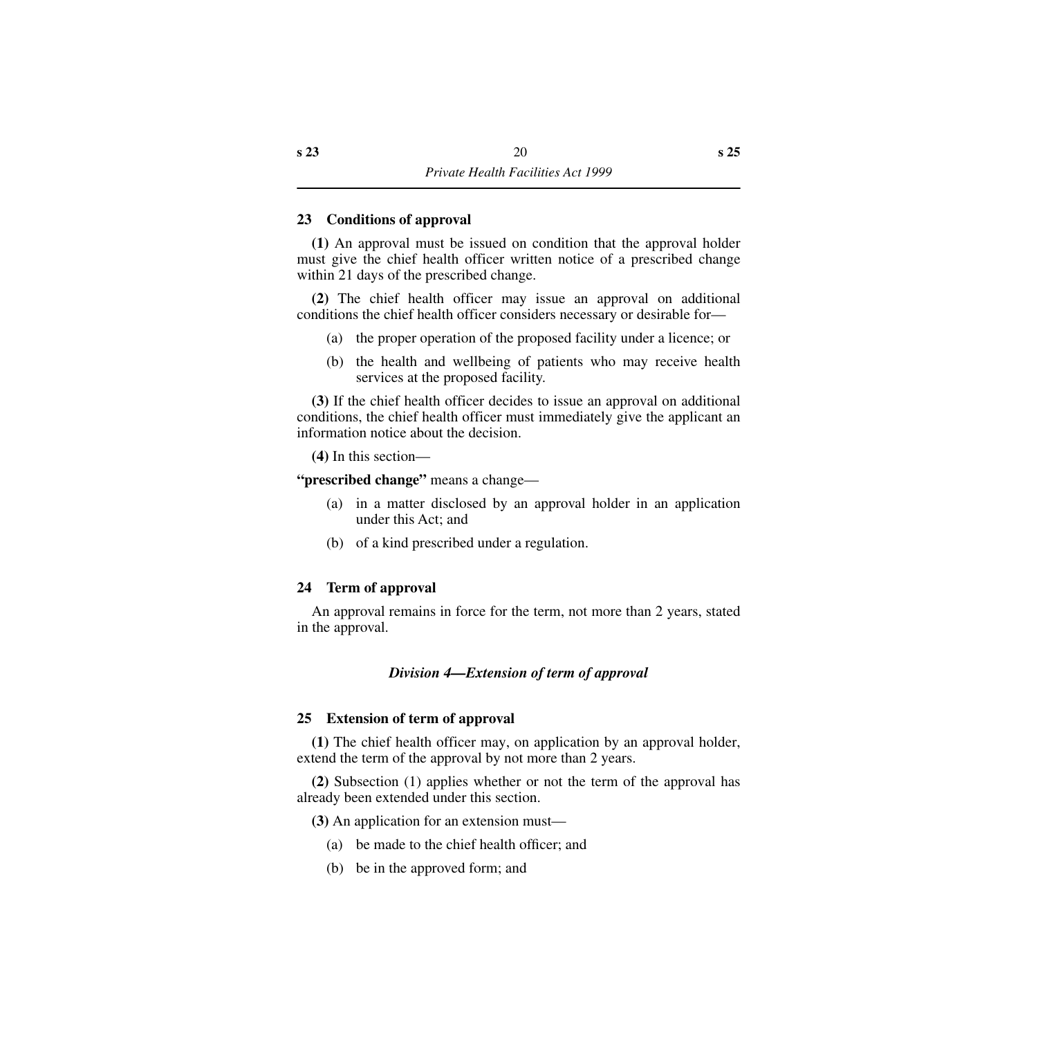### 23 Conditions of approval

**(1)** An approval must be issued on condition that the approval holder must give the chief health officer written notice of a prescribed change within 21 days of the prescribed change.

**(2)** The chief health officer may issue an approval on additional conditions the chief health officer considers necessary or desirable for—

- (a) the proper operation of the proposed facility under a licence; or
- (b) the health and wellbeing of patients who may receive health services at the proposed facility.

**(3)** If the chief health officer decides to issue an approval on additional conditions, the chief health officer must immediately give the applicant an information notice about the decision.

**(4)** In this section—

**"prescribed change"** means a change—

- (a) in a matter disclosed by an approval holder in an application under this Act; and
- (b) of a kind prescribed under a regulation.

### 24 Term of approval

An approval remains in force for the term, not more than 2 years, stated in the approval.

## *Division 4—Extension of term of approval*

### 25 Extension of term of approval

**(1)** The chief health officer may, on application by an approval holder, extend the term of the approval by not more than 2 years.

**(2)** Subsection (1) applies whether or not the term of the approval has already been extended under this section.

**(3)** An application for an extension must—

- (a) be made to the chief health officer; and
- (b) be in the approved form; and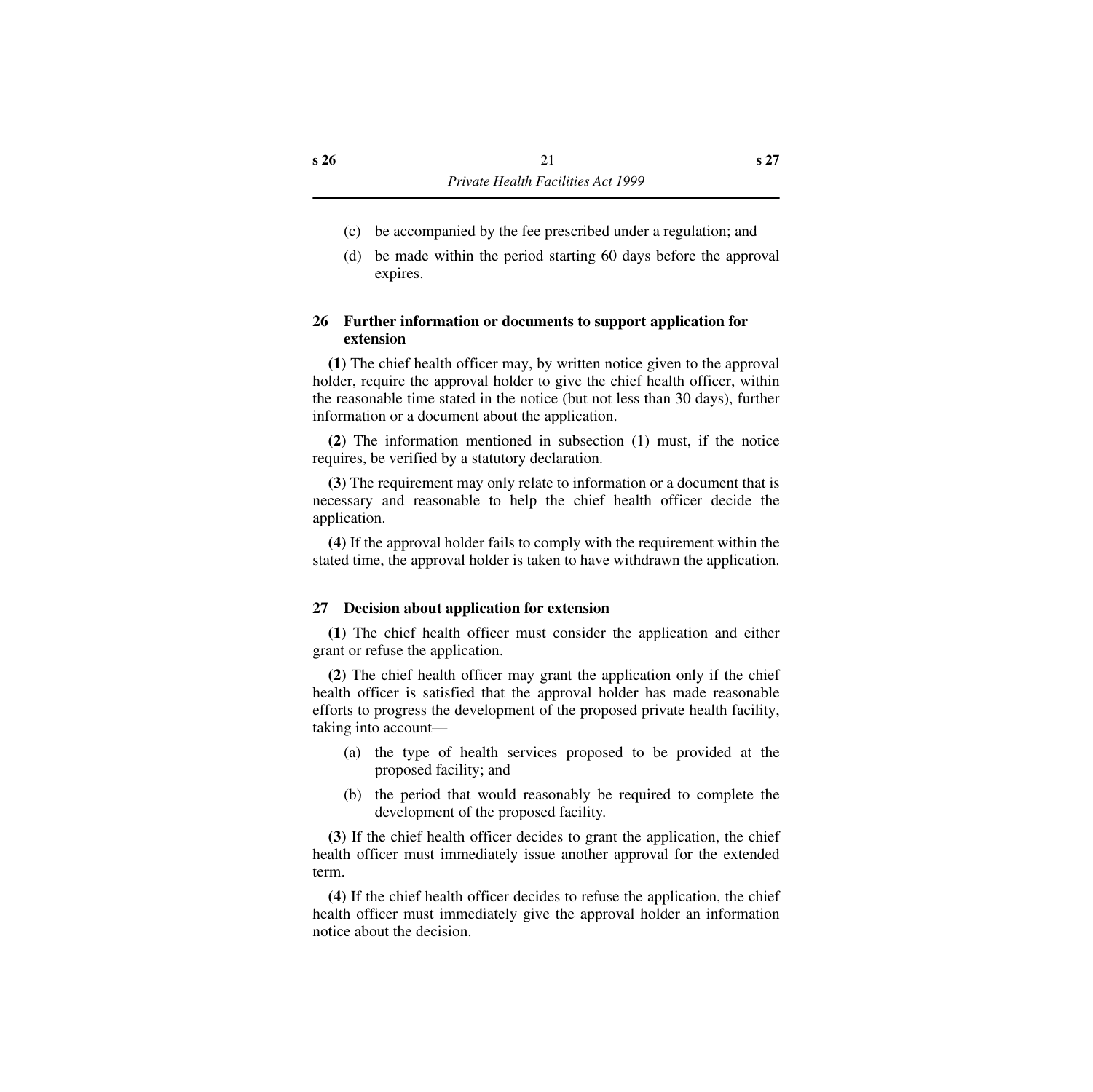(c) be accompanied by the fee prescribed under a regulation; and

(d) be made within the period starting 60 days before the approval expires.

### 26 Further information or documents to support application for extension

**(1)** The chief health officer may, by written notice given to the approval holder, require the approval holder to give the chief health officer, within the reasonable time stated in the notice (but not less than 30 days), further information or a document about the application.

**(2)** The information mentioned in subsection (1) must, if the notice requires, be verified by a statutory declaration.

**(3)** The requirement may only relate to information or a document that is necessary and reasonable to help the chief health officer decide the application.

**(4)** If the approval holder fails to comply with the requirement within the stated time, the approval holder is taken to have withdrawn the application.

### 27 Decision about application for extension

**(1)** The chief health officer must consider the application and either grant or refuse the application.

**(2)** The chief health officer may grant the application only if the chief health officer is satisfied that the approval holder has made reasonable efforts to progress the development of the proposed private health facility, taking into account—

(a) the type of health services proposed to be provided at the proposed facility; and

(b) the period that would reasonably be required to complete the development of the proposed facility.

**(3)** If the chief health officer decides to grant the application, the chief health officer must immediately issue another approval for the extended term.

**(4)** If the chief health officer decides to refuse the application, the chief health officer must immediately give the approval holder an information notice about the decision.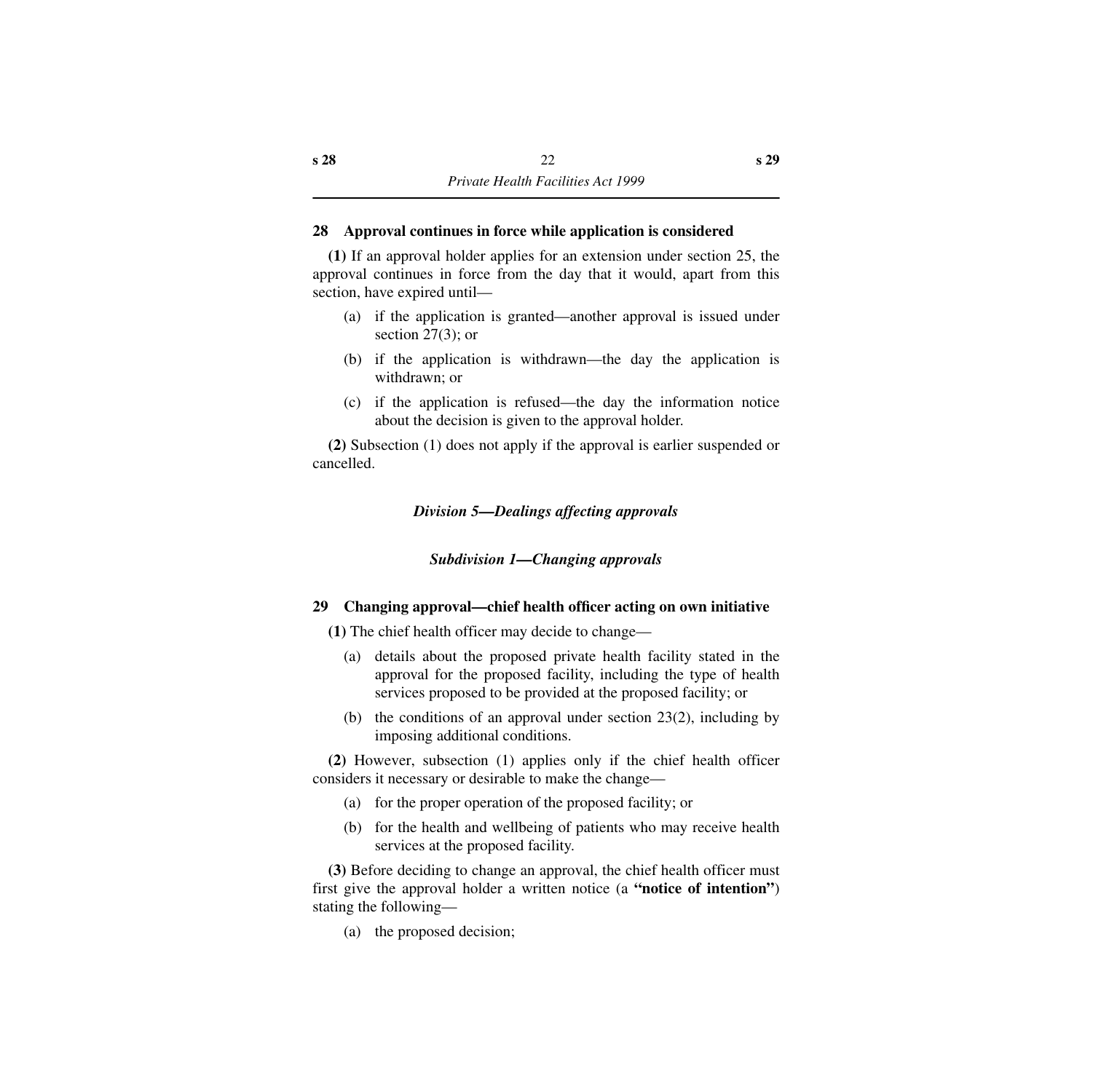### 28 Approval continues in force while application is considered

**(1)** If an approval holder applies for an extension under section 25, the approval continues in force from the day that it would, apart from this section, have expired until—

(a) if the application is granted—another approval is issued under section 27(3); or

(b) if the application is withdrawn—the day the application is withdrawn; or

(c) if the application is refused—the day the information notice about the decision is given to the approval holder.

**(2)** Subsection (1) does not apply if the approval is earlier suspended or cancelled.

## *Division 5—Dealings affecting approvals*

### *Subdivision 1—Changing approvals*

### 29 Changing approval—chief health officer acting on own initiative

**(1)** The chief health officer may decide to change—

(a) details about the proposed private health facility stated in the approval for the proposed facility, including the type of health services proposed to be provided at the proposed facility; or

(b) the conditions of an approval under section 23(2), including by imposing additional conditions.

**(2)** However, subsection (1) applies only if the chief health officer considers it necessary or desirable to make the change—

(a) for the proper operation of the proposed facility; or

(b) for the health and wellbeing of patients who may receive health services at the proposed facility.

**(3)** Before deciding to change an approval, the chief health officer must first give the approval holder a written notice (a **"notice of intention"**) stating the following—

(a) the proposed decision;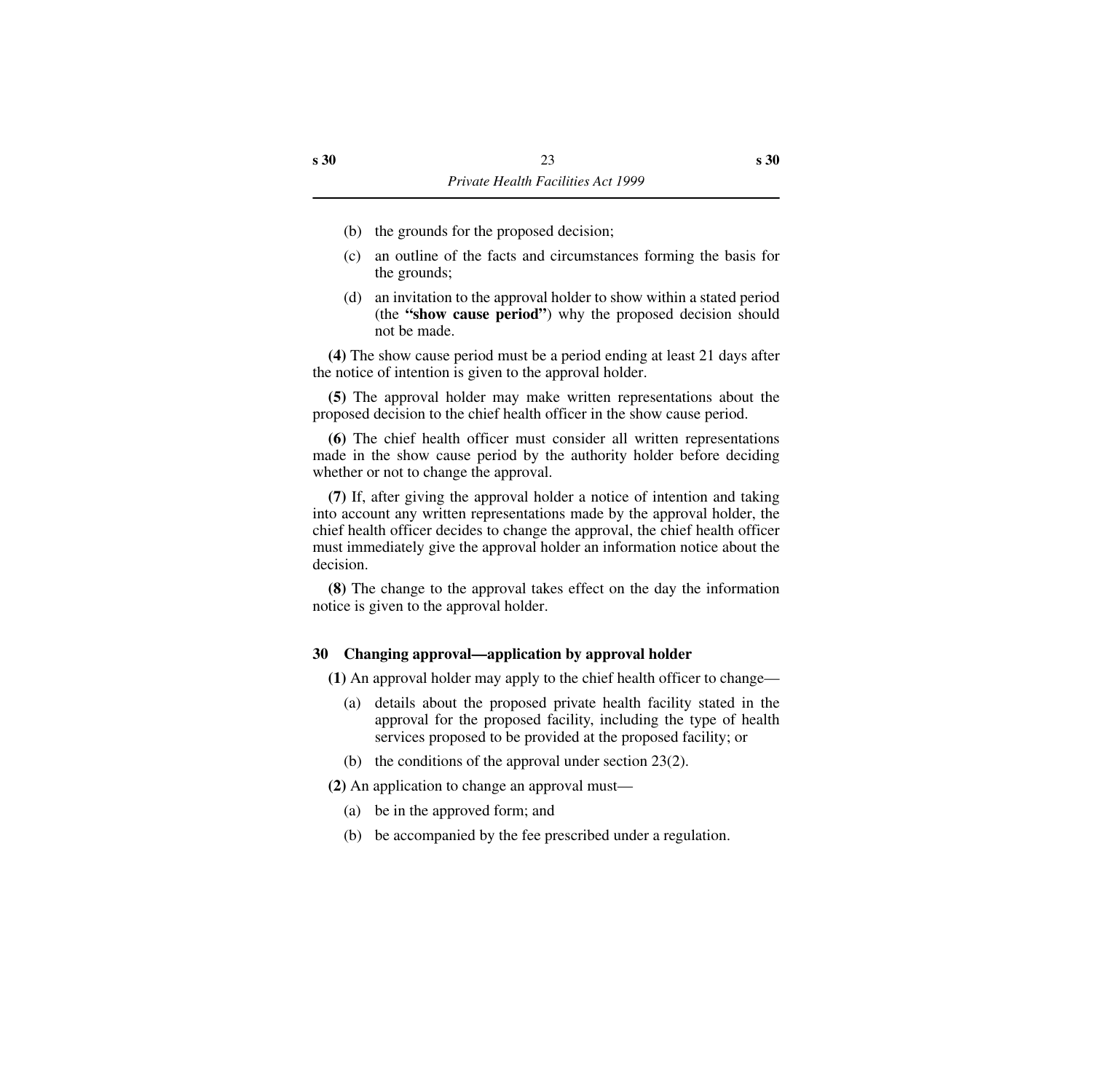(b) the grounds for the proposed decision;

(c) an outline of the facts and circumstances forming the basis for the grounds;

(d) an invitation to the approval holder to show within a stated period (the **"show cause period"**) why the proposed decision should not be made.

**(4)** The show cause period must be a period ending at least 21 days after the notice of intention is given to the approval holder.

**(5)** The approval holder may make written representations about the proposed decision to the chief health officer in the show cause period.

**(6)** The chief health officer must consider all written representations made in the show cause period by the authority holder before deciding whether or not to change the approval.

**(7)** If, after giving the approval holder a notice of intention and taking into account any written representations made by the approval holder, the chief health officer decides to change the approval, the chief health officer must immediately give the approval holder an information notice about the decision.

**(8)** The change to the approval takes effect on the day the information notice is given to the approval holder.

### 30 Changing approval—application by approval holder

**(1)** An approval holder may apply to the chief health officer to change—

(a) details about the proposed private health facility stated in the approval for the proposed facility, including the type of health services proposed to be provided at the proposed facility; or

(b) the conditions of the approval under section 23(2).

**(2)** An application to change an approval must—

(a) be in the approved form; and

(b) be accompanied by the fee prescribed under a regulation.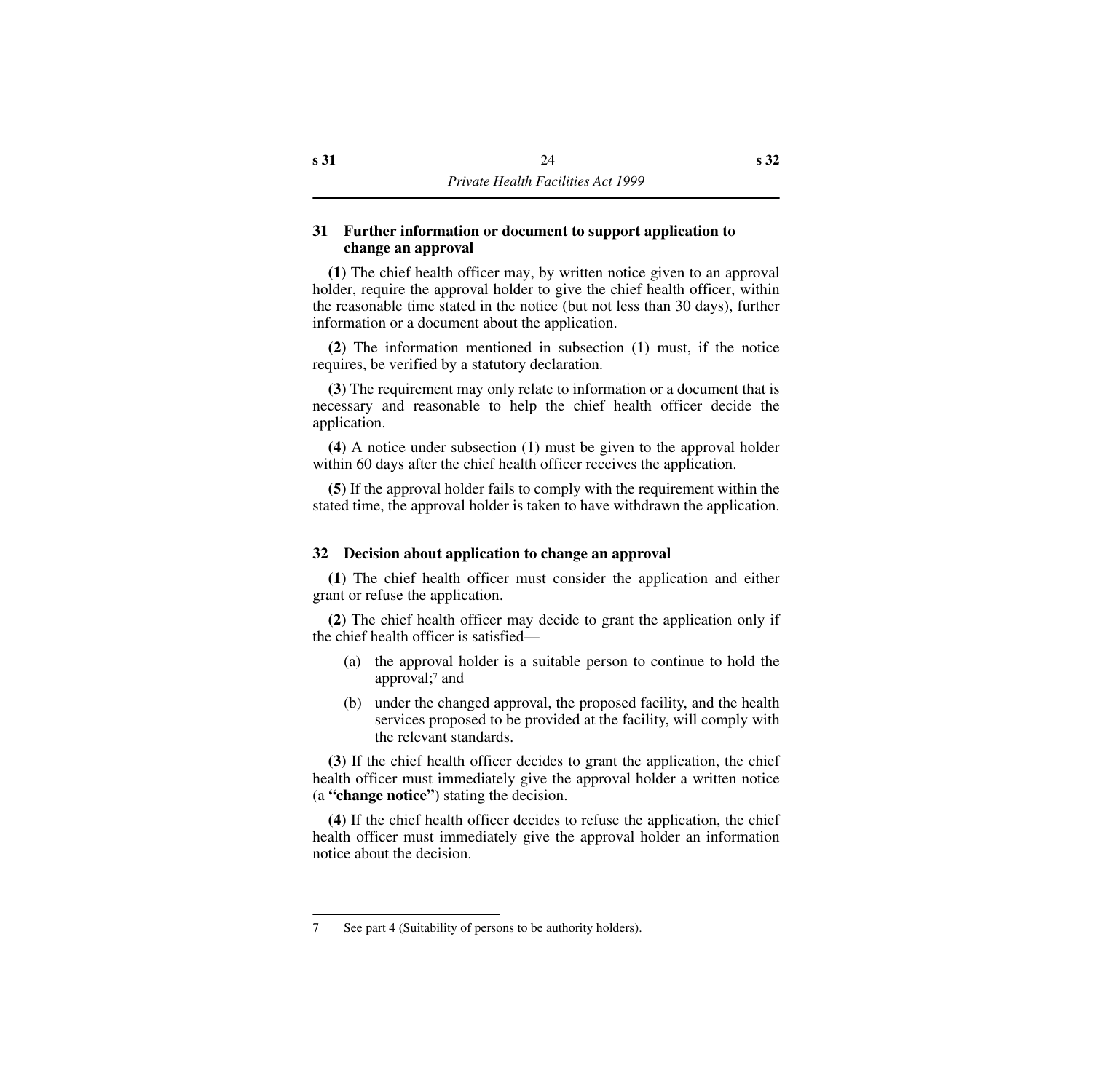### 31 Further information or document to support application to change an approval

**(1)** The chief health officer may, by written notice given to an approval holder, require the approval holder to give the chief health officer, within the reasonable time stated in the notice (but not less than 30 days), further information or a document about the application.

**(2)** The information mentioned in subsection (1) must, if the notice requires, be verified by a statutory declaration.

**(3)** The requirement may only relate to information or a document that is necessary and reasonable to help the chief health officer decide the application.

**(4)** A notice under subsection (1) must be given to the approval holder within 60 days after the chief health officer receives the application.

**(5)** If the approval holder fails to comply with the requirement within the stated time, the approval holder is taken to have withdrawn the application.

### 32 Decision about application to change an approval

**(1)** The chief health officer must consider the application and either grant or refuse the application.

**(2)** The chief health officer may decide to grant the application only if the chief health officer is satisfied—

- (a) the approval holder is a suitable person to continue to hold the approval;[7] and
- (b) under the changed approval, the proposed facility, and the health services proposed to be provided at the facility, will comply with the relevant standards.

**(3)** If the chief health officer decides to grant the application, the chief health officer must immediately give the approval holder a written notice (a **"change notice"**) stating the decision.

**(4)** If the chief health officer decides to refuse the application, the chief health officer must immediately give the approval holder an information notice about the decision.

---

7 See part 4 (Suitability of persons to be authority holders).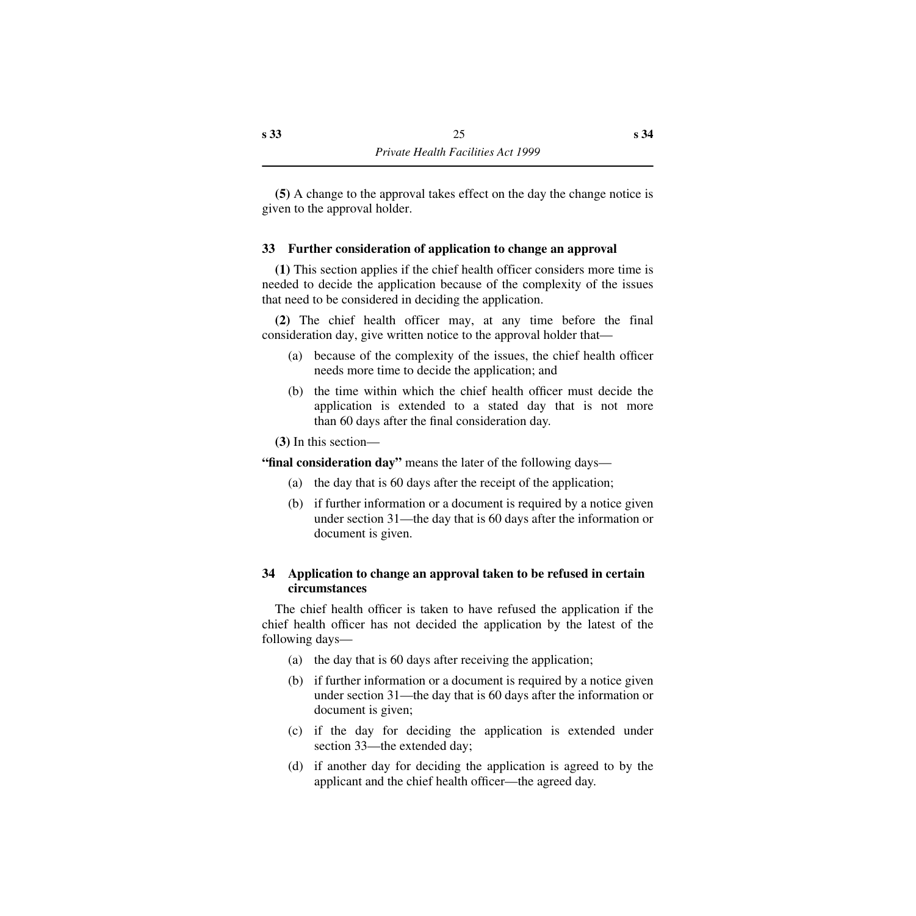**(5)** A change to the approval takes effect on the day the change notice is given to the approval holder.

### 33 Further consideration of application to change an approval

**(1)** This section applies if the chief health officer considers more time is needed to decide the application because of the complexity of the issues that need to be considered in deciding the application.

**(2)** The chief health officer may, at any time before the final consideration day, give written notice to the approval holder that—

- (a) because of the complexity of the issues, the chief health officer needs more time to decide the application; and
- (b) the time within which the chief health officer must decide the application is extended to a stated day that is not more than 60 days after the final consideration day.

**(3)** In this section—

**"final consideration day"** means the later of the following days—

- (a) the day that is 60 days after the receipt of the application;
- (b) if further information or a document is required by a notice given under section 31—the day that is 60 days after the information or document is given.

### 34 Application to change an approval taken to be refused in certain circumstances

The chief health officer is taken to have refused the application if the chief health officer has not decided the application by the latest of the following days—

- (a) the day that is 60 days after receiving the application;
- (b) if further information or a document is required by a notice given under section 31—the day that is 60 days after the information or document is given;
- (c) if the day for deciding the application is extended under section 33—the extended day;
- (d) if another day for deciding the application is agreed to by the applicant and the chief health officer—the agreed day.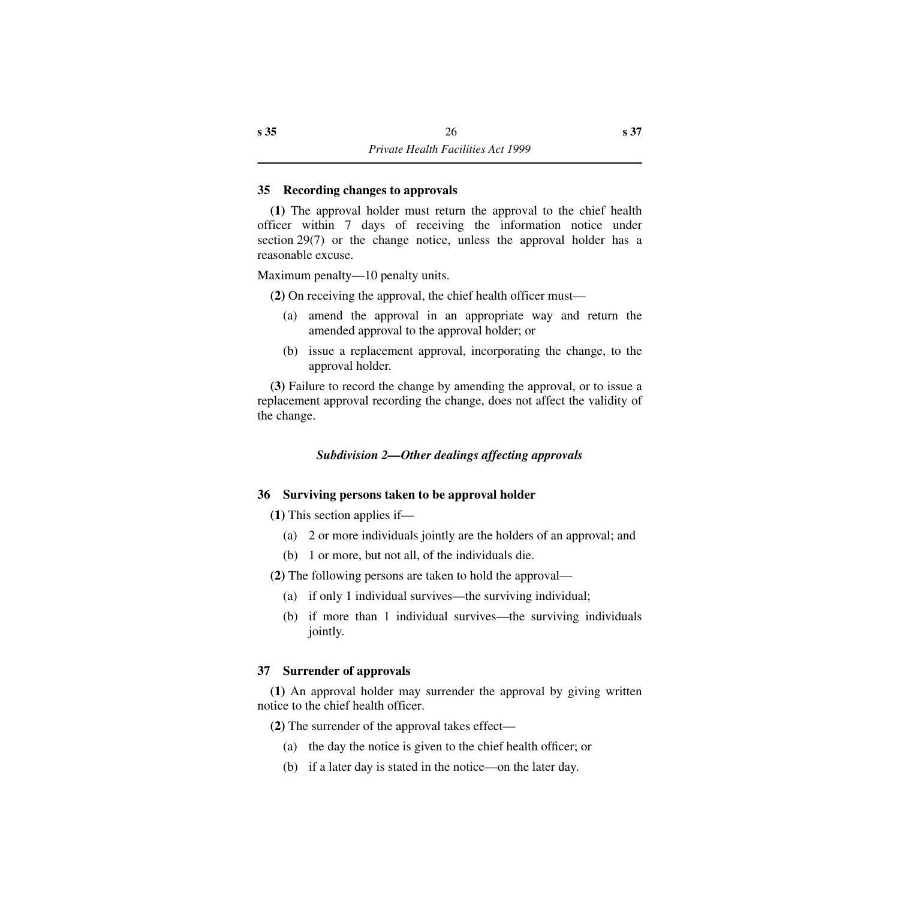### 35 Recording changes to approvals

**(1)** The approval holder must return the approval to the chief health officer within 7 days of receiving the information notice under section 29(7) or the change notice, unless the approval holder has a reasonable excuse.

Maximum penalty—10 penalty units.

**(2)** On receiving the approval, the chief health officer must—

- (a) amend the approval in an appropriate way and return the amended approval to the approval holder; or
- (b) issue a replacement approval, incorporating the change, to the approval holder.

**(3)** Failure to record the change by amending the approval, or to issue a replacement approval recording the change, does not affect the validity of the change.

#### *Subdivision 2—Other dealings affecting approvals*

### 36 Surviving persons taken to be approval holder

**(1)** This section applies if—

- (a) 2 or more individuals jointly are the holders of an approval; and
- (b) 1 or more, but not all, of the individuals die.

**(2)** The following persons are taken to hold the approval—

- (a) if only 1 individual survives—the surviving individual;
- (b) if more than 1 individual survives—the surviving individuals jointly.

### 37 Surrender of approvals

**(1)** An approval holder may surrender the approval by giving written notice to the chief health officer.

**(2)** The surrender of the approval takes effect—

- (a) the day the notice is given to the chief health officer; or
- (b) if a later day is stated in the notice—on the later day.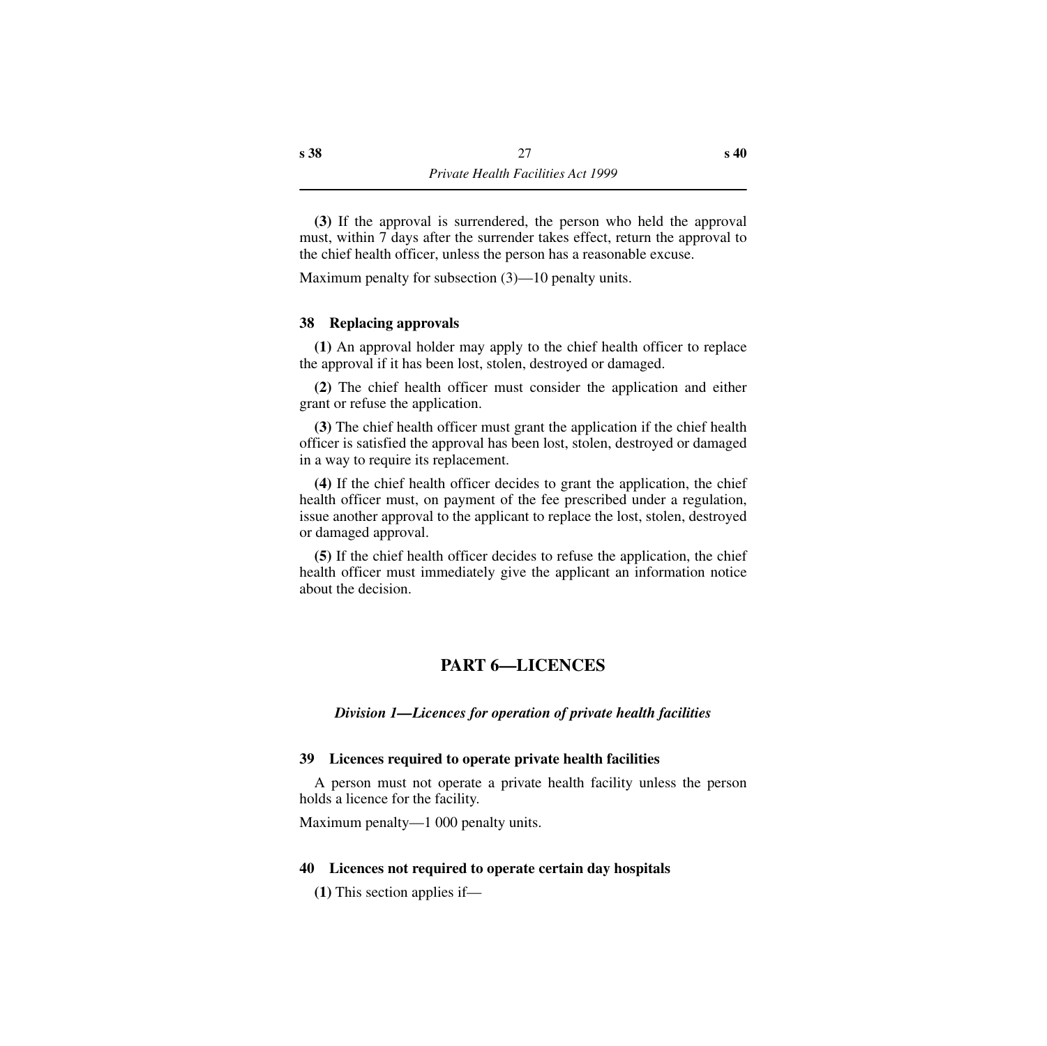**(3)** If the approval is surrendered, the person who held the approval must, within 7 days after the surrender takes effect, return the approval to the chief health officer, unless the person has a reasonable excuse.

Maximum penalty for subsection (3)—10 penalty units.

### 38 Replacing approvals

**(1)** An approval holder may apply to the chief health officer to replace the approval if it has been lost, stolen, destroyed or damaged.

**(2)** The chief health officer must consider the application and either grant or refuse the application.

**(3)** The chief health officer must grant the application if the chief health officer is satisfied the approval has been lost, stolen, destroyed or damaged in a way to require its replacement.

**(4)** If the chief health officer decides to grant the application, the chief health officer must, on payment of the fee prescribed under a regulation, issue another approval to the applicant to replace the lost, stolen, destroyed or damaged approval.

**(5)** If the chief health officer decides to refuse the application, the chief health officer must immediately give the applicant an information notice about the decision.

# PART 6—LICENCES

## *Division 1—Licences for operation of private health facilities*

### 39 Licences required to operate private health facilities

A person must not operate a private health facility unless the person holds a licence for the facility.

Maximum penalty—1 000 penalty units.

### 40 Licences not required to operate certain day hospitals

**(1)** This section applies if—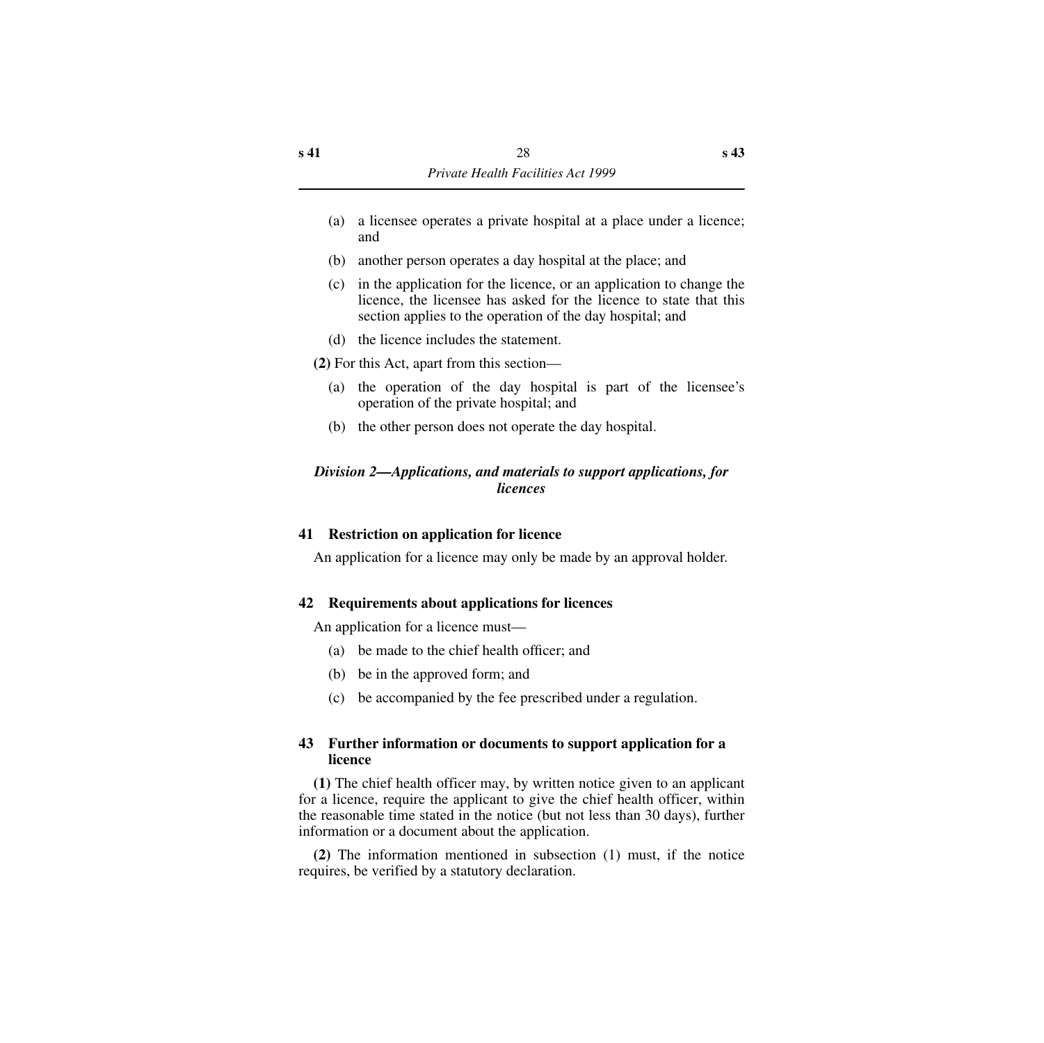(a) a licensee operates a private hospital at a place under a licence; and

(b) another person operates a day hospital at the place; and

(c) in the application for the licence, or an application to change the licence, the licensee has asked for the licence to state that this section applies to the operation of the day hospital; and

(d) the licence includes the statement.

**(2)** For this Act, apart from this section—

(a) the operation of the day hospital is part of the licensee's operation of the private hospital; and

(b) the other person does not operate the day hospital.

### *Division 2—Applications, and materials to support applications, for licences*

#### 41 Restriction on application for licence

An application for a licence may only be made by an approval holder.

#### 42 Requirements about applications for licences

An application for a licence must—

(a) be made to the chief health officer; and

(b) be in the approved form; and

(c) be accompanied by the fee prescribed under a regulation.

#### 43 Further information or documents to support application for a licence

**(1)** The chief health officer may, by written notice given to an applicant for a licence, require the applicant to give the chief health officer, within the reasonable time stated in the notice (but not less than 30 days), further information or a document about the application.

**(2)** The information mentioned in subsection (1) must, if the notice requires, be verified by a statutory declaration.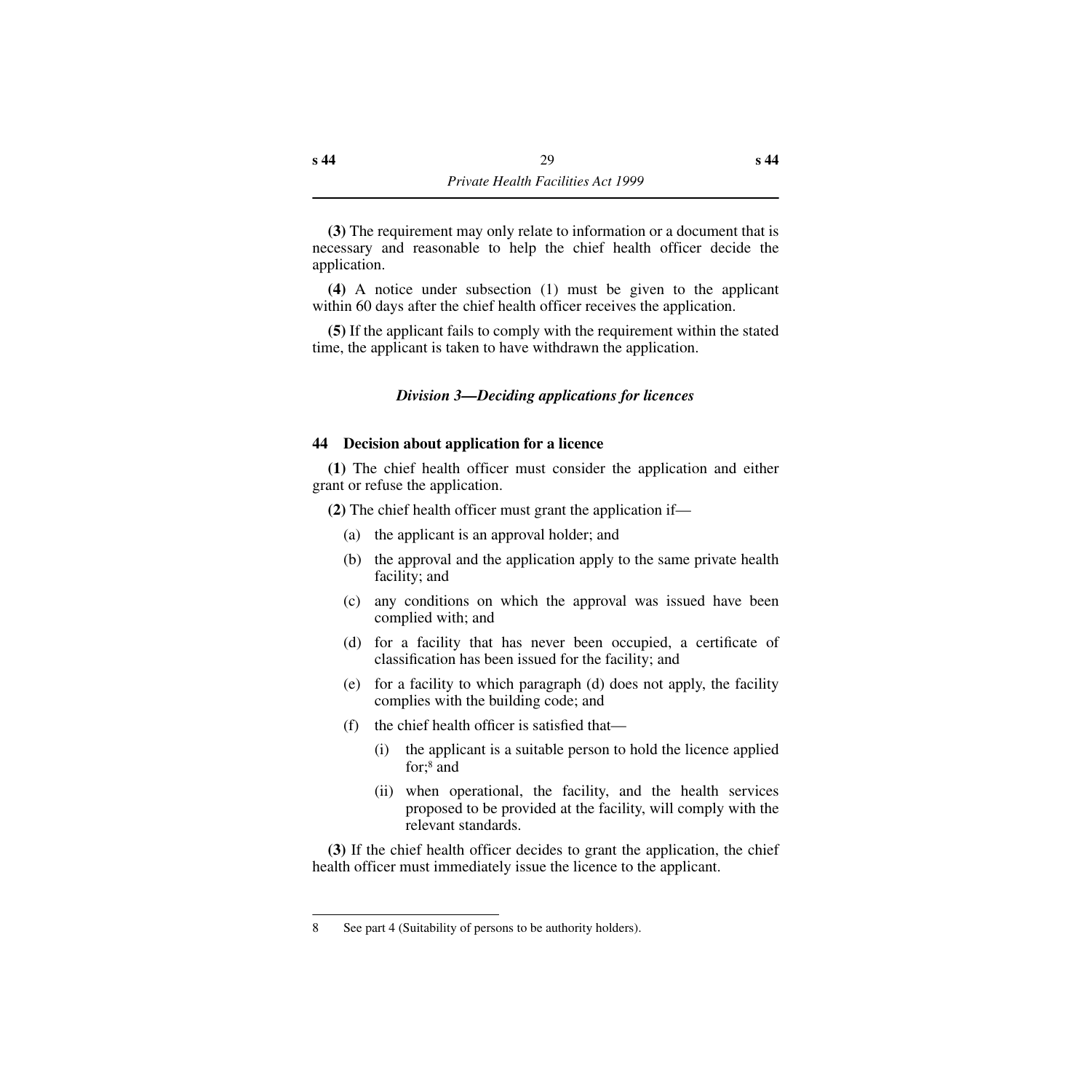**(3)** The requirement may only relate to information or a document that is necessary and reasonable to help the chief health officer decide the application.

**(4)** A notice under subsection (1) must be given to the applicant within 60 days after the chief health officer receives the application.

**(5)** If the applicant fails to comply with the requirement within the stated time, the applicant is taken to have withdrawn the application.

### *Division 3—Deciding applications for licences*

#### 44 Decision about application for a licence

**(1)** The chief health officer must consider the application and either grant or refuse the application.

**(2)** The chief health officer must grant the application if—

- (a) the applicant is an approval holder; and
- (b) the approval and the application apply to the same private health facility; and
- (c) any conditions on which the approval was issued have been complied with; and
- (d) for a facility that has never been occupied, a certificate of classification has been issued for the facility; and
- (e) for a facility to which paragraph (d) does not apply, the facility complies with the building code; and
- (f) the chief health officer is satisfied that—
  - (i) the applicant is a suitable person to hold the licence applied for;[8] and
  - (ii) when operational, the facility, and the health services proposed to be provided at the facility, will comply with the relevant standards.

**(3)** If the chief health officer decides to grant the application, the chief health officer must immediately issue the licence to the applicant.

---

8 See part 4 (Suitability of persons to be authority holders).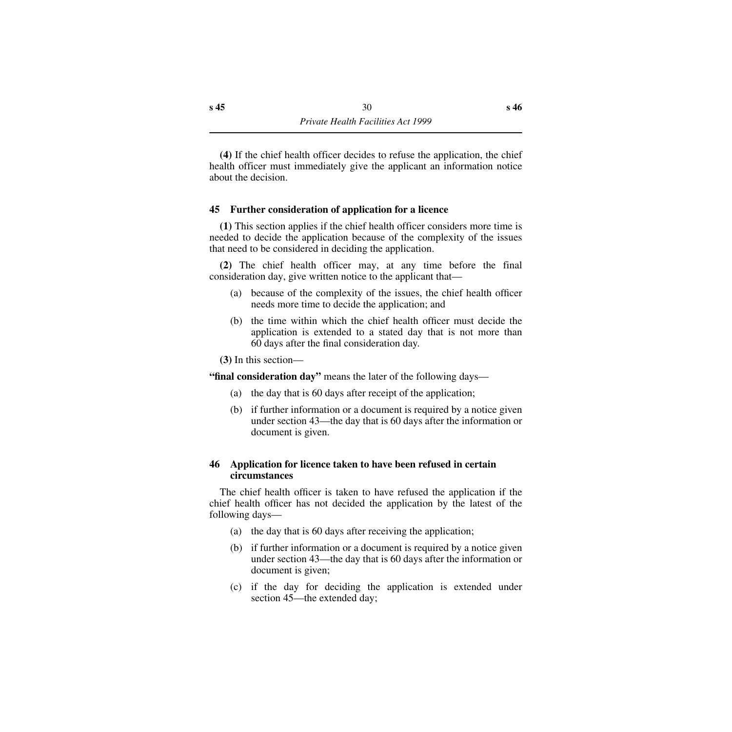**(4)** If the chief health officer decides to refuse the application, the chief health officer must immediately give the applicant an information notice about the decision.

### 45 Further consideration of application for a licence

**(1)** This section applies if the chief health officer considers more time is needed to decide the application because of the complexity of the issues that need to be considered in deciding the application.

**(2)** The chief health officer may, at any time before the final consideration day, give written notice to the applicant that—

- (a) because of the complexity of the issues, the chief health officer needs more time to decide the application; and
- (b) the time within which the chief health officer must decide the application is extended to a stated day that is not more than 60 days after the final consideration day.

**(3)** In this section—

**"final consideration day"** means the later of the following days—

- (a) the day that is 60 days after receipt of the application;
- (b) if further information or a document is required by a notice given under section 43—the day that is 60 days after the information or document is given.

### 46 Application for licence taken to have been refused in certain circumstances

The chief health officer is taken to have refused the application if the chief health officer has not decided the application by the latest of the following days—

- (a) the day that is 60 days after receiving the application;
- (b) if further information or a document is required by a notice given under section 43—the day that is 60 days after the information or document is given;
- (c) if the day for deciding the application is extended under section 45—the extended day;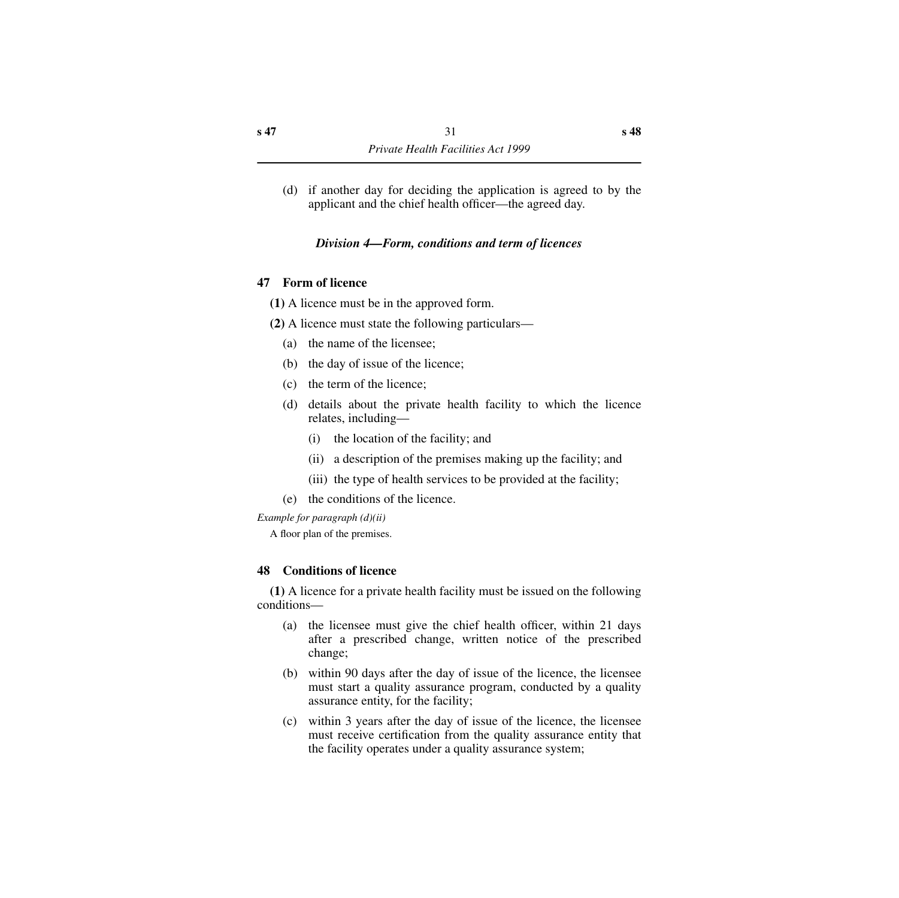(d) if another day for deciding the application is agreed to by the applicant and the chief health officer—the agreed day.

### *Division 4—Form, conditions and term of licences*

#### 47 Form of licence

**(1)** A licence must be in the approved form.

**(2)** A licence must state the following particulars—

(a) the name of the licensee;

(b) the day of issue of the licence;

(c) the term of the licence;

(d) details about the private health facility to which the licence relates, including—

(i) the location of the facility; and

(ii) a description of the premises making up the facility; and

(iii) the type of health services to be provided at the facility;

(e) the conditions of the licence.

*Example for paragraph (d)(ii)*

A floor plan of the premises.

#### 48 Conditions of licence

**(1)** A licence for a private health facility must be issued on the following conditions—

(a) the licensee must give the chief health officer, within 21 days after a prescribed change, written notice of the prescribed change;

(b) within 90 days after the day of issue of the licence, the licensee must start a quality assurance program, conducted by a quality assurance entity, for the facility;

(c) within 3 years after the day of issue of the licence, the licensee must receive certification from the quality assurance entity that the facility operates under a quality assurance system;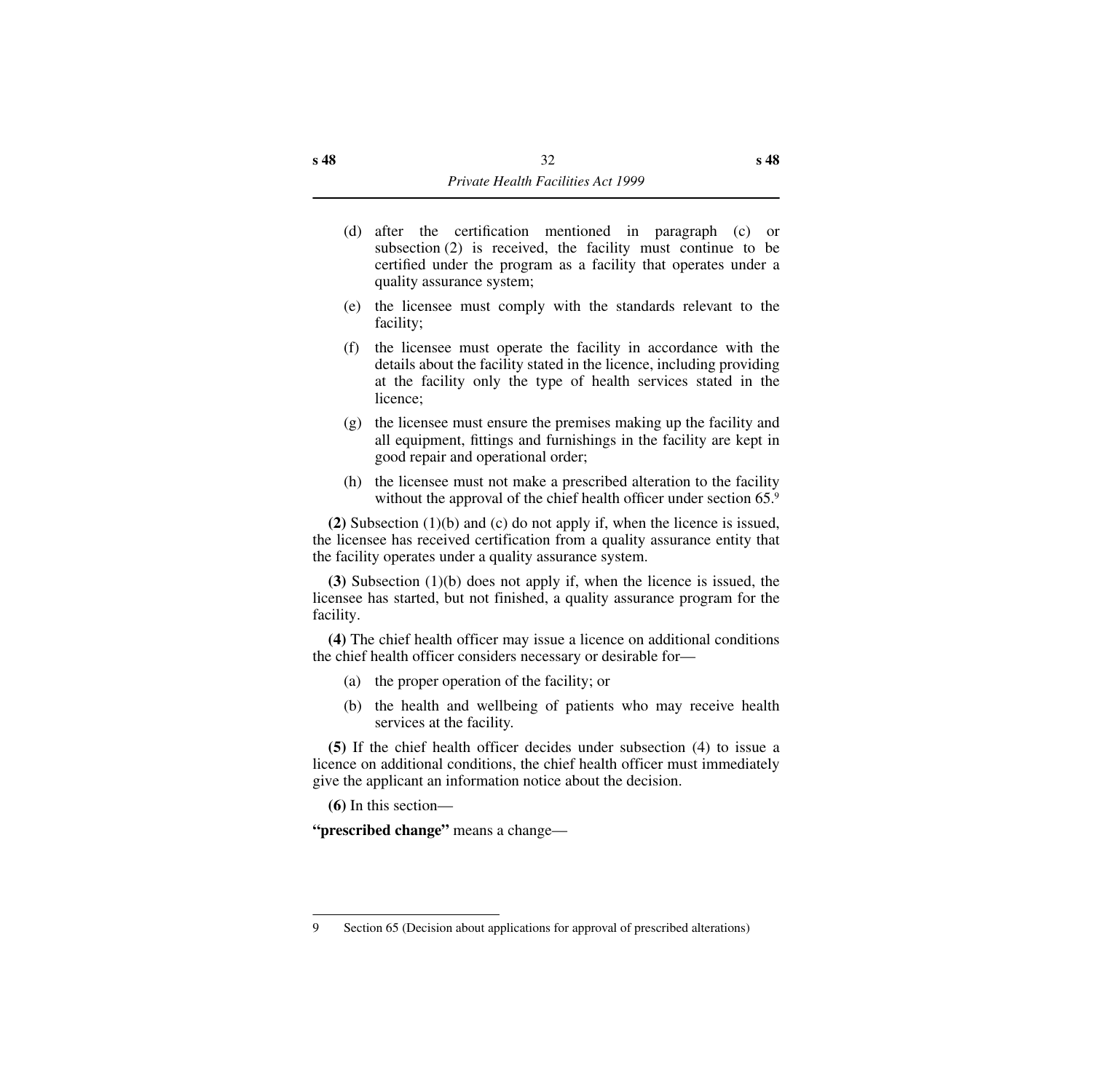(d) after the certification mentioned in paragraph (c) or subsection (2) is received, the facility must continue to be certified under the program as a facility that operates under a quality assurance system;

(e) the licensee must comply with the standards relevant to the facility;

(f) the licensee must operate the facility in accordance with the details about the facility stated in the licence, including providing at the facility only the type of health services stated in the licence;

(g) the licensee must ensure the premises making up the facility and all equipment, fittings and furnishings in the facility are kept in good repair and operational order;

(h) the licensee must not make a prescribed alteration to the facility without the approval of the chief health officer under section 65.[9]

**(2)** Subsection (1)(b) and (c) do not apply if, when the licence is issued, the licensee has received certification from a quality assurance entity that the facility operates under a quality assurance system.

**(3)** Subsection (1)(b) does not apply if, when the licence is issued, the licensee has started, but not finished, a quality assurance program for the facility.

**(4)** The chief health officer may issue a licence on additional conditions the chief health officer considers necessary or desirable for—

(a) the proper operation of the facility; or

(b) the health and wellbeing of patients who may receive health services at the facility.

**(5)** If the chief health officer decides under subsection (4) to issue a licence on additional conditions, the chief health officer must immediately give the applicant an information notice about the decision.

**(6)** In this section—

**"prescribed change"** means a change—

---

9 Section 65 (Decision about applications for approval of prescribed alterations)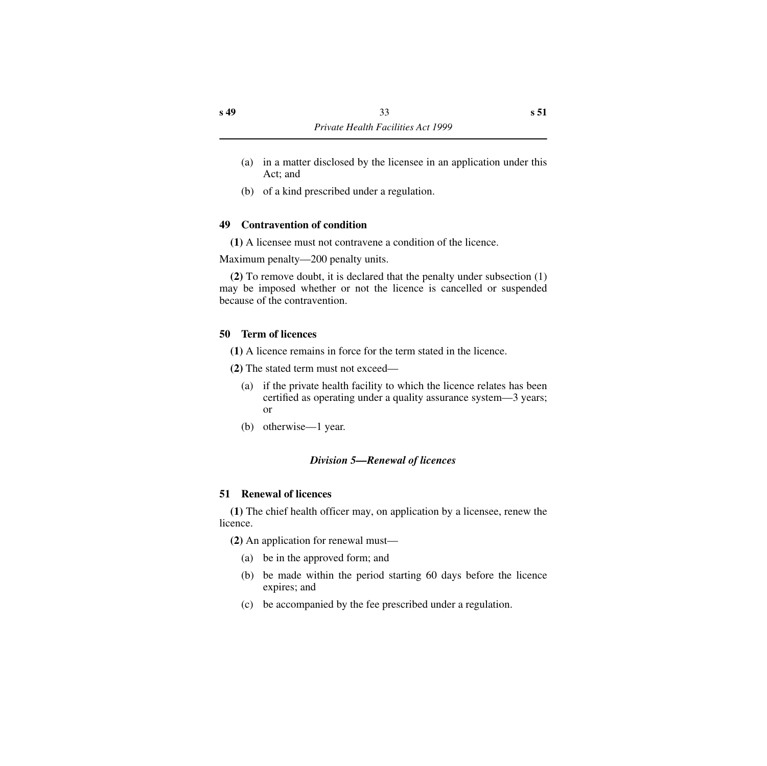(a) in a matter disclosed by the licensee in an application under this Act; and

(b) of a kind prescribed under a regulation.

### 49 Contravention of condition

**(1)** A licensee must not contravene a condition of the licence.

Maximum penalty—200 penalty units.

**(2)** To remove doubt, it is declared that the penalty under subsection (1) may be imposed whether or not the licence is cancelled or suspended because of the contravention.

### 50 Term of licences

**(1)** A licence remains in force for the term stated in the licence.

**(2)** The stated term must not exceed—

(a) if the private health facility to which the licence relates has been certified as operating under a quality assurance system—3 years; or

(b) otherwise—1 year.

## *Division 5—Renewal of licences*

### 51 Renewal of licences

**(1)** The chief health officer may, on application by a licensee, renew the licence.

**(2)** An application for renewal must—

(a) be in the approved form; and

(b) be made within the period starting 60 days before the licence expires; and

(c) be accompanied by the fee prescribed under a regulation.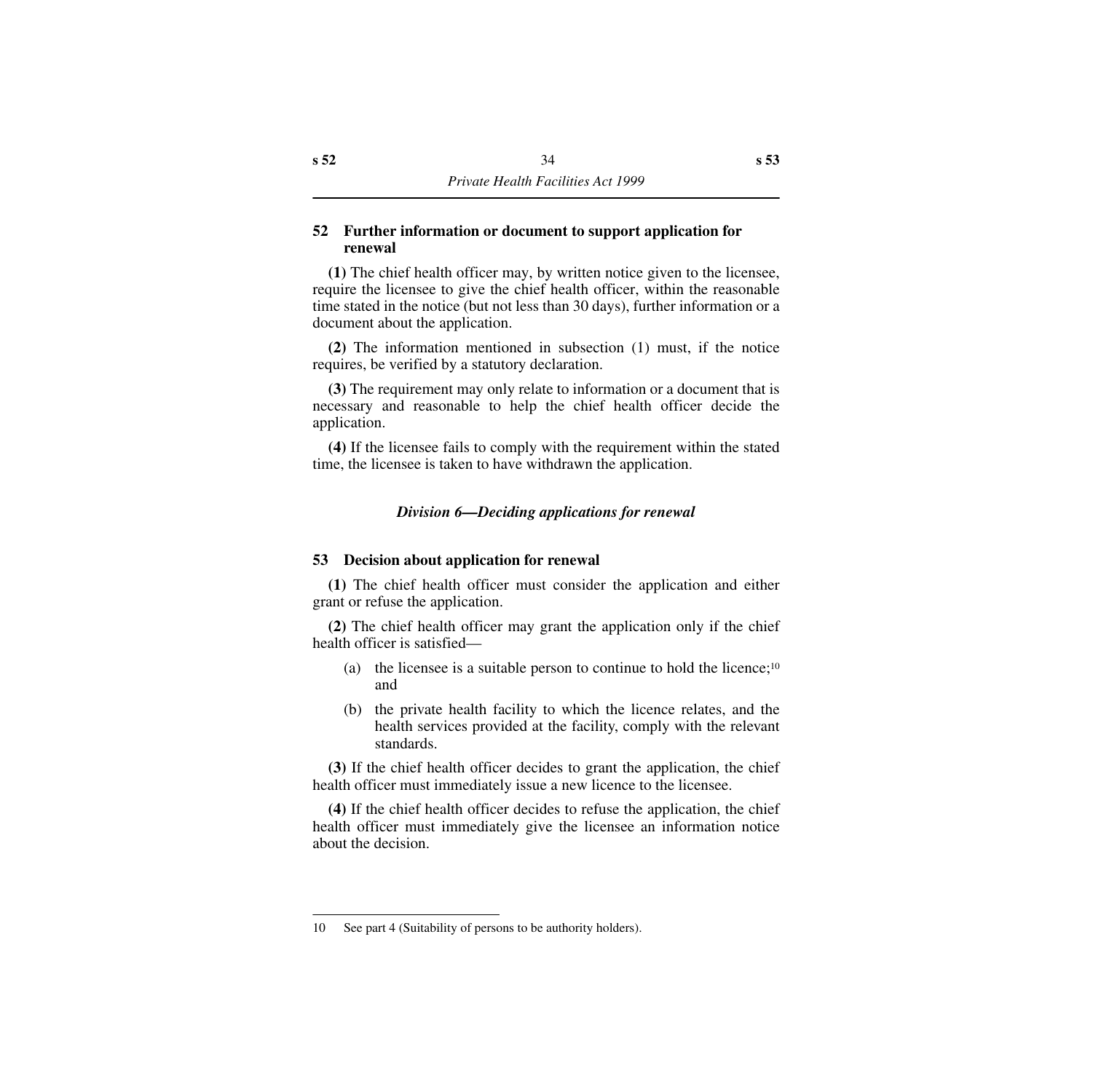### 52 Further information or document to support application for renewal

**(1)** The chief health officer may, by written notice given to the licensee, require the licensee to give the chief health officer, within the reasonable time stated in the notice (but not less than 30 days), further information or a document about the application.

**(2)** The information mentioned in subsection (1) must, if the notice requires, be verified by a statutory declaration.

**(3)** The requirement may only relate to information or a document that is necessary and reasonable to help the chief health officer decide the application.

**(4)** If the licensee fails to comply with the requirement within the stated time, the licensee is taken to have withdrawn the application.

## *Division 6—Deciding applications for renewal*

### 53 Decision about application for renewal

**(1)** The chief health officer must consider the application and either grant or refuse the application.

**(2)** The chief health officer may grant the application only if the chief health officer is satisfied—

(a) the licensee is a suitable person to continue to hold the licence;[10] and

(b) the private health facility to which the licence relates, and the health services provided at the facility, comply with the relevant standards.

**(3)** If the chief health officer decides to grant the application, the chief health officer must immediately issue a new licence to the licensee.

**(4)** If the chief health officer decides to refuse the application, the chief health officer must immediately give the licensee an information notice about the decision.

---

10 See part 4 (Suitability of persons to be authority holders).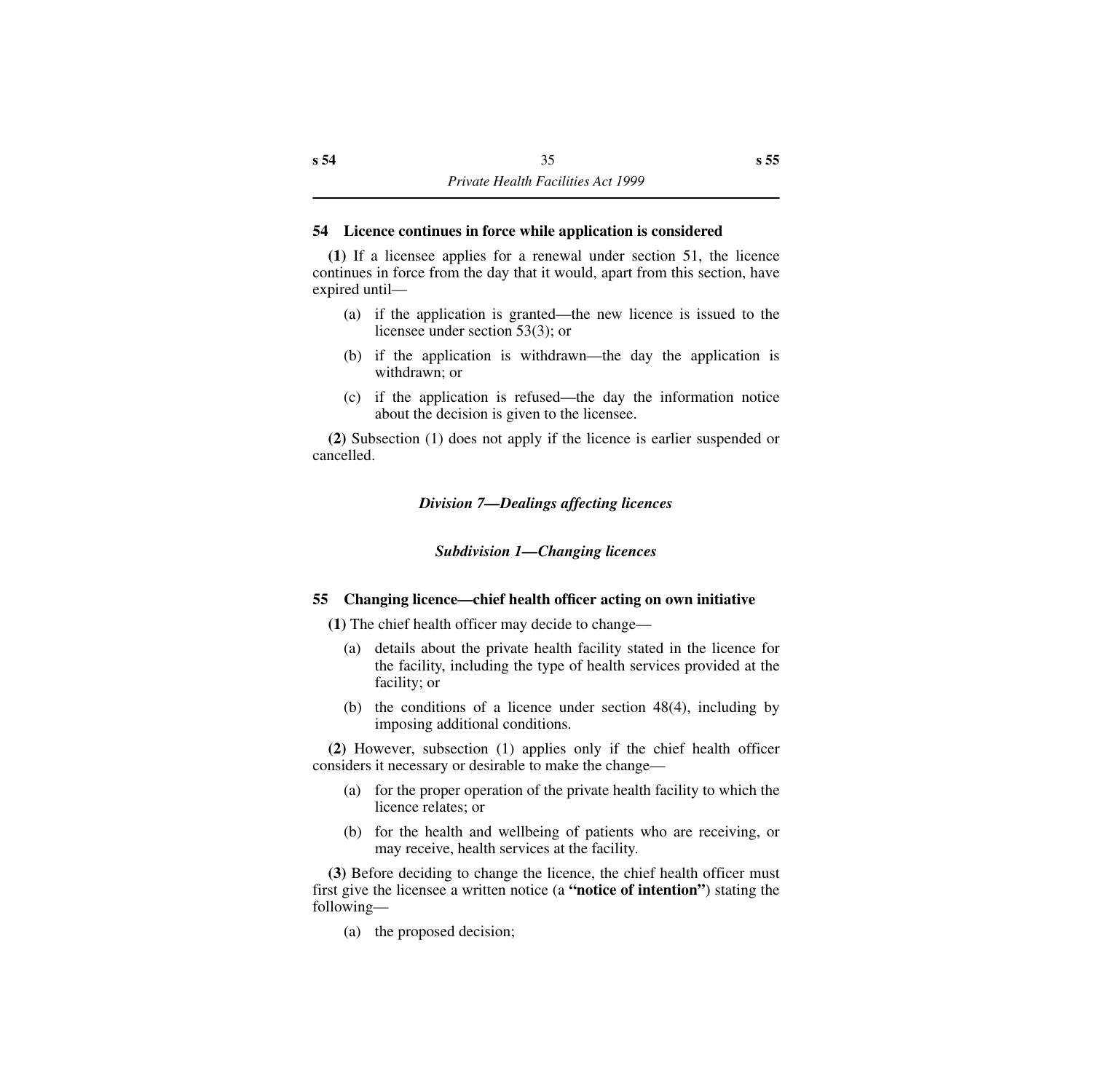### 54 Licence continues in force while application is considered

**(1)** If a licensee applies for a renewal under section 51, the licence continues in force from the day that it would, apart from this section, have expired until—

- (a) if the application is granted—the new licence is issued to the licensee under section 53(3); or
- (b) if the application is withdrawn—the day the application is withdrawn; or
- (c) if the application is refused—the day the information notice about the decision is given to the licensee.

**(2)** Subsection (1) does not apply if the licence is earlier suspended or cancelled.

## *Division 7—Dealings affecting licences*

### *Subdivision 1—Changing licences*

### 55 Changing licence—chief health officer acting on own initiative

**(1)** The chief health officer may decide to change—

- (a) details about the private health facility stated in the licence for the facility, including the type of health services provided at the facility; or
- (b) the conditions of a licence under section 48(4), including by imposing additional conditions.

**(2)** However, subsection (1) applies only if the chief health officer considers it necessary or desirable to make the change—

- (a) for the proper operation of the private health facility to which the licence relates; or
- (b) for the health and wellbeing of patients who are receiving, or may receive, health services at the facility.

**(3)** Before deciding to change the licence, the chief health officer must first give the licensee a written notice (a **"notice of intention"**) stating the following—

- (a) the proposed decision;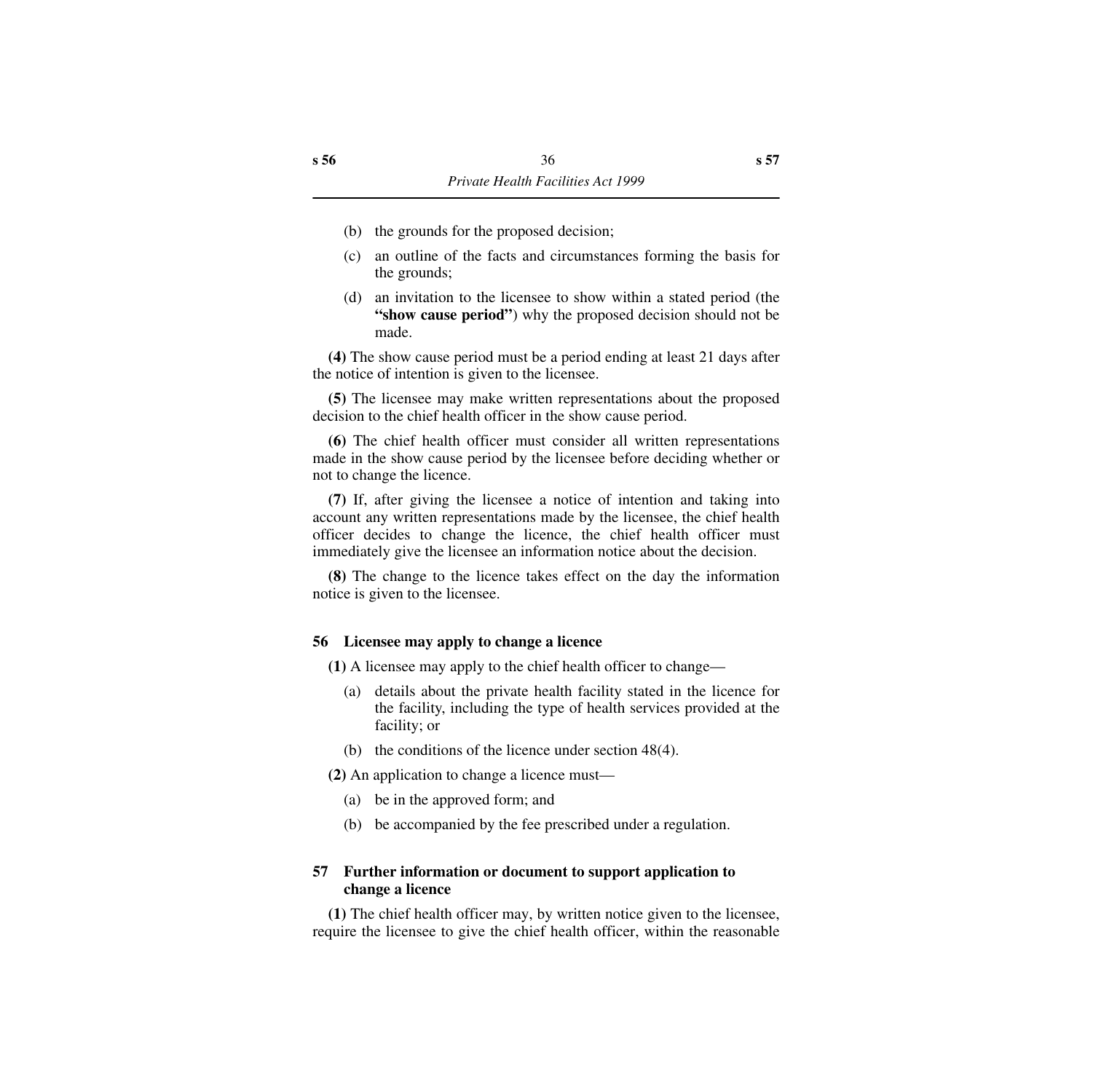(b) the grounds for the proposed decision;

(c) an outline of the facts and circumstances forming the basis for the grounds;

(d) an invitation to the licensee to show within a stated period (the **"show cause period"**) why the proposed decision should not be made.

**(4)** The show cause period must be a period ending at least 21 days after the notice of intention is given to the licensee.

**(5)** The licensee may make written representations about the proposed decision to the chief health officer in the show cause period.

**(6)** The chief health officer must consider all written representations made in the show cause period by the licensee before deciding whether or not to change the licence.

**(7)** If, after giving the licensee a notice of intention and taking into account any written representations made by the licensee, the chief health officer decides to change the licence, the chief health officer must immediately give the licensee an information notice about the decision.

**(8)** The change to the licence takes effect on the day the information notice is given to the licensee.

### 56 Licensee may apply to change a licence

**(1)** A licensee may apply to the chief health officer to change—

(a) details about the private health facility stated in the licence for the facility, including the type of health services provided at the facility; or

(b) the conditions of the licence under section 48(4).

**(2)** An application to change a licence must—

(a) be in the approved form; and

(b) be accompanied by the fee prescribed under a regulation.

### 57 Further information or document to support application to change a licence

**(1)** The chief health officer may, by written notice given to the licensee, require the licensee to give the chief health officer, within the reasonable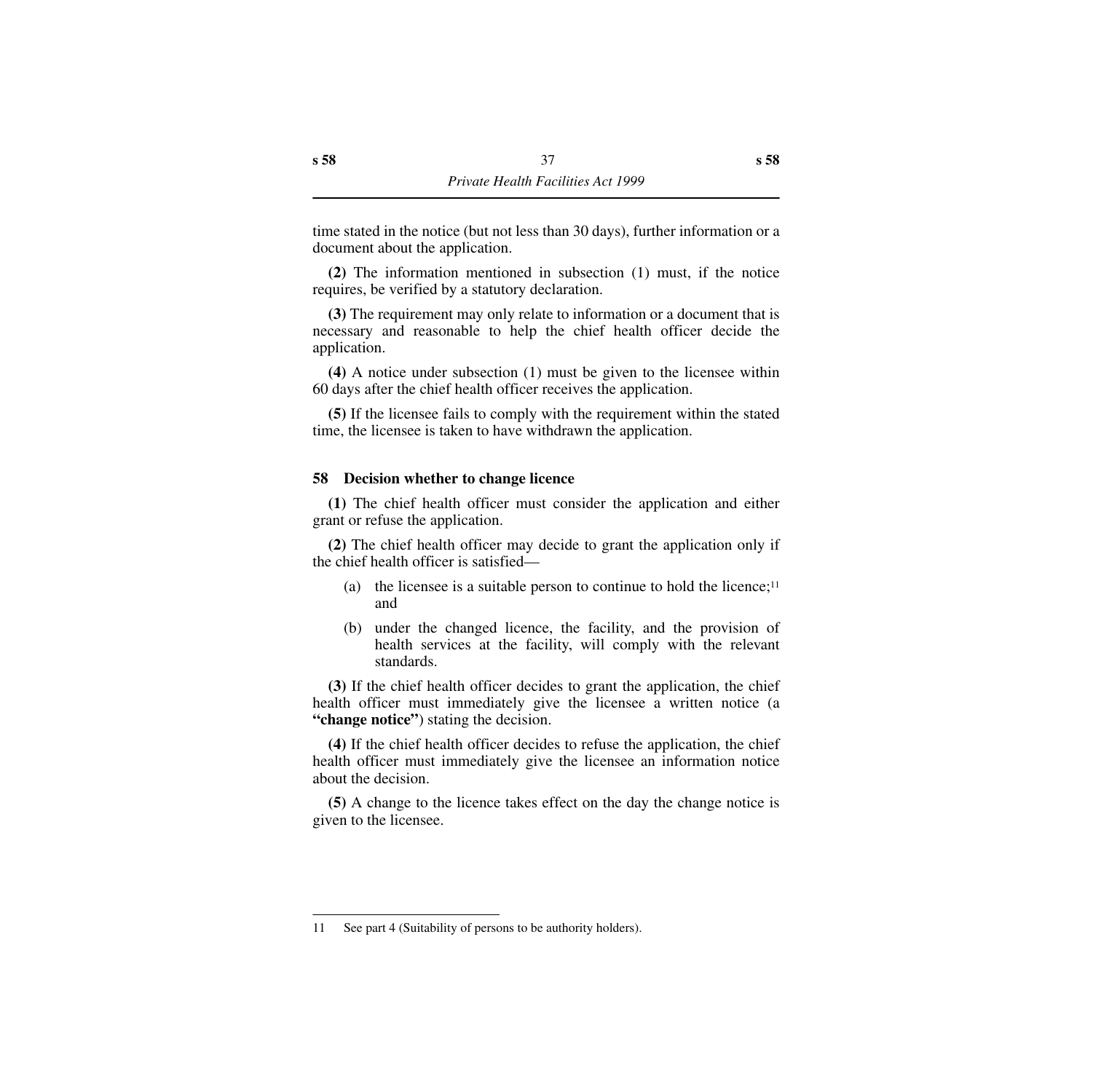time stated in the notice (but not less than 30 days), further information or a document about the application.

**(2)** The information mentioned in subsection (1) must, if the notice requires, be verified by a statutory declaration.

**(3)** The requirement may only relate to information or a document that is necessary and reasonable to help the chief health officer decide the application.

**(4)** A notice under subsection (1) must be given to the licensee within 60 days after the chief health officer receives the application.

**(5)** If the licensee fails to comply with the requirement within the stated time, the licensee is taken to have withdrawn the application.

### 58 Decision whether to change licence

**(1)** The chief health officer must consider the application and either grant or refuse the application.

**(2)** The chief health officer may decide to grant the application only if the chief health officer is satisfied—

(a) the licensee is a suitable person to continue to hold the licence;[11] and

(b) under the changed licence, the facility, and the provision of health services at the facility, will comply with the relevant standards.

**(3)** If the chief health officer decides to grant the application, the chief health officer must immediately give the licensee a written notice (a **"change notice"**) stating the decision.

**(4)** If the chief health officer decides to refuse the application, the chief health officer must immediately give the licensee an information notice about the decision.

**(5)** A change to the licence takes effect on the day the change notice is given to the licensee.

---

11 See part 4 (Suitability of persons to be authority holders).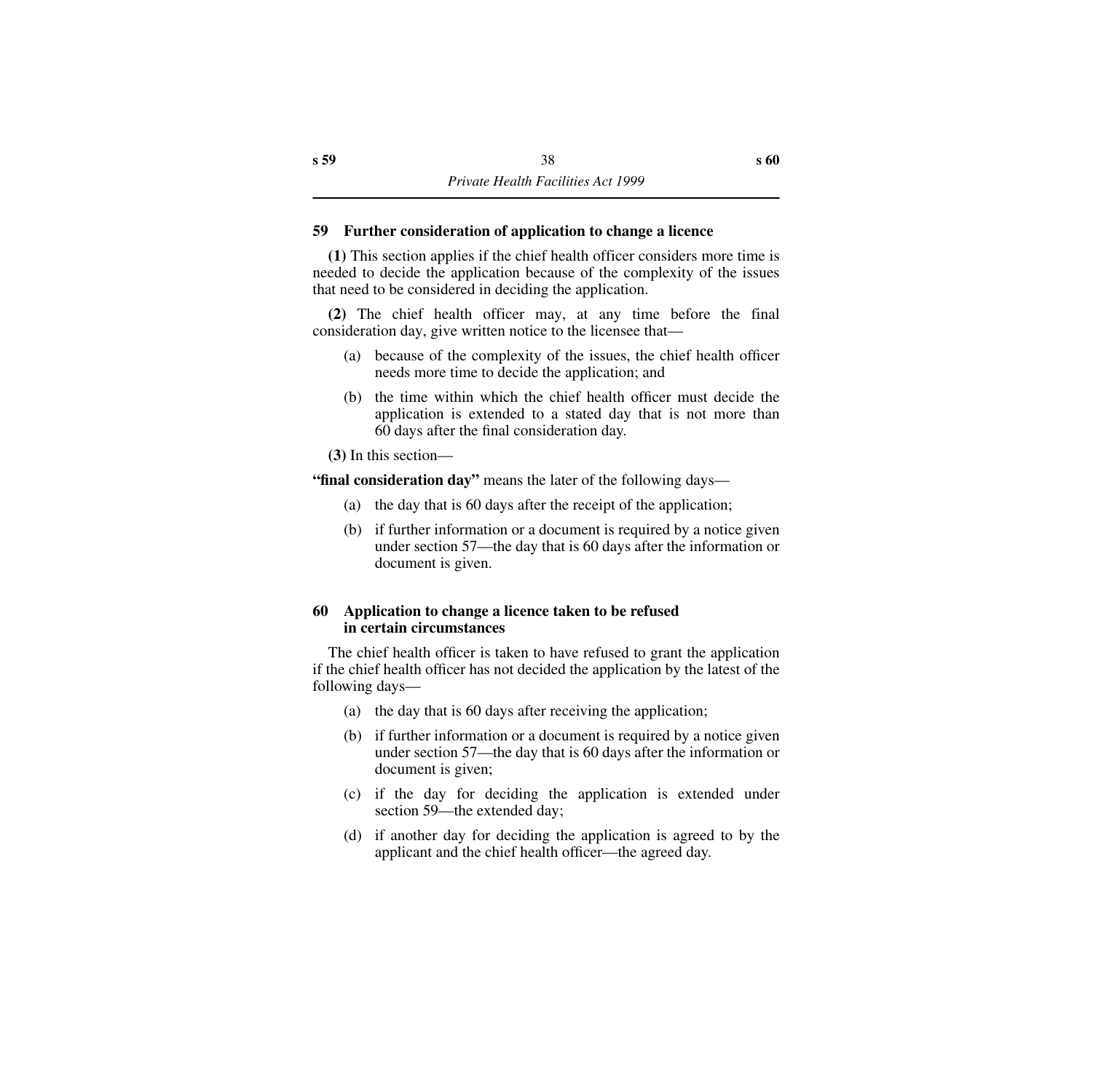### 59 Further consideration of application to change a licence

**(1)** This section applies if the chief health officer considers more time is needed to decide the application because of the complexity of the issues that need to be considered in deciding the application.

**(2)** The chief health officer may, at any time before the final consideration day, give written notice to the licensee that—

- (a) because of the complexity of the issues, the chief health officer needs more time to decide the application; and
- (b) the time within which the chief health officer must decide the application is extended to a stated day that is not more than 60 days after the final consideration day.

**(3)** In this section—

**"final consideration day"** means the later of the following days—

- (a) the day that is 60 days after the receipt of the application;
- (b) if further information or a document is required by a notice given under section 57—the day that is 60 days after the information or document is given.

### 60 Application to change a licence taken to be refused in certain circumstances

The chief health officer is taken to have refused to grant the application if the chief health officer has not decided the application by the latest of the following days—

- (a) the day that is 60 days after receiving the application;
- (b) if further information or a document is required by a notice given under section 57—the day that is 60 days after the information or document is given;
- (c) if the day for deciding the application is extended under section 59—the extended day;
- (d) if another day for deciding the application is agreed to by the applicant and the chief health officer—the agreed day.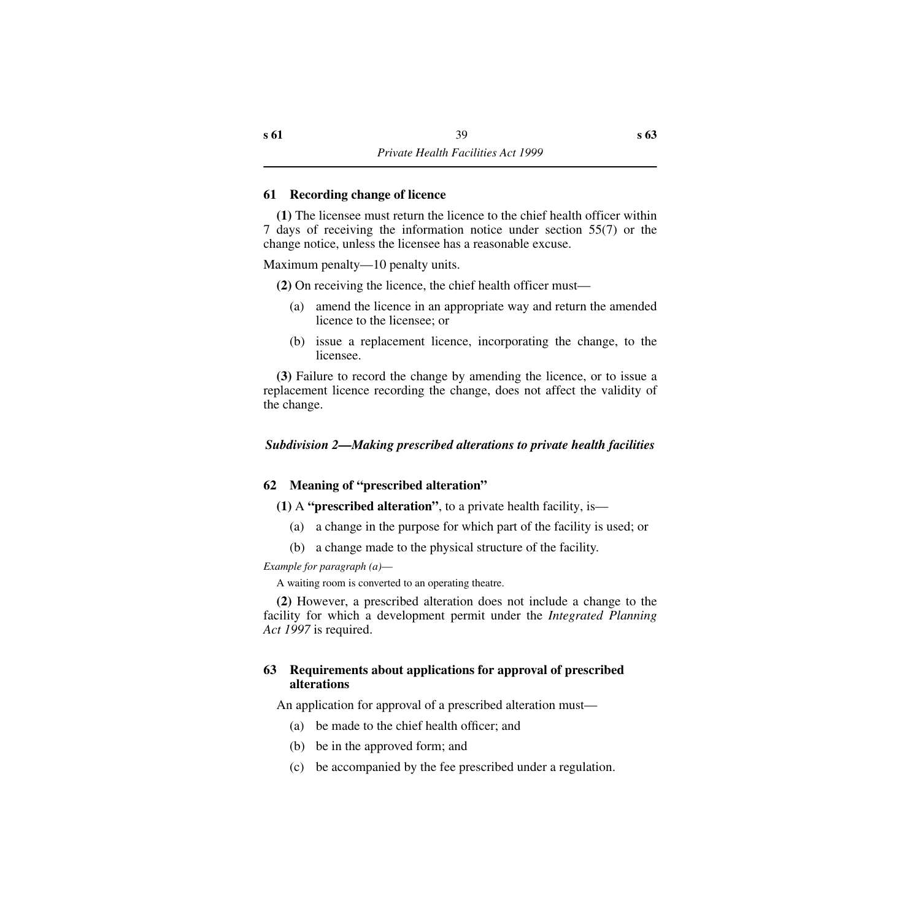### 61 Recording change of licence

**(1)** The licensee must return the licence to the chief health officer within 7 days of receiving the information notice under section 55(7) or the change notice, unless the licensee has a reasonable excuse.

Maximum penalty—10 penalty units.

**(2)** On receiving the licence, the chief health officer must—

(a) amend the licence in an appropriate way and return the amended licence to the licensee; or

(b) issue a replacement licence, incorporating the change, to the licensee.

**(3)** Failure to record the change by amending the licence, or to issue a replacement licence recording the change, does not affect the validity of the change.

## *Subdivision 2—Making prescribed alterations to private health facilities*

### 62 Meaning of "prescribed alteration"

**(1)** A **"prescribed alteration"**, to a private health facility, is—

(a) a change in the purpose for which part of the facility is used; or

(b) a change made to the physical structure of the facility.

*Example for paragraph (a)—*

A waiting room is converted to an operating theatre.

**(2)** However, a prescribed alteration does not include a change to the facility for which a development permit under the *Integrated Planning Act 1997* is required.

### 63 Requirements about applications for approval of prescribed alterations

An application for approval of a prescribed alteration must—

(a) be made to the chief health officer; and

(b) be in the approved form; and

(c) be accompanied by the fee prescribed under a regulation.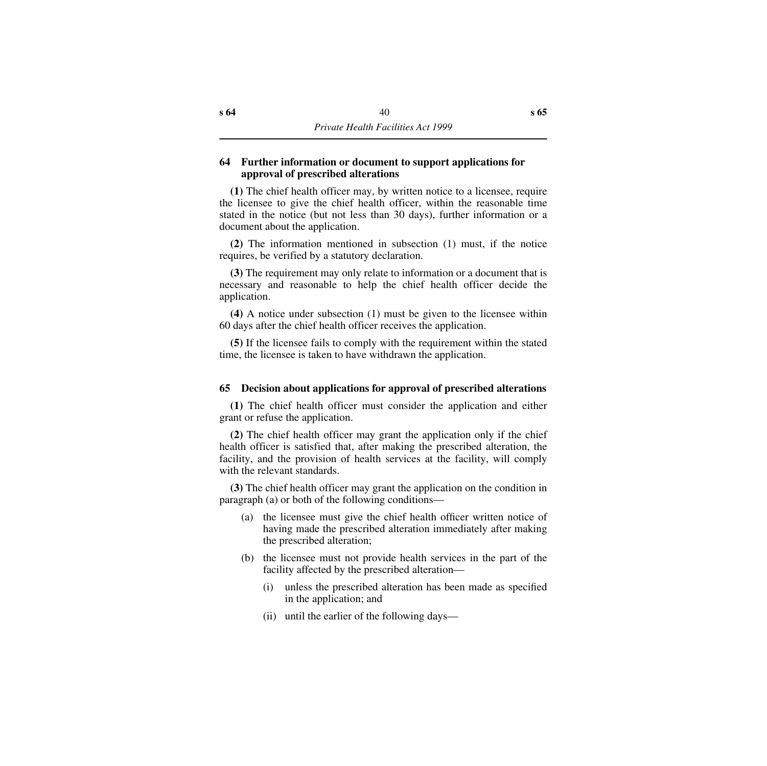### 64 Further information or document to support applications for approval of prescribed alterations

**(1)** The chief health officer may, by written notice to a licensee, require the licensee to give the chief health officer, within the reasonable time stated in the notice (but not less than 30 days), further information or a document about the application.

**(2)** The information mentioned in subsection (1) must, if the notice requires, be verified by a statutory declaration.

**(3)** The requirement may only relate to information or a document that is necessary and reasonable to help the chief health officer decide the application.

**(4)** A notice under subsection (1) must be given to the licensee within 60 days after the chief health officer receives the application.

**(5)** If the licensee fails to comply with the requirement within the stated time, the licensee is taken to have withdrawn the application.

### 65 Decision about applications for approval of prescribed alterations

**(1)** The chief health officer must consider the application and either grant or refuse the application.

**(2)** The chief health officer may grant the application only if the chief health officer is satisfied that, after making the prescribed alteration, the facility, and the provision of health services at the facility, will comply with the relevant standards.

**(3)** The chief health officer may grant the application on the condition in paragraph (a) or both of the following conditions—

- (a) the licensee must give the chief health officer written notice of having made the prescribed alteration immediately after making the prescribed alteration;
- (b) the licensee must not provide health services in the part of the facility affected by the prescribed alteration—
  - (i) unless the prescribed alteration has been made as specified in the application; and
  - (ii) until the earlier of the following days—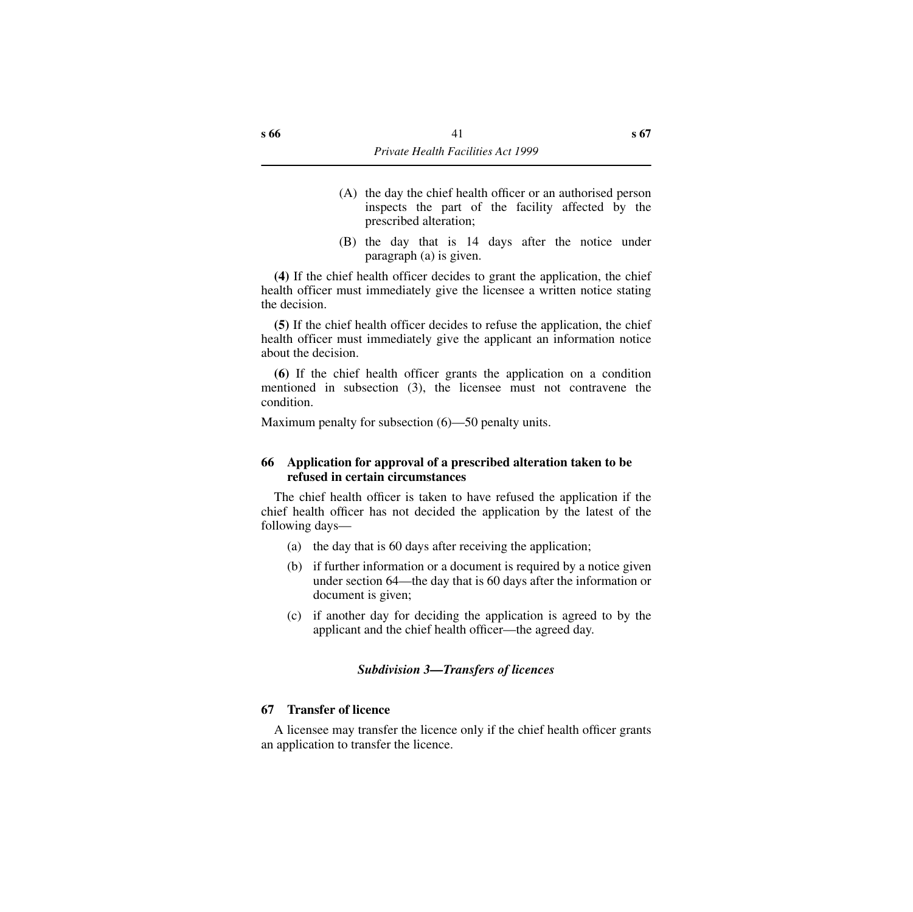(A) the day the chief health officer or an authorised person inspects the part of the facility affected by the prescribed alteration;

(B) the day that is 14 days after the notice under paragraph (a) is given.

**(4)** If the chief health officer decides to grant the application, the chief health officer must immediately give the licensee a written notice stating the decision.

**(5)** If the chief health officer decides to refuse the application, the chief health officer must immediately give the applicant an information notice about the decision.

**(6)** If the chief health officer grants the application on a condition mentioned in subsection (3), the licensee must not contravene the condition.

Maximum penalty for subsection (6)—50 penalty units.

### 66 Application for approval of a prescribed alteration taken to be refused in certain circumstances

The chief health officer is taken to have refused the application if the chief health officer has not decided the application by the latest of the following days—

(a) the day that is 60 days after receiving the application;

(b) if further information or a document is required by a notice given under section 64—the day that is 60 days after the information or document is given;

(c) if another day for deciding the application is agreed to by the applicant and the chief health officer—the agreed day.

## *Subdivision 3—Transfers of licences*

### 67 Transfer of licence

A licensee may transfer the licence only if the chief health officer grants an application to transfer the licence.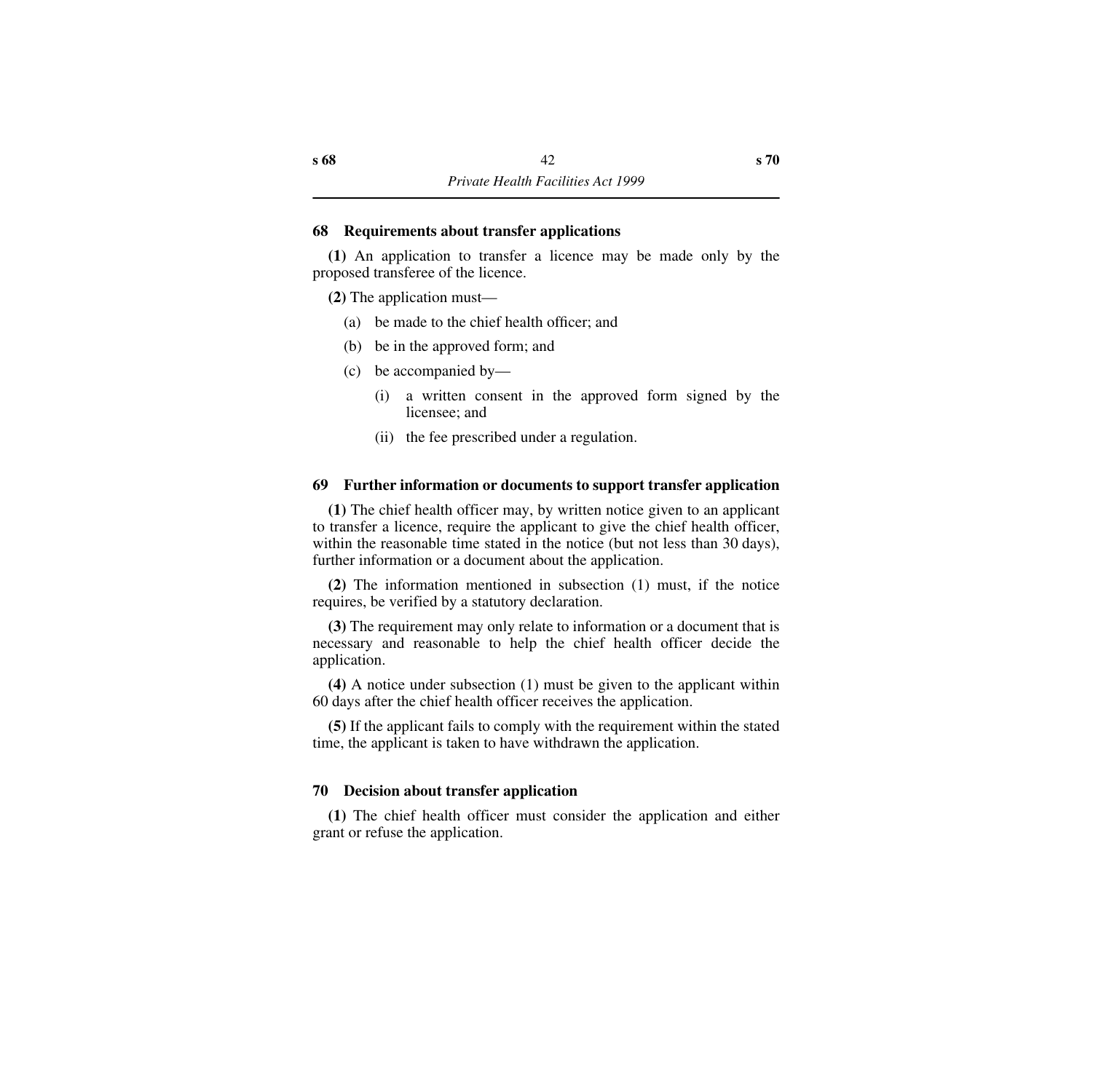### 68 Requirements about transfer applications

**(1)** An application to transfer a licence may be made only by the proposed transferee of the licence.

**(2)** The application must—

(a) be made to the chief health officer; and

(b) be in the approved form; and

(c) be accompanied by—

(i) a written consent in the approved form signed by the licensee; and

(ii) the fee prescribed under a regulation.

### 69 Further information or documents to support transfer application

**(1)** The chief health officer may, by written notice given to an applicant to transfer a licence, require the applicant to give the chief health officer, within the reasonable time stated in the notice (but not less than 30 days), further information or a document about the application.

**(2)** The information mentioned in subsection (1) must, if the notice requires, be verified by a statutory declaration.

**(3)** The requirement may only relate to information or a document that is necessary and reasonable to help the chief health officer decide the application.

**(4)** A notice under subsection (1) must be given to the applicant within 60 days after the chief health officer receives the application.

**(5)** If the applicant fails to comply with the requirement within the stated time, the applicant is taken to have withdrawn the application.

### 70 Decision about transfer application

**(1)** The chief health officer must consider the application and either grant or refuse the application.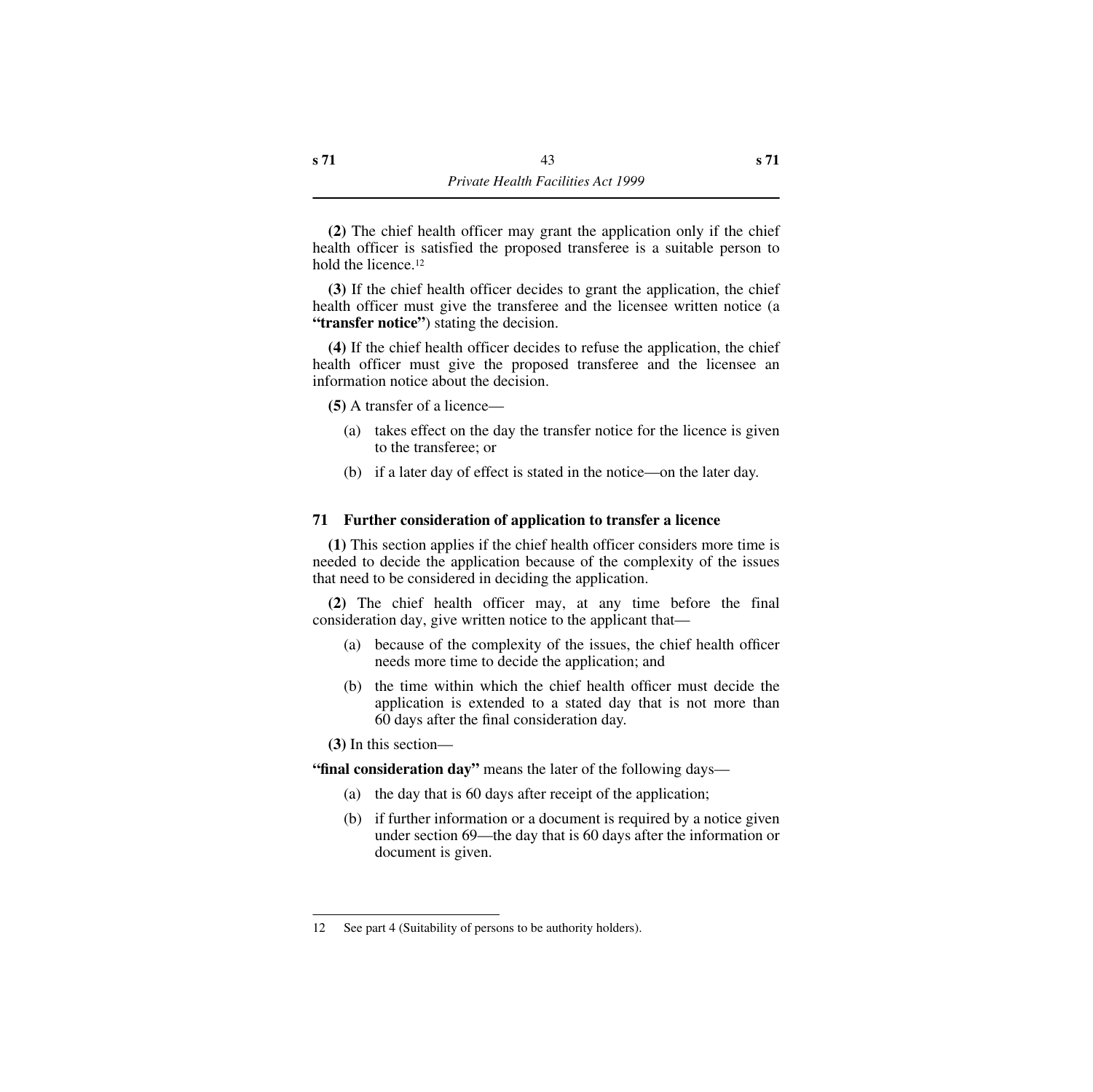**(2)** The chief health officer may grant the application only if the chief health officer is satisfied the proposed transferee is a suitable person to hold the licence.[12]

**(3)** If the chief health officer decides to grant the application, the chief health officer must give the transferee and the licensee written notice (a **"transfer notice"**) stating the decision.

**(4)** If the chief health officer decides to refuse the application, the chief health officer must give the proposed transferee and the licensee an information notice about the decision.

**(5)** A transfer of a licence—

(a) takes effect on the day the transfer notice for the licence is given to the transferee; or

(b) if a later day of effect is stated in the notice—on the later day.

### 71 Further consideration of application to transfer a licence

**(1)** This section applies if the chief health officer considers more time is needed to decide the application because of the complexity of the issues that need to be considered in deciding the application.

**(2)** The chief health officer may, at any time before the final consideration day, give written notice to the applicant that—

(a) because of the complexity of the issues, the chief health officer needs more time to decide the application; and

(b) the time within which the chief health officer must decide the application is extended to a stated day that is not more than 60 days after the final consideration day.

**(3)** In this section—

**"final consideration day"** means the later of the following days—

(a) the day that is 60 days after receipt of the application;

(b) if further information or a document is required by a notice given under section 69—the day that is 60 days after the information or document is given.

---

12 See part 4 (Suitability of persons to be authority holders).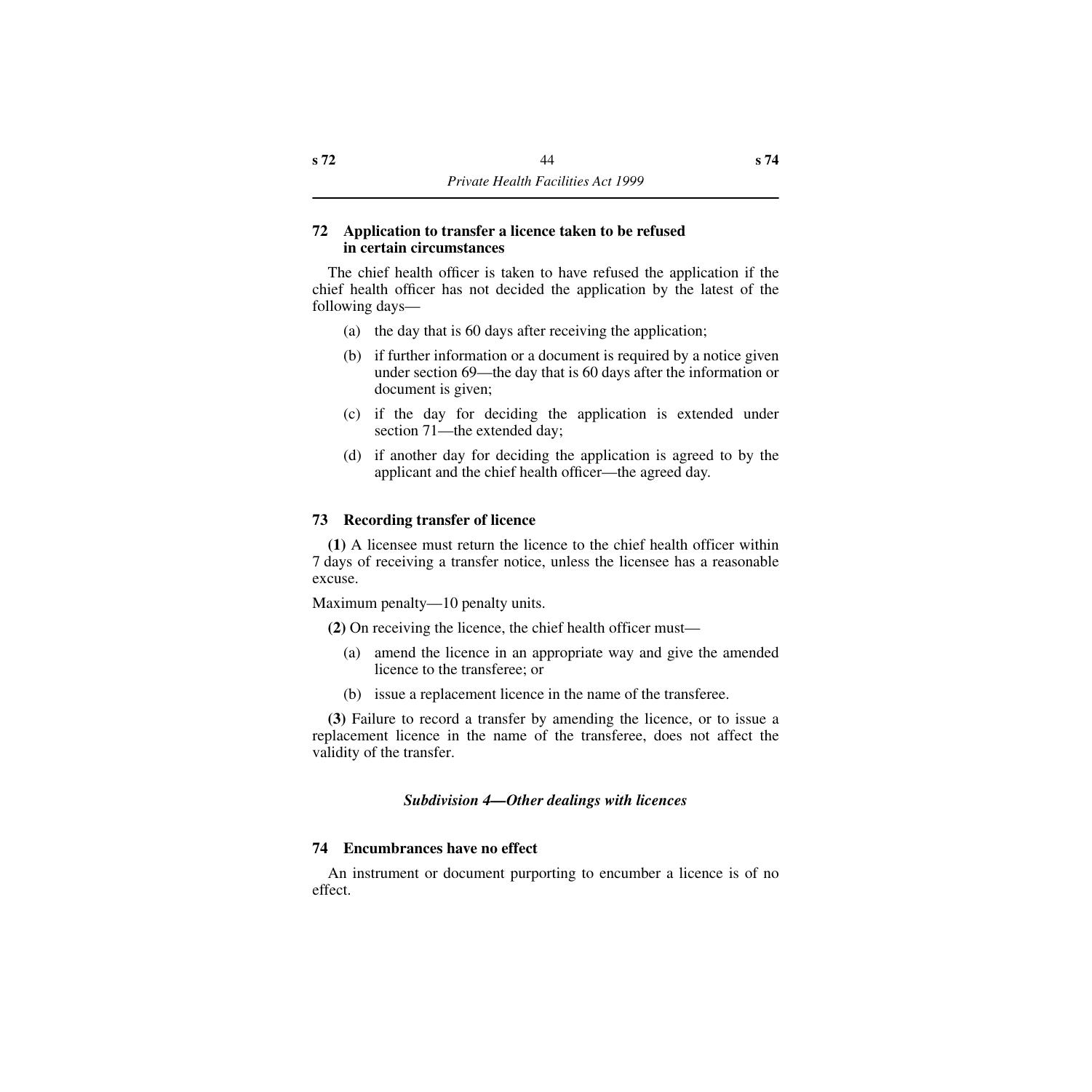### 72 Application to transfer a licence taken to be refused in certain circumstances

The chief health officer is taken to have refused the application if the chief health officer has not decided the application by the latest of the following days—

(a) the day that is 60 days after receiving the application;

(b) if further information or a document is required by a notice given under section 69—the day that is 60 days after the information or document is given;

(c) if the day for deciding the application is extended under section 71—the extended day;

(d) if another day for deciding the application is agreed to by the applicant and the chief health officer—the agreed day.

### 73 Recording transfer of licence

**(1)** A licensee must return the licence to the chief health officer within 7 days of receiving a transfer notice, unless the licensee has a reasonable excuse.

Maximum penalty—10 penalty units.

**(2)** On receiving the licence, the chief health officer must—

(a) amend the licence in an appropriate way and give the amended licence to the transferee; or

(b) issue a replacement licence in the name of the transferee.

**(3)** Failure to record a transfer by amending the licence, or to issue a replacement licence in the name of the transferee, does not affect the validity of the transfer.

#### *Subdivision 4—Other dealings with licences*

### 74 Encumbrances have no effect

An instrument or document purporting to encumber a licence is of no effect.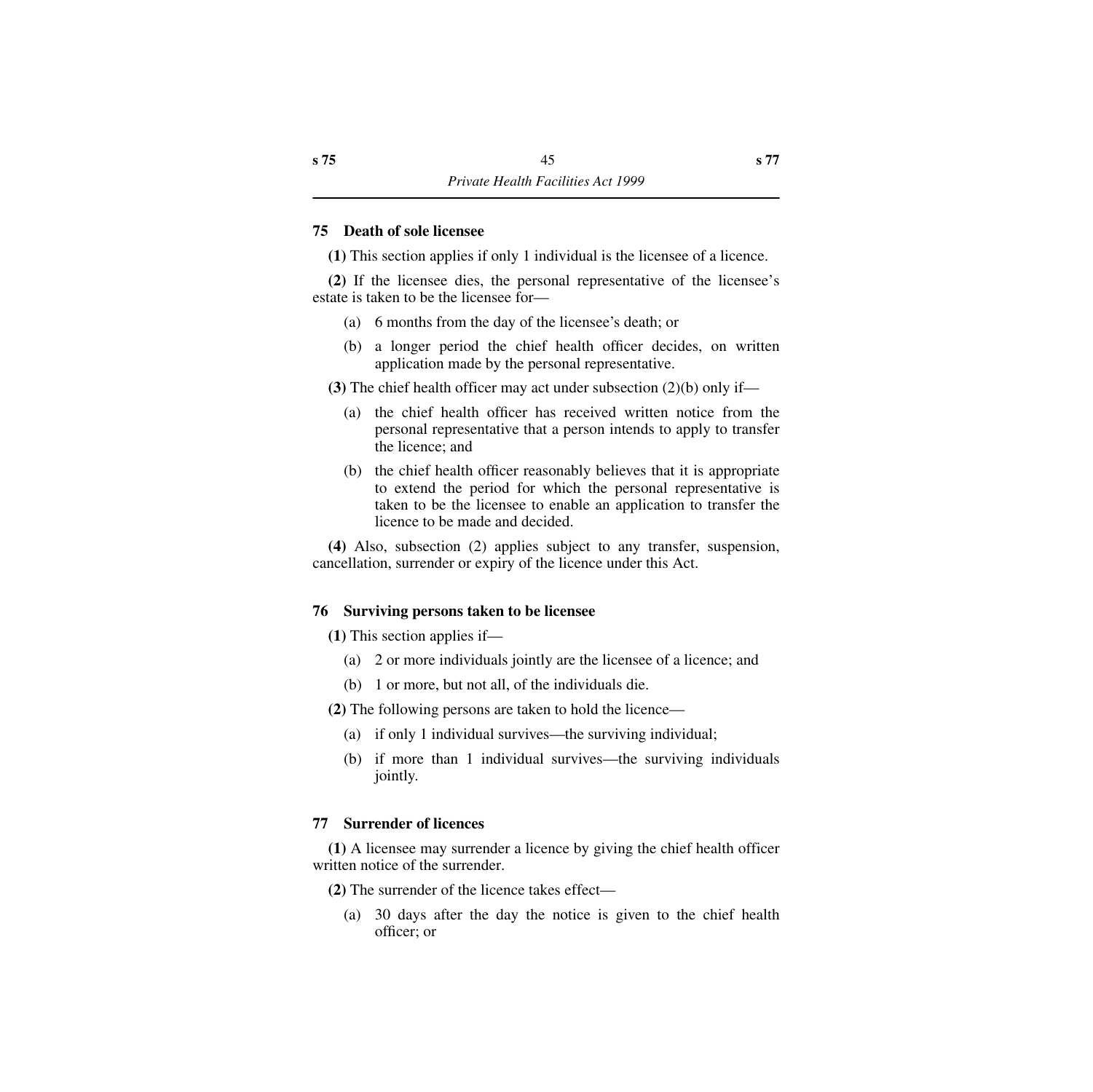### 75 Death of sole licensee

**(1)** This section applies if only 1 individual is the licensee of a licence.

**(2)** If the licensee dies, the personal representative of the licensee's estate is taken to be the licensee for—

(a) 6 months from the day of the licensee's death; or

(b) a longer period the chief health officer decides, on written application made by the personal representative.

**(3)** The chief health officer may act under subsection (2)(b) only if—

(a) the chief health officer has received written notice from the personal representative that a person intends to apply to transfer the licence; and

(b) the chief health officer reasonably believes that it is appropriate to extend the period for which the personal representative is taken to be the licensee to enable an application to transfer the licence to be made and decided.

**(4)** Also, subsection (2) applies subject to any transfer, suspension, cancellation, surrender or expiry of the licence under this Act.

### 76 Surviving persons taken to be licensee

**(1)** This section applies if—

(a) 2 or more individuals jointly are the licensee of a licence; and

(b) 1 or more, but not all, of the individuals die.

**(2)** The following persons are taken to hold the licence—

(a) if only 1 individual survives—the surviving individual;

(b) if more than 1 individual survives—the surviving individuals jointly.

### 77 Surrender of licences

**(1)** A licensee may surrender a licence by giving the chief health officer written notice of the surrender.

**(2)** The surrender of the licence takes effect—

(a) 30 days after the day the notice is given to the chief health officer; or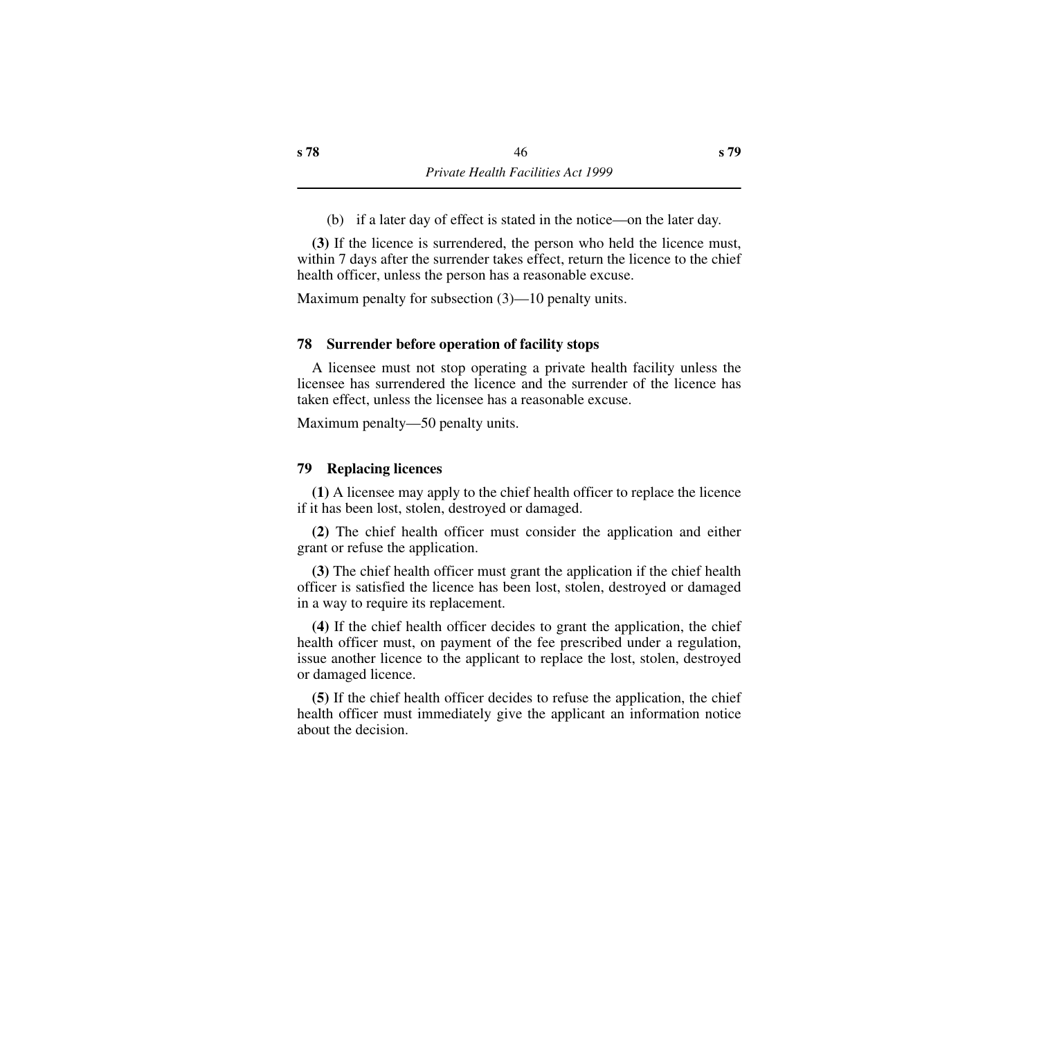(b) if a later day of effect is stated in the notice—on the later day.

**(3)** If the licence is surrendered, the person who held the licence must, within 7 days after the surrender takes effect, return the licence to the chief health officer, unless the person has a reasonable excuse.

Maximum penalty for subsection (3)—10 penalty units.

### 78 Surrender before operation of facility stops

A licensee must not stop operating a private health facility unless the licensee has surrendered the licence and the surrender of the licence has taken effect, unless the licensee has a reasonable excuse.

Maximum penalty—50 penalty units.

### 79 Replacing licences

**(1)** A licensee may apply to the chief health officer to replace the licence if it has been lost, stolen, destroyed or damaged.

**(2)** The chief health officer must consider the application and either grant or refuse the application.

**(3)** The chief health officer must grant the application if the chief health officer is satisfied the licence has been lost, stolen, destroyed or damaged in a way to require its replacement.

**(4)** If the chief health officer decides to grant the application, the chief health officer must, on payment of the fee prescribed under a regulation, issue another licence to the applicant to replace the lost, stolen, destroyed or damaged licence.

**(5)** If the chief health officer decides to refuse the application, the chief health officer must immediately give the applicant an information notice about the decision.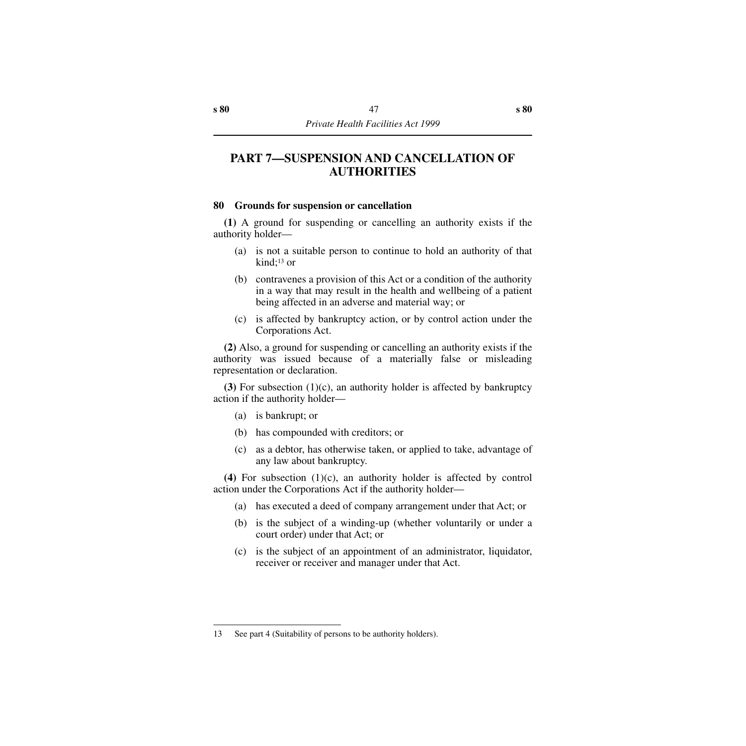# PART 7—SUSPENSION AND CANCELLATION OF AUTHORITIES

## 80 Grounds for suspension or cancellation

**(1)** A ground for suspending or cancelling an authority exists if the authority holder—

(a) is not a suitable person to continue to hold an authority of that kind;[13] or

(b) contravenes a provision of this Act or a condition of the authority in a way that may result in the health and wellbeing of a patient being affected in an adverse and material way; or

(c) is affected by bankruptcy action, or by control action under the Corporations Act.

**(2)** Also, a ground for suspending or cancelling an authority exists if the authority was issued because of a materially false or misleading representation or declaration.

**(3)** For subsection (1)(c), an authority holder is affected by bankruptcy action if the authority holder—

(a) is bankrupt; or

(b) has compounded with creditors; or

(c) as a debtor, has otherwise taken, or applied to take, advantage of any law about bankruptcy.

**(4)** For subsection (1)(c), an authority holder is affected by control action under the Corporations Act if the authority holder—

(a) has executed a deed of company arrangement under that Act; or

(b) is the subject of a winding-up (whether voluntarily or under a court order) under that Act; or

(c) is the subject of an appointment of an administrator, liquidator, receiver or receiver and manager under that Act.

---

13 See part 4 (Suitability of persons to be authority holders).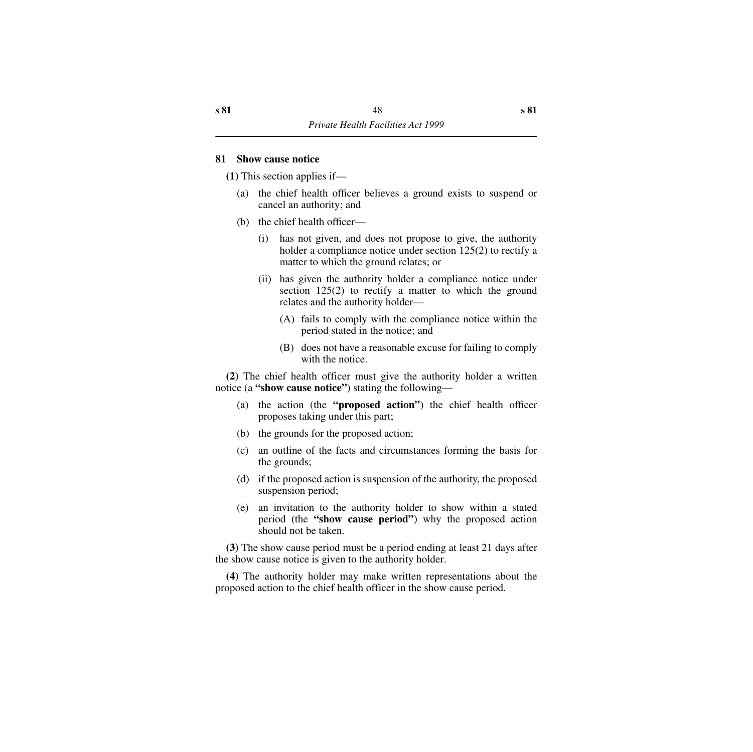### 81 Show cause notice

**(1)** This section applies if—

(a) the chief health officer believes a ground exists to suspend or cancel an authority; and

(b) the chief health officer—

(i) has not given, and does not propose to give, the authority holder a compliance notice under section 125(2) to rectify a matter to which the ground relates; or

(ii) has given the authority holder a compliance notice under section 125(2) to rectify a matter to which the ground relates and the authority holder—

(A) fails to comply with the compliance notice within the period stated in the notice; and

(B) does not have a reasonable excuse for failing to comply with the notice.

**(2)** The chief health officer must give the authority holder a written notice (a **"show cause notice"**) stating the following—

(a) the action (the **"proposed action"**) the chief health officer proposes taking under this part;

(b) the grounds for the proposed action;

(c) an outline of the facts and circumstances forming the basis for the grounds;

(d) if the proposed action is suspension of the authority, the proposed suspension period;

(e) an invitation to the authority holder to show within a stated period (the **"show cause period"**) why the proposed action should not be taken.

**(3)** The show cause period must be a period ending at least 21 days after the show cause notice is given to the authority holder.

**(4)** The authority holder may make written representations about the proposed action to the chief health officer in the show cause period.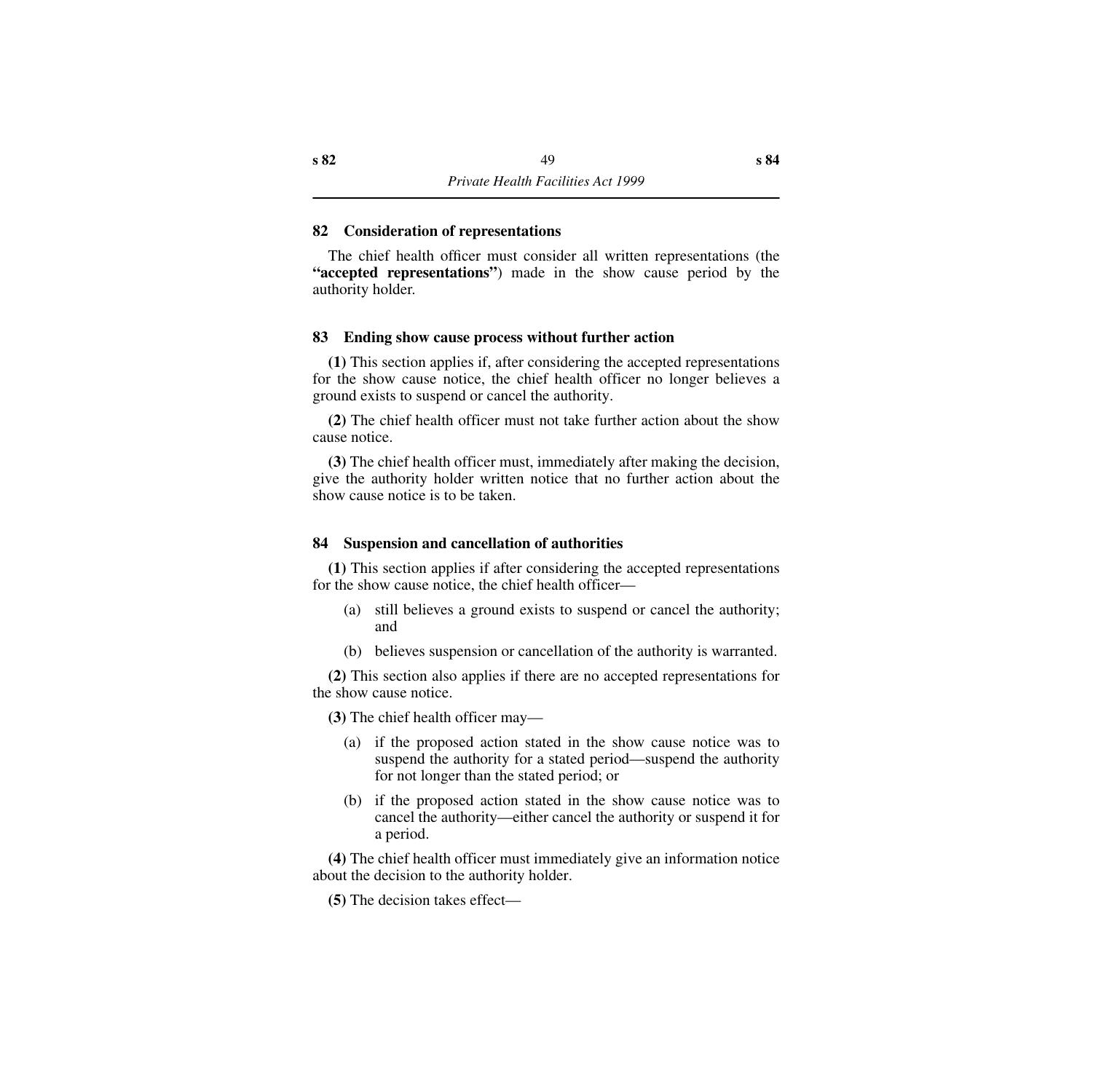### 82 Consideration of representations

The chief health officer must consider all written representations (the **"accepted representations"**) made in the show cause period by the authority holder.

### 83 Ending show cause process without further action

**(1)** This section applies if, after considering the accepted representations for the show cause notice, the chief health officer no longer believes a ground exists to suspend or cancel the authority.

**(2)** The chief health officer must not take further action about the show cause notice.

**(3)** The chief health officer must, immediately after making the decision, give the authority holder written notice that no further action about the show cause notice is to be taken.

### 84 Suspension and cancellation of authorities

**(1)** This section applies if after considering the accepted representations for the show cause notice, the chief health officer—

(a) still believes a ground exists to suspend or cancel the authority; and

(b) believes suspension or cancellation of the authority is warranted.

**(2)** This section also applies if there are no accepted representations for the show cause notice.

**(3)** The chief health officer may—

(a) if the proposed action stated in the show cause notice was to suspend the authority for a stated period—suspend the authority for not longer than the stated period; or

(b) if the proposed action stated in the show cause notice was to cancel the authority—either cancel the authority or suspend it for a period.

**(4)** The chief health officer must immediately give an information notice about the decision to the authority holder.

**(5)** The decision takes effect—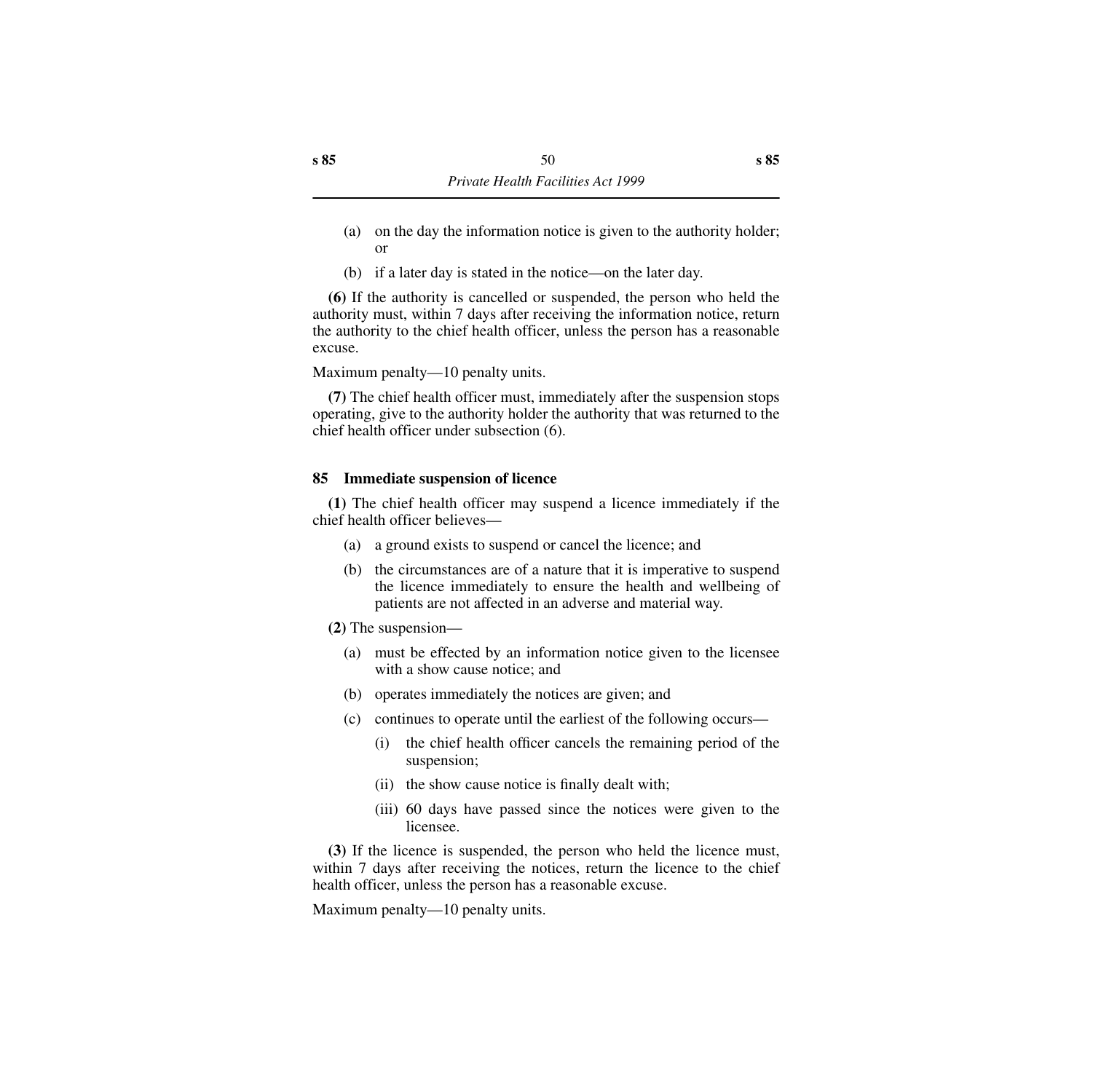(a) on the day the information notice is given to the authority holder; or

(b) if a later day is stated in the notice—on the later day.

**(6)** If the authority is cancelled or suspended, the person who held the authority must, within 7 days after receiving the information notice, return the authority to the chief health officer, unless the person has a reasonable excuse.

Maximum penalty—10 penalty units.

**(7)** The chief health officer must, immediately after the suspension stops operating, give to the authority holder the authority that was returned to the chief health officer under subsection (6).

### 85 Immediate suspension of licence

**(1)** The chief health officer may suspend a licence immediately if the chief health officer believes—

(a) a ground exists to suspend or cancel the licence; and

(b) the circumstances are of a nature that it is imperative to suspend the licence immediately to ensure the health and wellbeing of patients are not affected in an adverse and material way.

**(2)** The suspension—

(a) must be effected by an information notice given to the licensee with a show cause notice; and

(b) operates immediately the notices are given; and

(c) continues to operate until the earliest of the following occurs—

(i) the chief health officer cancels the remaining period of the suspension;

(ii) the show cause notice is finally dealt with;

(iii) 60 days have passed since the notices were given to the licensee.

**(3)** If the licence is suspended, the person who held the licence must, within 7 days after receiving the notices, return the licence to the chief health officer, unless the person has a reasonable excuse.

Maximum penalty—10 penalty units.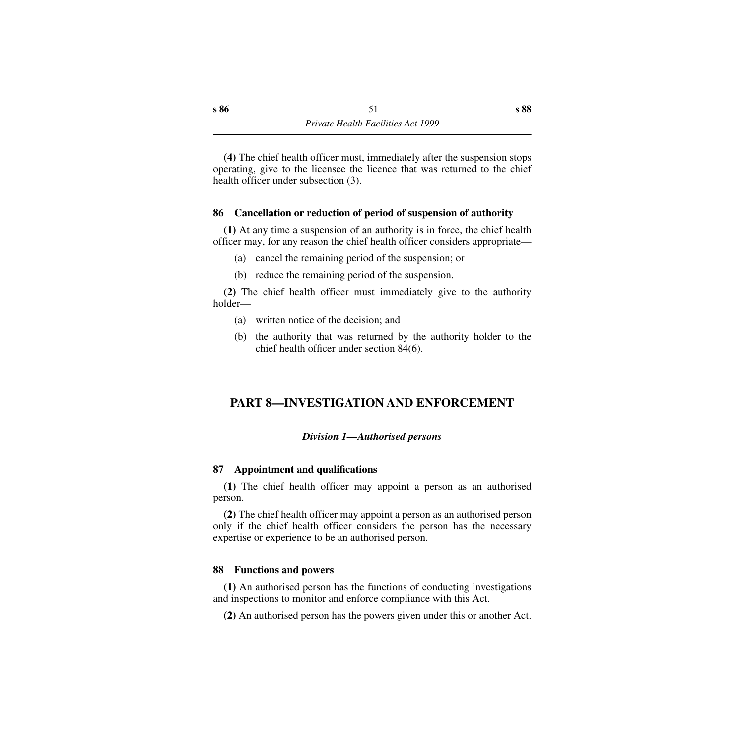**(4)** The chief health officer must, immediately after the suspension stops operating, give to the licensee the licence that was returned to the chief health officer under subsection (3).

### 86 Cancellation or reduction of period of suspension of authority

**(1)** At any time a suspension of an authority is in force, the chief health officer may, for any reason the chief health officer considers appropriate—

(a) cancel the remaining period of the suspension; or

(b) reduce the remaining period of the suspension.

**(2)** The chief health officer must immediately give to the authority holder—

(a) written notice of the decision; and

(b) the authority that was returned by the authority holder to the chief health officer under section 84(6).

## PART 8—INVESTIGATION AND ENFORCEMENT

### *Division 1—Authorised persons*

### 87 Appointment and qualifications

**(1)** The chief health officer may appoint a person as an authorised person.

**(2)** The chief health officer may appoint a person as an authorised person only if the chief health officer considers the person has the necessary expertise or experience to be an authorised person.

### 88 Functions and powers

**(1)** An authorised person has the functions of conducting investigations and inspections to monitor and enforce compliance with this Act.

**(2)** An authorised person has the powers given under this or another Act.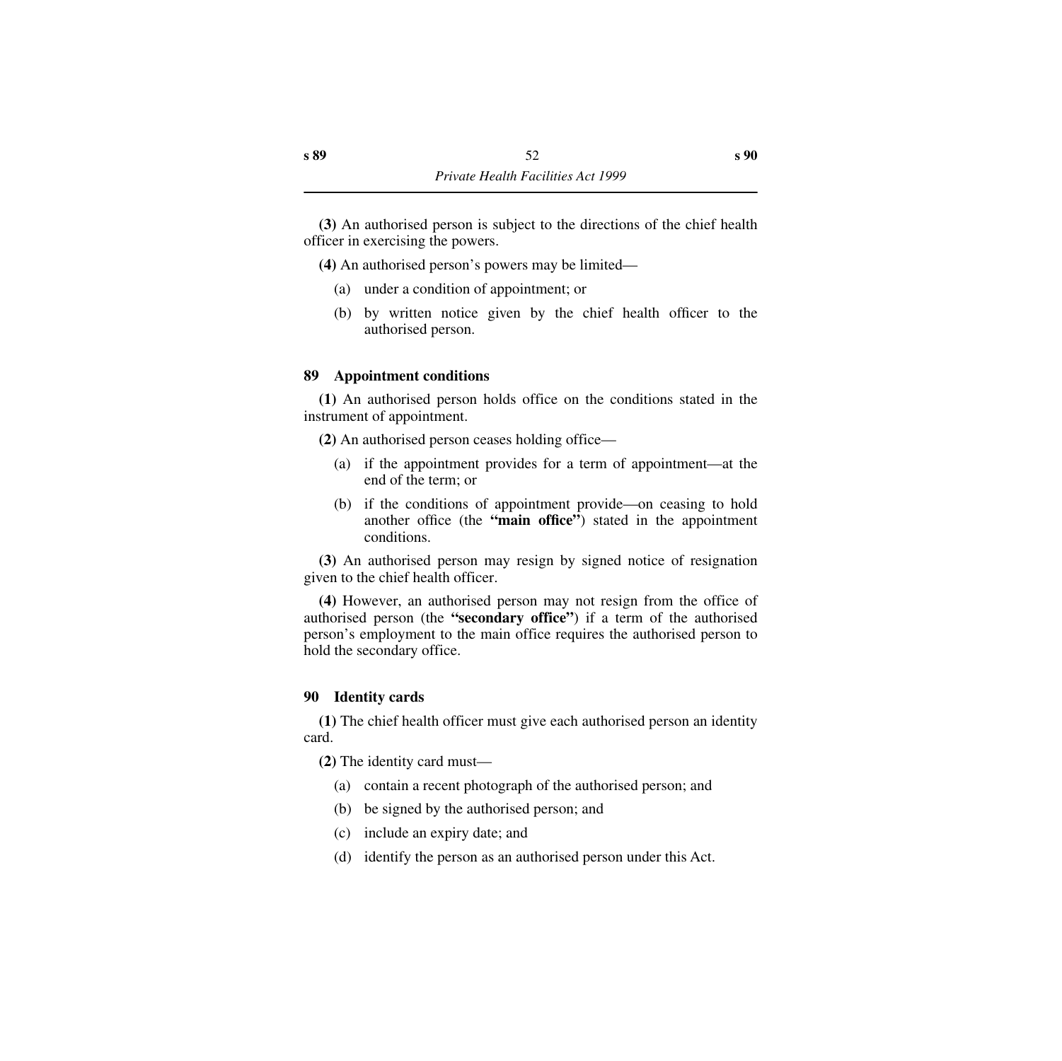**(3)** An authorised person is subject to the directions of the chief health officer in exercising the powers.

**(4)** An authorised person's powers may be limited—

(a) under a condition of appointment; or

(b) by written notice given by the chief health officer to the authorised person.

### 89 Appointment conditions

**(1)** An authorised person holds office on the conditions stated in the instrument of appointment.

**(2)** An authorised person ceases holding office—

(a) if the appointment provides for a term of appointment—at the end of the term; or

(b) if the conditions of appointment provide—on ceasing to hold another office (the **"main office"**) stated in the appointment conditions.

**(3)** An authorised person may resign by signed notice of resignation given to the chief health officer.

**(4)** However, an authorised person may not resign from the office of authorised person (the **"secondary office"**) if a term of the authorised person's employment to the main office requires the authorised person to hold the secondary office.

### 90 Identity cards

**(1)** The chief health officer must give each authorised person an identity card.

**(2)** The identity card must—

(a) contain a recent photograph of the authorised person; and

(b) be signed by the authorised person; and

(c) include an expiry date; and

(d) identify the person as an authorised person under this Act.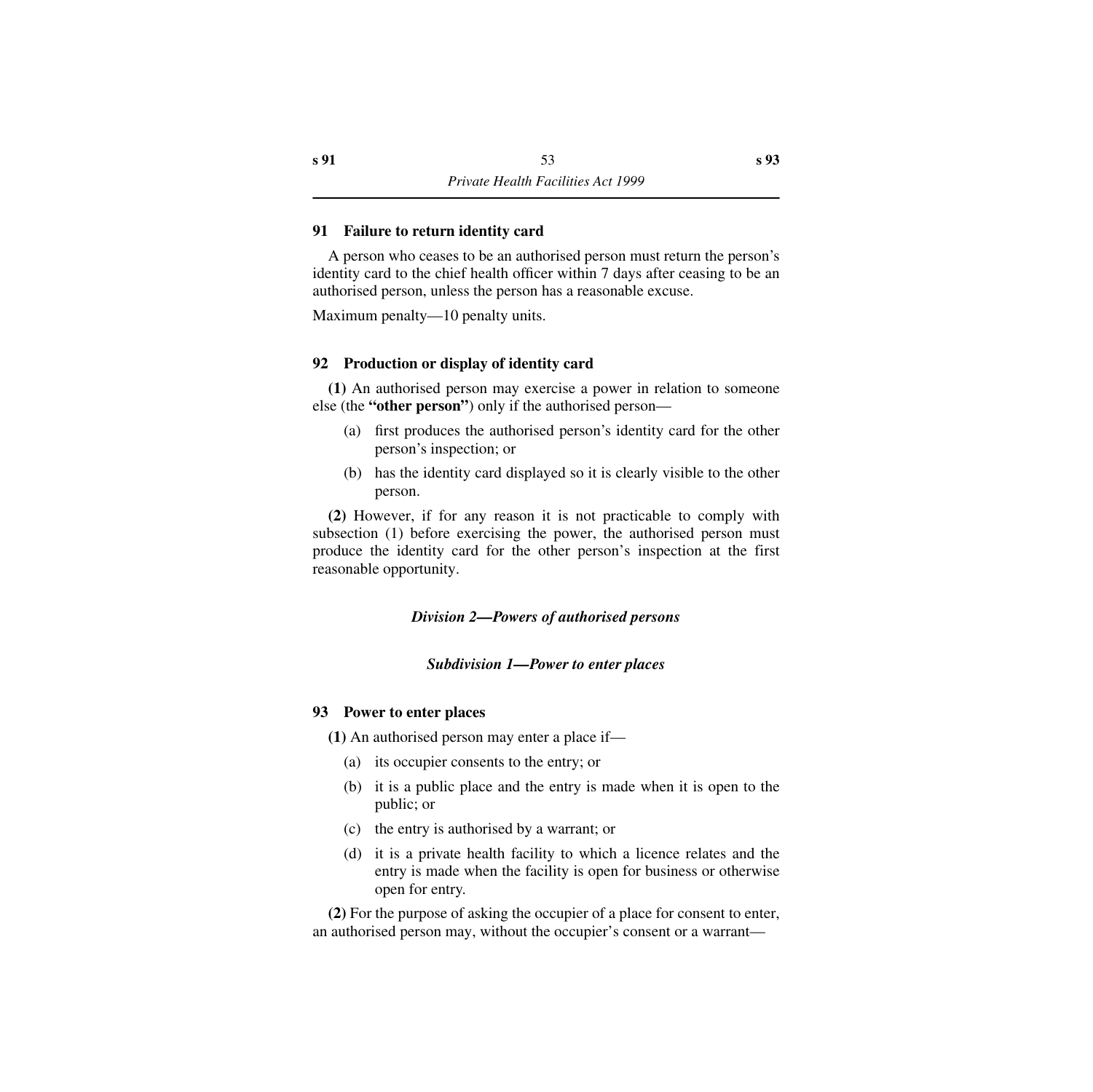### 91 Failure to return identity card

A person who ceases to be an authorised person must return the person's identity card to the chief health officer within 7 days after ceasing to be an authorised person, unless the person has a reasonable excuse.

Maximum penalty—10 penalty units.

### 92 Production or display of identity card

**(1)** An authorised person may exercise a power in relation to someone else (the **"other person"**) only if the authorised person—

- (a) first produces the authorised person's identity card for the other person's inspection; or
- (b) has the identity card displayed so it is clearly visible to the other person.

**(2)** However, if for any reason it is not practicable to comply with subsection (1) before exercising the power, the authorised person must produce the identity card for the other person's inspection at the first reasonable opportunity.

## *Division 2—Powers of authorised persons*

### *Subdivision 1—Power to enter places*

### 93 Power to enter places

**(1)** An authorised person may enter a place if—

- (a) its occupier consents to the entry; or
- (b) it is a public place and the entry is made when it is open to the public; or
- (c) the entry is authorised by a warrant; or
- (d) it is a private health facility to which a licence relates and the entry is made when the facility is open for business or otherwise open for entry.

**(2)** For the purpose of asking the occupier of a place for consent to enter, an authorised person may, without the occupier's consent or a warrant—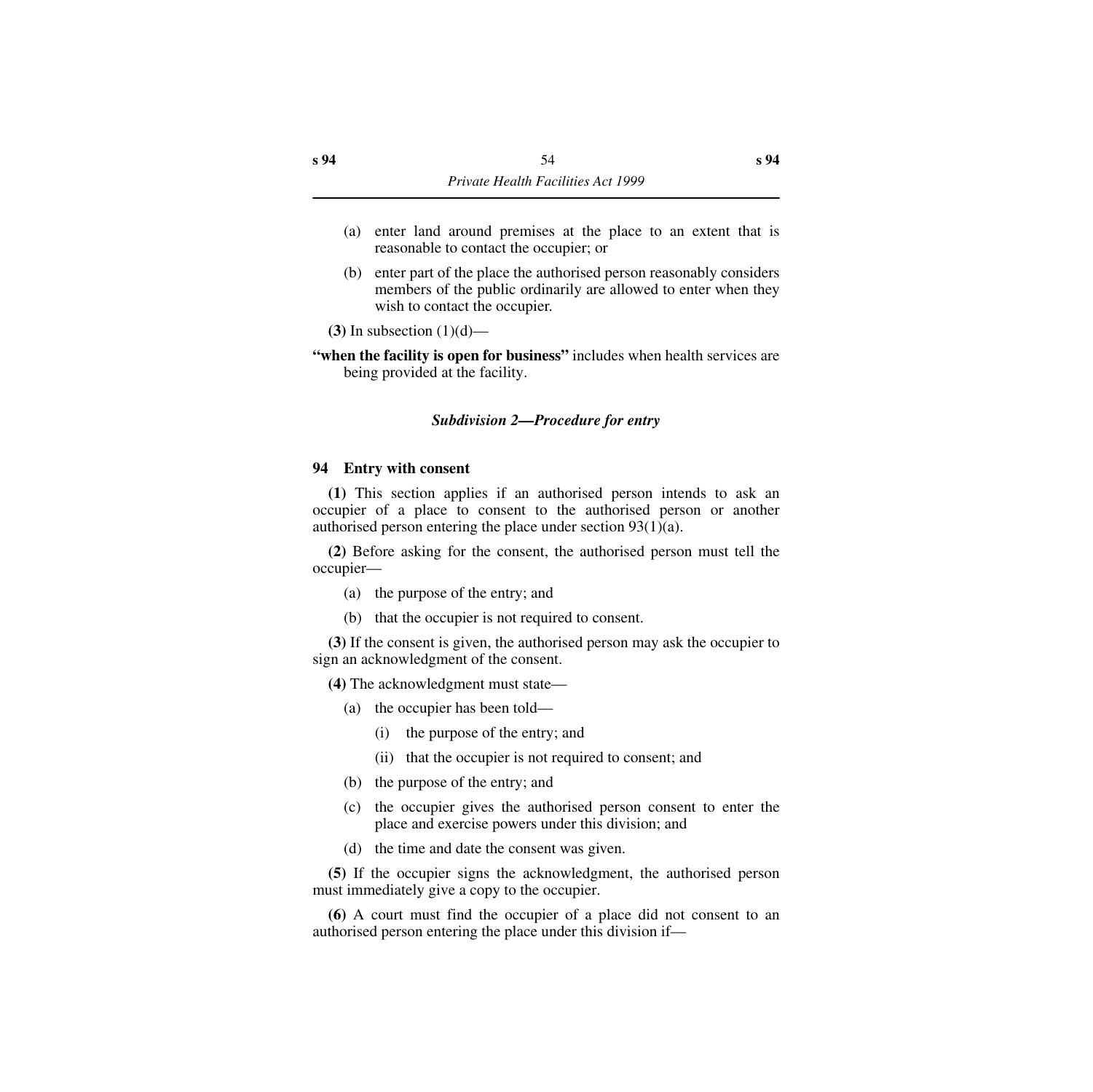(a) enter land around premises at the place to an extent that is reasonable to contact the occupier; or

(b) enter part of the place the authorised person reasonably considers members of the public ordinarily are allowed to enter when they wish to contact the occupier.

**(3)** In subsection (1)(d)—

**"when the facility is open for business"** includes when health services are being provided at the facility.

### *Subdivision 2—Procedure for entry*

#### 94 Entry with consent

**(1)** This section applies if an authorised person intends to ask an occupier of a place to consent to the authorised person or another authorised person entering the place under section 93(1)(a).

**(2)** Before asking for the consent, the authorised person must tell the occupier—

(a) the purpose of the entry; and

(b) that the occupier is not required to consent.

**(3)** If the consent is given, the authorised person may ask the occupier to sign an acknowledgment of the consent.

**(4)** The acknowledgment must state—

(a) the occupier has been told—

(i) the purpose of the entry; and

(ii) that the occupier is not required to consent; and

(b) the purpose of the entry; and

(c) the occupier gives the authorised person consent to enter the place and exercise powers under this division; and

(d) the time and date the consent was given.

**(5)** If the occupier signs the acknowledgment, the authorised person must immediately give a copy to the occupier.

**(6)** A court must find the occupier of a place did not consent to an authorised person entering the place under this division if—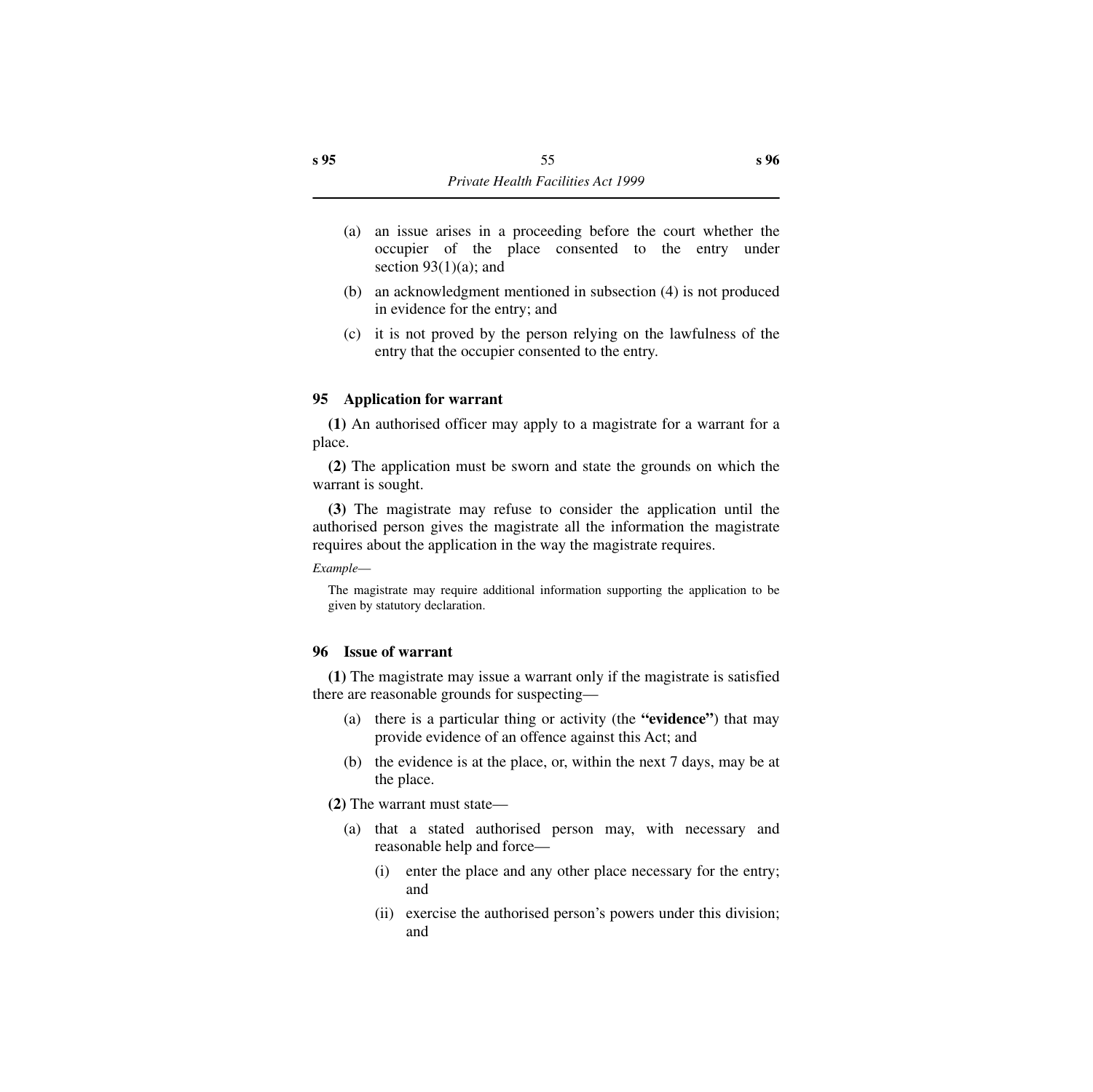(a) an issue arises in a proceeding before the court whether the occupier of the place consented to the entry under section 93(1)(a); and

(b) an acknowledgment mentioned in subsection (4) is not produced in evidence for the entry; and

(c) it is not proved by the person relying on the lawfulness of the entry that the occupier consented to the entry.

### 95 Application for warrant

**(1)** An authorised officer may apply to a magistrate for a warrant for a place.

**(2)** The application must be sworn and state the grounds on which the warrant is sought.

**(3)** The magistrate may refuse to consider the application until the authorised person gives the magistrate all the information the magistrate requires about the application in the way the magistrate requires.

*Example*—

The magistrate may require additional information supporting the application to be given by statutory declaration.

### 96 Issue of warrant

**(1)** The magistrate may issue a warrant only if the magistrate is satisfied there are reasonable grounds for suspecting—

(a) there is a particular thing or activity (the **"evidence"**) that may provide evidence of an offence against this Act; and

(b) the evidence is at the place, or, within the next 7 days, may be at the place.

**(2)** The warrant must state—

(a) that a stated authorised person may, with necessary and reasonable help and force—

(i) enter the place and any other place necessary for the entry; and

(ii) exercise the authorised person's powers under this division; and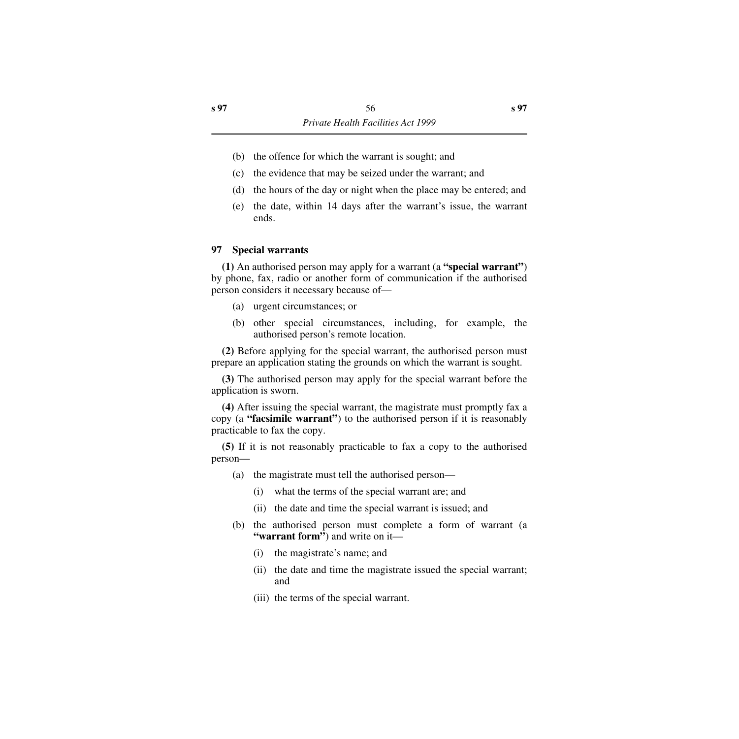(b) the offence for which the warrant is sought; and

(c) the evidence that may be seized under the warrant; and

(d) the hours of the day or night when the place may be entered; and

(e) the date, within 14 days after the warrant's issue, the warrant ends.

### 97 Special warrants

**(1)** An authorised person may apply for a warrant (a **"special warrant"**) by phone, fax, radio or another form of communication if the authorised person considers it necessary because of—

(a) urgent circumstances; or

(b) other special circumstances, including, for example, the authorised person's remote location.

**(2)** Before applying for the special warrant, the authorised person must prepare an application stating the grounds on which the warrant is sought.

**(3)** The authorised person may apply for the special warrant before the application is sworn.

**(4)** After issuing the special warrant, the magistrate must promptly fax a copy (a **"facsimile warrant"**) to the authorised person if it is reasonably practicable to fax the copy.

**(5)** If it is not reasonably practicable to fax a copy to the authorised person—

(a) the magistrate must tell the authorised person—

   (i) what the terms of the special warrant are; and

   (ii) the date and time the special warrant is issued; and

(b) the authorised person must complete a form of warrant (a **"warrant form"**) and write on it—

   (i) the magistrate's name; and

   (ii) the date and time the magistrate issued the special warrant; and

   (iii) the terms of the special warrant.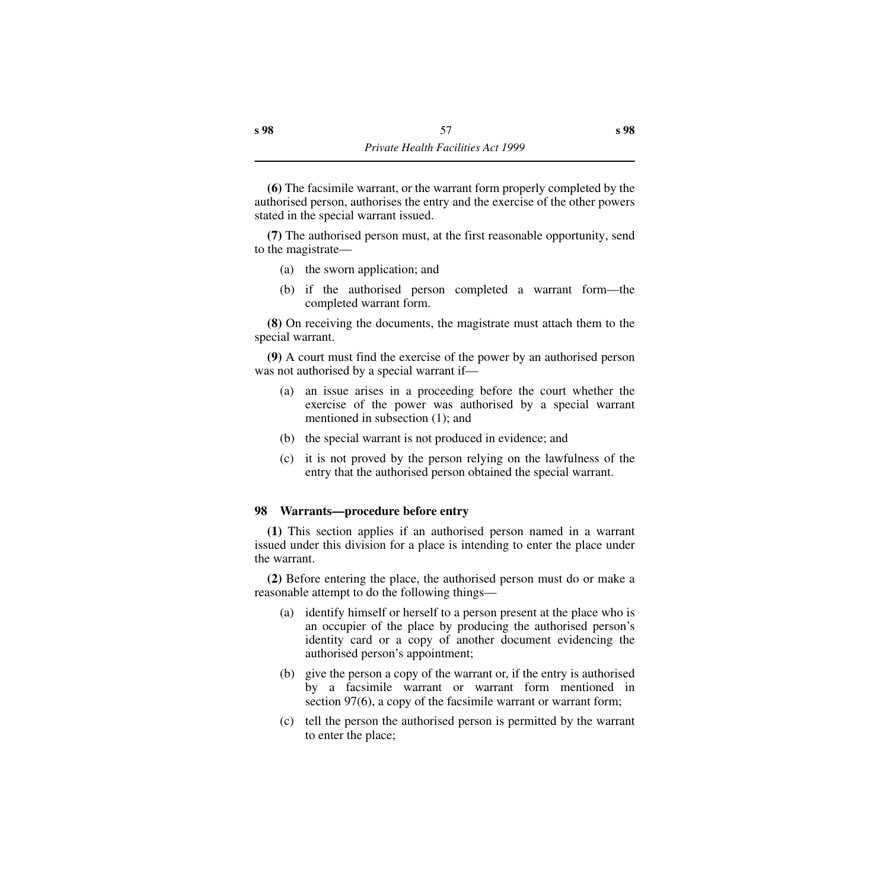**(6)** The facsimile warrant, or the warrant form properly completed by the authorised person, authorises the entry and the exercise of the other powers stated in the special warrant issued.

**(7)** The authorised person must, at the first reasonable opportunity, send to the magistrate—

- (a) the sworn application; and
- (b) if the authorised person completed a warrant form—the completed warrant form.

**(8)** On receiving the documents, the magistrate must attach them to the special warrant.

**(9)** A court must find the exercise of the power by an authorised person was not authorised by a special warrant if—

- (a) an issue arises in a proceeding before the court whether the exercise of the power was authorised by a special warrant mentioned in subsection (1); and
- (b) the special warrant is not produced in evidence; and
- (c) it is not proved by the person relying on the lawfulness of the entry that the authorised person obtained the special warrant.

### 98 Warrants—procedure before entry

**(1)** This section applies if an authorised person named in a warrant issued under this division for a place is intending to enter the place under the warrant.

**(2)** Before entering the place, the authorised person must do or make a reasonable attempt to do the following things—

- (a) identify himself or herself to a person present at the place who is an occupier of the place by producing the authorised person's identity card or a copy of another document evidencing the authorised person's appointment;
- (b) give the person a copy of the warrant or, if the entry is authorised by a facsimile warrant or warrant form mentioned in section 97(6), a copy of the facsimile warrant or warrant form;
- (c) tell the person the authorised person is permitted by the warrant to enter the place;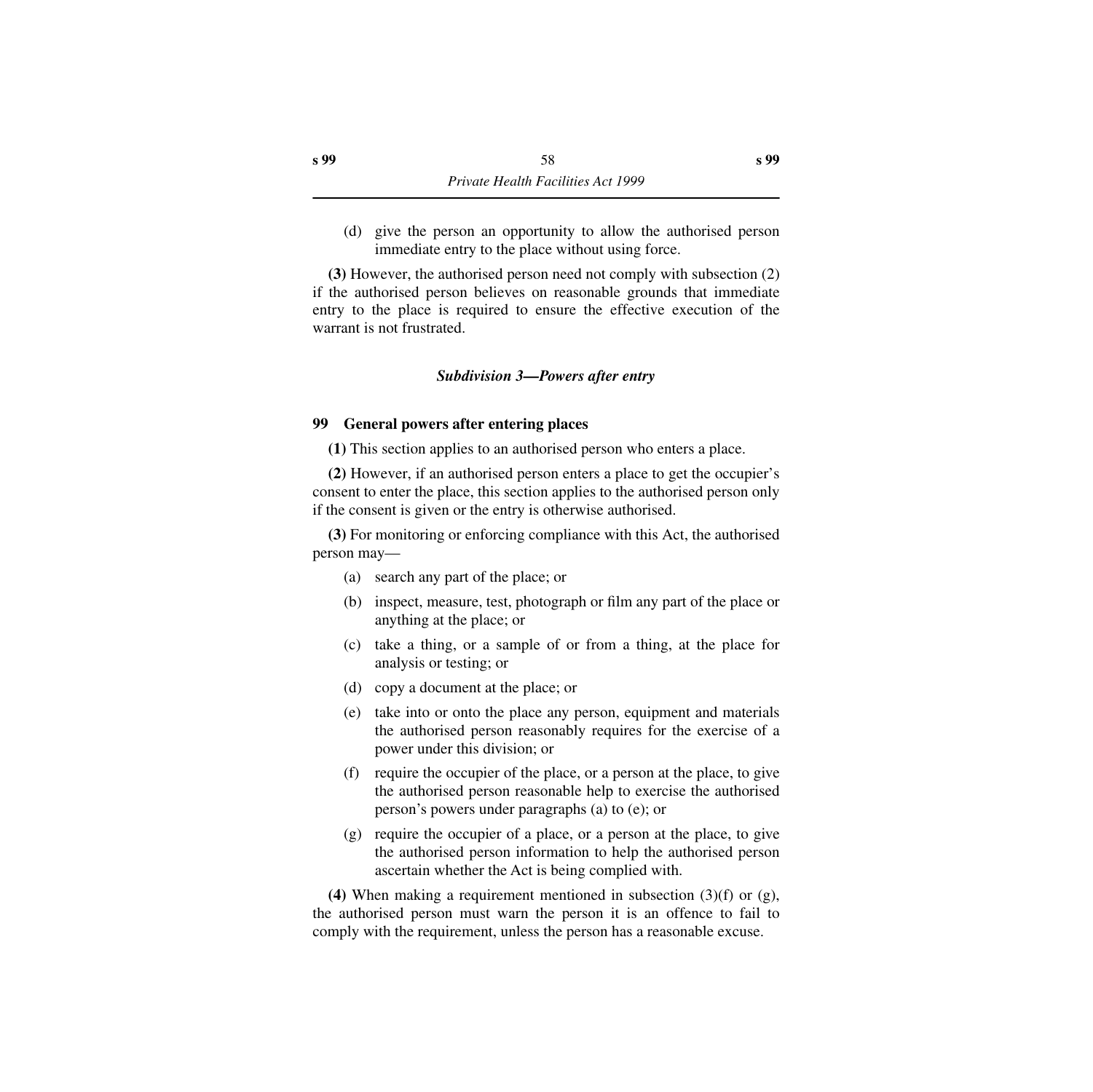(d) give the person an opportunity to allow the authorised person immediate entry to the place without using force.

**(3)** However, the authorised person need not comply with subsection (2) if the authorised person believes on reasonable grounds that immediate entry to the place is required to ensure the effective execution of the warrant is not frustrated.

### *Subdivision 3—Powers after entry*

#### 99 General powers after entering places

**(1)** This section applies to an authorised person who enters a place.

**(2)** However, if an authorised person enters a place to get the occupier's consent to enter the place, this section applies to the authorised person only if the consent is given or the entry is otherwise authorised.

**(3)** For monitoring or enforcing compliance with this Act, the authorised person may—

(a) search any part of the place; or

(b) inspect, measure, test, photograph or film any part of the place or anything at the place; or

(c) take a thing, or a sample of or from a thing, at the place for analysis or testing; or

(d) copy a document at the place; or

(e) take into or onto the place any person, equipment and materials the authorised person reasonably requires for the exercise of a power under this division; or

(f) require the occupier of the place, or a person at the place, to give the authorised person reasonable help to exercise the authorised person's powers under paragraphs (a) to (e); or

(g) require the occupier of a place, or a person at the place, to give the authorised person information to help the authorised person ascertain whether the Act is being complied with.

**(4)** When making a requirement mentioned in subsection (3)(f) or (g), the authorised person must warn the person it is an offence to fail to comply with the requirement, unless the person has a reasonable excuse.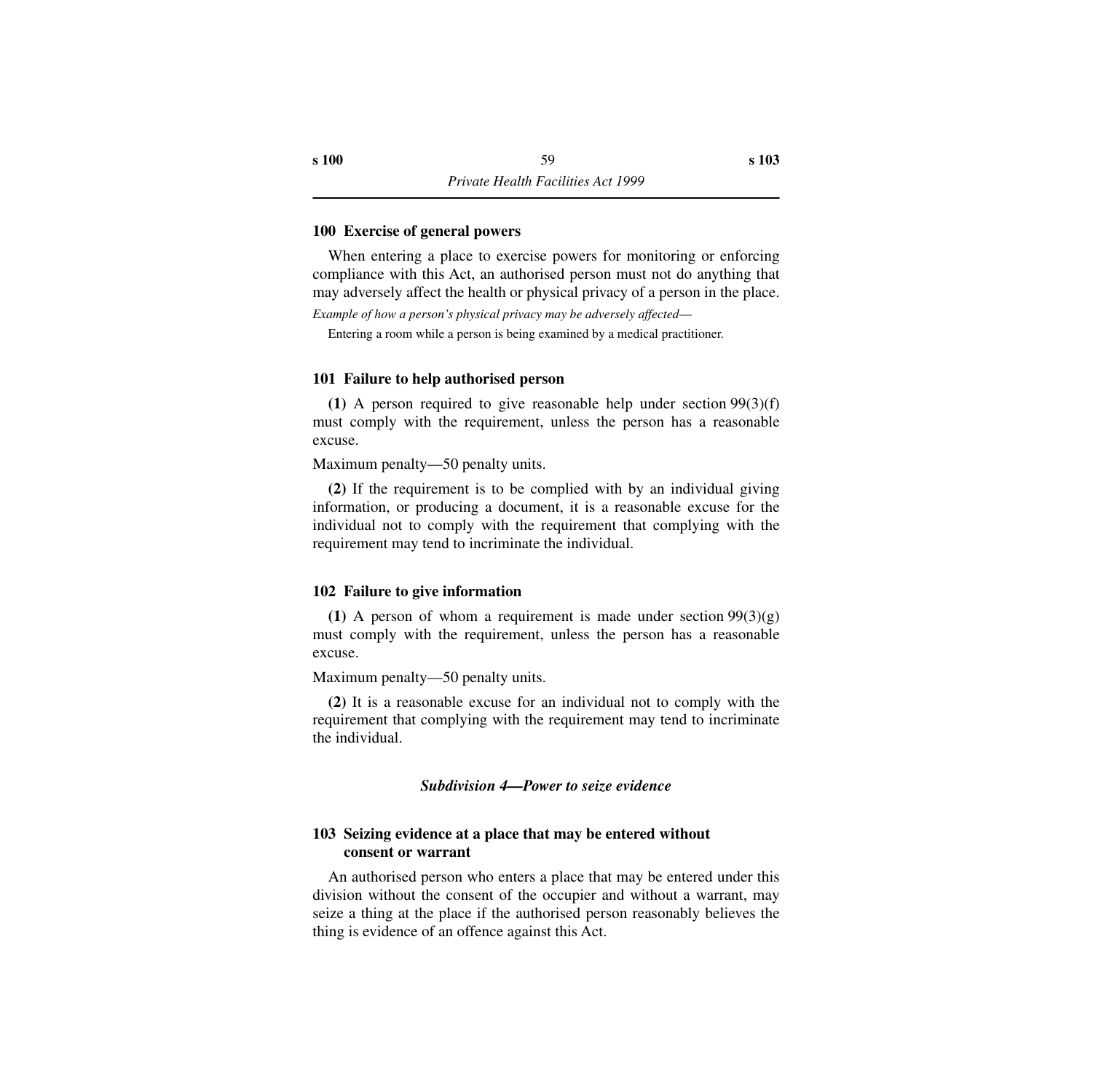### 100 Exercise of general powers

When entering a place to exercise powers for monitoring or enforcing compliance with this Act, an authorised person must not do anything that may adversely affect the health or physical privacy of a person in the place.

*Example of how a person's physical privacy may be adversely affected—*

Entering a room while a person is being examined by a medical practitioner.

### 101 Failure to help authorised person

**(1)** A person required to give reasonable help under section 99(3)(f) must comply with the requirement, unless the person has a reasonable excuse.

Maximum penalty—50 penalty units.

**(2)** If the requirement is to be complied with by an individual giving information, or producing a document, it is a reasonable excuse for the individual not to comply with the requirement that complying with the requirement may tend to incriminate the individual.

### 102 Failure to give information

**(1)** A person of whom a requirement is made under section 99(3)(g) must comply with the requirement, unless the person has a reasonable excuse.

Maximum penalty—50 penalty units.

**(2)** It is a reasonable excuse for an individual not to comply with the requirement that complying with the requirement may tend to incriminate the individual.

## *Subdivision 4—Power to seize evidence*

### 103 Seizing evidence at a place that may be entered without consent or warrant

An authorised person who enters a place that may be entered under this division without the consent of the occupier and without a warrant, may seize a thing at the place if the authorised person reasonably believes the thing is evidence of an offence against this Act.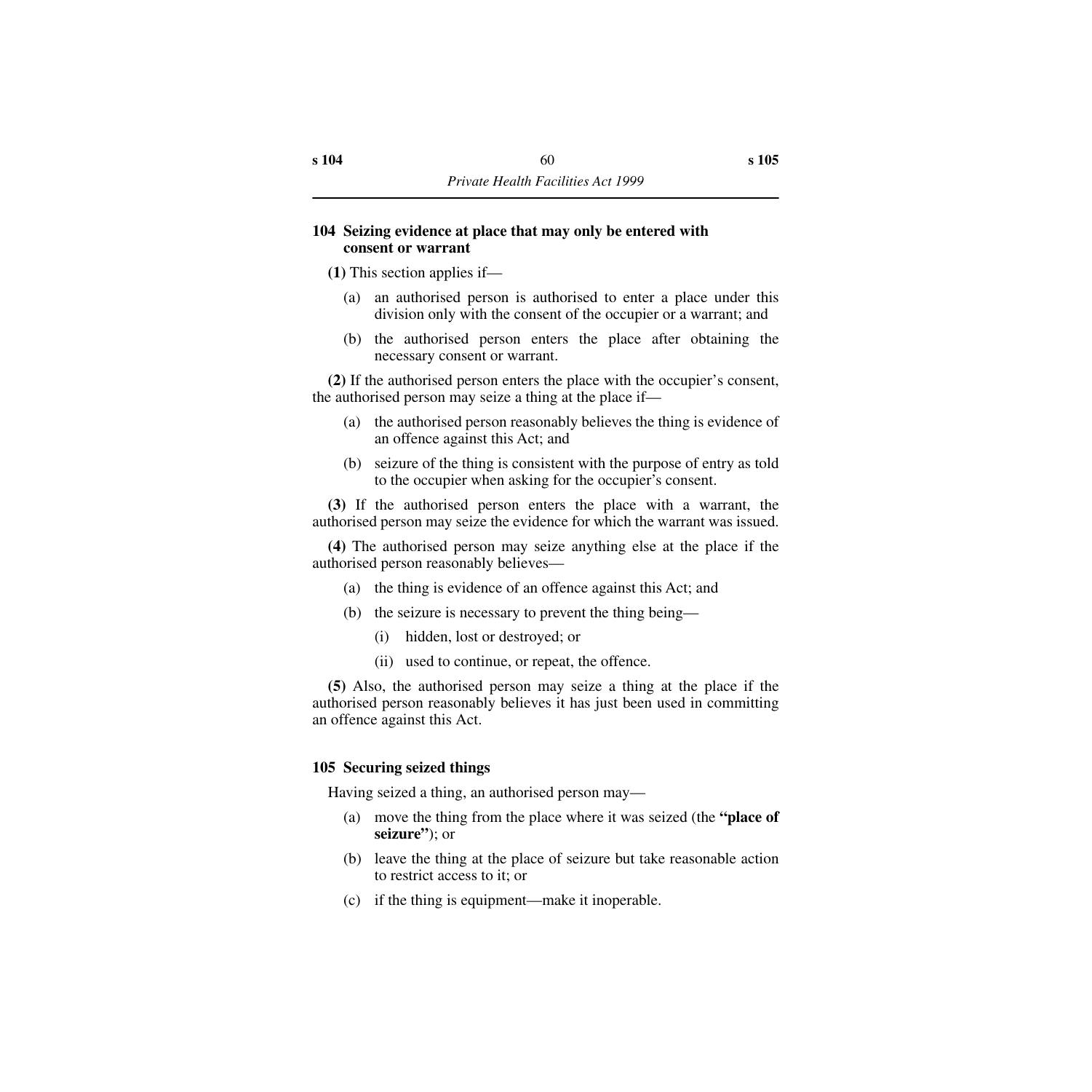### 104 Seizing evidence at place that may only be entered with consent or warrant

**(1)** This section applies if—

- (a) an authorised person is authorised to enter a place under this division only with the consent of the occupier or a warrant; and
- (b) the authorised person enters the place after obtaining the necessary consent or warrant.

**(2)** If the authorised person enters the place with the occupier's consent, the authorised person may seize a thing at the place if—

- (a) the authorised person reasonably believes the thing is evidence of an offence against this Act; and
- (b) seizure of the thing is consistent with the purpose of entry as told to the occupier when asking for the occupier's consent.

**(3)** If the authorised person enters the place with a warrant, the authorised person may seize the evidence for which the warrant was issued.

**(4)** The authorised person may seize anything else at the place if the authorised person reasonably believes—

- (a) the thing is evidence of an offence against this Act; and
- (b) the seizure is necessary to prevent the thing being—
  - (i) hidden, lost or destroyed; or
  - (ii) used to continue, or repeat, the offence.

**(5)** Also, the authorised person may seize a thing at the place if the authorised person reasonably believes it has just been used in committing an offence against this Act.

### 105 Securing seized things

Having seized a thing, an authorised person may—

- (a) move the thing from the place where it was seized (the **"place of seizure"**); or
- (b) leave the thing at the place of seizure but take reasonable action to restrict access to it; or
- (c) if the thing is equipment—make it inoperable.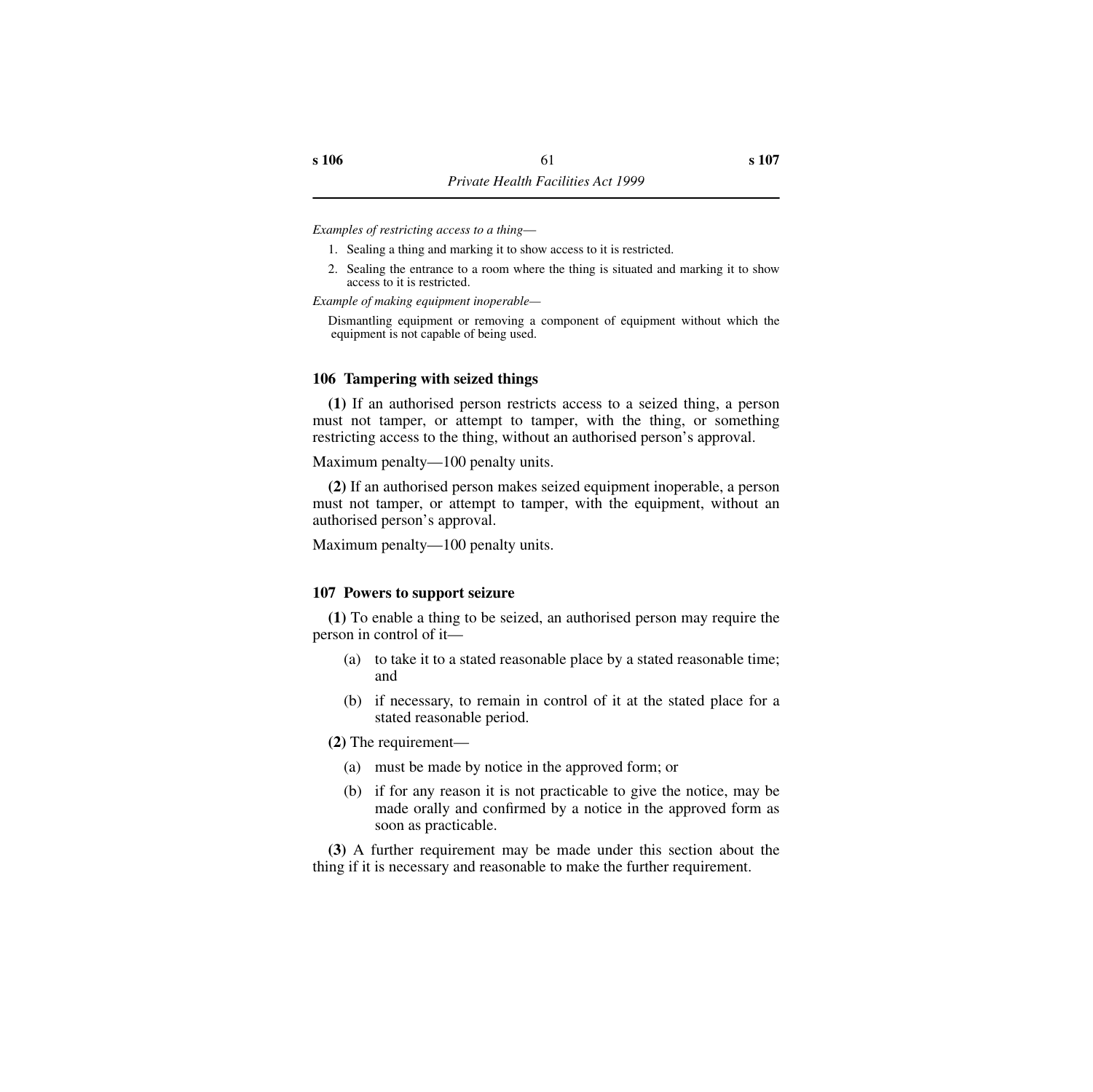*Examples of restricting access to a thing*—

1. Sealing a thing and marking it to show access to it is restricted.
2. Sealing the entrance to a room where the thing is situated and marking it to show access to it is restricted.

*Example of making equipment inoperable*—

Dismantling equipment or removing a component of equipment without which the equipment is not capable of being used.

### 106 Tampering with seized things

**(1)** If an authorised person restricts access to a seized thing, a person must not tamper, or attempt to tamper, with the thing, or something restricting access to the thing, without an authorised person's approval.

Maximum penalty—100 penalty units.

**(2)** If an authorised person makes seized equipment inoperable, a person must not tamper, or attempt to tamper, with the equipment, without an authorised person's approval.

Maximum penalty—100 penalty units.

### 107 Powers to support seizure

**(1)** To enable a thing to be seized, an authorised person may require the person in control of it—

- (a) to take it to a stated reasonable place by a stated reasonable time; and
- (b) if necessary, to remain in control of it at the stated place for a stated reasonable period.

**(2)** The requirement—

- (a) must be made by notice in the approved form; or
- (b) if for any reason it is not practicable to give the notice, may be made orally and confirmed by a notice in the approved form as soon as practicable.

**(3)** A further requirement may be made under this section about the thing if it is necessary and reasonable to make the further requirement.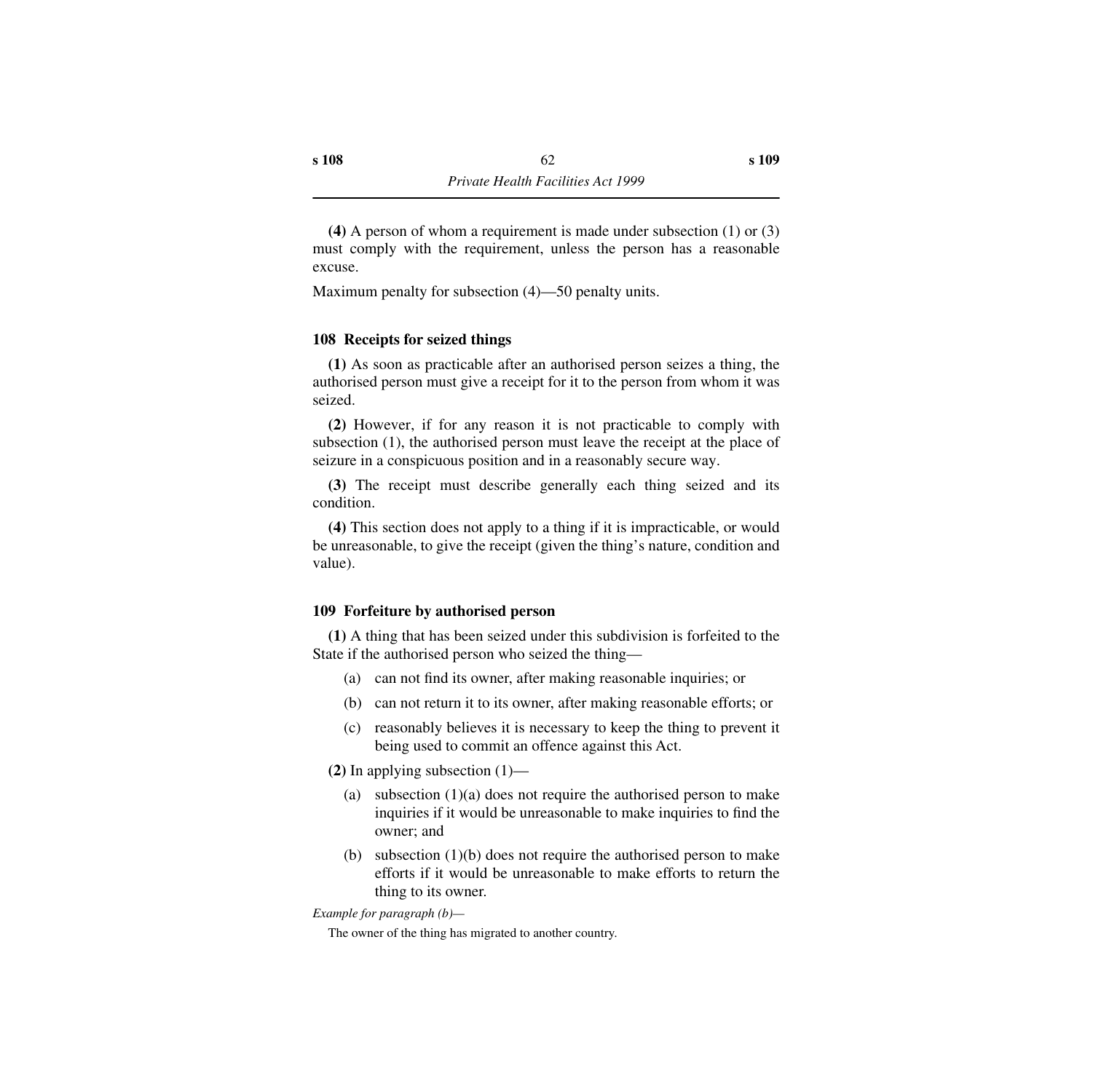**(4)** A person of whom a requirement is made under subsection (1) or (3) must comply with the requirement, unless the person has a reasonable excuse.

Maximum penalty for subsection (4)—50 penalty units.

### 108 Receipts for seized things

**(1)** As soon as practicable after an authorised person seizes a thing, the authorised person must give a receipt for it to the person from whom it was seized.

**(2)** However, if for any reason it is not practicable to comply with subsection (1), the authorised person must leave the receipt at the place of seizure in a conspicuous position and in a reasonably secure way.

**(3)** The receipt must describe generally each thing seized and its condition.

**(4)** This section does not apply to a thing if it is impracticable, or would be unreasonable, to give the receipt (given the thing's nature, condition and value).

### 109 Forfeiture by authorised person

**(1)** A thing that has been seized under this subdivision is forfeited to the State if the authorised person who seized the thing—

- (a) can not find its owner, after making reasonable inquiries; or
- (b) can not return it to its owner, after making reasonable efforts; or
- (c) reasonably believes it is necessary to keep the thing to prevent it being used to commit an offence against this Act.

**(2)** In applying subsection (1)—

- (a) subsection (1)(a) does not require the authorised person to make inquiries if it would be unreasonable to make inquiries to find the owner; and
- (b) subsection (1)(b) does not require the authorised person to make efforts if it would be unreasonable to make efforts to return the thing to its owner.

*Example for paragraph (b)—*

The owner of the thing has migrated to another country.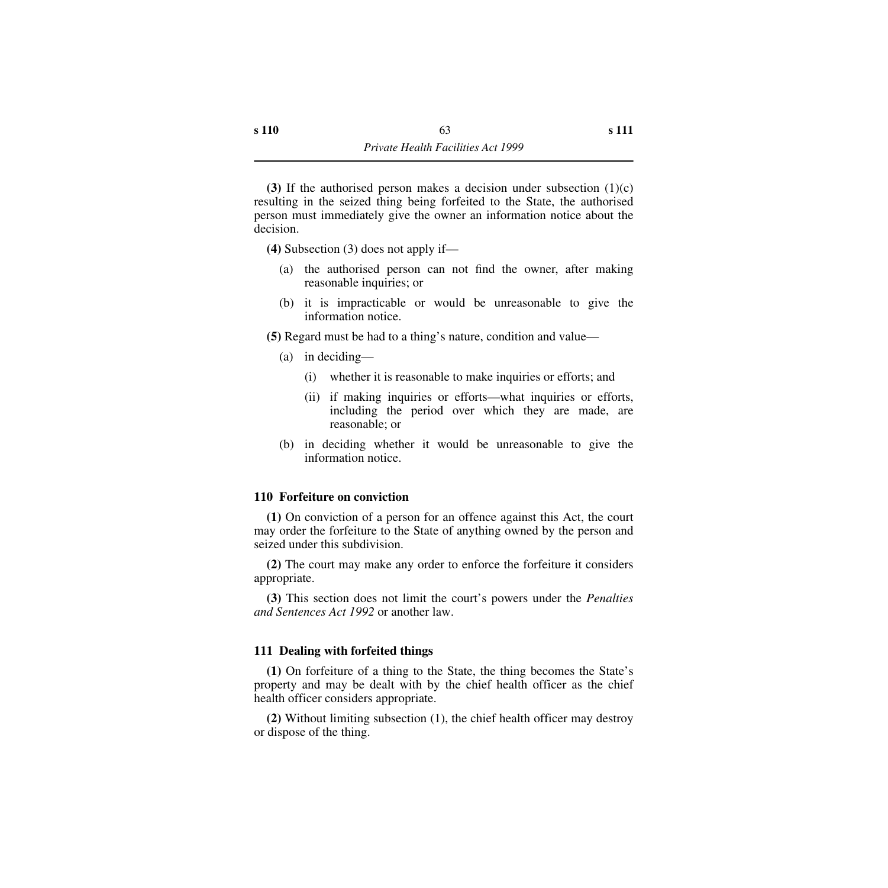**(3)** If the authorised person makes a decision under subsection (1)(c) resulting in the seized thing being forfeited to the State, the authorised person must immediately give the owner an information notice about the decision.

**(4)** Subsection (3) does not apply if—

(a) the authorised person can not find the owner, after making reasonable inquiries; or

(b) it is impracticable or would be unreasonable to give the information notice.

**(5)** Regard must be had to a thing's nature, condition and value—

(a) in deciding—

(i) whether it is reasonable to make inquiries or efforts; and

(ii) if making inquiries or efforts—what inquiries or efforts, including the period over which they are made, are reasonable; or

(b) in deciding whether it would be unreasonable to give the information notice.

### 110 Forfeiture on conviction

**(1)** On conviction of a person for an offence against this Act, the court may order the forfeiture to the State of anything owned by the person and seized under this subdivision.

**(2)** The court may make any order to enforce the forfeiture it considers appropriate.

**(3)** This section does not limit the court's powers under the *Penalties and Sentences Act 1992* or another law.

### 111 Dealing with forfeited things

**(1)** On forfeiture of a thing to the State, the thing becomes the State's property and may be dealt with by the chief health officer as the chief health officer considers appropriate.

**(2)** Without limiting subsection (1), the chief health officer may destroy or dispose of the thing.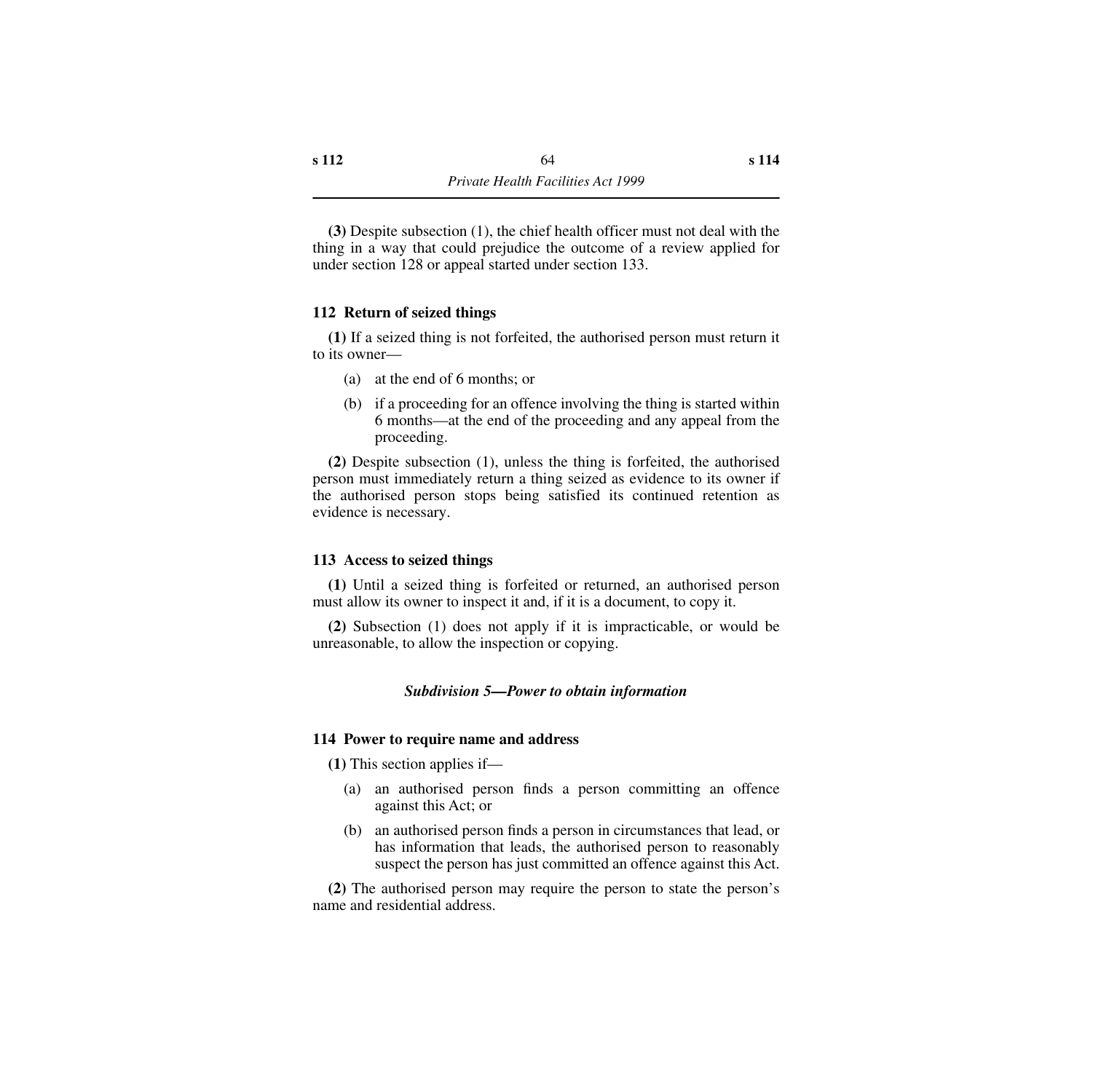**(3)** Despite subsection (1), the chief health officer must not deal with the thing in a way that could prejudice the outcome of a review applied for under section 128 or appeal started under section 133.

### 112 Return of seized things

**(1)** If a seized thing is not forfeited, the authorised person must return it to its owner—

- (a) at the end of 6 months; or
- (b) if a proceeding for an offence involving the thing is started within 6 months—at the end of the proceeding and any appeal from the proceeding.

**(2)** Despite subsection (1), unless the thing is forfeited, the authorised person must immediately return a thing seized as evidence to its owner if the authorised person stops being satisfied its continued retention as evidence is necessary.

### 113 Access to seized things

**(1)** Until a seized thing is forfeited or returned, an authorised person must allow its owner to inspect it and, if it is a document, to copy it.

**(2)** Subsection (1) does not apply if it is impracticable, or would be unreasonable, to allow the inspection or copying.

## *Subdivision 5—Power to obtain information*

### 114 Power to require name and address

**(1)** This section applies if—

- (a) an authorised person finds a person committing an offence against this Act; or
- (b) an authorised person finds a person in circumstances that lead, or has information that leads, the authorised person to reasonably suspect the person has just committed an offence against this Act.

**(2)** The authorised person may require the person to state the person's name and residential address.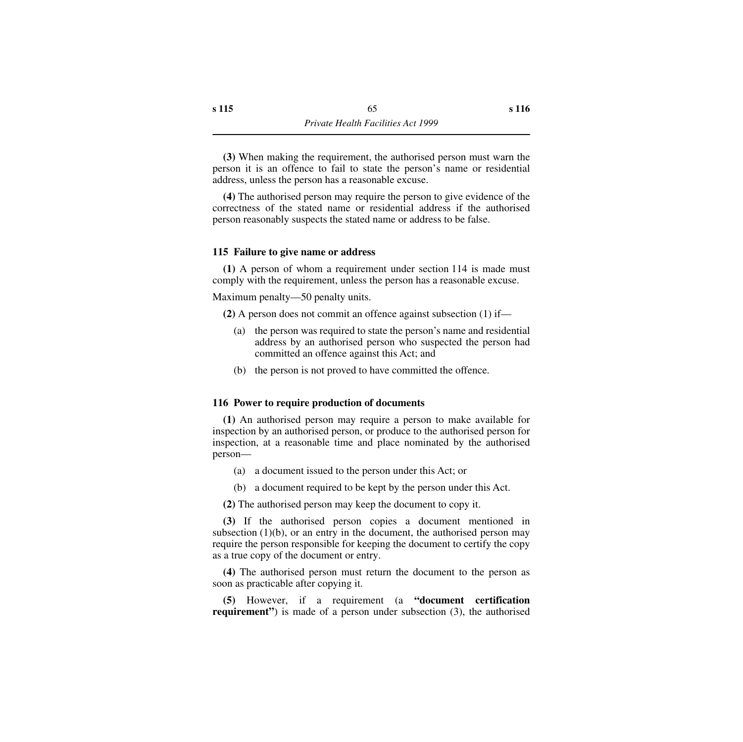**(3)** When making the requirement, the authorised person must warn the person it is an offence to fail to state the person's name or residential address, unless the person has a reasonable excuse.

**(4)** The authorised person may require the person to give evidence of the correctness of the stated name or residential address if the authorised person reasonably suspects the stated name or address to be false.

### 115 Failure to give name or address

**(1)** A person of whom a requirement under section 114 is made must comply with the requirement, unless the person has a reasonable excuse.

Maximum penalty—50 penalty units.

**(2)** A person does not commit an offence against subsection (1) if—

(a) the person was required to state the person's name and residential address by an authorised person who suspected the person had committed an offence against this Act; and

(b) the person is not proved to have committed the offence.

### 116 Power to require production of documents

**(1)** An authorised person may require a person to make available for inspection by an authorised person, or produce to the authorised person for inspection, at a reasonable time and place nominated by the authorised person—

(a) a document issued to the person under this Act; or

(b) a document required to be kept by the person under this Act.

**(2)** The authorised person may keep the document to copy it.

**(3)** If the authorised person copies a document mentioned in subsection (1)(b), or an entry in the document, the authorised person may require the person responsible for keeping the document to certify the copy as a true copy of the document or entry.

**(4)** The authorised person must return the document to the person as soon as practicable after copying it.

**(5)** However, if a requirement (a **"document certification requirement"**) is made of a person under subsection (3), the authorised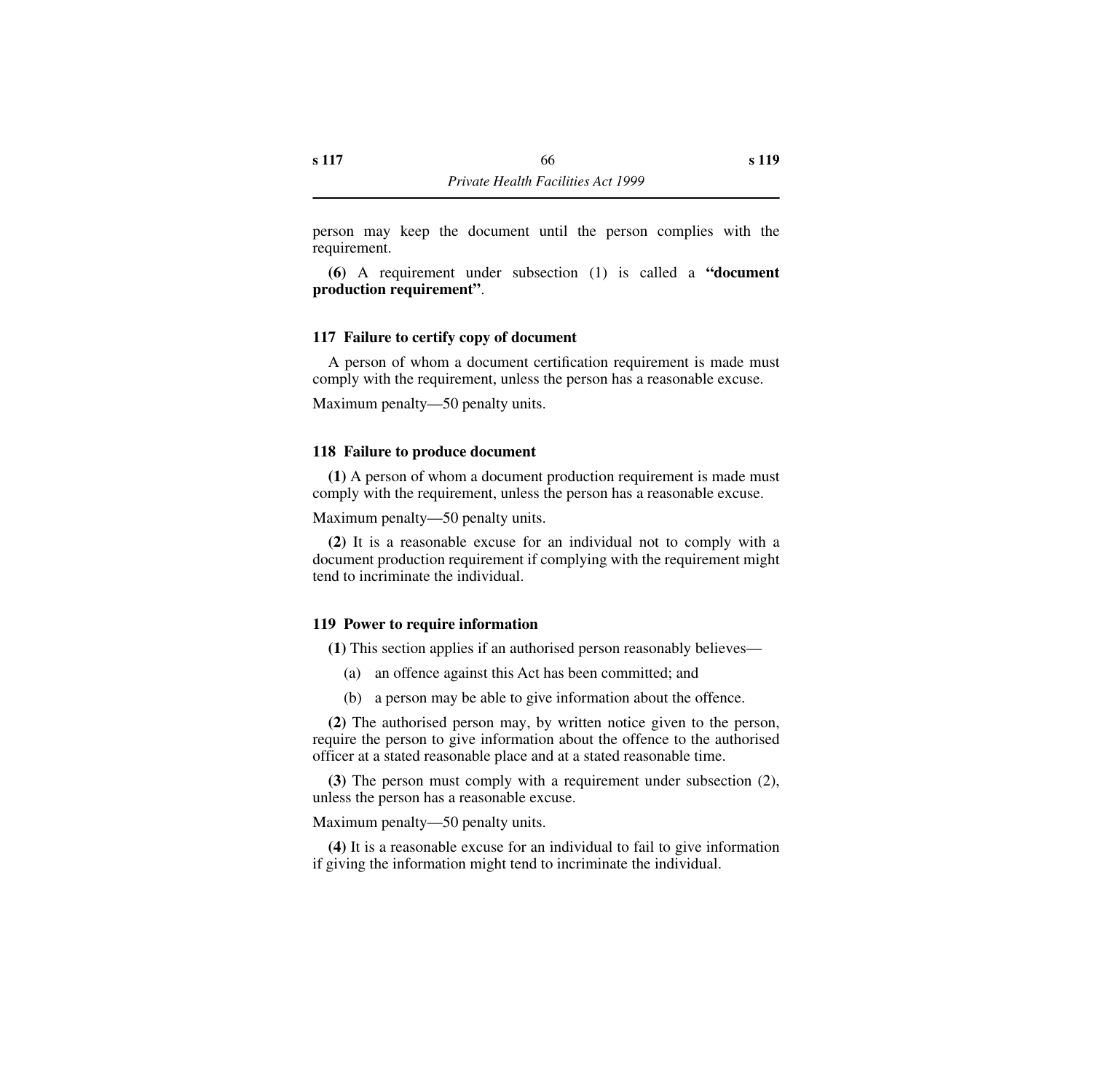person may keep the document until the person complies with the requirement.

**(6)** A requirement under subsection (1) is called a **"document production requirement"**.

### 117 Failure to certify copy of document

A person of whom a document certification requirement is made must comply with the requirement, unless the person has a reasonable excuse.

Maximum penalty—50 penalty units.

### 118 Failure to produce document

**(1)** A person of whom a document production requirement is made must comply with the requirement, unless the person has a reasonable excuse.

Maximum penalty—50 penalty units.

**(2)** It is a reasonable excuse for an individual not to comply with a document production requirement if complying with the requirement might tend to incriminate the individual.

### 119 Power to require information

**(1)** This section applies if an authorised person reasonably believes—

(a) an offence against this Act has been committed; and

(b) a person may be able to give information about the offence.

**(2)** The authorised person may, by written notice given to the person, require the person to give information about the offence to the authorised officer at a stated reasonable place and at a stated reasonable time.

**(3)** The person must comply with a requirement under subsection (2), unless the person has a reasonable excuse.

Maximum penalty—50 penalty units.

**(4)** It is a reasonable excuse for an individual to fail to give information if giving the information might tend to incriminate the individual.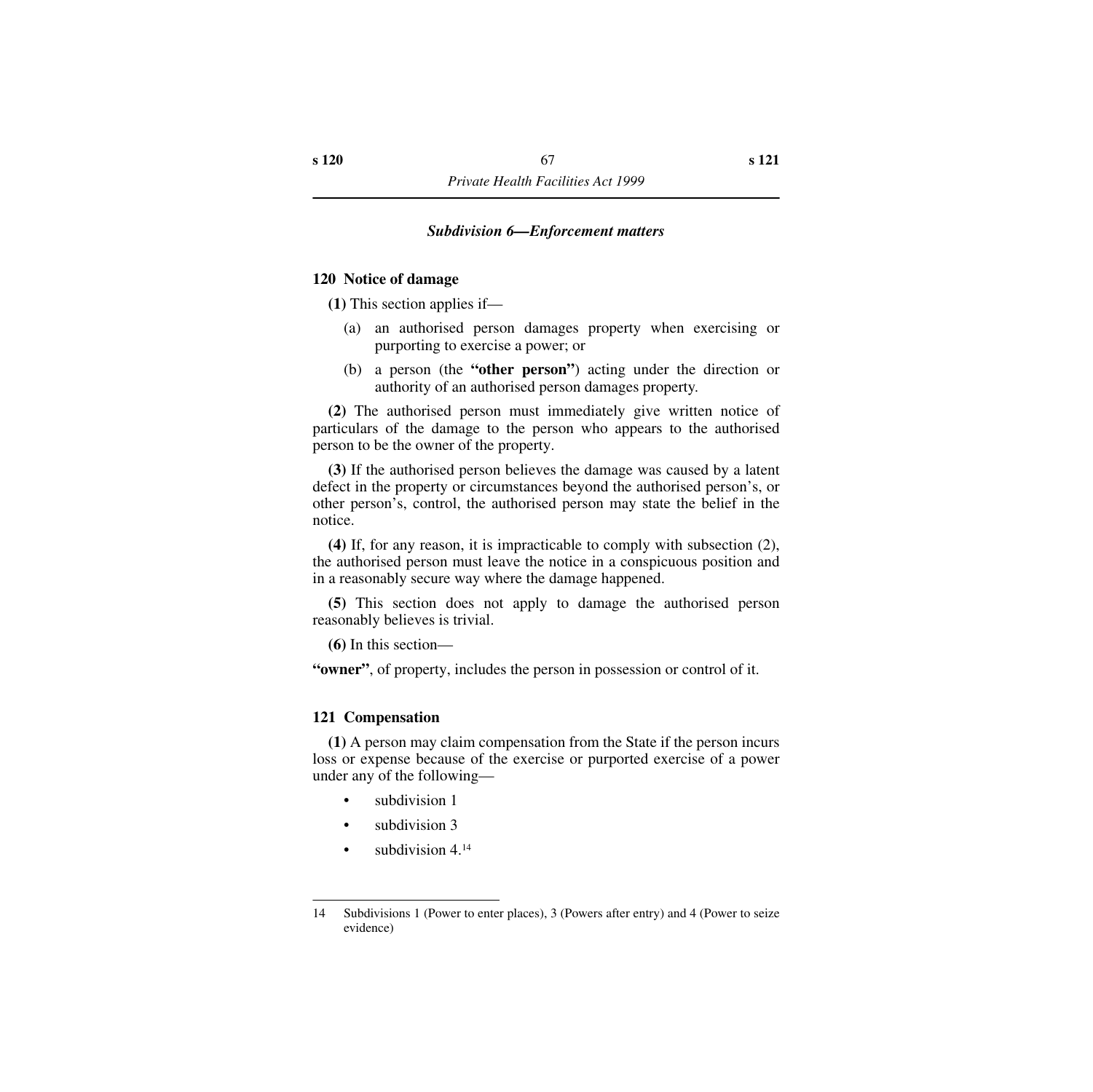### *Subdivision 6—Enforcement matters*

**120 Notice of damage**

**(1)** This section applies if—

(a) an authorised person damages property when exercising or purporting to exercise a power; or

(b) a person (the **"other person"**) acting under the direction or authority of an authorised person damages property.

**(2)** The authorised person must immediately give written notice of particulars of the damage to the person who appears to the authorised person to be the owner of the property.

**(3)** If the authorised person believes the damage was caused by a latent defect in the property or circumstances beyond the authorised person's, or other person's, control, the authorised person may state the belief in the notice.

**(4)** If, for any reason, it is impracticable to comply with subsection (2), the authorised person must leave the notice in a conspicuous position and in a reasonably secure way where the damage happened.

**(5)** This section does not apply to damage the authorised person reasonably believes is trivial.

**(6)** In this section—

**"owner"**, of property, includes the person in possession or control of it.

**121 Compensation**

**(1)** A person may claim compensation from the State if the person incurs loss or expense because of the exercise or purported exercise of a power under any of the following—

- subdivision 1
- subdivision 3
- subdivision 4.[14]

---

14 Subdivisions 1 (Power to enter places), 3 (Powers after entry) and 4 (Power to seize evidence)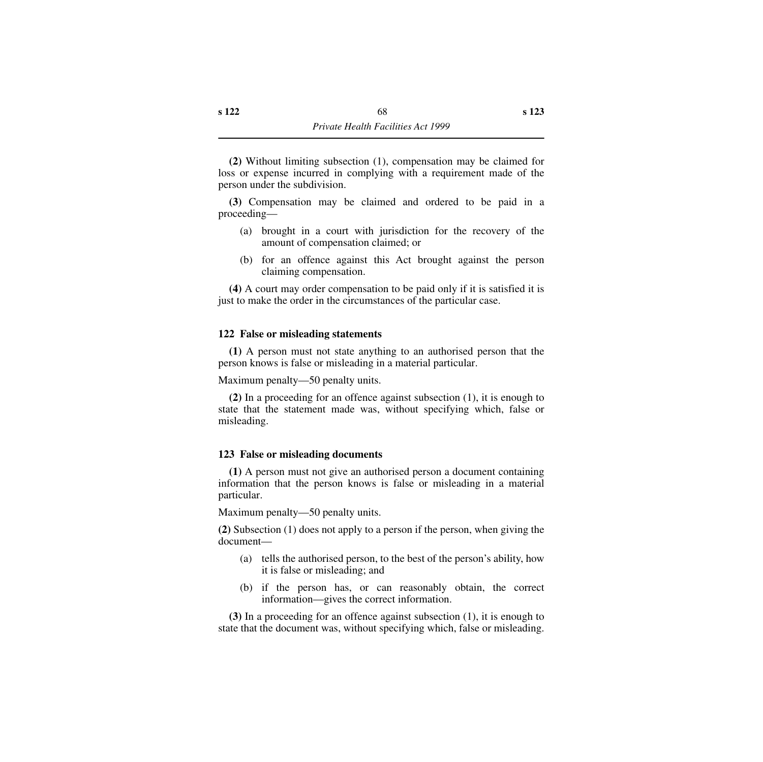**(2)** Without limiting subsection (1), compensation may be claimed for loss or expense incurred in complying with a requirement made of the person under the subdivision.

**(3)** Compensation may be claimed and ordered to be paid in a proceeding—

(a) brought in a court with jurisdiction for the recovery of the amount of compensation claimed; or

(b) for an offence against this Act brought against the person claiming compensation.

**(4)** A court may order compensation to be paid only if it is satisfied it is just to make the order in the circumstances of the particular case.

### 122 False or misleading statements

**(1)** A person must not state anything to an authorised person that the person knows is false or misleading in a material particular.

Maximum penalty—50 penalty units.

**(2)** In a proceeding for an offence against subsection (1), it is enough to state that the statement made was, without specifying which, false or misleading.

### 123 False or misleading documents

**(1)** A person must not give an authorised person a document containing information that the person knows is false or misleading in a material particular.

Maximum penalty—50 penalty units.

**(2)** Subsection (1) does not apply to a person if the person, when giving the document—

(a) tells the authorised person, to the best of the person's ability, how it is false or misleading; and

(b) if the person has, or can reasonably obtain, the correct information—gives the correct information.

**(3)** In a proceeding for an offence against subsection (1), it is enough to state that the document was, without specifying which, false or misleading.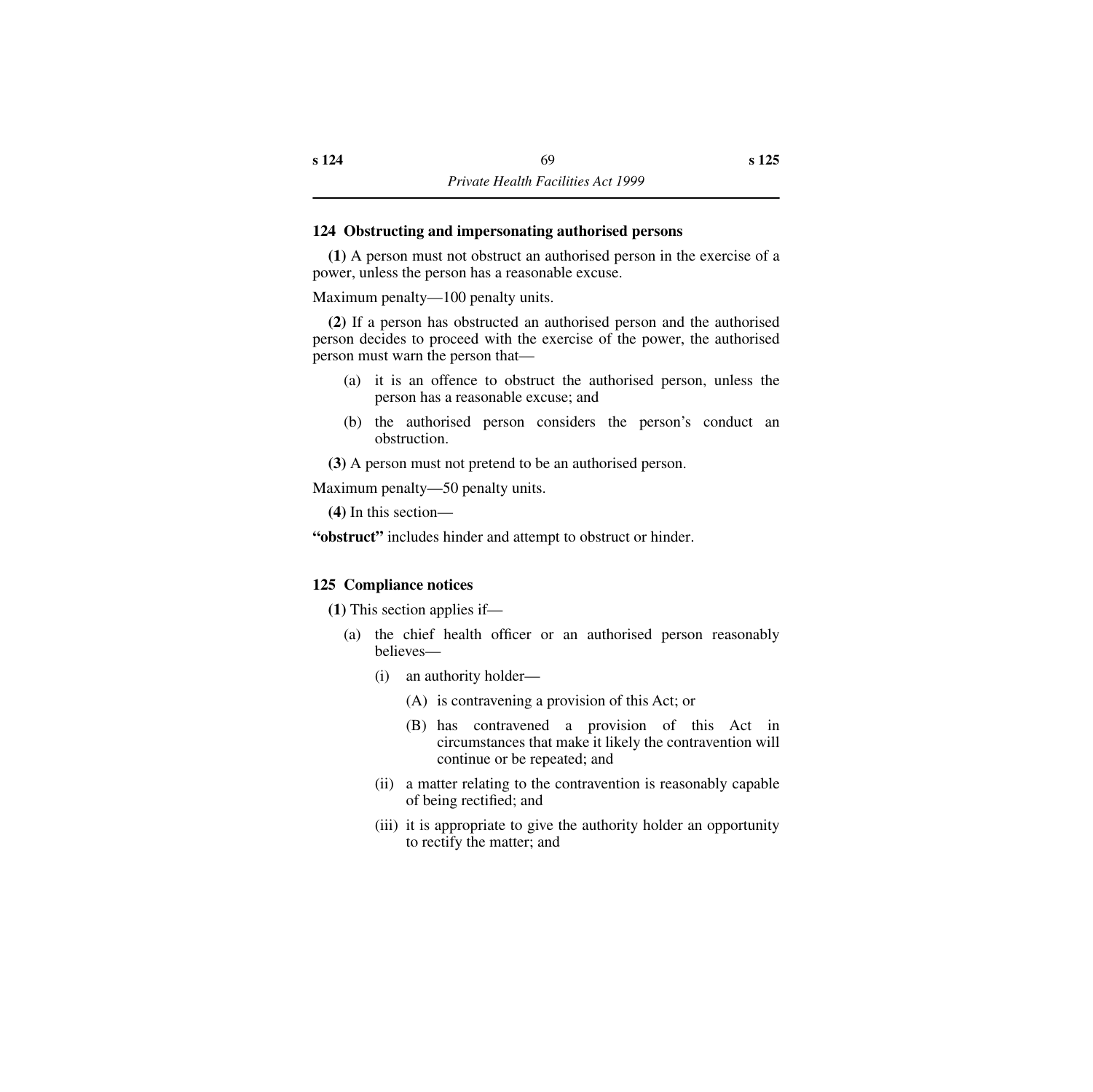### 124 Obstructing and impersonating authorised persons

**(1)** A person must not obstruct an authorised person in the exercise of a power, unless the person has a reasonable excuse.

Maximum penalty—100 penalty units.

**(2)** If a person has obstructed an authorised person and the authorised person decides to proceed with the exercise of the power, the authorised person must warn the person that—

- (a) it is an offence to obstruct the authorised person, unless the person has a reasonable excuse; and
- (b) the authorised person considers the person's conduct an obstruction.

**(3)** A person must not pretend to be an authorised person.

Maximum penalty—50 penalty units.

**(4)** In this section—

**"obstruct"** includes hinder and attempt to obstruct or hinder.

### 125 Compliance notices

**(1)** This section applies if—

- (a) the chief health officer or an authorised person reasonably believes—
  - (i) an authority holder—
    - (A) is contravening a provision of this Act; or
    - (B) has contravened a provision of this Act in circumstances that make it likely the contravention will continue or be repeated; and
  - (ii) a matter relating to the contravention is reasonably capable of being rectified; and
  - (iii) it is appropriate to give the authority holder an opportunity to rectify the matter; and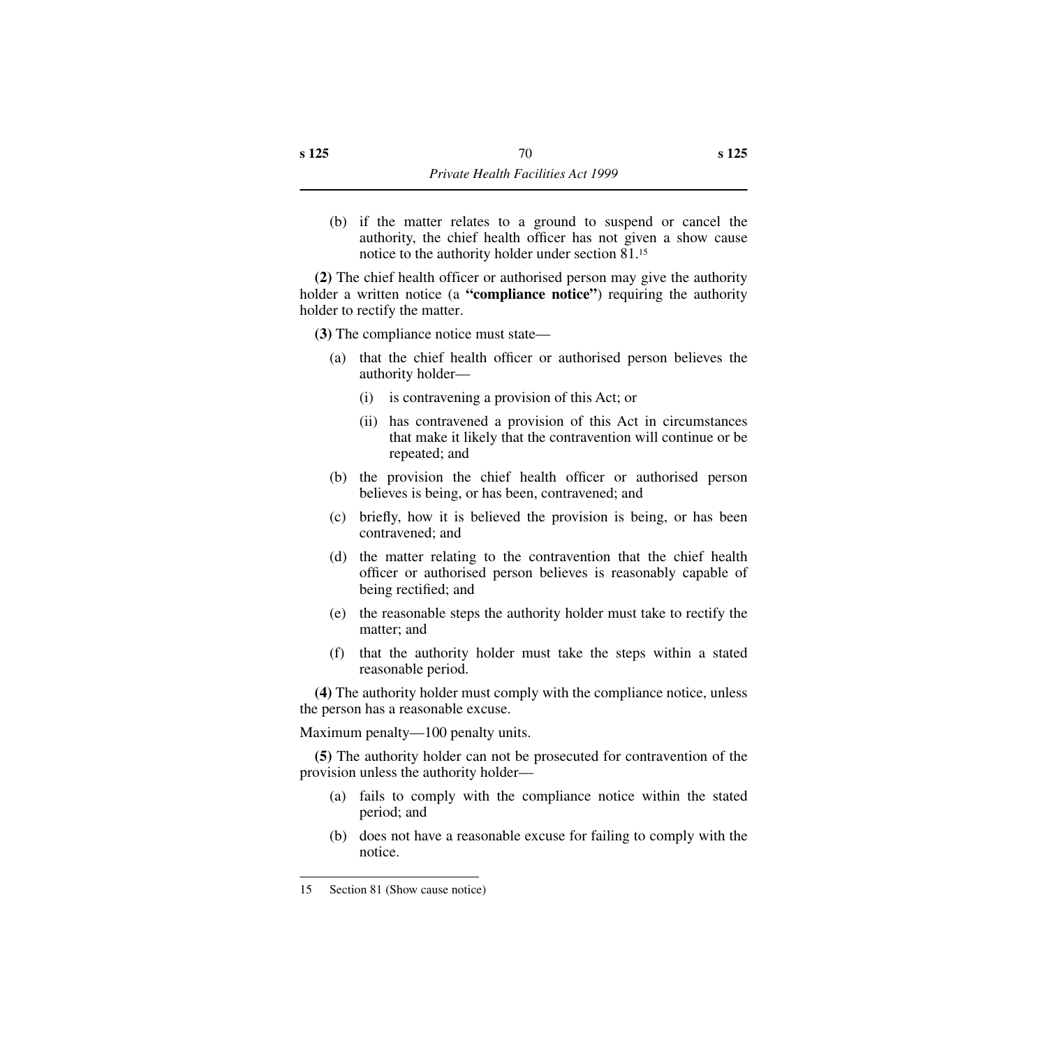(b) if the matter relates to a ground to suspend or cancel the authority, the chief health officer has not given a show cause notice to the authority holder under section 81.[15]

**(2)** The chief health officer or authorised person may give the authority holder a written notice (a **"compliance notice"**) requiring the authority holder to rectify the matter.

**(3)** The compliance notice must state—

- (a) that the chief health officer or authorised person believes the authority holder—
  - (i) is contravening a provision of this Act; or
  - (ii) has contravened a provision of this Act in circumstances that make it likely that the contravention will continue or be repeated; and
- (b) the provision the chief health officer or authorised person believes is being, or has been, contravened; and
- (c) briefly, how it is believed the provision is being, or has been contravened; and
- (d) the matter relating to the contravention that the chief health officer or authorised person believes is reasonably capable of being rectified; and
- (e) the reasonable steps the authority holder must take to rectify the matter; and
- (f) that the authority holder must take the steps within a stated reasonable period.

**(4)** The authority holder must comply with the compliance notice, unless the person has a reasonable excuse.

Maximum penalty—100 penalty units.

**(5)** The authority holder can not be prosecuted for contravention of the provision unless the authority holder—

- (a) fails to comply with the compliance notice within the stated period; and
- (b) does not have a reasonable excuse for failing to comply with the notice.

---

15 Section 81 (Show cause notice)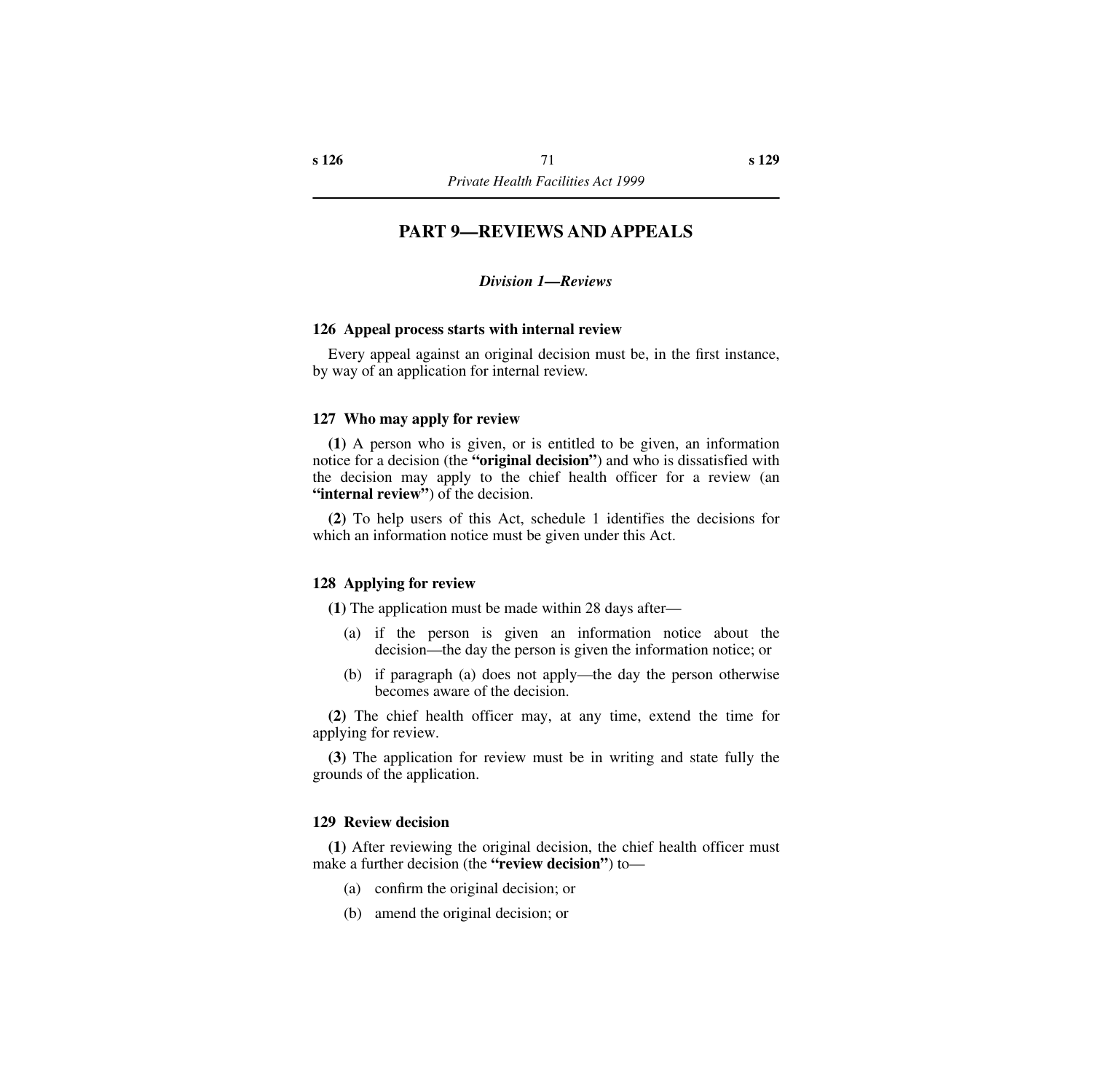# PART 9—REVIEWS AND APPEALS

## *Division 1—Reviews*

### 126 Appeal process starts with internal review

Every appeal against an original decision must be, in the first instance, by way of an application for internal review.

### 127 Who may apply for review

**(1)** A person who is given, or is entitled to be given, an information notice for a decision (the **"original decision"**) and who is dissatisfied with the decision may apply to the chief health officer for a review (an **"internal review"**) of the decision.

**(2)** To help users of this Act, schedule 1 identifies the decisions for which an information notice must be given under this Act.

### 128 Applying for review

**(1)** The application must be made within 28 days after—

- (a) if the person is given an information notice about the decision—the day the person is given the information notice; or
- (b) if paragraph (a) does not apply—the day the person otherwise becomes aware of the decision.

**(2)** The chief health officer may, at any time, extend the time for applying for review.

**(3)** The application for review must be in writing and state fully the grounds of the application.

### 129 Review decision

**(1)** After reviewing the original decision, the chief health officer must make a further decision (the **"review decision"**) to—

- (a) confirm the original decision; or
- (b) amend the original decision; or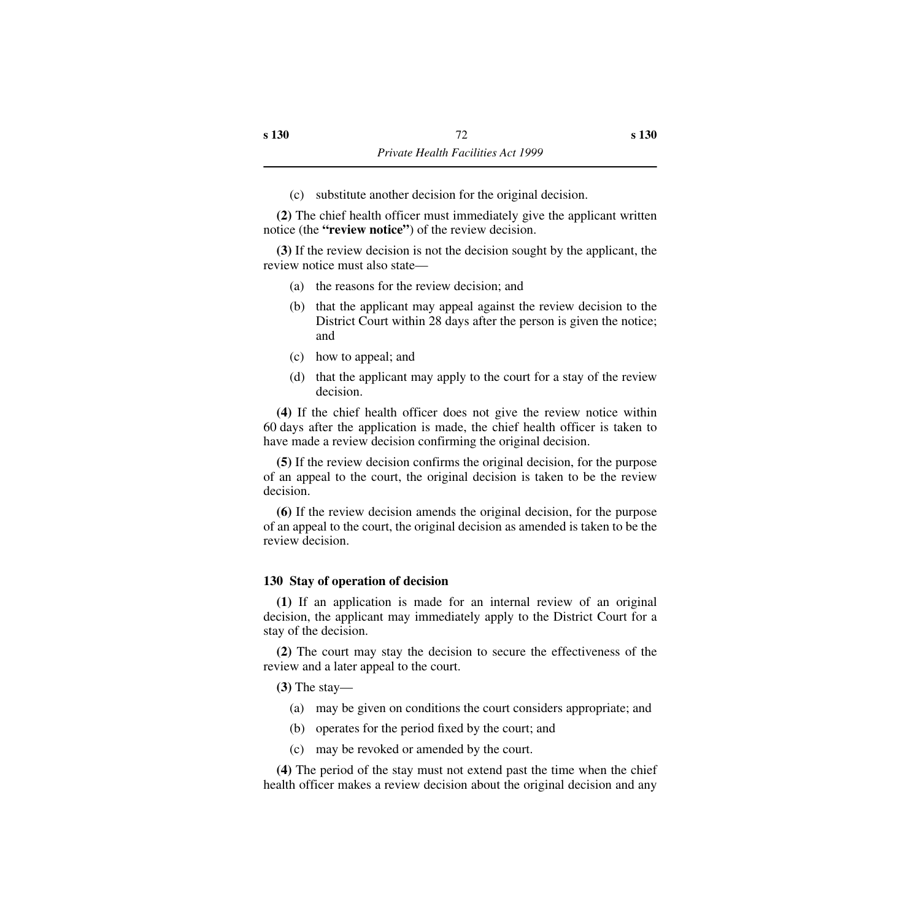(c) substitute another decision for the original decision.

**(2)** The chief health officer must immediately give the applicant written notice (the **"review notice"**) of the review decision.

**(3)** If the review decision is not the decision sought by the applicant, the review notice must also state—

(a) the reasons for the review decision; and

(b) that the applicant may appeal against the review decision to the District Court within 28 days after the person is given the notice; and

(c) how to appeal; and

(d) that the applicant may apply to the court for a stay of the review decision.

**(4)** If the chief health officer does not give the review notice within 60 days after the application is made, the chief health officer is taken to have made a review decision confirming the original decision.

**(5)** If the review decision confirms the original decision, for the purpose of an appeal to the court, the original decision is taken to be the review decision.

**(6)** If the review decision amends the original decision, for the purpose of an appeal to the court, the original decision as amended is taken to be the review decision.

### 130 Stay of operation of decision

**(1)** If an application is made for an internal review of an original decision, the applicant may immediately apply to the District Court for a stay of the decision.

**(2)** The court may stay the decision to secure the effectiveness of the review and a later appeal to the court.

**(3)** The stay—

(a) may be given on conditions the court considers appropriate; and

(b) operates for the period fixed by the court; and

(c) may be revoked or amended by the court.

**(4)** The period of the stay must not extend past the time when the chief health officer makes a review decision about the original decision and any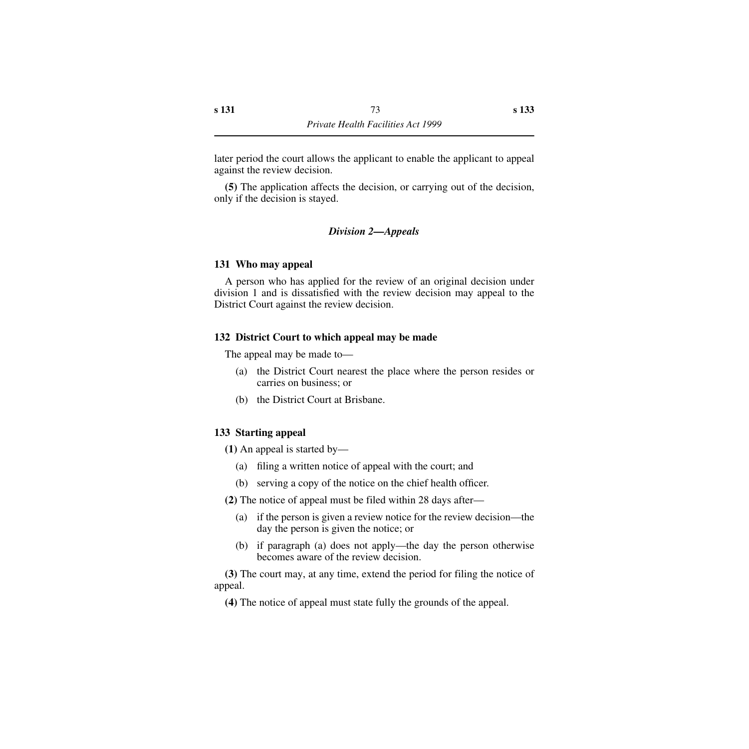later period the court allows the applicant to enable the applicant to appeal against the review decision.

**(5)** The application affects the decision, or carrying out of the decision, only if the decision is stayed.

### *Division 2—Appeals*

#### 131 Who may appeal

A person who has applied for the review of an original decision under division 1 and is dissatisfied with the review decision may appeal to the District Court against the review decision.

#### 132 District Court to which appeal may be made

The appeal may be made to—

(a) the District Court nearest the place where the person resides or carries on business; or

(b) the District Court at Brisbane.

#### 133 Starting appeal

**(1)** An appeal is started by—

(a) filing a written notice of appeal with the court; and

(b) serving a copy of the notice on the chief health officer.

**(2)** The notice of appeal must be filed within 28 days after—

(a) if the person is given a review notice for the review decision—the day the person is given the notice; or

(b) if paragraph (a) does not apply—the day the person otherwise becomes aware of the review decision.

**(3)** The court may, at any time, extend the period for filing the notice of appeal.

**(4)** The notice of appeal must state fully the grounds of the appeal.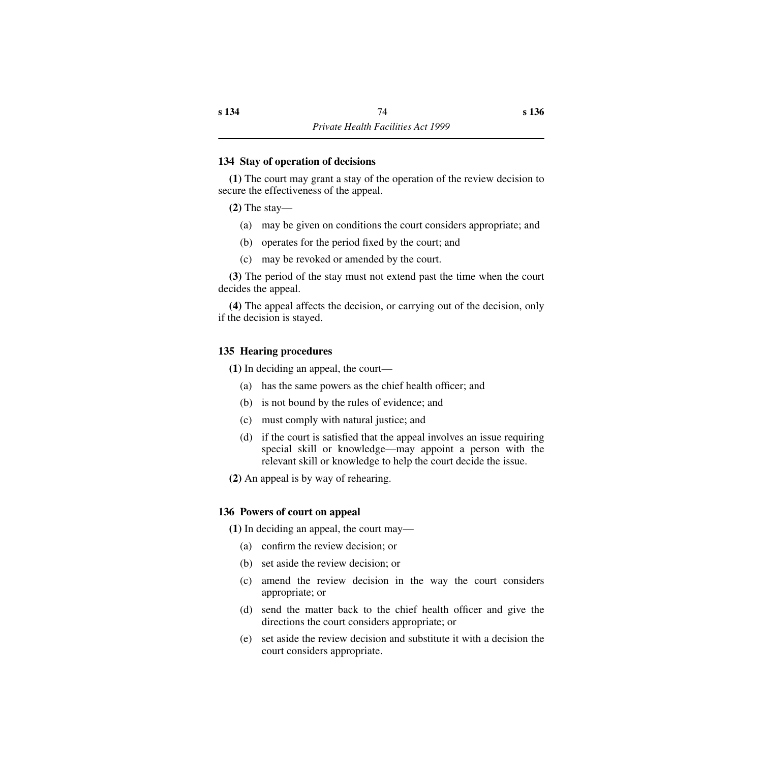### 134 Stay of operation of decisions

**(1)** The court may grant a stay of the operation of the review decision to secure the effectiveness of the appeal.

**(2)** The stay—

(a) may be given on conditions the court considers appropriate; and

(b) operates for the period fixed by the court; and

(c) may be revoked or amended by the court.

**(3)** The period of the stay must not extend past the time when the court decides the appeal.

**(4)** The appeal affects the decision, or carrying out of the decision, only if the decision is stayed.

### 135 Hearing procedures

**(1)** In deciding an appeal, the court—

(a) has the same powers as the chief health officer; and

(b) is not bound by the rules of evidence; and

(c) must comply with natural justice; and

(d) if the court is satisfied that the appeal involves an issue requiring special skill or knowledge—may appoint a person with the relevant skill or knowledge to help the court decide the issue.

**(2)** An appeal is by way of rehearing.

### 136 Powers of court on appeal

**(1)** In deciding an appeal, the court may—

(a) confirm the review decision; or

(b) set aside the review decision; or

(c) amend the review decision in the way the court considers appropriate; or

(d) send the matter back to the chief health officer and give the directions the court considers appropriate; or

(e) set aside the review decision and substitute it with a decision the court considers appropriate.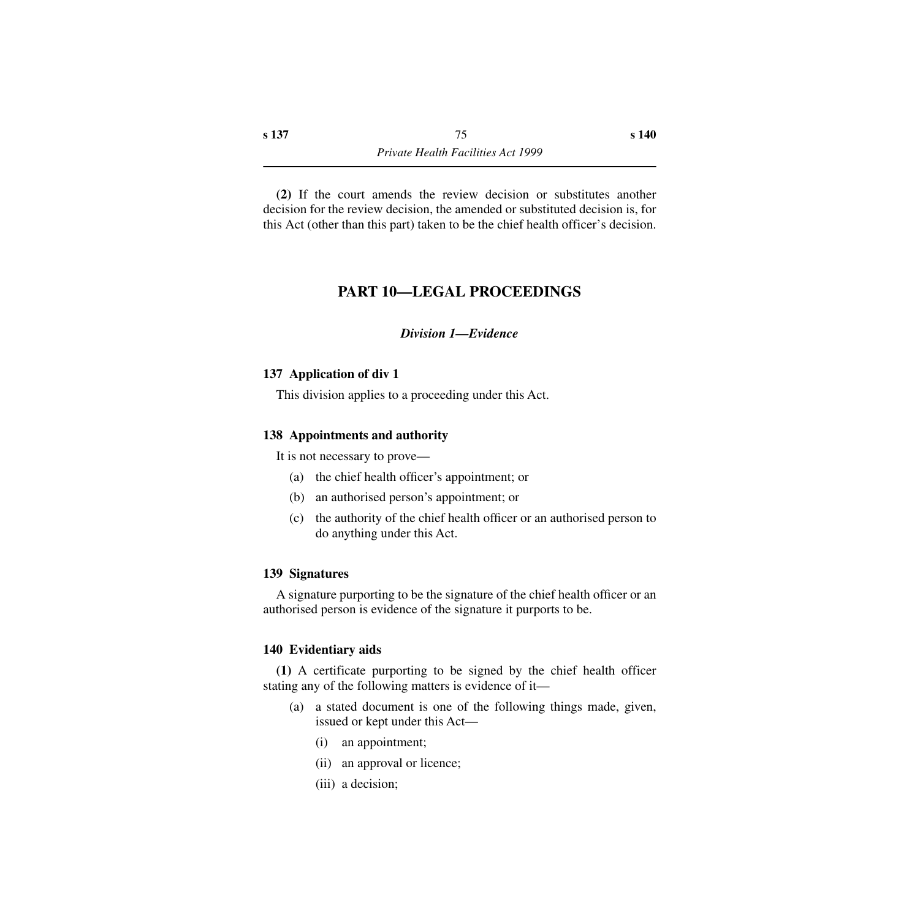**(2)** If the court amends the review decision or substitutes another decision for the review decision, the amended or substituted decision is, for this Act (other than this part) taken to be the chief health officer's decision.

# PART 10—LEGAL PROCEEDINGS

## *Division 1—Evidence*

### 137 Application of div 1

This division applies to a proceeding under this Act.

### 138 Appointments and authority

It is not necessary to prove—

(a) the chief health officer's appointment; or

(b) an authorised person's appointment; or

(c) the authority of the chief health officer or an authorised person to do anything under this Act.

### 139 Signatures

A signature purporting to be the signature of the chief health officer or an authorised person is evidence of the signature it purports to be.

### 140 Evidentiary aids

**(1)** A certificate purporting to be signed by the chief health officer stating any of the following matters is evidence of it—

(a) a stated document is one of the following things made, given, issued or kept under this Act—

  (i) an appointment;

  (ii) an approval or licence;

  (iii) a decision;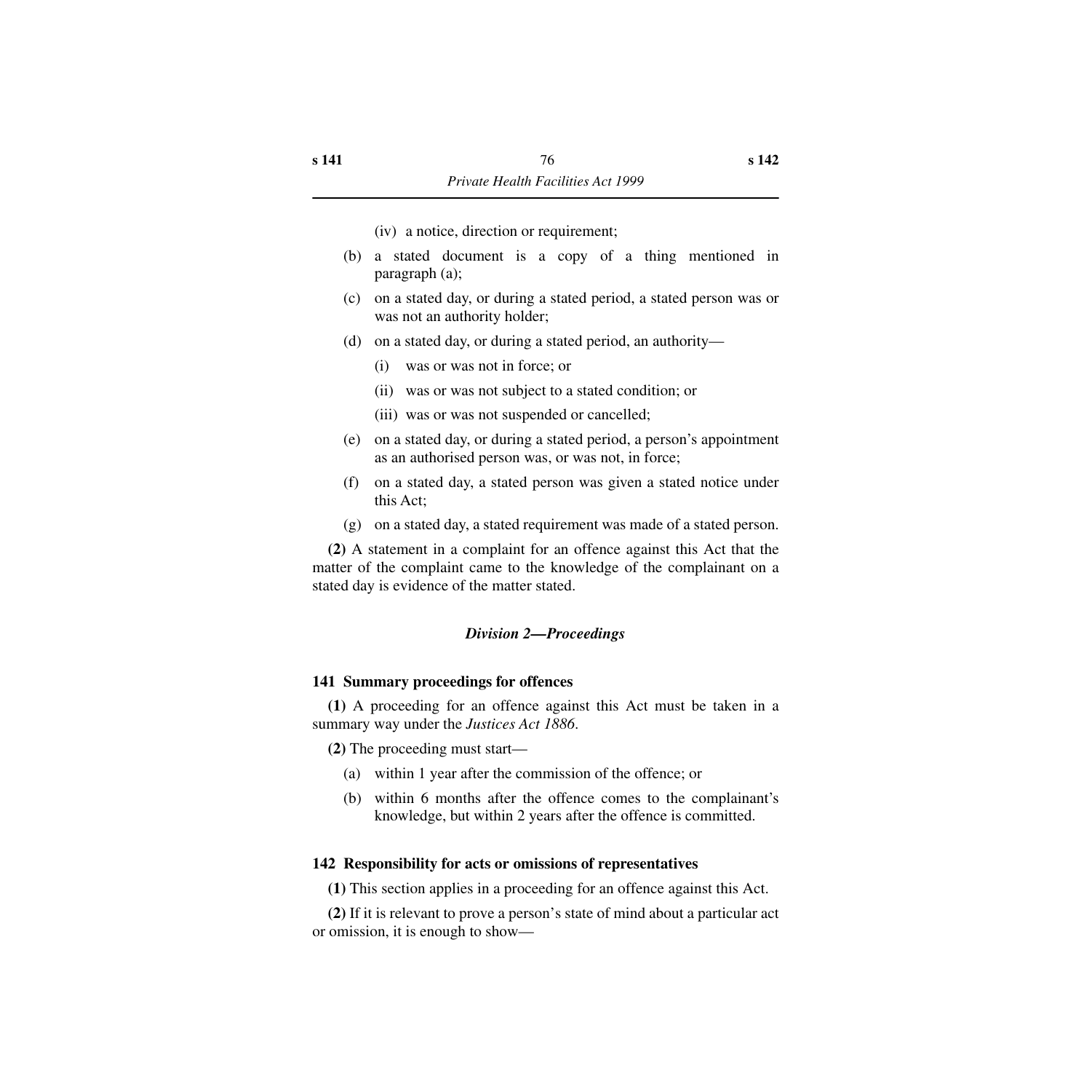(iv) a notice, direction or requirement;

(b) a stated document is a copy of a thing mentioned in paragraph (a);

(c) on a stated day, or during a stated period, a stated person was or was not an authority holder;

(d) on a stated day, or during a stated period, an authority—

(i) was or was not in force; or

(ii) was or was not subject to a stated condition; or

(iii) was or was not suspended or cancelled;

(e) on a stated day, or during a stated period, a person's appointment as an authorised person was, or was not, in force;

(f) on a stated day, a stated person was given a stated notice under this Act;

(g) on a stated day, a stated requirement was made of a stated person.

**(2)** A statement in a complaint for an offence against this Act that the matter of the complaint came to the knowledge of the complainant on a stated day is evidence of the matter stated.

### *Division 2—Proceedings*

#### 141 Summary proceedings for offences

**(1)** A proceeding for an offence against this Act must be taken in a summary way under the *Justices Act 1886*.

**(2)** The proceeding must start—

(a) within 1 year after the commission of the offence; or

(b) within 6 months after the offence comes to the complainant's knowledge, but within 2 years after the offence is committed.

#### 142 Responsibility for acts or omissions of representatives

**(1)** This section applies in a proceeding for an offence against this Act.

**(2)** If it is relevant to prove a person's state of mind about a particular act or omission, it is enough to show—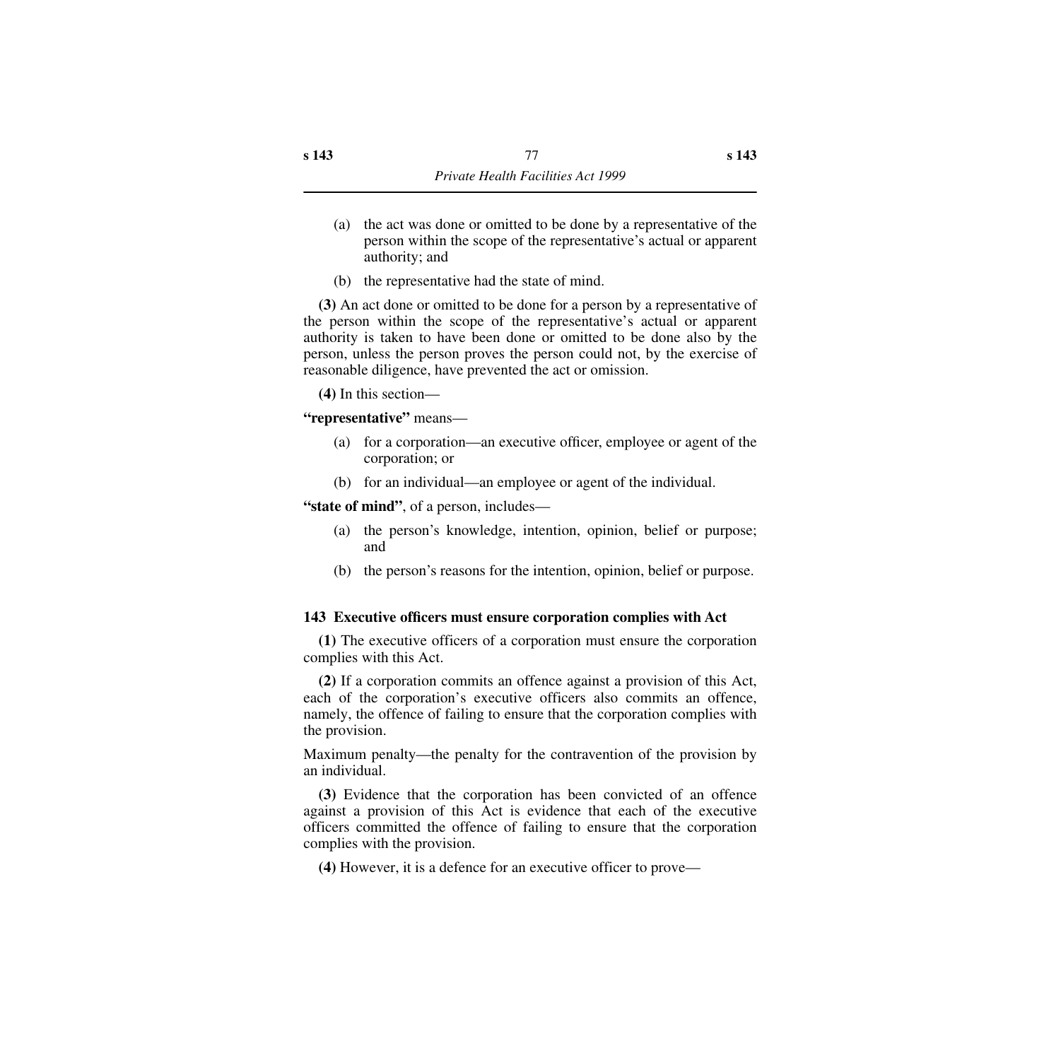(a) the act was done or omitted to be done by a representative of the person within the scope of the representative's actual or apparent authority; and

(b) the representative had the state of mind.

**(3)** An act done or omitted to be done for a person by a representative of the person within the scope of the representative's actual or apparent authority is taken to have been done or omitted to be done also by the person, unless the person proves the person could not, by the exercise of reasonable diligence, have prevented the act or omission.

**(4)** In this section—

**"representative"** means—

(a) for a corporation—an executive officer, employee or agent of the corporation; or

(b) for an individual—an employee or agent of the individual.

**"state of mind"**, of a person, includes—

(a) the person's knowledge, intention, opinion, belief or purpose; and

(b) the person's reasons for the intention, opinion, belief or purpose.

### 143 Executive officers must ensure corporation complies with Act

**(1)** The executive officers of a corporation must ensure the corporation complies with this Act.

**(2)** If a corporation commits an offence against a provision of this Act, each of the corporation's executive officers also commits an offence, namely, the offence of failing to ensure that the corporation complies with the provision.

Maximum penalty—the penalty for the contravention of the provision by an individual.

**(3)** Evidence that the corporation has been convicted of an offence against a provision of this Act is evidence that each of the executive officers committed the offence of failing to ensure that the corporation complies with the provision.

**(4)** However, it is a defence for an executive officer to prove—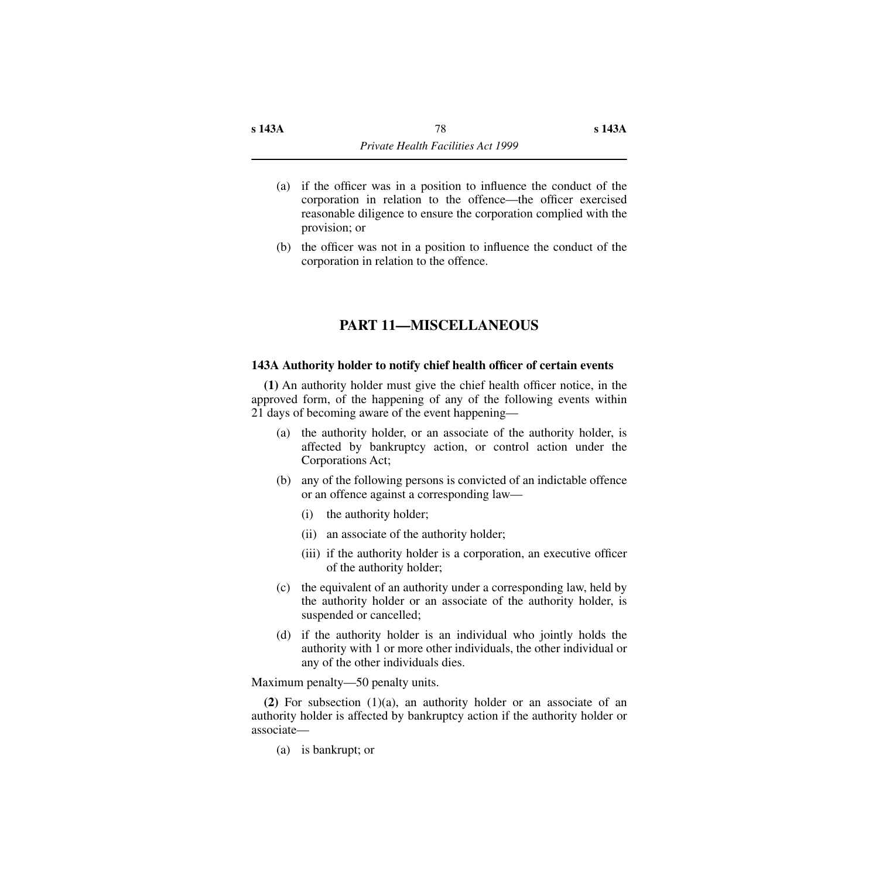(a) if the officer was in a position to influence the conduct of the corporation in relation to the offence—the officer exercised reasonable diligence to ensure the corporation complied with the provision; or

(b) the officer was not in a position to influence the conduct of the corporation in relation to the offence.

## PART 11—MISCELLANEOUS

### 143A Authority holder to notify chief health officer of certain events

**(1)** An authority holder must give the chief health officer notice, in the approved form, of the happening of any of the following events within 21 days of becoming aware of the event happening—

(a) the authority holder, or an associate of the authority holder, is affected by bankruptcy action, or control action under the Corporations Act;

(b) any of the following persons is convicted of an indictable offence or an offence against a corresponding law—

(i) the authority holder;

(ii) an associate of the authority holder;

(iii) if the authority holder is a corporation, an executive officer of the authority holder;

(c) the equivalent of an authority under a corresponding law, held by the authority holder or an associate of the authority holder, is suspended or cancelled;

(d) if the authority holder is an individual who jointly holds the authority with 1 or more other individuals, the other individual or any of the other individuals dies.

Maximum penalty—50 penalty units.

**(2)** For subsection (1)(a), an authority holder or an associate of an authority holder is affected by bankruptcy action if the authority holder or associate—

(a) is bankrupt; or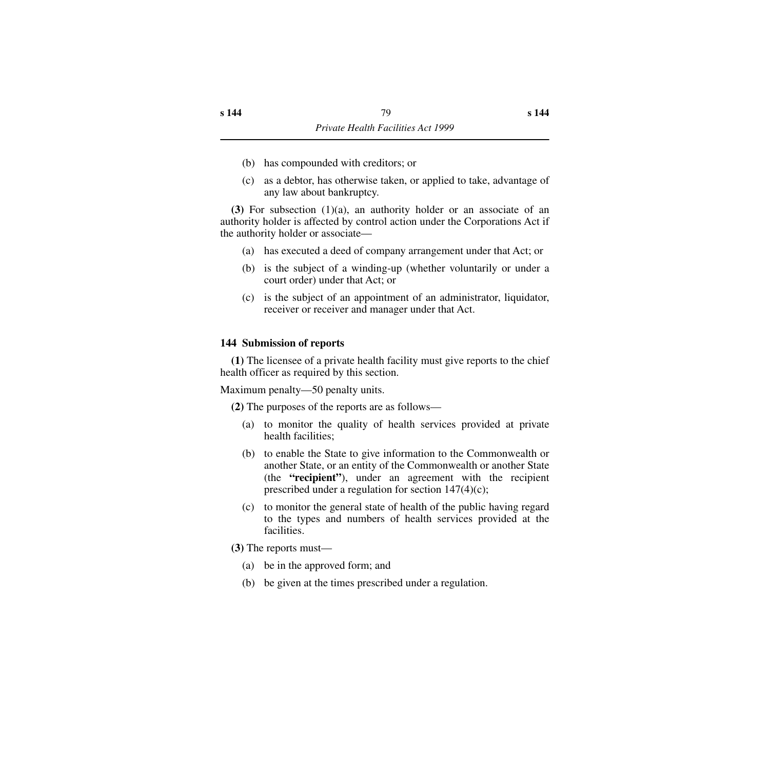(b) has compounded with creditors; or

(c) as a debtor, has otherwise taken, or applied to take, advantage of any law about bankruptcy.

**(3)** For subsection (1)(a), an authority holder or an associate of an authority holder is affected by control action under the Corporations Act if the authority holder or associate—

(a) has executed a deed of company arrangement under that Act; or

(b) is the subject of a winding-up (whether voluntarily or under a court order) under that Act; or

(c) is the subject of an appointment of an administrator, liquidator, receiver or receiver and manager under that Act.

### 144 Submission of reports

**(1)** The licensee of a private health facility must give reports to the chief health officer as required by this section.

Maximum penalty—50 penalty units.

**(2)** The purposes of the reports are as follows—

(a) to monitor the quality of health services provided at private health facilities;

(b) to enable the State to give information to the Commonwealth or another State, or an entity of the Commonwealth or another State (the **"recipient"**), under an agreement with the recipient prescribed under a regulation for section 147(4)(c);

(c) to monitor the general state of health of the public having regard to the types and numbers of health services provided at the facilities.

**(3)** The reports must—

(a) be in the approved form; and

(b) be given at the times prescribed under a regulation.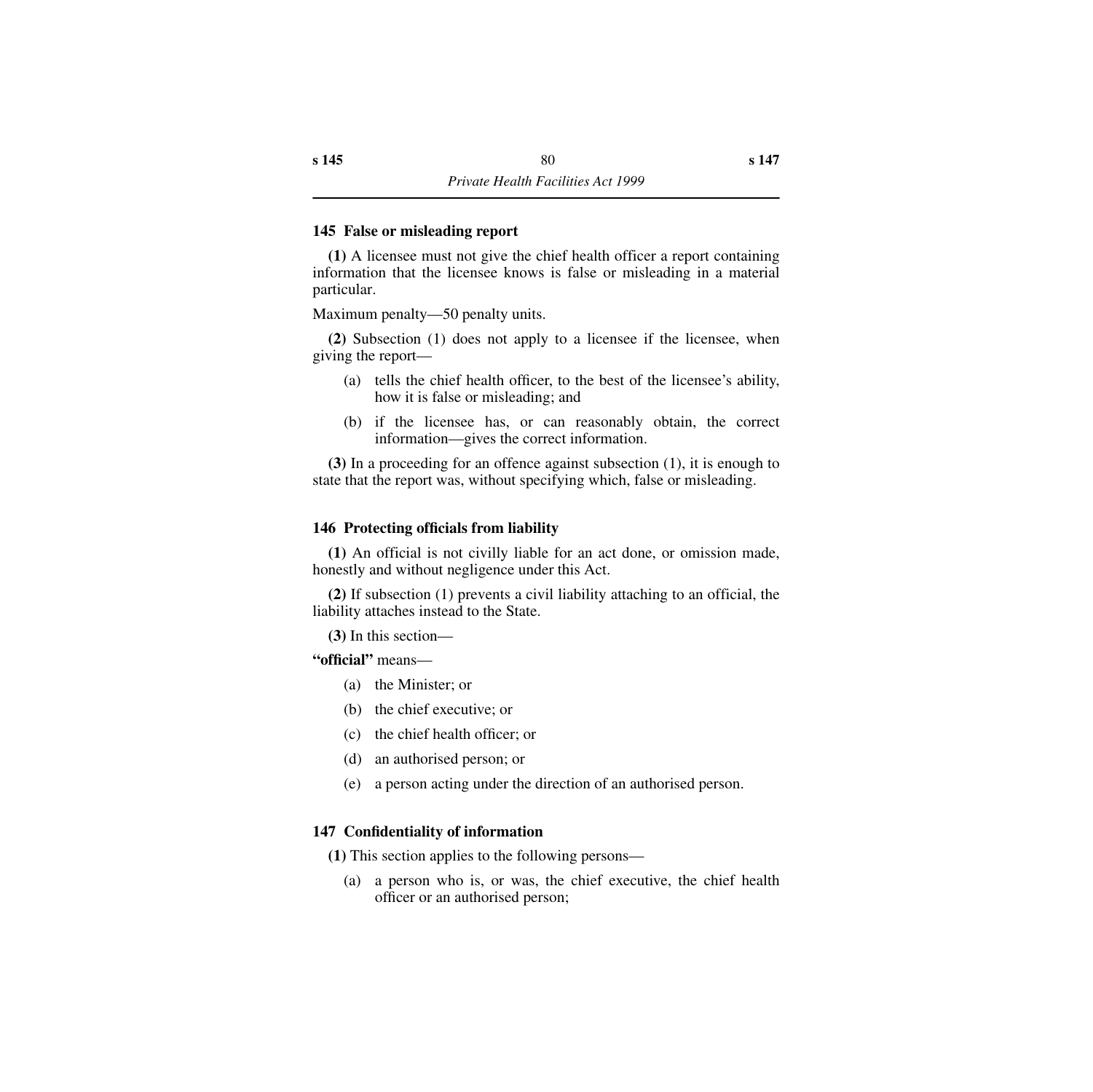### 145 False or misleading report

**(1)** A licensee must not give the chief health officer a report containing information that the licensee knows is false or misleading in a material particular.

Maximum penalty—50 penalty units.

**(2)** Subsection (1) does not apply to a licensee if the licensee, when giving the report—

(a) tells the chief health officer, to the best of the licensee's ability, how it is false or misleading; and

(b) if the licensee has, or can reasonably obtain, the correct information—gives the correct information.

**(3)** In a proceeding for an offence against subsection (1), it is enough to state that the report was, without specifying which, false or misleading.

### 146 Protecting officials from liability

**(1)** An official is not civilly liable for an act done, or omission made, honestly and without negligence under this Act.

**(2)** If subsection (1) prevents a civil liability attaching to an official, the liability attaches instead to the State.

**(3)** In this section—

**"official"** means—

(a) the Minister; or

(b) the chief executive; or

(c) the chief health officer; or

(d) an authorised person; or

(e) a person acting under the direction of an authorised person.

### 147 Confidentiality of information

**(1)** This section applies to the following persons—

(a) a person who is, or was, the chief executive, the chief health officer or an authorised person;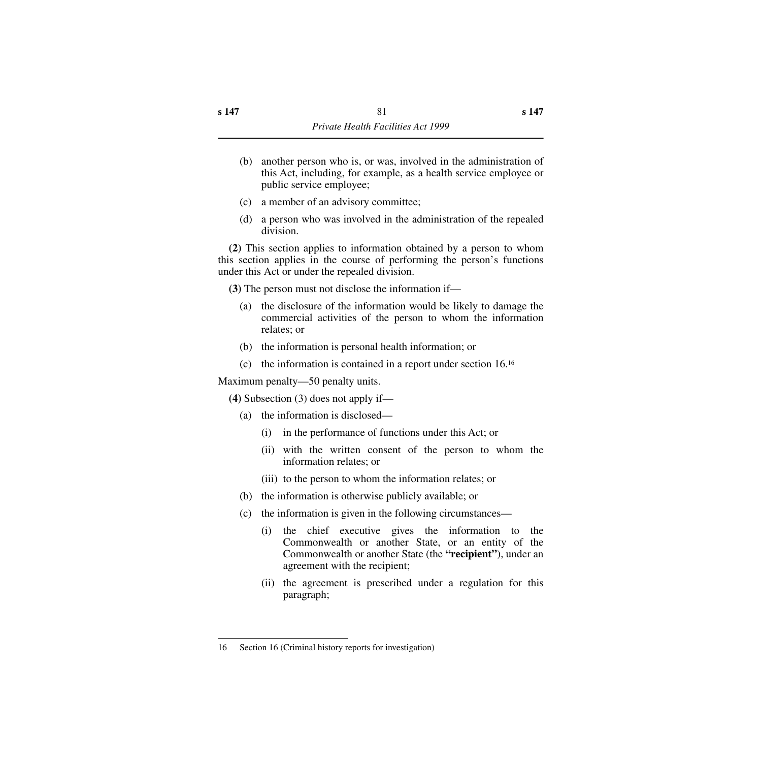(b) another person who is, or was, involved in the administration of this Act, including, for example, as a health service employee or public service employee;

(c) a member of an advisory committee;

(d) a person who was involved in the administration of the repealed division.

**(2)** This section applies to information obtained by a person to whom this section applies in the course of performing the person's functions under this Act or under the repealed division.

**(3)** The person must not disclose the information if—

(a) the disclosure of the information would be likely to damage the commercial activities of the person to whom the information relates; or

(b) the information is personal health information; or

(c) the information is contained in a report under section 16.[16]

Maximum penalty—50 penalty units.

**(4)** Subsection (3) does not apply if—

(a) the information is disclosed—

(i) in the performance of functions under this Act; or

(ii) with the written consent of the person to whom the information relates; or

(iii) to the person to whom the information relates; or

(b) the information is otherwise publicly available; or

(c) the information is given in the following circumstances—

(i) the chief executive gives the information to the Commonwealth or another State, or an entity of the Commonwealth or another State (the **"recipient"**), under an agreement with the recipient;

(ii) the agreement is prescribed under a regulation for this paragraph;

---

16 Section 16 (Criminal history reports for investigation)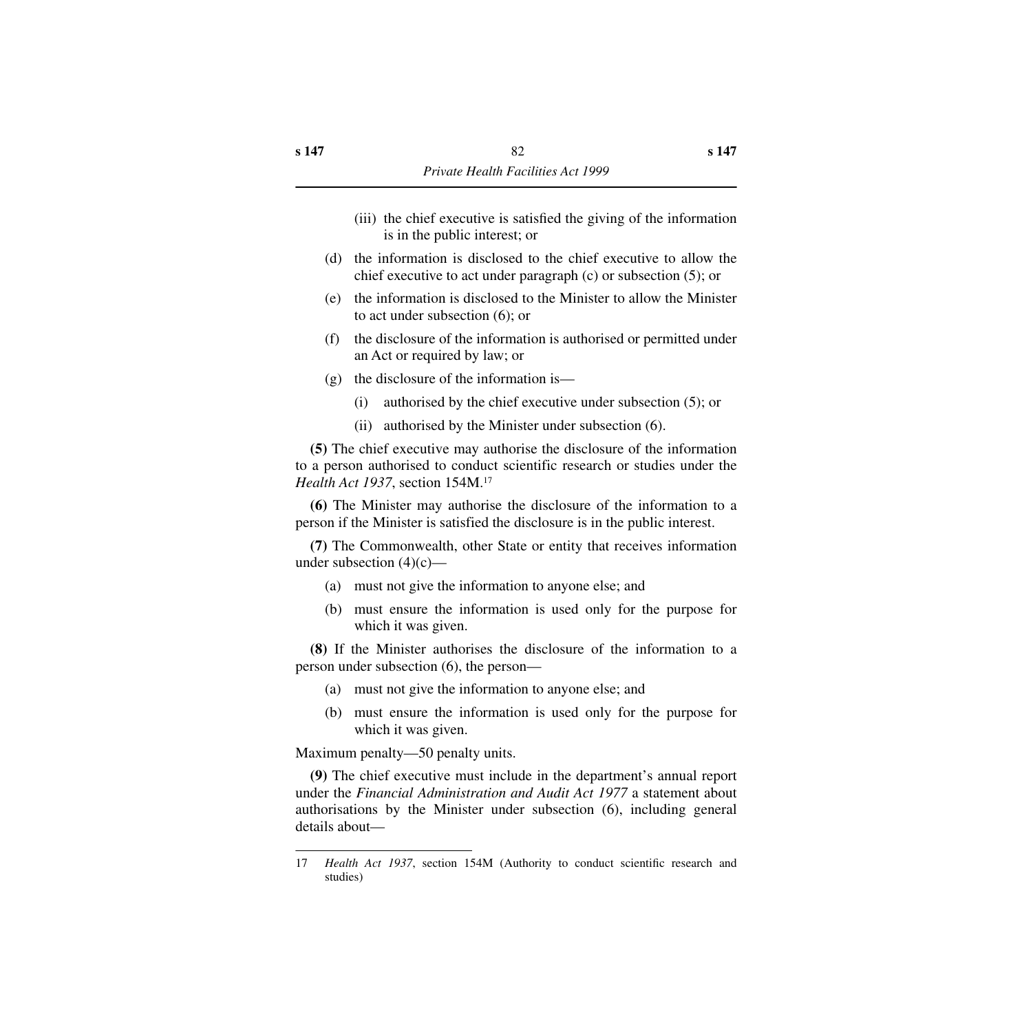(iii) the chief executive is satisfied the giving of the information is in the public interest; or

(d) the information is disclosed to the chief executive to allow the chief executive to act under paragraph (c) or subsection (5); or

(e) the information is disclosed to the Minister to allow the Minister to act under subsection (6); or

(f) the disclosure of the information is authorised or permitted under an Act or required by law; or

(g) the disclosure of the information is—

(i) authorised by the chief executive under subsection (5); or

(ii) authorised by the Minister under subsection (6).

**(5)** The chief executive may authorise the disclosure of the information to a person authorised to conduct scientific research or studies under the *Health Act 1937*, section 154M.[17]

**(6)** The Minister may authorise the disclosure of the information to a person if the Minister is satisfied the disclosure is in the public interest.

**(7)** The Commonwealth, other State or entity that receives information under subsection (4)(c)—

(a) must not give the information to anyone else; and

(b) must ensure the information is used only for the purpose for which it was given.

**(8)** If the Minister authorises the disclosure of the information to a person under subsection (6), the person—

(a) must not give the information to anyone else; and

(b) must ensure the information is used only for the purpose for which it was given.

Maximum penalty—50 penalty units.

**(9)** The chief executive must include in the department's annual report under the *Financial Administration and Audit Act 1977* a statement about authorisations by the Minister under subsection (6), including general details about—

---

17 *Health Act 1937*, section 154M (Authority to conduct scientific research and studies)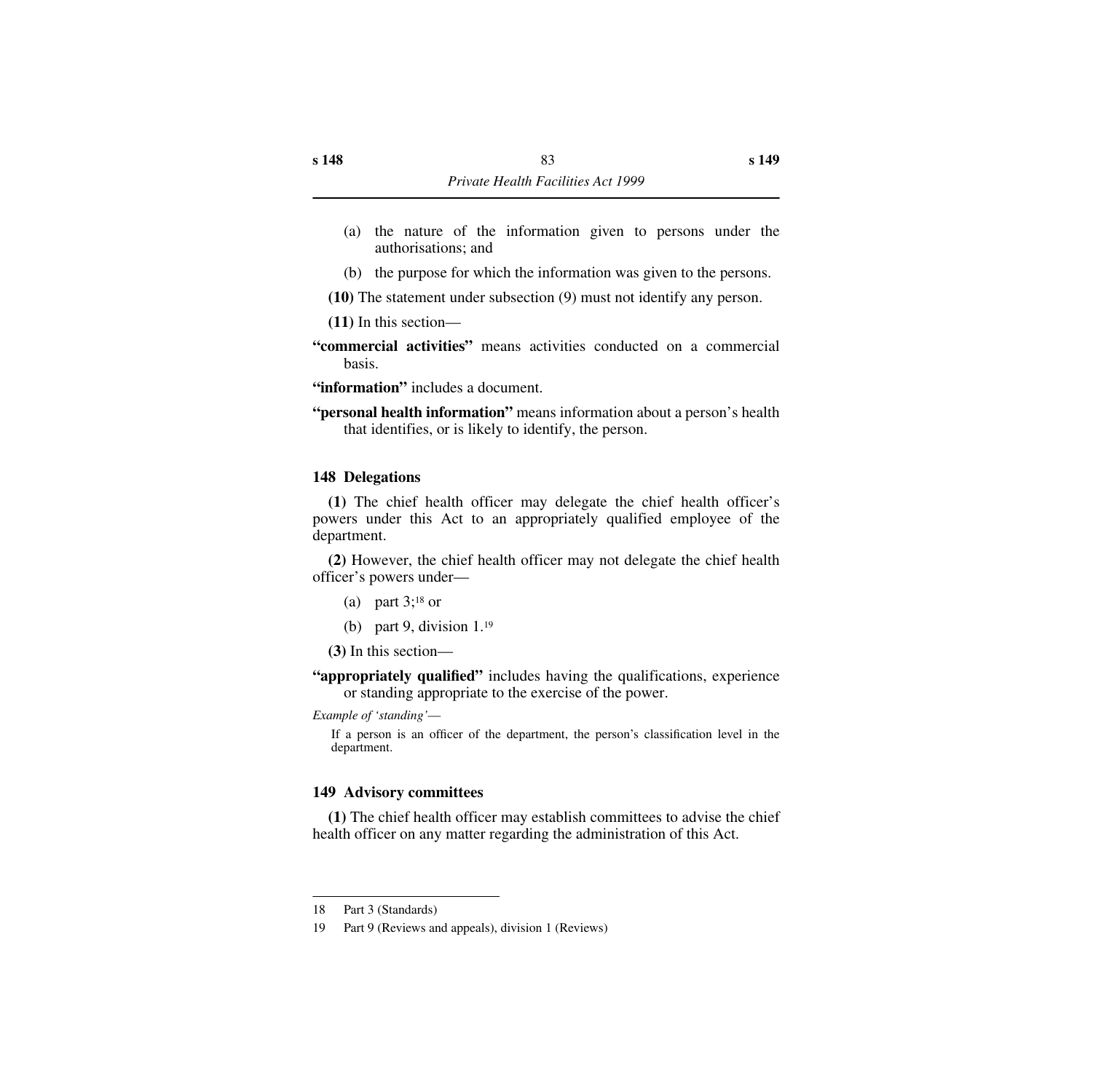(a) the nature of the information given to persons under the authorisations; and

(b) the purpose for which the information was given to the persons.

**(10)** The statement under subsection (9) must not identify any person.

**(11)** In this section—

**"commercial activities"** means activities conducted on a commercial basis.

**"information"** includes a document.

**"personal health information"** means information about a person's health that identifies, or is likely to identify, the person.

### 148 Delegations

**(1)** The chief health officer may delegate the chief health officer's powers under this Act to an appropriately qualified employee of the department.

**(2)** However, the chief health officer may not delegate the chief health officer's powers under—

(a) part 3;[18] or

(b) part 9, division 1.[19]

**(3)** In this section—

**"appropriately qualified"** includes having the qualifications, experience or standing appropriate to the exercise of the power.

*Example of 'standing'*—

If a person is an officer of the department, the person's classification level in the department.

### 149 Advisory committees

**(1)** The chief health officer may establish committees to advise the chief health officer on any matter regarding the administration of this Act.

---

18 Part 3 (Standards)

19 Part 9 (Reviews and appeals), division 1 (Reviews)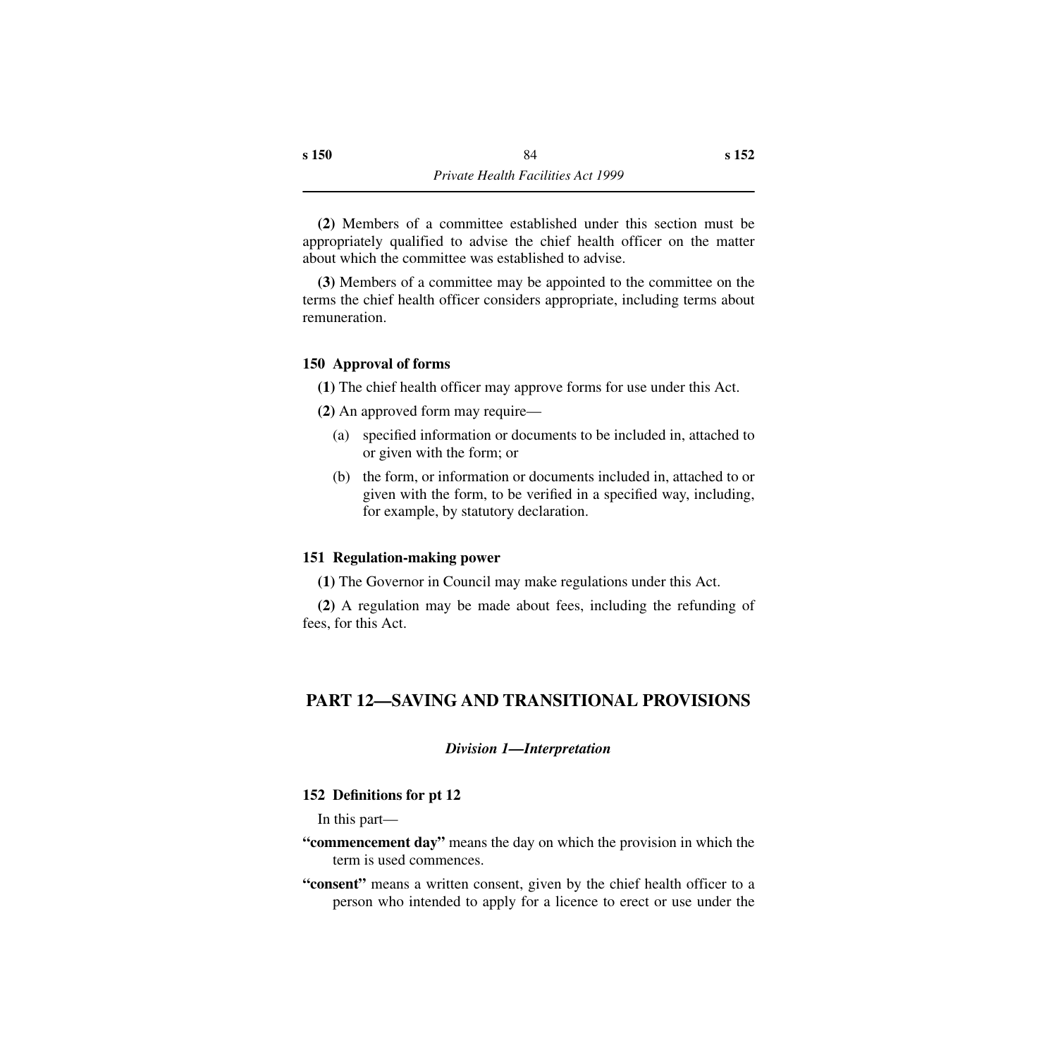**(2)** Members of a committee established under this section must be appropriately qualified to advise the chief health officer on the matter about which the committee was established to advise.

**(3)** Members of a committee may be appointed to the committee on the terms the chief health officer considers appropriate, including terms about remuneration.

### 150 Approval of forms

**(1)** The chief health officer may approve forms for use under this Act.

**(2)** An approved form may require—

- (a) specified information or documents to be included in, attached to or given with the form; or
- (b) the form, or information or documents included in, attached to or given with the form, to be verified in a specified way, including, for example, by statutory declaration.

### 151 Regulation-making power

**(1)** The Governor in Council may make regulations under this Act.

**(2)** A regulation may be made about fees, including the refunding of fees, for this Act.

# PART 12—SAVING AND TRANSITIONAL PROVISIONS

## *Division 1—Interpretation*

### 152 Definitions for pt 12

In this part—

**"commencement day"** means the day on which the provision in which the term is used commences.

**"consent"** means a written consent, given by the chief health officer to a person who intended to apply for a licence to erect or use under the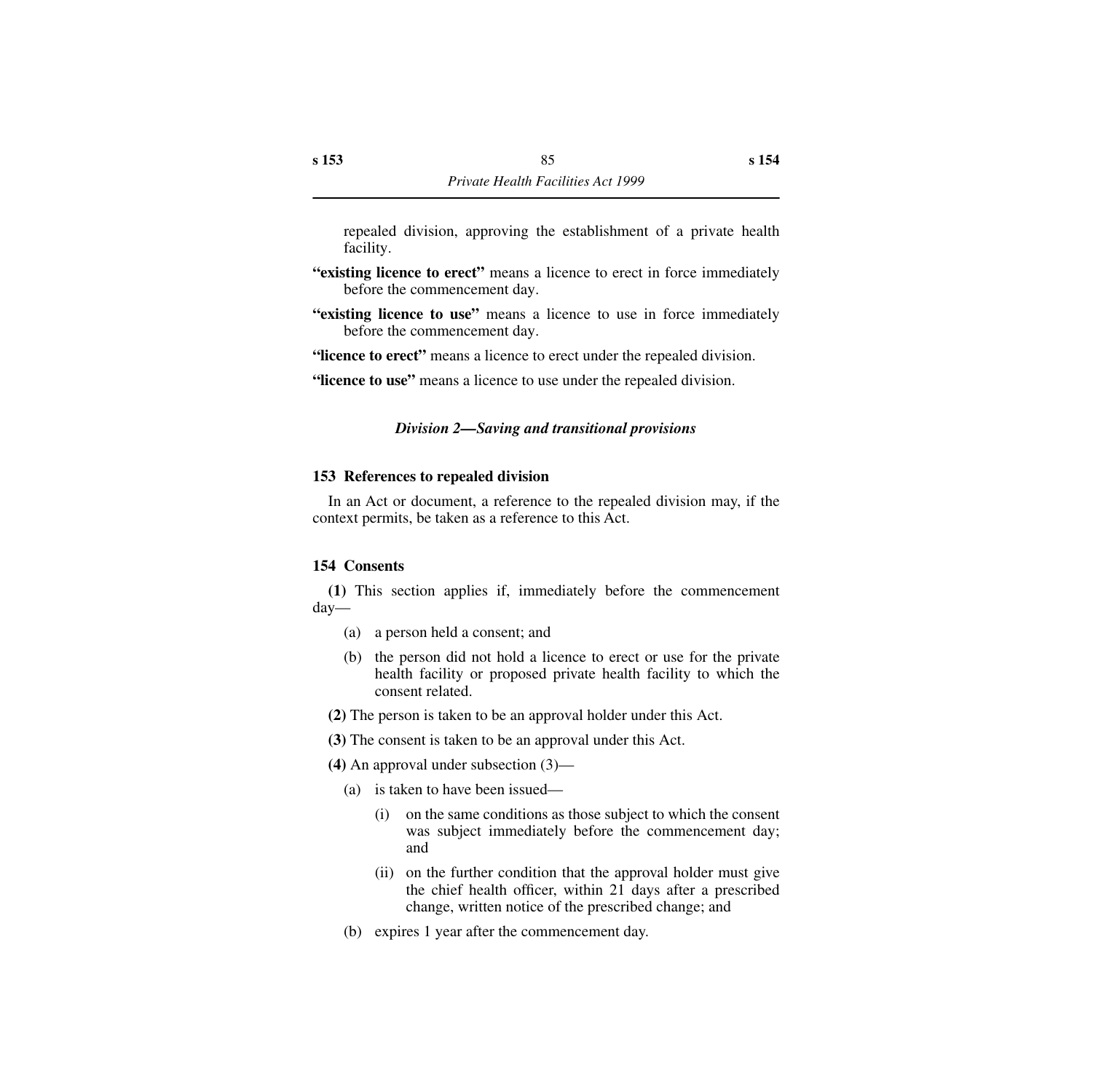repealed division, approving the establishment of a private health facility.

**"existing licence to erect"** means a licence to erect in force immediately before the commencement day.

**"existing licence to use"** means a licence to use in force immediately before the commencement day.

**"licence to erect"** means a licence to erect under the repealed division.

**"licence to use"** means a licence to use under the repealed division.

### *Division 2—Saving and transitional provisions*

#### 153 References to repealed division

In an Act or document, a reference to the repealed division may, if the context permits, be taken as a reference to this Act.

#### 154 Consents

**(1)** This section applies if, immediately before the commencement day—

- (a) a person held a consent; and
- (b) the person did not hold a licence to erect or use for the private health facility or proposed private health facility to which the consent related.

**(2)** The person is taken to be an approval holder under this Act.

**(3)** The consent is taken to be an approval under this Act.

**(4)** An approval under subsection (3)—

- (a) is taken to have been issued—
  - (i) on the same conditions as those subject to which the consent was subject immediately before the commencement day; and
  - (ii) on the further condition that the approval holder must give the chief health officer, within 21 days after a prescribed change, written notice of the prescribed change; and
- (b) expires 1 year after the commencement day.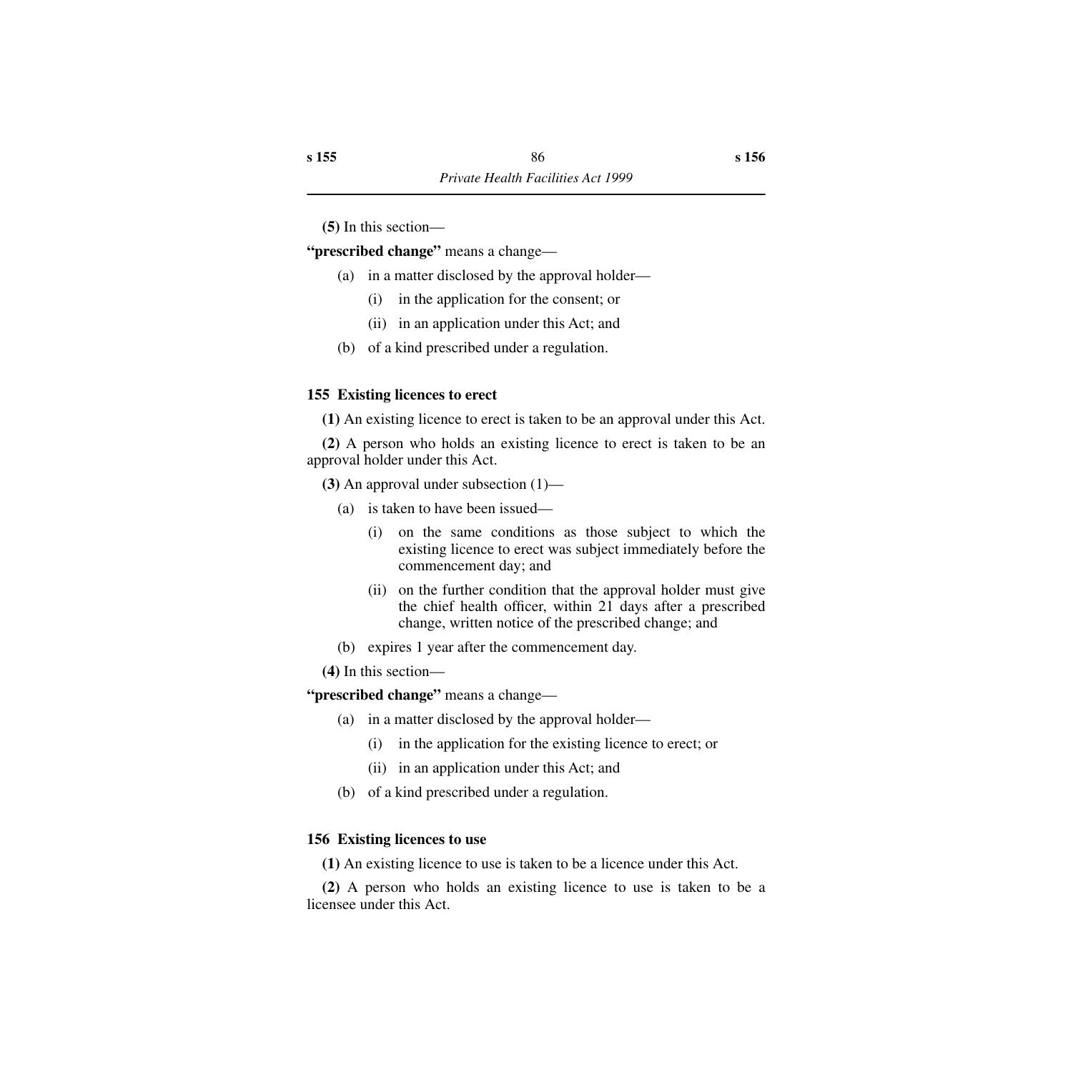**(5)** In this section—

**"prescribed change"** means a change—

(a) in a matter disclosed by the approval holder—

(i) in the application for the consent; or

(ii) in an application under this Act; and

(b) of a kind prescribed under a regulation.

### 155 Existing licences to erect

**(1)** An existing licence to erect is taken to be an approval under this Act.

**(2)** A person who holds an existing licence to erect is taken to be an approval holder under this Act.

**(3)** An approval under subsection (1)—

(a) is taken to have been issued—

(i) on the same conditions as those subject to which the existing licence to erect was subject immediately before the commencement day; and

(ii) on the further condition that the approval holder must give the chief health officer, within 21 days after a prescribed change, written notice of the prescribed change; and

(b) expires 1 year after the commencement day.

**(4)** In this section—

**"prescribed change"** means a change—

(a) in a matter disclosed by the approval holder—

(i) in the application for the existing licence to erect; or

(ii) in an application under this Act; and

(b) of a kind prescribed under a regulation.

### 156 Existing licences to use

**(1)** An existing licence to use is taken to be a licence under this Act.

**(2)** A person who holds an existing licence to use is taken to be a licensee under this Act.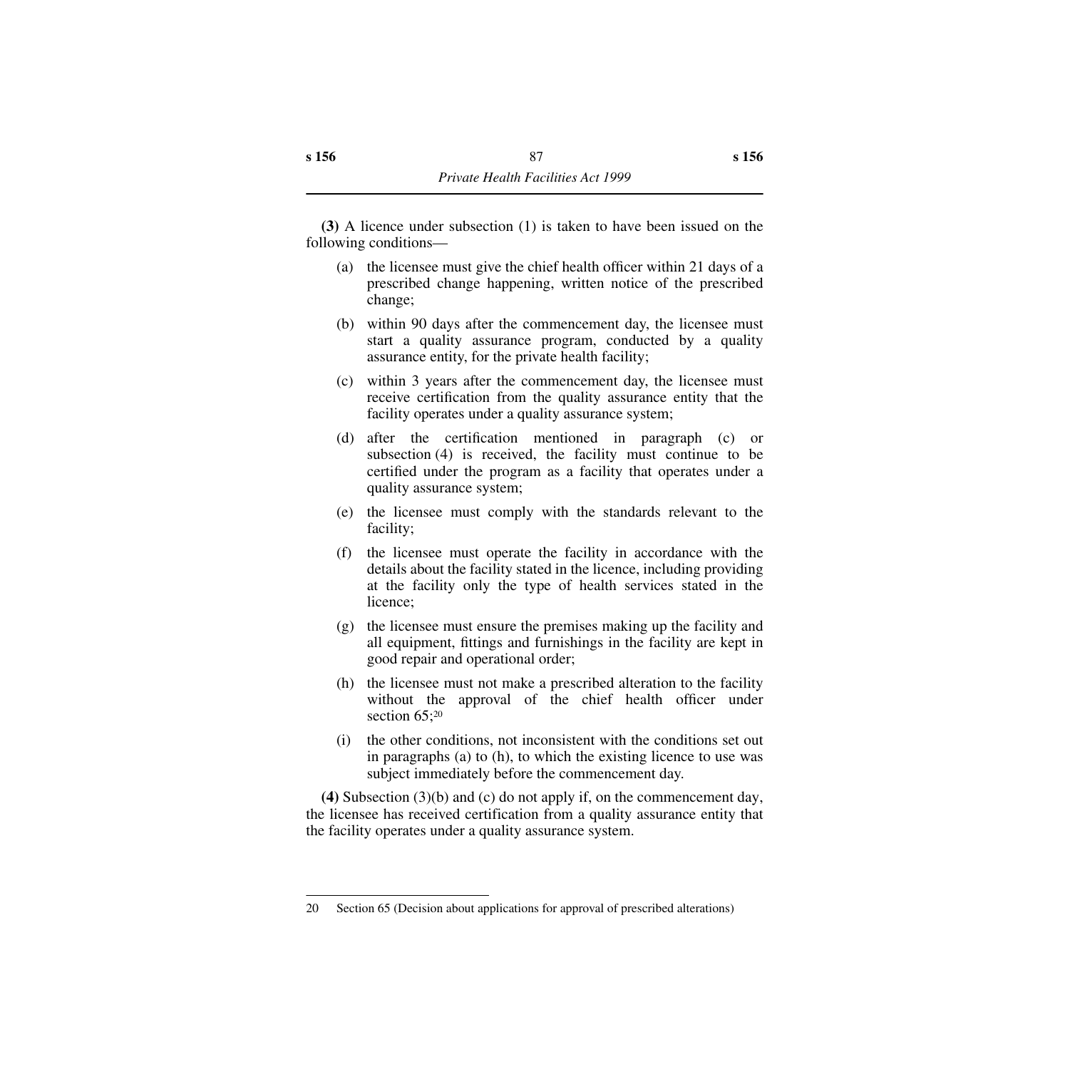**(3)** A licence under subsection (1) is taken to have been issued on the following conditions—

(a) the licensee must give the chief health officer within 21 days of a prescribed change happening, written notice of the prescribed change;

(b) within 90 days after the commencement day, the licensee must start a quality assurance program, conducted by a quality assurance entity, for the private health facility;

(c) within 3 years after the commencement day, the licensee must receive certification from the quality assurance entity that the facility operates under a quality assurance system;

(d) after the certification mentioned in paragraph (c) or subsection (4) is received, the facility must continue to be certified under the program as a facility that operates under a quality assurance system;

(e) the licensee must comply with the standards relevant to the facility;

(f) the licensee must operate the facility in accordance with the details about the facility stated in the licence, including providing at the facility only the type of health services stated in the licence;

(g) the licensee must ensure the premises making up the facility and all equipment, fittings and furnishings in the facility are kept in good repair and operational order;

(h) the licensee must not make a prescribed alteration to the facility without the approval of the chief health officer under section 65;[20]

(i) the other conditions, not inconsistent with the conditions set out in paragraphs (a) to (h), to which the existing licence to use was subject immediately before the commencement day.

**(4)** Subsection (3)(b) and (c) do not apply if, on the commencement day, the licensee has received certification from a quality assurance entity that the facility operates under a quality assurance system.

---

20 Section 65 (Decision about applications for approval of prescribed alterations)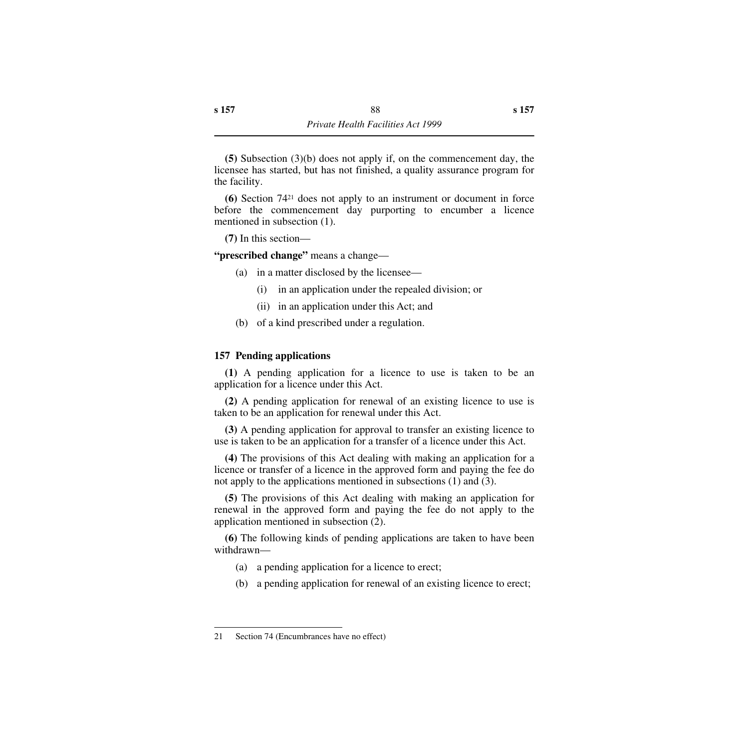**(5)** Subsection (3)(b) does not apply if, on the commencement day, the licensee has started, but has not finished, a quality assurance program for the facility.

**(6)** Section 74[21] does not apply to an instrument or document in force before the commencement day purporting to encumber a licence mentioned in subsection (1).

**(7)** In this section—

**"prescribed change"** means a change—

- (a) in a matter disclosed by the licensee—
  - (i) in an application under the repealed division; or
  - (ii) in an application under this Act; and
- (b) of a kind prescribed under a regulation.

### 157 Pending applications

**(1)** A pending application for a licence to use is taken to be an application for a licence under this Act.

**(2)** A pending application for renewal of an existing licence to use is taken to be an application for renewal under this Act.

**(3)** A pending application for approval to transfer an existing licence to use is taken to be an application for a transfer of a licence under this Act.

**(4)** The provisions of this Act dealing with making an application for a licence or transfer of a licence in the approved form and paying the fee do not apply to the applications mentioned in subsections (1) and (3).

**(5)** The provisions of this Act dealing with making an application for renewal in the approved form and paying the fee do not apply to the application mentioned in subsection (2).

**(6)** The following kinds of pending applications are taken to have been withdrawn—

- (a) a pending application for a licence to erect;
- (b) a pending application for renewal of an existing licence to erect;

---

21 Section 74 (Encumbrances have no effect)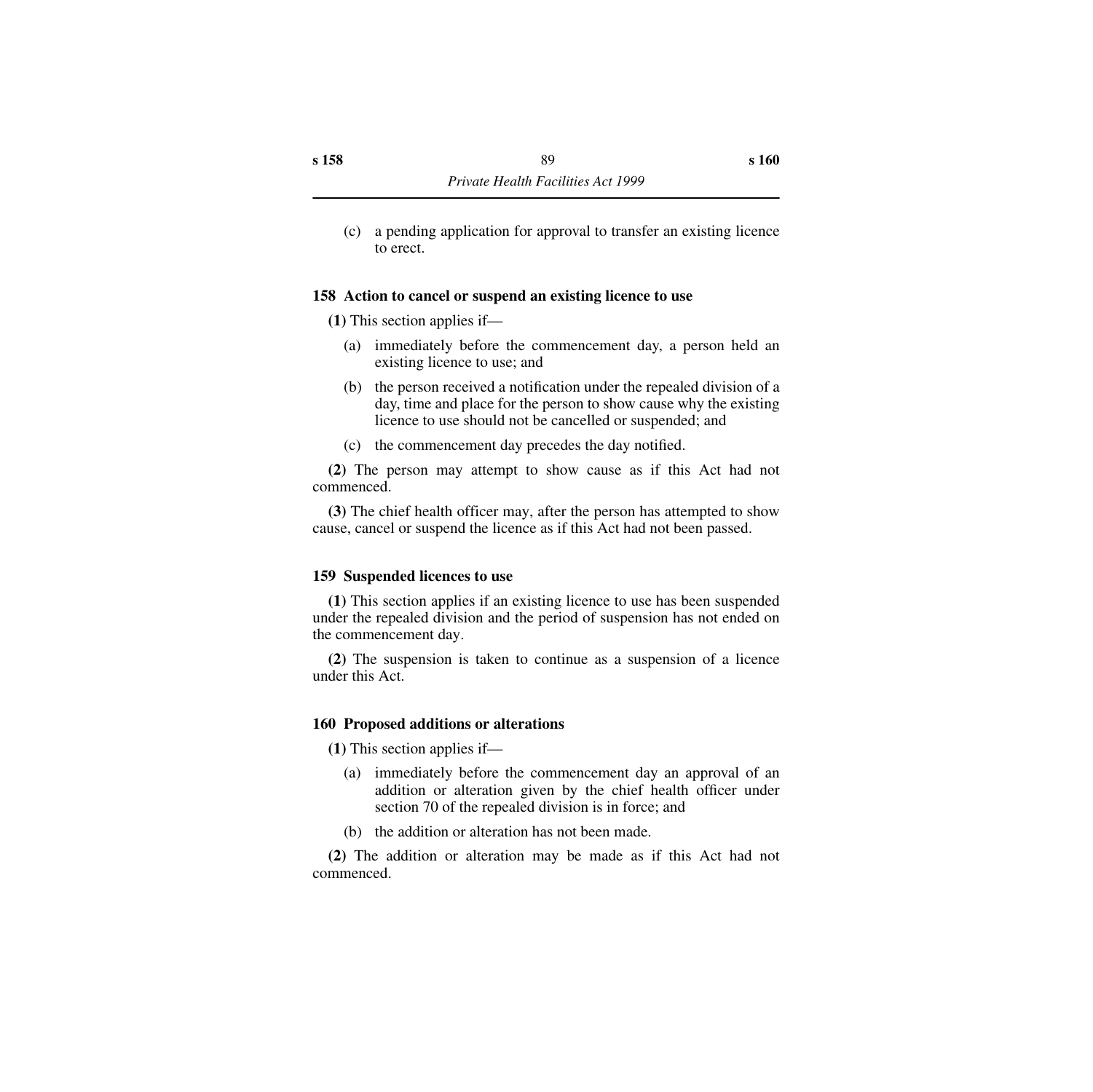(c) a pending application for approval to transfer an existing licence to erect.

### 158 Action to cancel or suspend an existing licence to use

**(1)** This section applies if—

(a) immediately before the commencement day, a person held an existing licence to use; and

(b) the person received a notification under the repealed division of a day, time and place for the person to show cause why the existing licence to use should not be cancelled or suspended; and

(c) the commencement day precedes the day notified.

**(2)** The person may attempt to show cause as if this Act had not commenced.

**(3)** The chief health officer may, after the person has attempted to show cause, cancel or suspend the licence as if this Act had not been passed.

### 159 Suspended licences to use

**(1)** This section applies if an existing licence to use has been suspended under the repealed division and the period of suspension has not ended on the commencement day.

**(2)** The suspension is taken to continue as a suspension of a licence under this Act.

### 160 Proposed additions or alterations

**(1)** This section applies if—

(a) immediately before the commencement day an approval of an addition or alteration given by the chief health officer under section 70 of the repealed division is in force; and

(b) the addition or alteration has not been made.

**(2)** The addition or alteration may be made as if this Act had not commenced.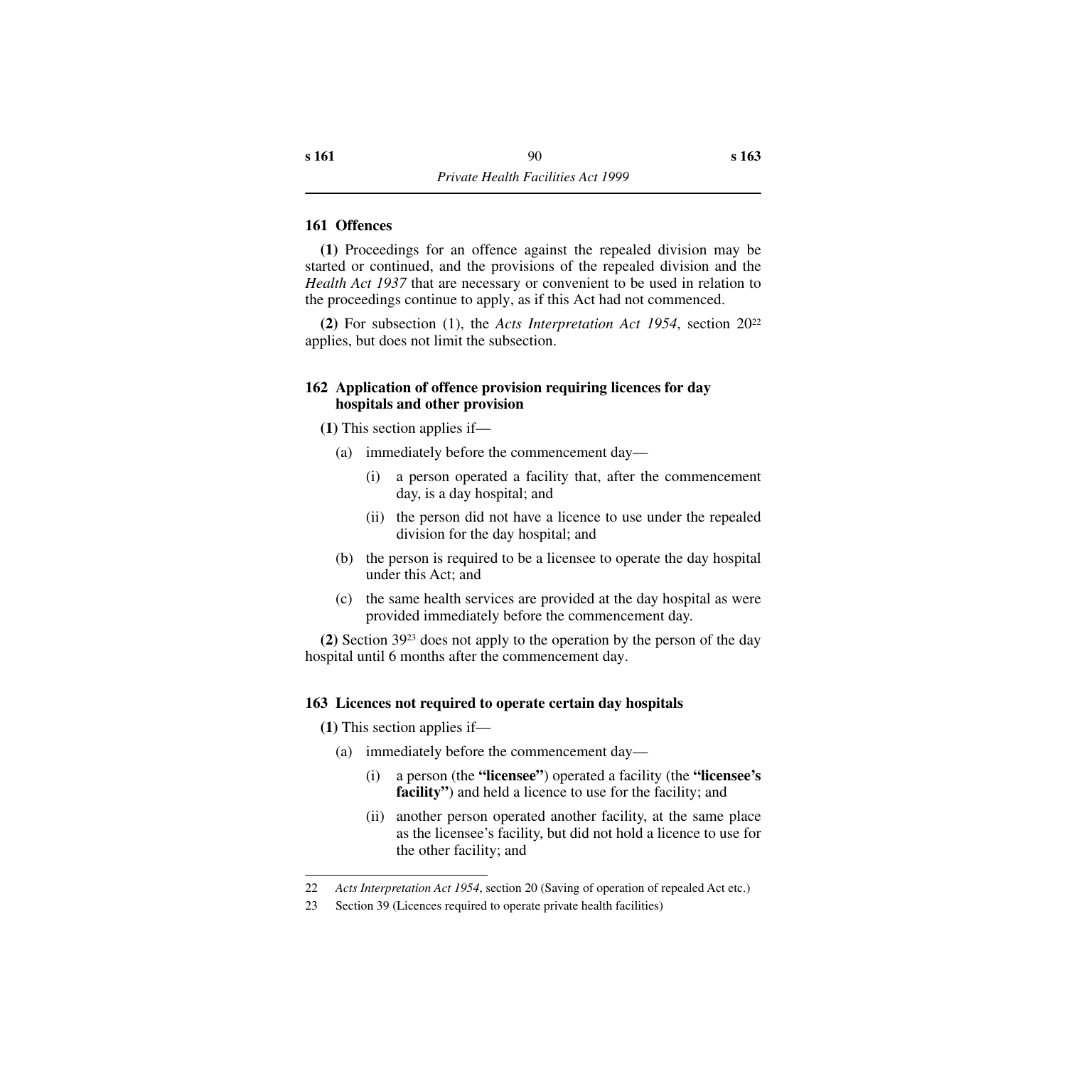### 161 Offences

**(1)** Proceedings for an offence against the repealed division may be started or continued, and the provisions of the repealed division and the *Health Act 1937* that are necessary or convenient to be used in relation to the proceedings continue to apply, as if this Act had not commenced.

**(2)** For subsection (1), the *Acts Interpretation Act 1954*, section 20[22] applies, but does not limit the subsection.

### 162 Application of offence provision requiring licences for day hospitals and other provision

**(1)** This section applies if—

- (a) immediately before the commencement day—
  - (i) a person operated a facility that, after the commencement day, is a day hospital; and
  - (ii) the person did not have a licence to use under the repealed division for the day hospital; and
- (b) the person is required to be a licensee to operate the day hospital under this Act; and
- (c) the same health services are provided at the day hospital as were provided immediately before the commencement day.

**(2)** Section 39[23] does not apply to the operation by the person of the day hospital until 6 months after the commencement day.

### 163 Licences not required to operate certain day hospitals

**(1)** This section applies if—

- (a) immediately before the commencement day—
  - (i) a person (the **"licensee"**) operated a facility (the **"licensee's facility"**) and held a licence to use for the facility; and
  - (ii) another person operated another facility, at the same place as the licensee's facility, but did not hold a licence to use for the other facility; and

---

22 *Acts Interpretation Act 1954*, section 20 (Saving of operation of repealed Act etc.)

23 Section 39 (Licences required to operate private health facilities)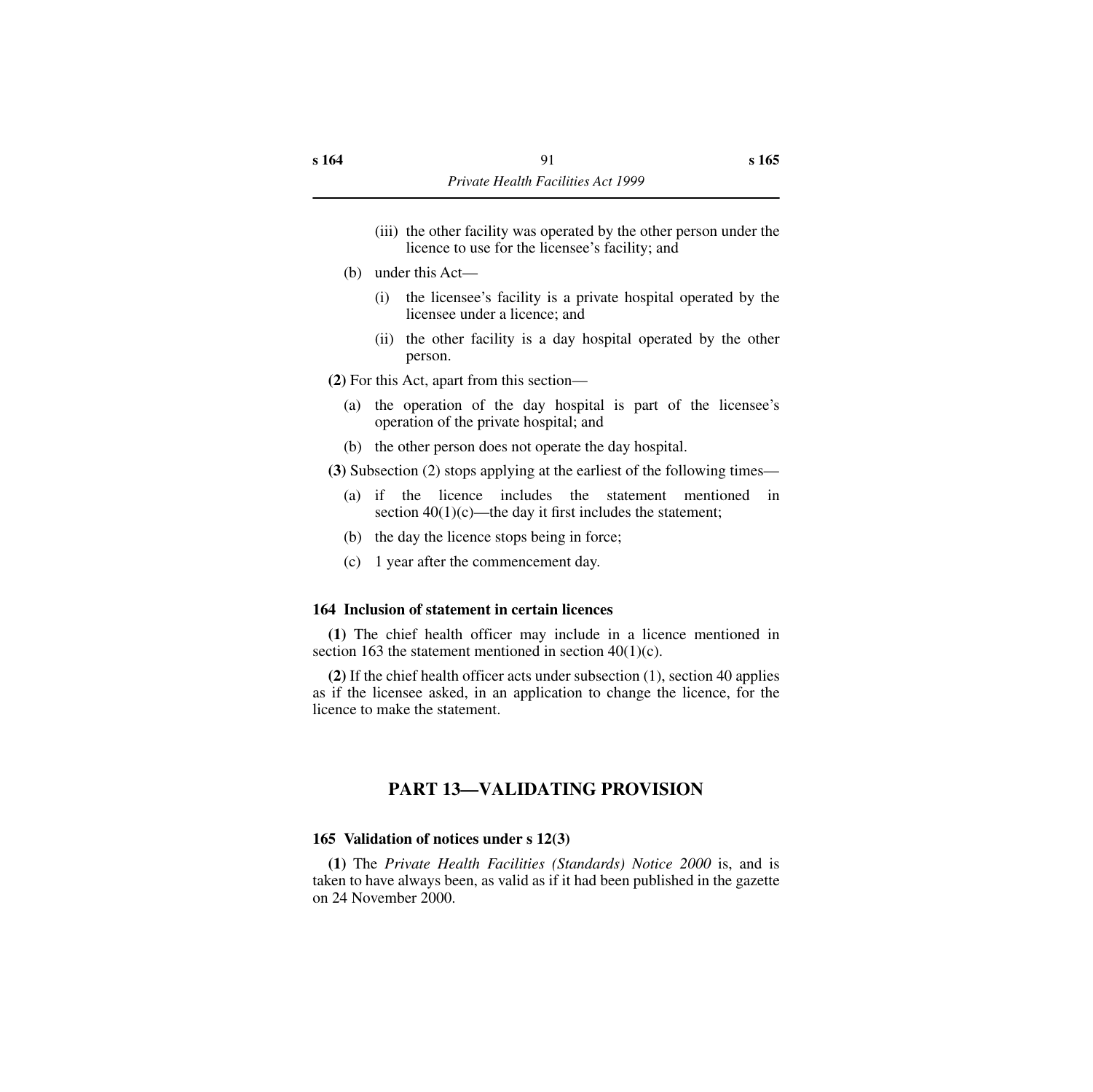(iii) the other facility was operated by the other person under the licence to use for the licensee's facility; and

(b) under this Act—

(i) the licensee's facility is a private hospital operated by the licensee under a licence; and

(ii) the other facility is a day hospital operated by the other person.

**(2)** For this Act, apart from this section—

(a) the operation of the day hospital is part of the licensee's operation of the private hospital; and

(b) the other person does not operate the day hospital.

**(3)** Subsection (2) stops applying at the earliest of the following times—

(a) if the licence includes the statement mentioned in section 40(1)(c)—the day it first includes the statement;

(b) the day the licence stops being in force;

(c) 1 year after the commencement day.

### 164 Inclusion of statement in certain licences

**(1)** The chief health officer may include in a licence mentioned in section 163 the statement mentioned in section 40(1)(c).

**(2)** If the chief health officer acts under subsection (1), section 40 applies as if the licensee asked, in an application to change the licence, for the licence to make the statement.

## PART 13—VALIDATING PROVISION

### 165 Validation of notices under s 12(3)

**(1)** The *Private Health Facilities (Standards) Notice 2000* is, and is taken to have always been, as valid as if it had been published in the gazette on 24 November 2000.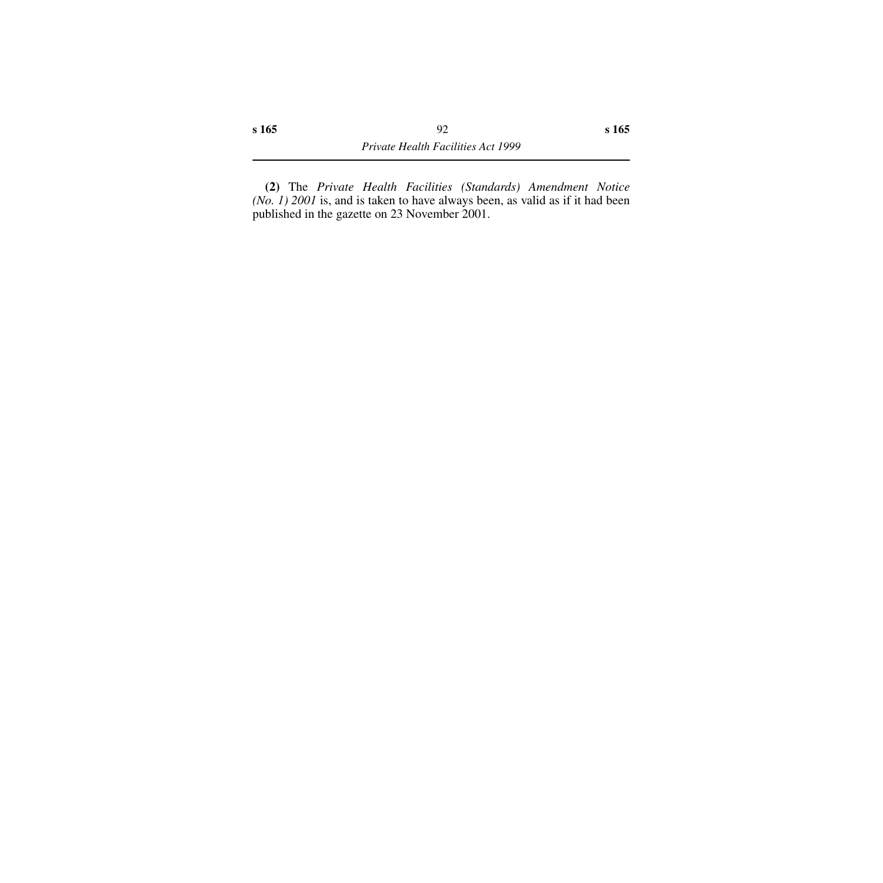**(2)** The *Private Health Facilities (Standards) Amendment Notice (No. 1) 2001* is, and is taken to have always been, as valid as if it had been published in the gazette on 23 November 2001.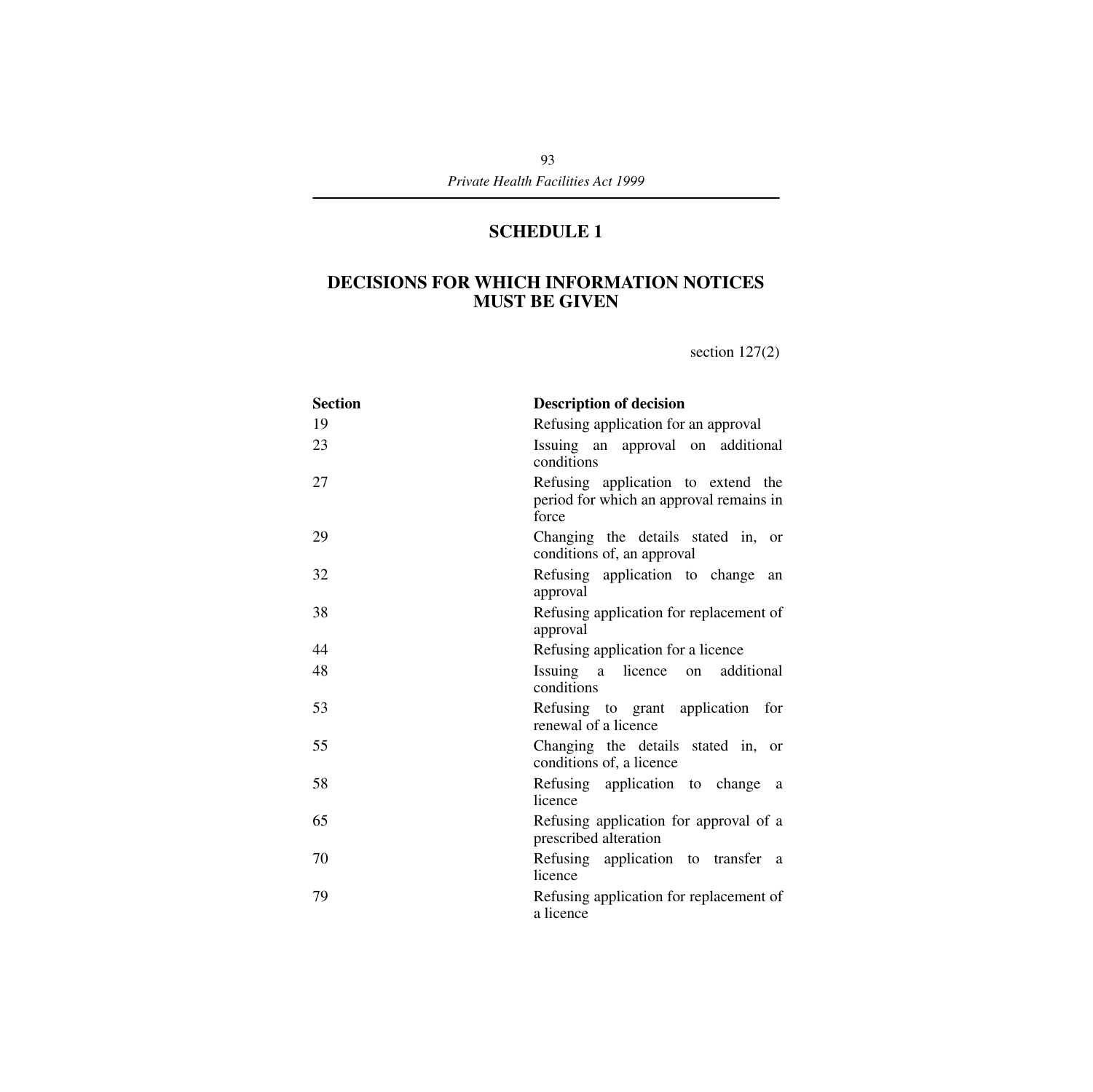# SCHEDULE 1

## DECISIONS FOR WHICH INFORMATION NOTICES MUST BE GIVEN

section 127(2)

| Section | Description of decision |
|---|---|
| 19 | Refusing application for an approval |
| 23 | Issuing an approval on additional conditions |
| 27 | Refusing application to extend the period for which an approval remains in force |
| 29 | Changing the details stated in, or conditions of, an approval |
| 32 | Refusing application to change an approval |
| 38 | Refusing application for replacement of approval |
| 44 | Refusing application for a licence |
| 48 | Issuing a licence on additional conditions |
| 53 | Refusing to grant application for renewal of a licence |
| 55 | Changing the details stated in, or conditions of, a licence |
| 58 | Refusing application to change a licence |
| 65 | Refusing application for approval of a prescribed alteration |
| 70 | Refusing application to transfer a licence |
| 79 | Refusing application for replacement of a licence |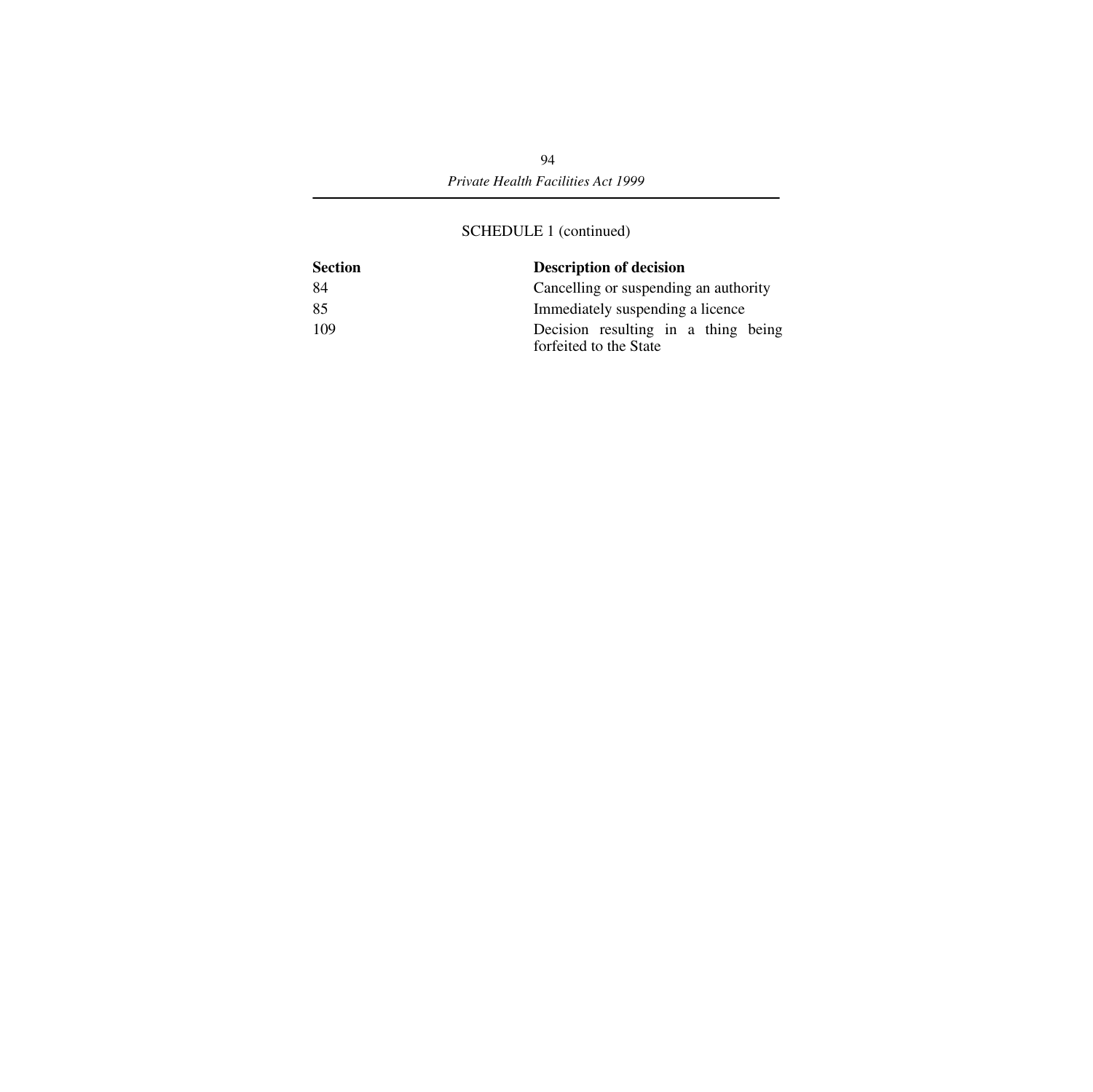SCHEDULE 1 (continued)

| Section | Description of decision |
|---|---|
| 84 | Cancelling or suspending an authority |
| 85 | Immediately suspending a licence |
| 109 | Decision resulting in a thing being forfeited to the State |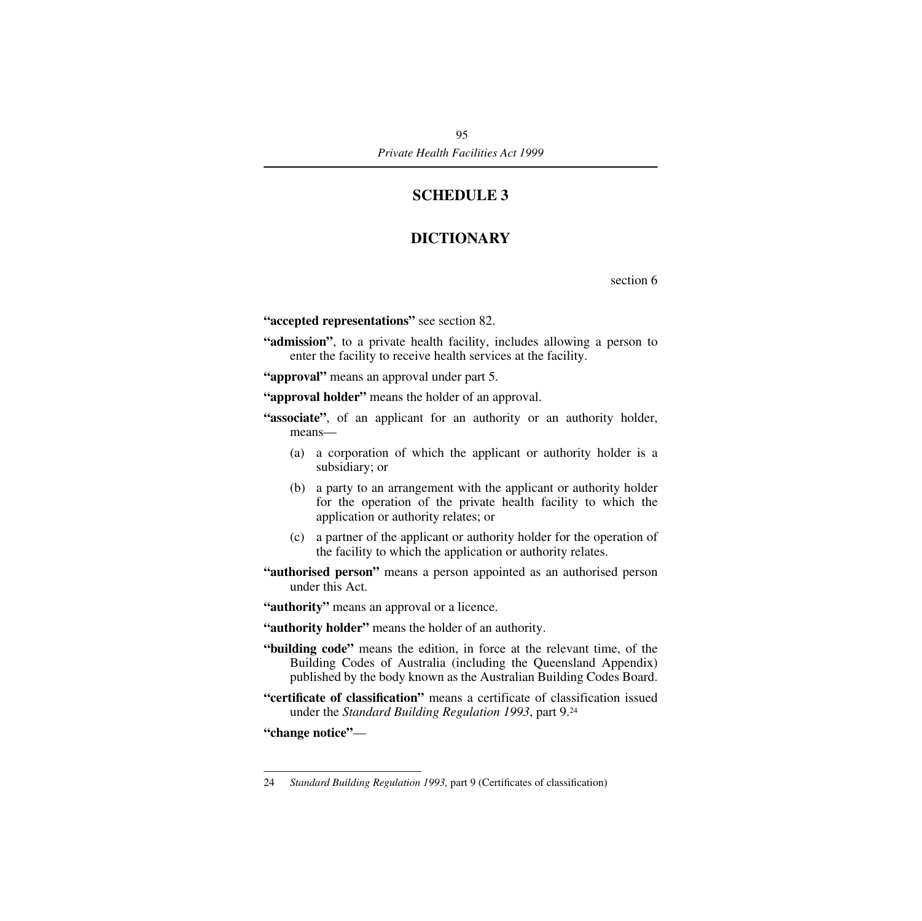# SCHEDULE 3

## DICTIONARY

section 6

**"accepted representations"** see section 82.

**"admission"**, to a private health facility, includes allowing a person to enter the facility to receive health services at the facility.

**"approval"** means an approval under part 5.

**"approval holder"** means the holder of an approval.

**"associate"**, of an applicant for an authority or an authority holder, means—

(a) a corporation of which the applicant or authority holder is a subsidiary; or

(b) a party to an arrangement with the applicant or authority holder for the operation of the private health facility to which the application or authority relates; or

(c) a partner of the applicant or authority holder for the operation of the facility to which the application or authority relates.

**"authorised person"** means a person appointed as an authorised person under this Act.

**"authority"** means an approval or a licence.

**"authority holder"** means the holder of an authority.

**"building code"** means the edition, in force at the relevant time, of the Building Codes of Australia (including the Queensland Appendix) published by the body known as the Australian Building Codes Board.

**"certificate of classification"** means a certificate of classification issued under the *Standard Building Regulation 1993*, part 9.[24]

**"change notice"**—

---

24 *Standard Building Regulation 1993,* part 9 (Certificates of classification)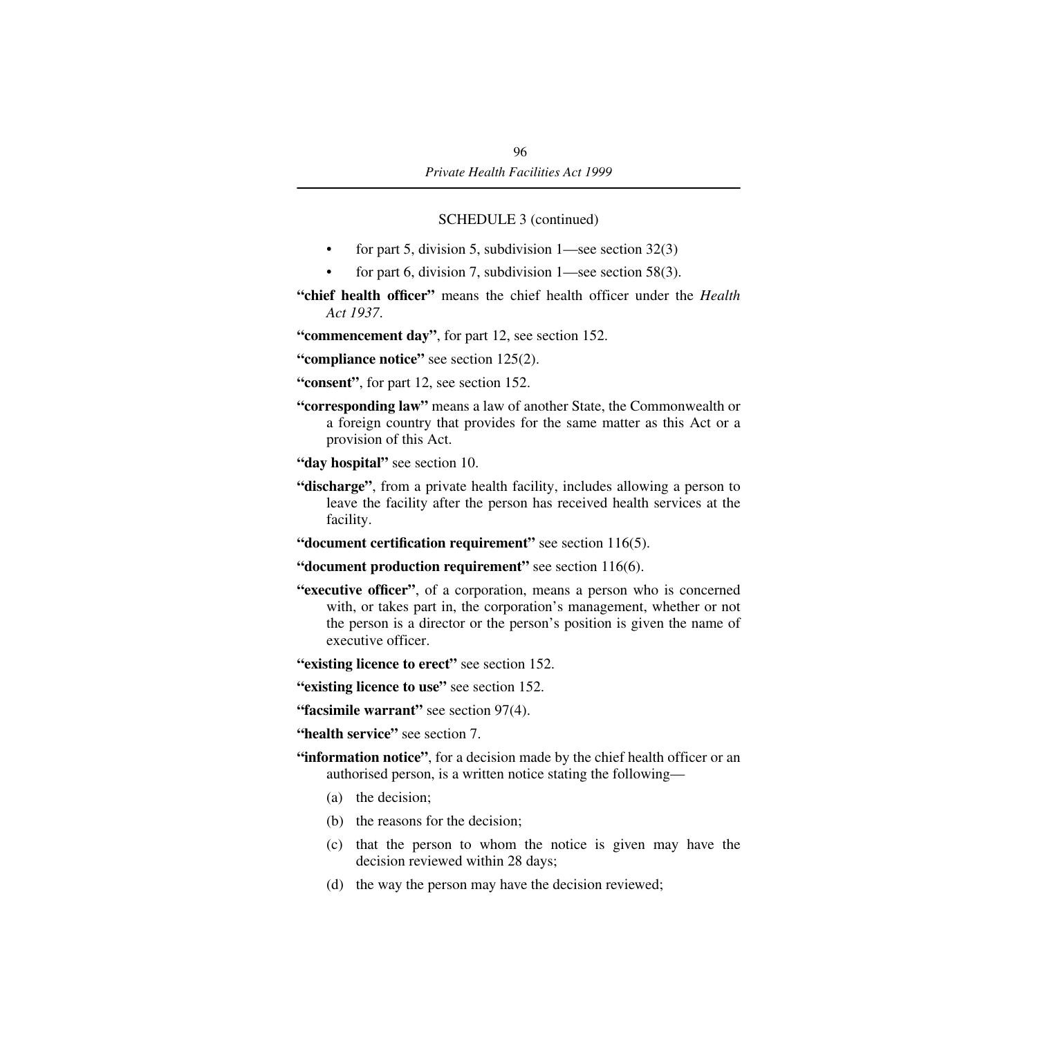SCHEDULE 3 (continued)

- for part 5, division 5, subdivision 1—see section 32(3)
- for part 6, division 7, subdivision 1—see section 58(3).

**"chief health officer"** means the chief health officer under the *Health Act 1937*.

**"commencement day"**, for part 12, see section 152.

**"compliance notice"** see section 125(2).

**"consent"**, for part 12, see section 152.

**"corresponding law"** means a law of another State, the Commonwealth or a foreign country that provides for the same matter as this Act or a provision of this Act.

**"day hospital"** see section 10.

**"discharge"**, from a private health facility, includes allowing a person to leave the facility after the person has received health services at the facility.

**"document certification requirement"** see section 116(5).

**"document production requirement"** see section 116(6).

**"executive officer"**, of a corporation, means a person who is concerned with, or takes part in, the corporation's management, whether or not the person is a director or the person's position is given the name of executive officer.

**"existing licence to erect"** see section 152.

**"existing licence to use"** see section 152.

**"facsimile warrant"** see section 97(4).

**"health service"** see section 7.

**"information notice"**, for a decision made by the chief health officer or an authorised person, is a written notice stating the following—

(a) the decision;

(b) the reasons for the decision;

(c) that the person to whom the notice is given may have the decision reviewed within 28 days;

(d) the way the person may have the decision reviewed;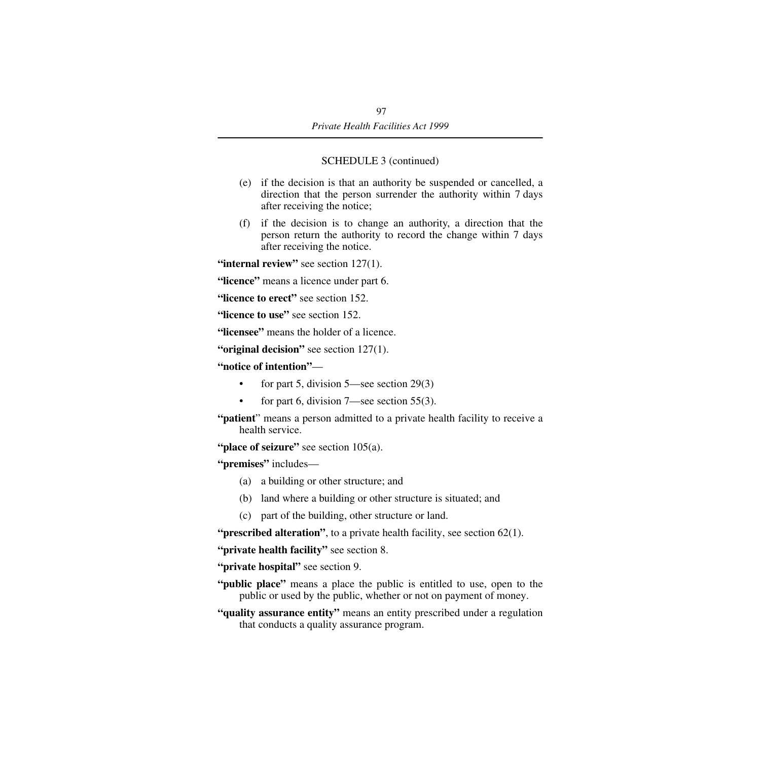SCHEDULE 3 (continued)

(e) if the decision is that an authority be suspended or cancelled, a direction that the person surrender the authority within 7 days after receiving the notice;

(f) if the decision is to change an authority, a direction that the person return the authority to record the change within 7 days after receiving the notice.

**"internal review"** see section 127(1).

**"licence"** means a licence under part 6.

**"licence to erect"** see section 152.

**"licence to use"** see section 152.

**"licensee"** means the holder of a licence.

**"original decision"** see section 127(1).

**"notice of intention"**—

- for part 5, division 5—see section 29(3)
- for part 6, division 7—see section 55(3).

**"patient"** means a person admitted to a private health facility to receive a health service.

**"place of seizure"** see section 105(a).

**"premises"** includes—

(a) a building or other structure; and

(b) land where a building or other structure is situated; and

(c) part of the building, other structure or land.

**"prescribed alteration"**, to a private health facility, see section 62(1).

**"private health facility"** see section 8.

**"private hospital"** see section 9.

**"public place"** means a place the public is entitled to use, open to the public or used by the public, whether or not on payment of money.

**"quality assurance entity"** means an entity prescribed under a regulation that conducts a quality assurance program.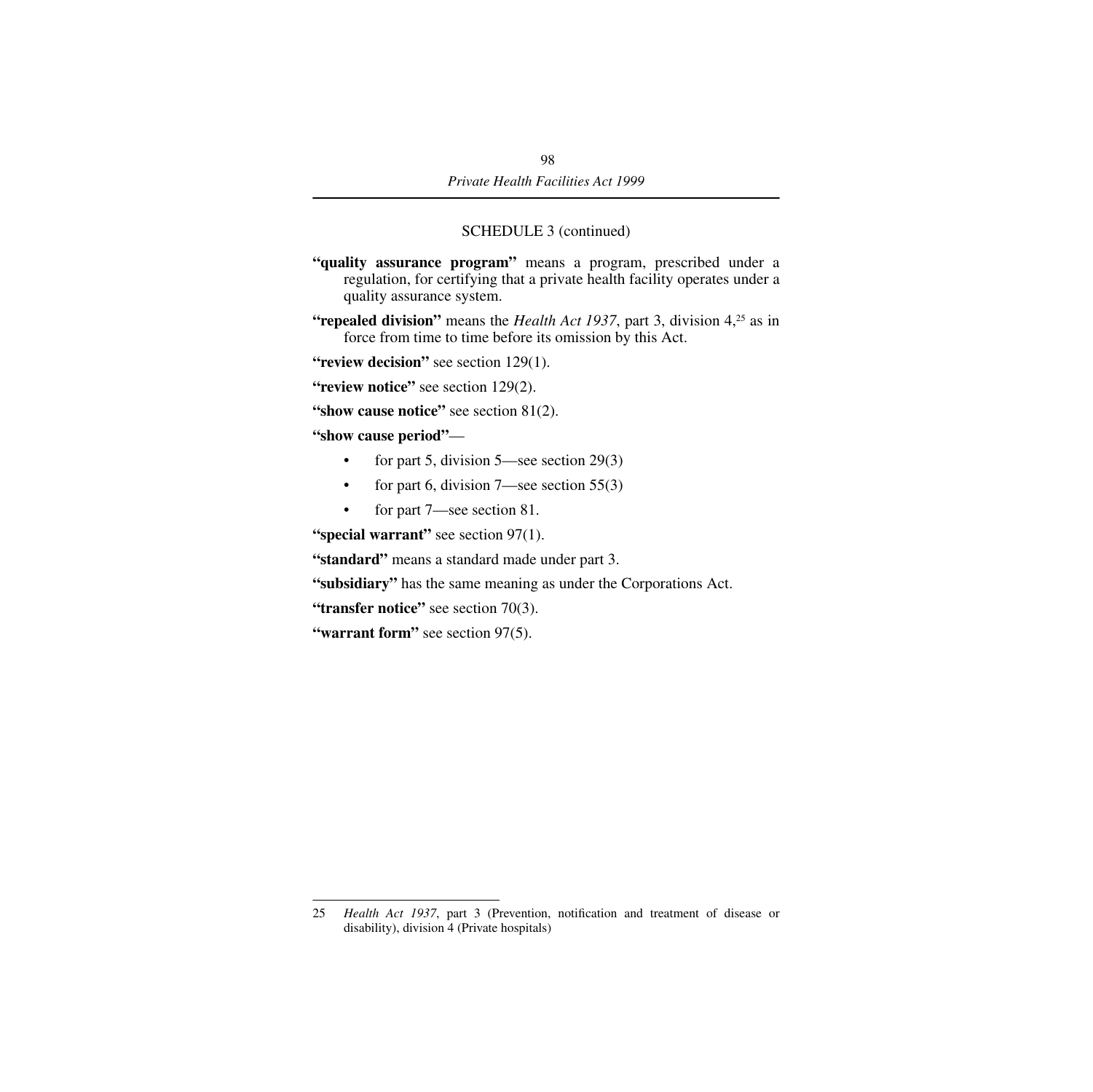SCHEDULE 3 (continued)

**"quality assurance program"** means a program, prescribed under a regulation, for certifying that a private health facility operates under a quality assurance system.

**"repealed division"** means the *Health Act 1937*, part 3, division 4,[25] as in force from time to time before its omission by this Act.

**"review decision"** see section 129(1).

**"review notice"** see section 129(2).

**"show cause notice"** see section 81(2).

**"show cause period"**—

- for part 5, division 5—see section 29(3)
- for part 6, division 7—see section 55(3)
- for part 7—see section 81.

**"special warrant"** see section 97(1).

**"standard"** means a standard made under part 3.

**"subsidiary"** has the same meaning as under the Corporations Act.

**"transfer notice"** see section 70(3).

**"warrant form"** see section 97(5).

---

25 *Health Act 1937*, part 3 (Prevention, notification and treatment of disease or disability), division 4 (Private hospitals)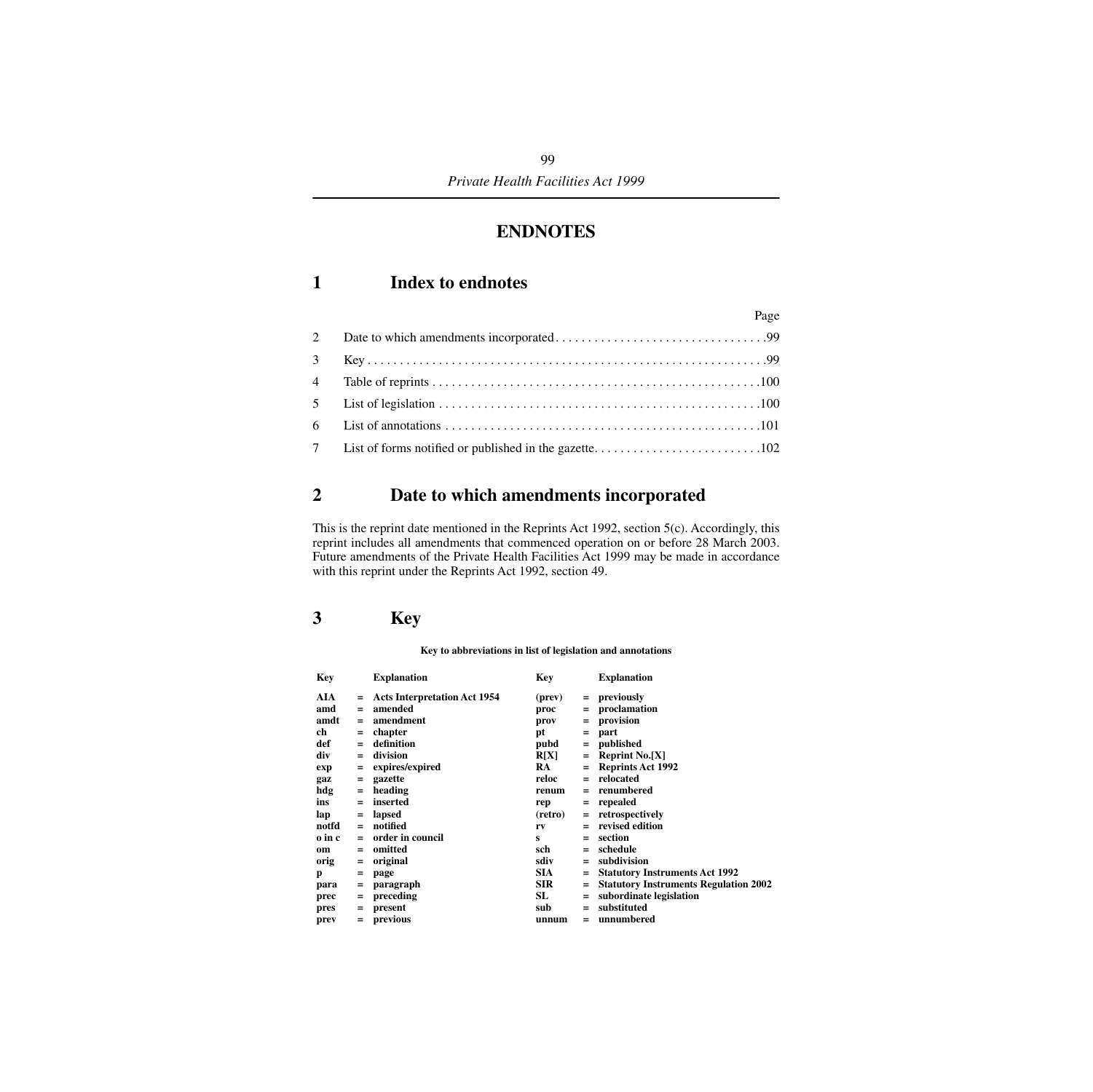# ENDNOTES

## 1 Index to endnotes

| | | Page |
|---|---|---|
| 2 | Date to which amendments incorporated | 99 |
| 3 | Key | 99 |
| 4 | Table of reprints | 100 |
| 5 | List of legislation | 100 |
| 6 | List of annotations | 101 |
| 7 | List of forms notified or published in the gazette | 102 |

## 2 Date to which amendments incorporated

This is the reprint date mentioned in the Reprints Act 1992, section 5(c). Accordingly, this reprint includes all amendments that commenced operation on or before 28 March 2003. Future amendments of the Private Health Facilities Act 1999 may be made in accordance with this reprint under the Reprints Act 1992, section 49.

## 3 Key

**Key to abbreviations in list of legislation and annotations**

| Key | | Explanation | Key | | Explanation |
|---|---|---|---|---|---|
| **AIA** | = | **Acts Interpretation Act 1954** | **(prev)** | = | **previously** |
| **amd** | = | **amended** | **proc** | = | **proclamation** |
| **amdt** | = | **amendment** | **prov** | = | **provision** |
| **ch** | = | **chapter** | **pt** | = | **part** |
| **def** | = | **definition** | **pubd** | = | **published** |
| **div** | = | **division** | **R[X]** | = | **Reprint No.[X]** |
| **exp** | = | **expires/expired** | **RA** | = | **Reprints Act 1992** |
| **gaz** | = | **gazette** | **reloc** | = | **relocated** |
| **hdg** | = | **heading** | **renum** | = | **renumbered** |
| **ins** | = | **inserted** | **rep** | = | **repealed** |
| **lap** | = | **lapsed** | **(retro)** | = | **retrospectively** |
| **notfd** | = | **notified** | **rv** | = | **revised edition** |
| **o in c** | = | **order in council** | **s** | = | **section** |
| **om** | = | **omitted** | **sch** | = | **schedule** |
| **orig** | = | **original** | **sdiv** | = | **subdivision** |
| **p** | = | **page** | **SIA** | = | **Statutory Instruments Act 1992** |
| **para** | = | **paragraph** | **SIR** | = | **Statutory Instruments Regulation 2002** |
| **prec** | = | **preceding** | **SL** | = | **subordinate legislation** |
| **pres** | = | **present** | **sub** | = | **substituted** |
| **prev** | = | **previous** | **unnum** | = | **unnumbered** |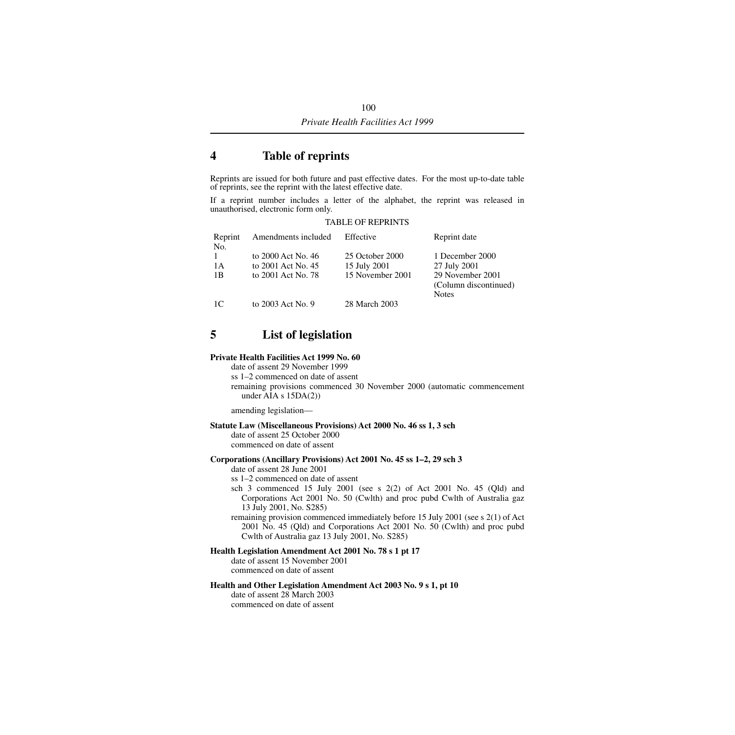## 4 Table of reprints

Reprints are issued for both future and past effective dates. For the most up-to-date table of reprints, see the reprint with the latest effective date.

If a reprint number includes a letter of the alphabet, the reprint was released in unauthorised, electronic form only.

TABLE OF REPRINTS

| Reprint No. | Amendments included | Effective | Reprint date |
|---|---|---|---|
| 1 | to 2000 Act No. 46 | 25 October 2000 | 1 December 2000 |
| 1A | to 2001 Act No. 45 | 15 July 2001 | 27 July 2001 |
| 1B | to 2001 Act No. 78 | 15 November 2001 | 29 November 2001 |
| | | | (Column discontinued) Notes |
| 1C | to 2003 Act No. 9 | 28 March 2003 | |

## 5 List of legislation

**Private Health Facilities Act 1999 No. 60**

date of assent 29 November 1999

ss 1–2 commenced on date of assent

remaining provisions commenced 30 November 2000 (automatic commencement under AIA s 15DA(2))

amending legislation—

**Statute Law (Miscellaneous Provisions) Act 2000 No. 46 ss 1, 3 sch**

date of assent 25 October 2000

commenced on date of assent

**Corporations (Ancillary Provisions) Act 2001 No. 45 ss 1–2, 29 sch 3**

date of assent 28 June 2001

ss 1–2 commenced on date of assent

sch 3 commenced 15 July 2001 (see s 2(2) of Act 2001 No. 45 (Qld) and Corporations Act 2001 No. 50 (Cwlth) and proc pubd Cwlth of Australia gaz 13 July 2001, No. S285)

remaining provision commenced immediately before 15 July 2001 (see s 2(1) of Act 2001 No. 45 (Qld) and Corporations Act 2001 No. 50 (Cwlth) and proc pubd Cwlth of Australia gaz 13 July 2001, No. S285)

**Health Legislation Amendment Act 2001 No. 78 s 1 pt 17**

date of assent 15 November 2001

commenced on date of assent

**Health and Other Legislation Amendment Act 2003 No. 9 s 1, pt 10**

date of assent 28 March 2003

commenced on date of assent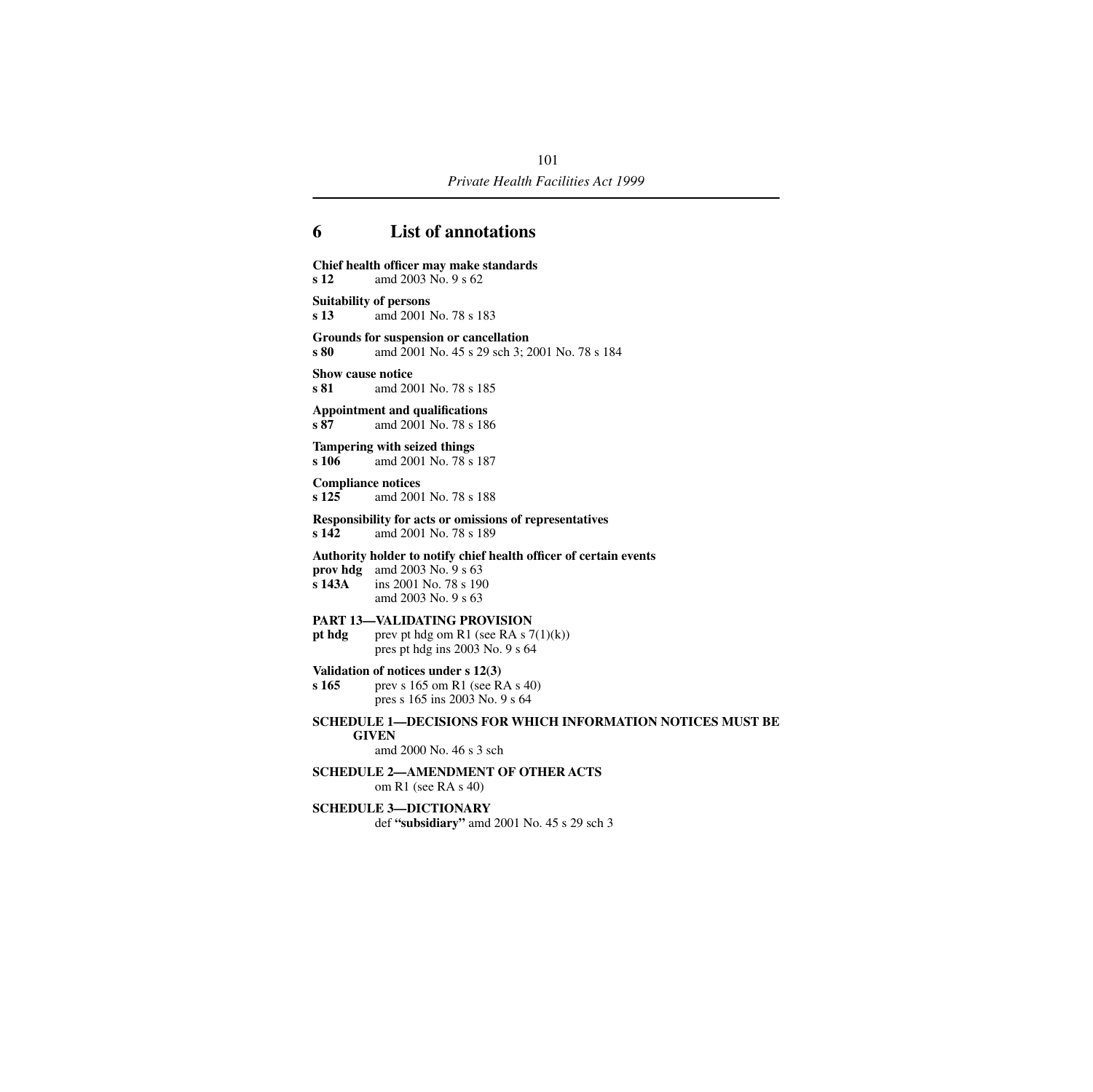## 6 List of annotations

**Chief health officer may make standards**
**s 12** amd 2003 No. 9 s 62

**Suitability of persons**
**s 13** amd 2001 No. 78 s 183

**Grounds for suspension or cancellation**
**s 80** amd 2001 No. 45 s 29 sch 3; 2001 No. 78 s 184

**Show cause notice**
**s 81** amd 2001 No. 78 s 185

**Appointment and qualifications**
**s 87** amd 2001 No. 78 s 186

**Tampering with seized things**
**s 106** amd 2001 No. 78 s 187

**Compliance notices**
**s 125** amd 2001 No. 78 s 188

**Responsibility for acts or omissions of representatives**
**s 142** amd 2001 No. 78 s 189

**Authority holder to notify chief health officer of certain events**
**prov hdg** amd 2003 No. 9 s 63
**s 143A** ins 2001 No. 78 s 190
amd 2003 No. 9 s 63

**PART 13—VALIDATING PROVISION**
**pt hdg** prev pt hdg om R1 (see RA s 7(1)(k))
pres pt hdg ins 2003 No. 9 s 64

**Validation of notices under s 12(3)**
**s 165** prev s 165 om R1 (see RA s 40)
pres s 165 ins 2003 No. 9 s 64

**SCHEDULE 1—DECISIONS FOR WHICH INFORMATION NOTICES MUST BE GIVEN**
amd 2000 No. 46 s 3 sch

**SCHEDULE 2—AMENDMENT OF OTHER ACTS**
om R1 (see RA s 40)

**SCHEDULE 3—DICTIONARY**
def **"subsidiary"** amd 2001 No. 45 s 29 sch 3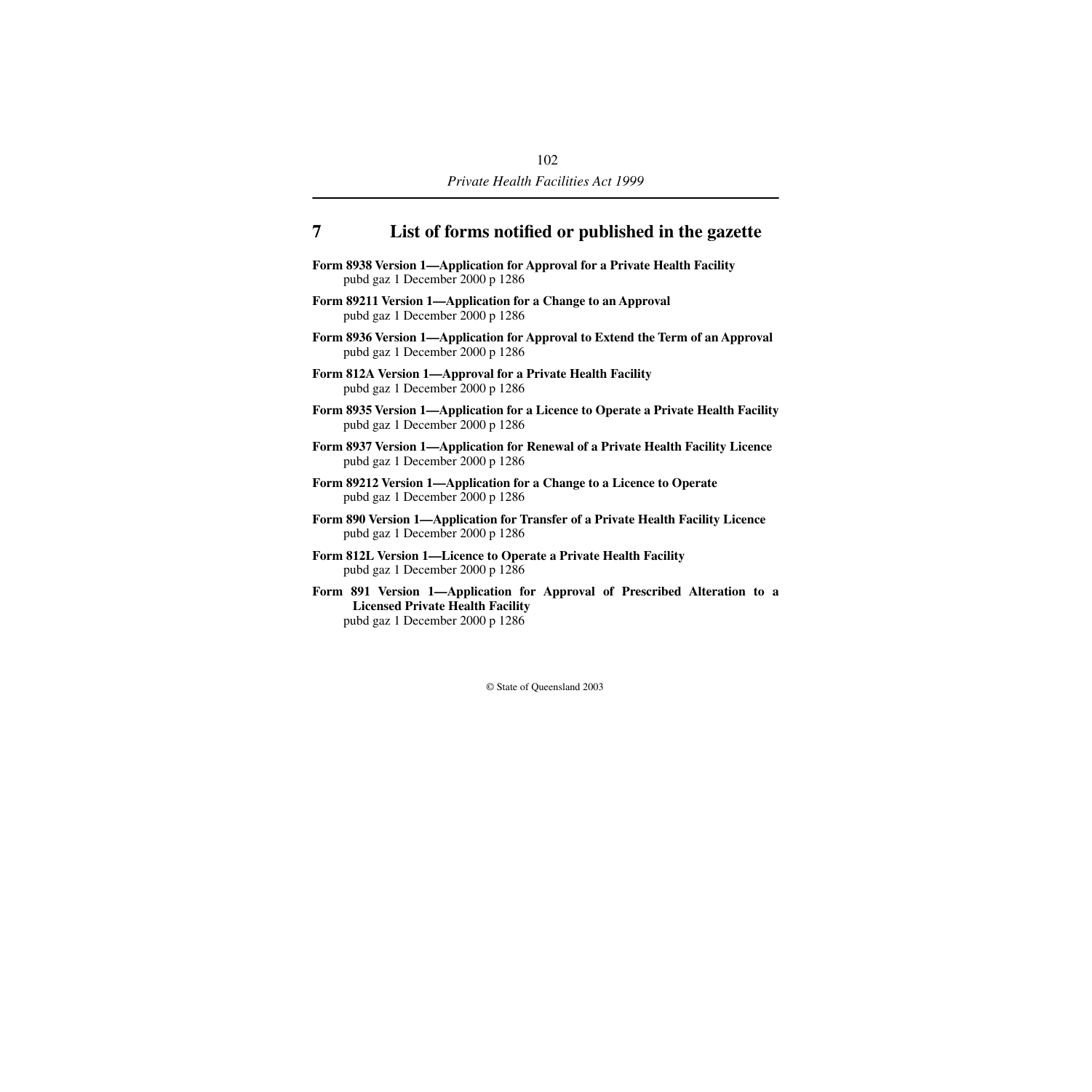## 7 List of forms notified or published in the gazette

**Form 8938 Version 1—Application for Approval for a Private Health Facility**
pubd gaz 1 December 2000 p 1286

**Form 89211 Version 1—Application for a Change to an Approval**
pubd gaz 1 December 2000 p 1286

**Form 8936 Version 1—Application for Approval to Extend the Term of an Approval**
pubd gaz 1 December 2000 p 1286

**Form 812A Version 1—Approval for a Private Health Facility**
pubd gaz 1 December 2000 p 1286

**Form 8935 Version 1—Application for a Licence to Operate a Private Health Facility**
pubd gaz 1 December 2000 p 1286

**Form 8937 Version 1—Application for Renewal of a Private Health Facility Licence**
pubd gaz 1 December 2000 p 1286

**Form 89212 Version 1—Application for a Change to a Licence to Operate**
pubd gaz 1 December 2000 p 1286

**Form 890 Version 1—Application for Transfer of a Private Health Facility Licence**
pubd gaz 1 December 2000 p 1286

**Form 812L Version 1—Licence to Operate a Private Health Facility**
pubd gaz 1 December 2000 p 1286

**Form 891 Version 1—Application for Approval of Prescribed Alteration to a Licensed Private Health Facility**
pubd gaz 1 December 2000 p 1286

© State of Queensland 2003